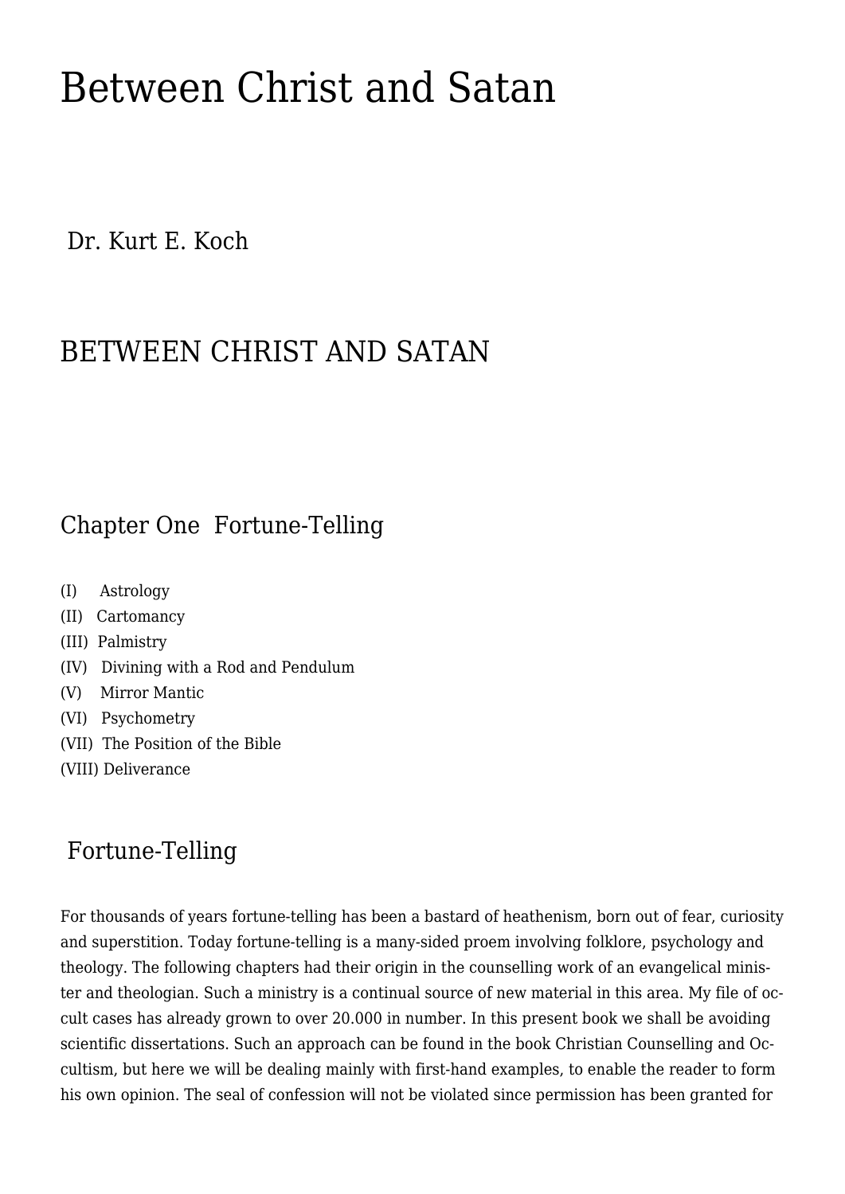# Between Christ and Satan

Dr. Kurt E. Koch

## BETWEEN CHRIST AND SATAN

## Chapter One Fortune-Telling

(I) Astrology
(II) Cartomancy
(III) Palmistry
(IV) Divining with a Rod and Pendulum
(V) Mirror Mantic
(VI) Psychometry
(VII) The Position of the Bible
(VIII) Deliverance

## Fortune-Telling

For thousands of years fortune-telling has been a bastard of heathenism, born out of fear, curiosity and superstition. Today fortune-telling is a many-sided proem involving folklore, psychology and theology. The following chapters had their origin in the counselling work of an evangelical minister and theologian. Such a ministry is a continual source of new material in this area. My file of occult cases has already grown to over 20.000 in number. In this present book we shall be avoiding scientific dissertations. Such an approach can be found in the book Christian Counselling and Occultism, but here we will be dealing mainly with first-hand examples, to enable the reader to form his own opinion. The seal of confession will not be violated since permission has been granted for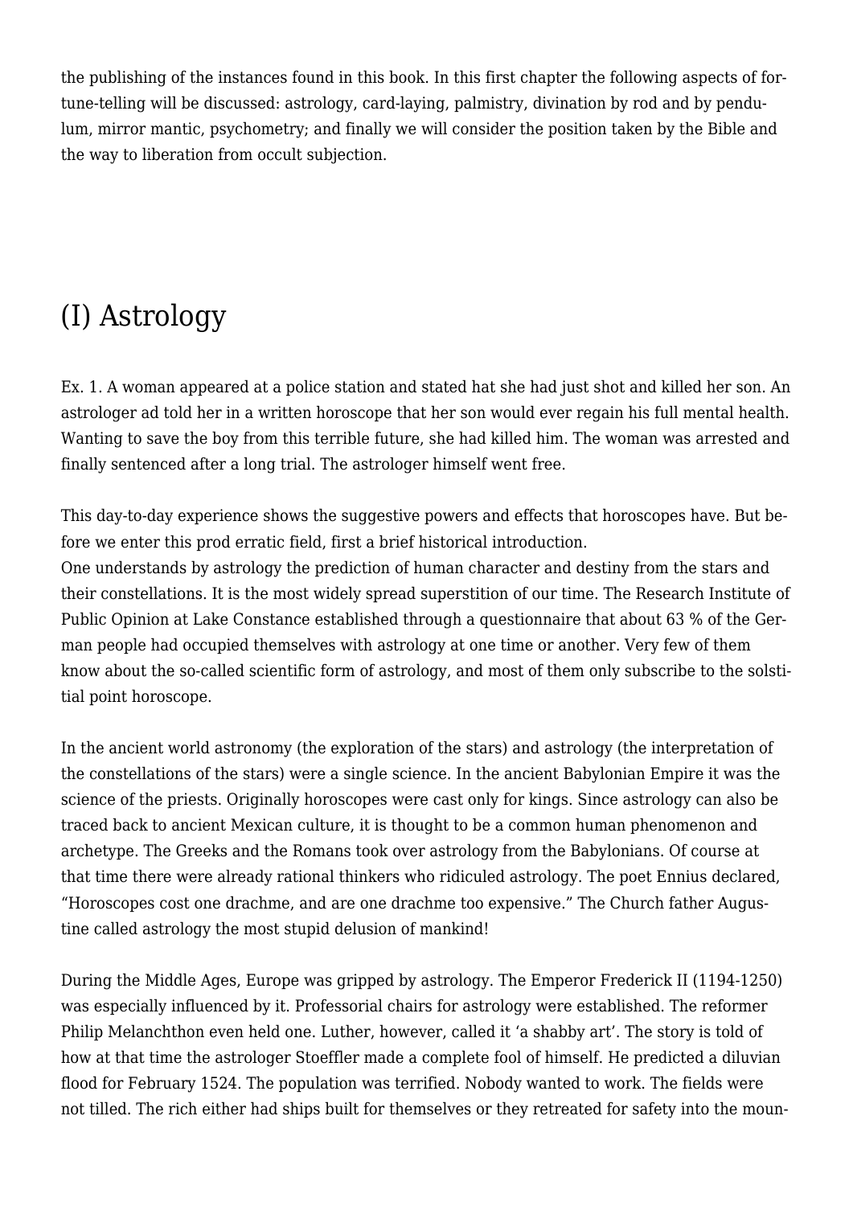the publishing of the instances found in this book. In this first chapter the following aspects of fortune-telling will be discussed: astrology, card-laying, palmistry, divination by rod and by pendulum, mirror mantic, psychometry; and finally we will consider the position taken by the Bible and the way to liberation from occult subjection.

## (I) Astrology

Ex. 1. A woman appeared at a police station and stated hat she had just shot and killed her son. An astrologer ad told her in a written horoscope that her son would ever regain his full mental health. Wanting to save the boy from this terrible future, she had killed him. The woman was arrested and finally sentenced after a long trial. The astrologer himself went free.

This day-to-day experience shows the suggestive powers and effects that horoscopes have. But before we enter this prod erratic field, first a brief historical introduction.
One understands by astrology the prediction of human character and destiny from the stars and their constellations. It is the most widely spread superstition of our time. The Research Institute of Public Opinion at Lake Constance established through a questionnaire that about 63 % of the German people had occupied themselves with astrology at one time or another. Very few of them know about the so-called scientific form of astrology, and most of them only subscribe to the solstitial point horoscope.

In the ancient world astronomy (the exploration of the stars) and astrology (the interpretation of the constellations of the stars) were a single science. In the ancient Babylonian Empire it was the science of the priests. Originally horoscopes were cast only for kings. Since astrology can also be traced back to ancient Mexican culture, it is thought to be a common human phenomenon and archetype. The Greeks and the Romans took over astrology from the Babylonians. Of course at that time there were already rational thinkers who ridiculed astrology. The poet Ennius declared, “Horoscopes cost one drachme, and are one drachme too expensive.” The Church father Augustine called astrology the most stupid delusion of mankind!

During the Middle Ages, Europe was gripped by astrology. The Emperor Frederick II (1194-1250) was especially influenced by it. Professorial chairs for astrology were established. The reformer Philip Melanchthon even held one. Luther, however, called it ‘a shabby art’. The story is told of how at that time the astrologer Stoeffler made a complete fool of himself. He predicted a diluvian flood for February 1524. The population was terrified. Nobody wanted to work. The fields were not tilled. The rich either had ships built for themselves or they retreated for safety into the moun-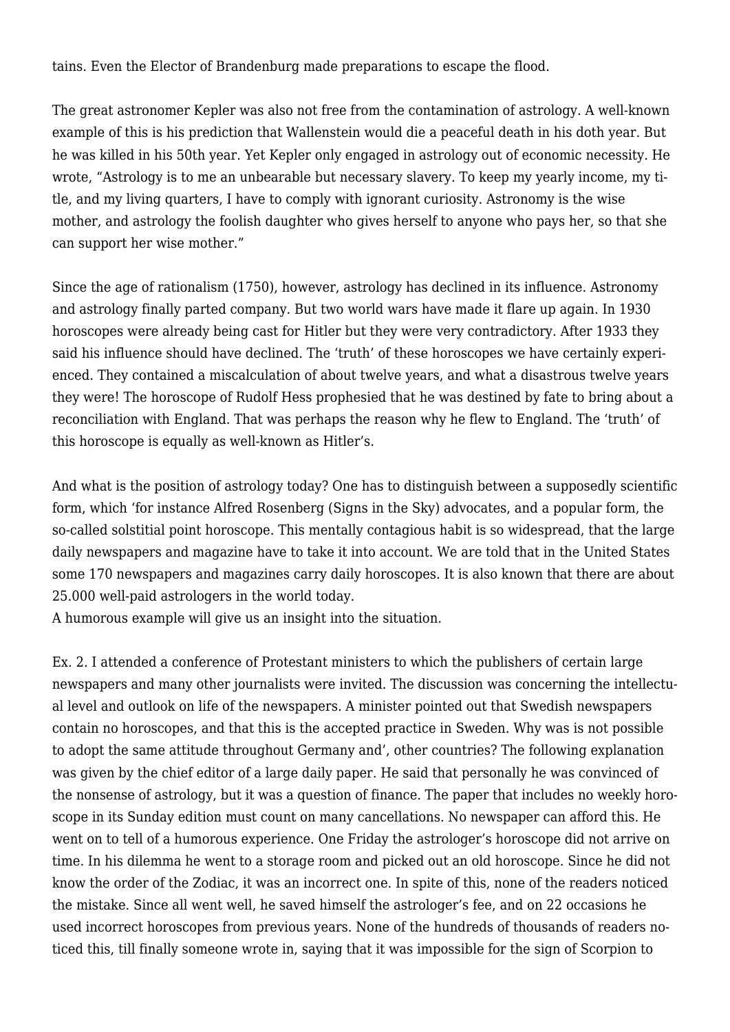tains. Even the Elector of Brandenburg made preparations to escape the flood.

The great astronomer Kepler was also not free from the contamination of astrology. A well-known example of this is his prediction that Wallenstein would die a peaceful death in his doth year. But he was killed in his 50th year. Yet Kepler only engaged in astrology out of economic necessity. He wrote, "Astrology is to me an unbearable but necessary slavery. To keep my yearly income, my title, and my living quarters, I have to comply with ignorant curiosity. Astronomy is the wise mother, and astrology the foolish daughter who gives herself to anyone who pays her, so that she can support her wise mother."

Since the age of rationalism (1750), however, astrology has declined in its influence. Astronomy and astrology finally parted company. But two world wars have made it flare up again. In 1930 horoscopes were already being cast for Hitler but they were very contradictory. After 1933 they said his influence should have declined. The 'truth' of these horoscopes we have certainly experienced. They contained a miscalculation of about twelve years, and what a disastrous twelve years they were! The horoscope of Rudolf Hess prophesied that he was destined by fate to bring about a reconciliation with England. That was perhaps the reason why he flew to England. The 'truth' of this horoscope is equally as well-known as Hitler's.

And what is the position of astrology today? One has to distinguish between a supposedly scientific form, which 'for instance Alfred Rosenberg (Signs in the Sky) advocates, and a popular form, the so-called solstitial point horoscope. This mentally contagious habit is so widespread, that the large daily newspapers and magazine have to take it into account. We are told that in the United States some 170 newspapers and magazines carry daily horoscopes. It is also known that there are about 25.000 well-paid astrologers in the world today.
A humorous example will give us an insight into the situation.

Ex. 2. I attended a conference of Protestant ministers to which the publishers of certain large newspapers and many other journalists were invited. The discussion was concerning the intellectual level and outlook on life of the newspapers. A minister pointed out that Swedish newspapers contain no horoscopes, and that this is the accepted practice in Sweden. Why was is not possible to adopt the same attitude throughout Germany and', other countries? The following explanation was given by the chief editor of a large daily paper. He said that personally he was convinced of the nonsense of astrology, but it was a question of finance. The paper that includes no weekly horoscope in its Sunday edition must count on many cancellations. No newspaper can afford this. He went on to tell of a humorous experience. One Friday the astrologer's horoscope did not arrive on time. In his dilemma he went to a storage room and picked out an old horoscope. Since he did not know the order of the Zodiac, it was an incorrect one. In spite of this, none of the readers noticed the mistake. Since all went well, he saved himself the astrologer's fee, and on 22 occasions he used incorrect horoscopes from previous years. None of the hundreds of thousands of readers noticed this, till finally someone wrote in, saying that it was impossible for the sign of Scorpion to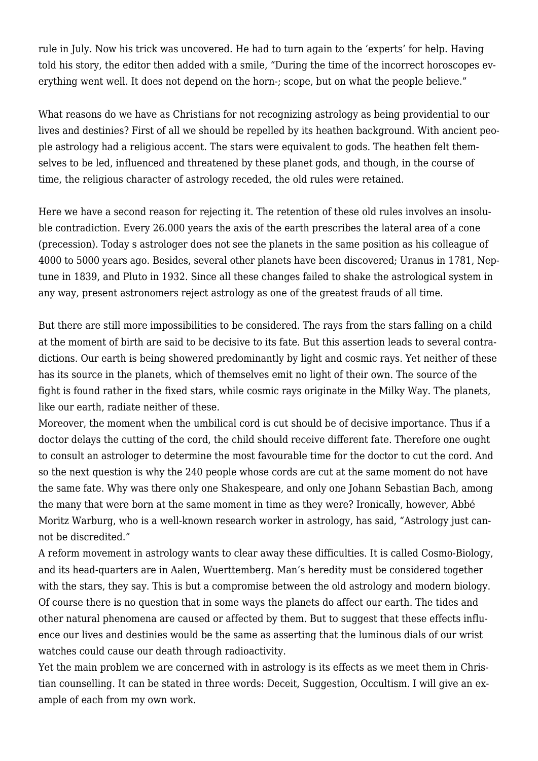rule in July. Now his trick was uncovered. He had to turn again to the 'experts' for help. Having told his story, the editor then added with a smile, "During the time of the incorrect horoscopes everything went well. It does not depend on the horn-; scope, but on what the people believe."

What reasons do we have as Christians for not recognizing astrology as being providential to our lives and destinies? First of all we should be repelled by its heathen background. With ancient people astrology had a religious accent. The stars were equivalent to gods. The heathen felt themselves to be led, influenced and threatened by these planet gods, and though, in the course of time, the religious character of astrology receded, the old rules were retained.

Here we have a second reason for rejecting it. The retention of these old rules involves an insoluble contradiction. Every 26.000 years the axis of the earth prescribes the lateral area of a cone (precession). Today s astrologer does not see the planets in the same position as his colleague of 4000 to 5000 years ago. Besides, several other planets have been discovered; Uranus in 1781, Neptune in 1839, and Pluto in 1932. Since all these changes failed to shake the astrological system in any way, present astronomers reject astrology as one of the greatest frauds of all time.

But there are still more impossibilities to be considered. The rays from the stars falling on a child at the moment of birth are said to be decisive to its fate. But this assertion leads to several contradictions. Our earth is being showered predominantly by light and cosmic rays. Yet neither of these has its source in the planets, which of themselves emit no light of their own. The source of the fight is found rather in the fixed stars, while cosmic rays originate in the Milky Way. The planets, like our earth, radiate neither of these.
Moreover, the moment when the umbilical cord is cut should be of decisive importance. Thus if a doctor delays the cutting of the cord, the child should receive different fate. Therefore one ought to consult an astrologer to determine the most favourable time for the doctor to cut the cord. And so the next question is why the 240 people whose cords are cut at the same moment do not have the same fate. Why was there only one Shakespeare, and only one Johann Sebastian Bach, among the many that were born at the same moment in time as they were? Ironically, however, Abbé Moritz Warburg, who is a well-known research worker in astrology, has said, "Astrology just cannot be discredited."
A reform movement in astrology wants to clear away these difficulties. It is called Cosmo-Biology, and its head-quarters are in Aalen, Wuerttemberg. Man's heredity must be considered together with the stars, they say. This is but a compromise between the old astrology and modern biology. Of course there is no question that in some ways the planets do affect our earth. The tides and other natural phenomena are caused or affected by them. But to suggest that these effects influence our lives and destinies would be the same as asserting that the luminous dials of our wrist watches could cause our death through radioactivity.
Yet the main problem we are concerned with in astrology is its effects as we meet them in Christian counselling. It can be stated in three words: Deceit, Suggestion, Occultism. I will give an example of each from my own work.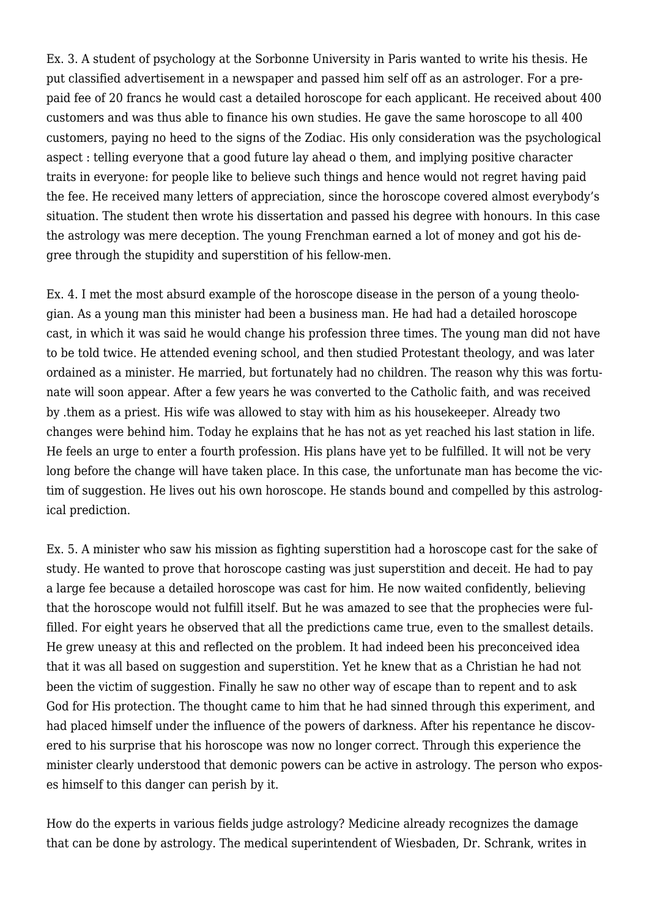Ex. 3. A student of psychology at the Sorbonne University in Paris wanted to write his thesis. He put classified advertisement in a newspaper and passed him self off as an astrologer. For a pre-paid fee of 20 francs he would cast a detailed horoscope for each applicant. He received about 400 customers and was thus able to finance his own studies. He gave the same horoscope to all 400 customers, paying no heed to the signs of the Zodiac. His only consideration was the psychological aspect : telling everyone that a good future lay ahead o them, and implying positive character traits in everyone: for people like to believe such things and hence would not regret having paid the fee. He received many letters of appreciation, since the horoscope covered almost everybody's situation. The student then wrote his dissertation and passed his degree with honours. In this case the astrology was mere deception. The young Frenchman earned a lot of money and got his degree through the stupidity and superstition of his fellow-men.

Ex. 4. I met the most absurd example of the horoscope disease in the person of a young theologian. As a young man this minister had been a business man. He had had a detailed horoscope cast, in which it was said he would change his profession three times. The young man did not have to be told twice. He attended evening school, and then studied Protestant theology, and was later ordained as a minister. He married, but fortunately had no children. The reason why this was fortunate will soon appear. After a few years he was converted to the Catholic faith, and was received by .them as a priest. His wife was allowed to stay with him as his housekeeper. Already two changes were behind him. Today he explains that he has not as yet reached his last station in life. He feels an urge to enter a fourth profession. His plans have yet to be fulfilled. It will not be very long before the change will have taken place. In this case, the unfortunate man has become the victim of suggestion. He lives out his own horoscope. He stands bound and compelled by this astrological prediction.

Ex. 5. A minister who saw his mission as fighting superstition had a horoscope cast for the sake of study. He wanted to prove that horoscope casting was just superstition and deceit. He had to pay a large fee because a detailed horoscope was cast for him. He now waited confidently, believing that the horoscope would not fulfill itself. But he was amazed to see that the prophecies were fulfilled. For eight years he observed that all the predictions came true, even to the smallest details. He grew uneasy at this and reflected on the problem. It had indeed been his preconceived idea that it was all based on suggestion and superstition. Yet he knew that as a Christian he had not been the victim of suggestion. Finally he saw no other way of escape than to repent and to ask God for His protection. The thought came to him that he had sinned through this experiment, and had placed himself under the influence of the powers of darkness. After his repentance he discovered to his surprise that his horoscope was now no longer correct. Through this experience the minister clearly understood that demonic powers can be active in astrology. The person who exposes himself to this danger can perish by it.

How do the experts in various fields judge astrology? Medicine already recognizes the damage that can be done by astrology. The medical superintendent of Wiesbaden, Dr. Schrank, writes in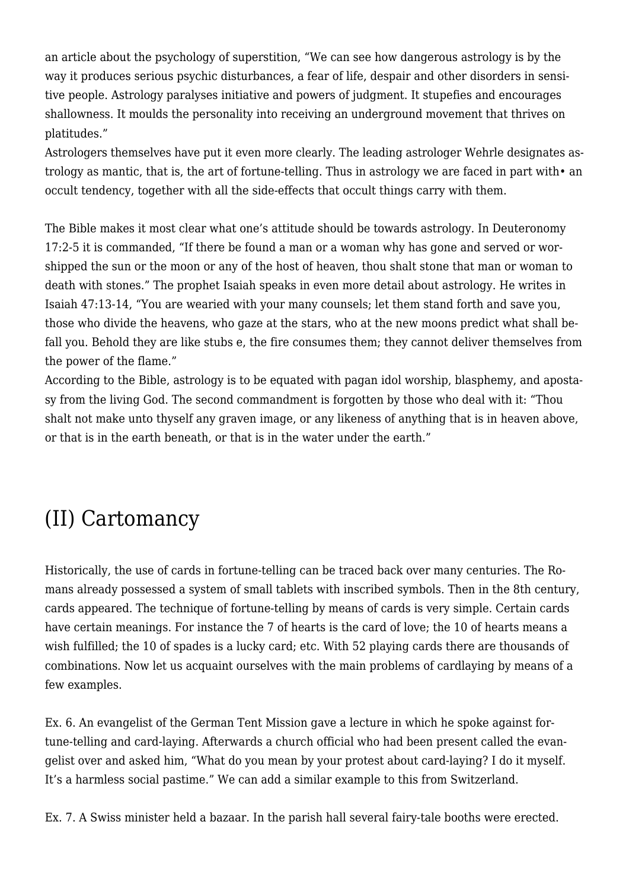an article about the psychology of superstition, "We can see how dangerous astrology is by the way it produces serious psychic disturbances, a fear of life, despair and other disorders in sensitive people. Astrology paralyses initiative and powers of judgment. It stupefies and encourages shallowness. It moulds the personality into receiving an underground movement that thrives on platitudes."

Astrologers themselves have put it even more clearly. The leading astrologer Wehrle designates astrology as mantic, that is, the art of fortune-telling. Thus in astrology we are faced in part with• an occult tendency, together with all the side-effects that occult things carry with them.

The Bible makes it most clear what one's attitude should be towards astrology. In Deuteronomy 17:2-5 it is commanded, "If there be found a man or a woman why has gone and served or worshipped the sun or the moon or any of the host of heaven, thou shalt stone that man or woman to death with stones." The prophet Isaiah speaks in even more detail about astrology. He writes in Isaiah 47:13-14, "You are wearied with your many counsels; let them stand forth and save you, those who divide the heavens, who gaze at the stars, who at the new moons predict what shall befall you. Behold they are like stubs e, the fire consumes them; they cannot deliver themselves from the power of the flame."

According to the Bible, astrology is to be equated with pagan idol worship, blasphemy, and apostasy from the living God. The second commandment is forgotten by those who deal with it: "Thou shalt not make unto thyself any graven image, or any likeness of anything that is in heaven above, or that is in the earth beneath, or that is in the water under the earth."

## (II) Cartomancy

Historically, the use of cards in fortune-telling can be traced back over many centuries. The Romans already possessed a system of small tablets with inscribed symbols. Then in the 8th century, cards appeared. The technique of fortune-telling by means of cards is very simple. Certain cards have certain meanings. For instance the 7 of hearts is the card of love; the 10 of hearts means a wish fulfilled; the 10 of spades is a lucky card; etc. With 52 playing cards there are thousands of combinations. Now let us acquaint ourselves with the main problems of cardlaying by means of a few examples.

Ex. 6. An evangelist of the German Tent Mission gave a lecture in which he spoke against fortune-telling and card-laying. Afterwards a church official who had been present called the evangelist over and asked him, "What do you mean by your protest about card-laying? I do it myself. It's a harmless social pastime." We can add a similar example to this from Switzerland.

Ex. 7. A Swiss minister held a bazaar. In the parish hall several fairy-tale booths were erected.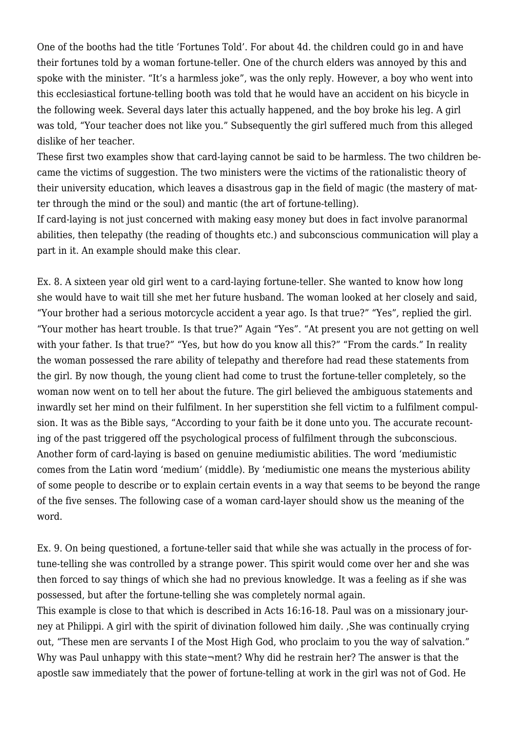One of the booths had the title ‘Fortunes Told’. For about 4d. the children could go in and have their fortunes told by a woman fortune-teller. One of the church elders was annoyed by this and spoke with the minister. “It’s a harmless joke”, was the only reply. However, a boy who went into this ecclesiastical fortune-telling booth was told that he would have an accident on his bicycle in the following week. Several days later this actually happened, and the boy broke his leg. A girl was told, “Your teacher does not like you.” Subsequently the girl suffered much from this alleged dislike of her teacher.

These first two examples show that card-laying cannot be said to be harmless. The two children became the victims of suggestion. The two ministers were the victims of the rationalistic theory of their university education, which leaves a disastrous gap in the field of magic (the mastery of matter through the mind or the soul) and mantic (the art of fortune-telling).

If card-laying is not just concerned with making easy money but does in fact involve paranormal abilities, then telepathy (the reading of thoughts etc.) and subconscious communication will play a part in it. An example should make this clear.

Ex. 8. A sixteen year old girl went to a card-laying fortune-teller. She wanted to know how long she would have to wait till she met her future husband. The woman looked at her closely and said, “Your brother had a serious motorcycle accident a year ago. Is that true?” “Yes”, replied the girl. “Your mother has heart trouble. Is that true?” Again “Yes”. “At present you are not getting on well with your father. Is that true?” “Yes, but how do you know all this?” “From the cards.” In reality the woman possessed the rare ability of telepathy and therefore had read these statements from the girl. By now though, the young client had come to trust the fortune-teller completely, so the woman now went on to tell her about the future. The girl believed the ambiguous statements and inwardly set her mind on their fulfilment. In her superstition she fell victim to a fulfilment compulsion. It was as the Bible says, “According to your faith be it done unto you. The accurate recounting of the past triggered off the psychological process of fulfilment through the subconscious.

Another form of card-laying is based on genuine mediumistic abilities. The word ‘mediumistic comes from the Latin word ‘medium’ (middle). By ‘mediumistic one means the mysterious ability of some people to describe or to explain certain events in a way that seems to be beyond the range of the five senses. The following case of a woman card-layer should show us the meaning of the word.

Ex. 9. On being questioned, a fortune-teller said that while she was actually in the process of fortune-telling she was controlled by a strange power. This spirit would come over her and she was then forced to say things of which she had no previous knowledge. It was a feeling as if she was possessed, but after the fortune-telling she was completely normal again.

This example is close to that which is described in Acts 16:16-18. Paul was on a missionary journey at Philippi. A girl with the spirit of divination followed him daily. ‚She was continually crying out, “These men are servants I of the Most High God, who proclaim to you the way of salvation.” Why was Paul unhappy with this state¬ment? Why did he restrain her? The answer is that the apostle saw immediately that the power of fortune-telling at work in the girl was not of God. He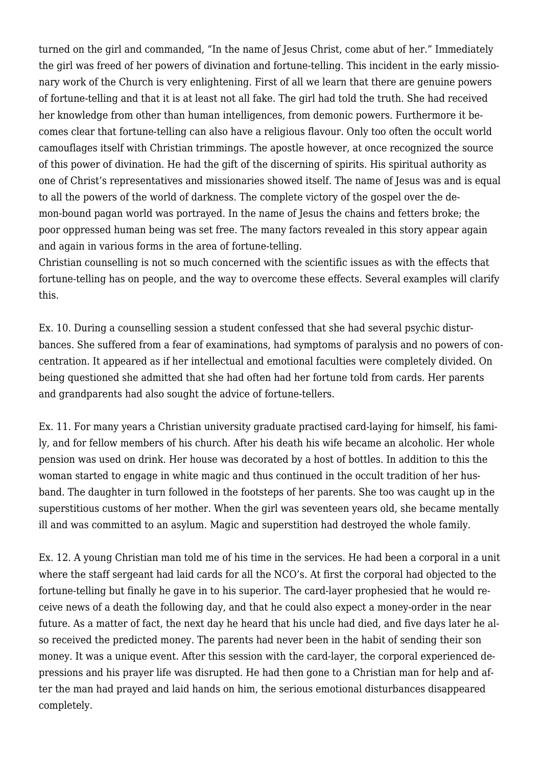turned on the girl and commanded, "In the name of Jesus Christ, come abut of her." Immediately the girl was freed of her powers of divination and fortune-telling. This incident in the early missionary work of the Church is very enlightening. First of all we learn that there are genuine powers of fortune-telling and that it is at least not all fake. The girl had told the truth. She had received her knowledge from other than human intelligences, from demonic powers. Furthermore it becomes clear that fortune-telling can also have a religious flavour. Only too often the occult world camouflages itself with Christian trimmings. The apostle however, at once recognized the source of this power of divination. He had the gift of the discerning of spirits. His spiritual authority as one of Christ's representatives and missionaries showed itself. The name of Jesus was and is equal to all the powers of the world of darkness. The complete victory of the gospel over the demon-bound pagan world was portrayed. In the name of Jesus the chains and fetters broke; the poor oppressed human being was set free. The many factors revealed in this story appear again and again in various forms in the area of fortune-telling.

Christian counselling is not so much concerned with the scientific issues as with the effects that fortune-telling has on people, and the way to overcome these effects. Several examples will clarify this.

Ex. 10. During a counselling session a student confessed that she had several psychic disturbances. She suffered from a fear of examinations, had symptoms of paralysis and no powers of concentration. It appeared as if her intellectual and emotional faculties were completely divided. On being questioned she admitted that she had often had her fortune told from cards. Her parents and grandparents had also sought the advice of fortune-tellers.

Ex. 11. For many years a Christian university graduate practised card-laying for himself, his family, and for fellow members of his church. After his death his wife became an alcoholic. Her whole pension was used on drink. Her house was decorated by a host of bottles. In addition to this the woman started to engage in white magic and thus continued in the occult tradition of her husband. The daughter in turn followed in the footsteps of her parents. She too was caught up in the superstitious customs of her mother. When the girl was seventeen years old, she became mentally ill and was committed to an asylum. Magic and superstition had destroyed the whole family.

Ex. 12. A young Christian man told me of his time in the services. He had been a corporal in a unit where the staff sergeant had laid cards for all the NCO's. At first the corporal had objected to the fortune-telling but finally he gave in to his superior. The card-layer prophesied that he would receive news of a death the following day, and that he could also expect a money-order in the near future. As a matter of fact, the next day he heard that his uncle had died, and five days later he also received the predicted money. The parents had never been in the habit of sending their son money. It was a unique event. After this session with the card-layer, the corporal experienced depressions and his prayer life was disrupted. He had then gone to a Christian man for help and after the man had prayed and laid hands on him, the serious emotional disturbances disappeared completely.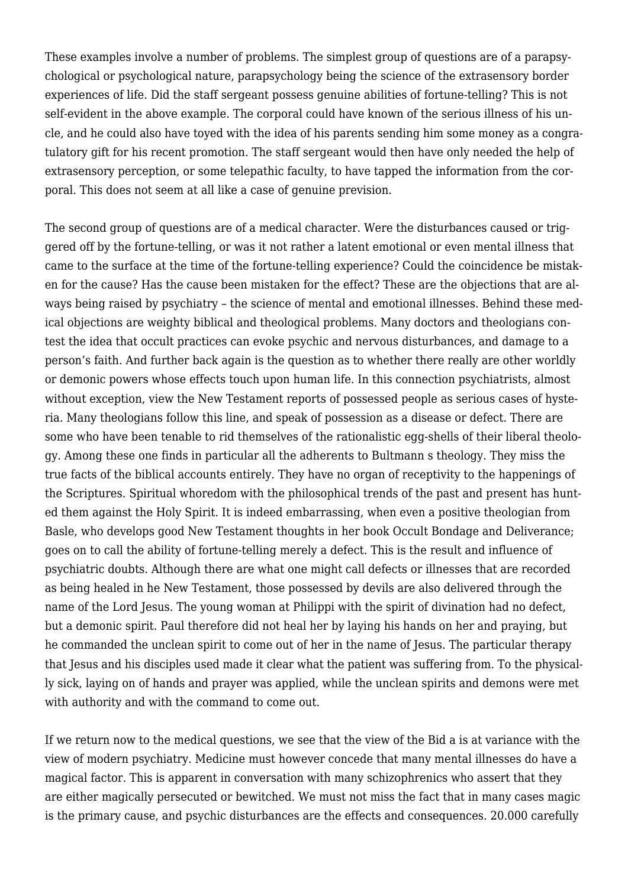These examples involve a number of problems. The simplest group of questions are of a parapsychological or psychological nature, parapsychology being the science of the extrasensory border experiences of life. Did the staff sergeant possess genuine abilities of fortune-telling? This is not self-evident in the above example. The corporal could have known of the serious illness of his uncle, and he could also have toyed with the idea of his parents sending him some money as a congratulatory gift for his recent promotion. The staff sergeant would then have only needed the help of extrasensory perception, or some telepathic faculty, to have tapped the information from the corporal. This does not seem at all like a case of genuine prevision.

The second group of questions are of a medical character. Were the disturbances caused or triggered off by the fortune-telling, or was it not rather a latent emotional or even mental illness that came to the surface at the time of the fortune-telling experience? Could the coincidence be mistaken for the cause? Has the cause been mistaken for the effect? These are the objections that are always being raised by psychiatry – the science of mental and emotional illnesses. Behind these medical objections are weighty biblical and theological problems. Many doctors and theologians contest the idea that occult practices can evoke psychic and nervous disturbances, and damage to a person's faith. And further back again is the question as to whether there really are other worldly or demonic powers whose effects touch upon human life. In this connection psychiatrists, almost without exception, view the New Testament reports of possessed people as serious cases of hysteria. Many theologians follow this line, and speak of possession as a disease or defect. There are some who have been tenable to rid themselves of the rationalistic egg-shells of their liberal theology. Among these one finds in particular all the adherents to Bultmann s theology. They miss the true facts of the biblical accounts entirely. They have no organ of receptivity to the happenings of the Scriptures. Spiritual whoredom with the philosophical trends of the past and present has hunted them against the Holy Spirit. It is indeed embarrassing, when even a positive theologian from Basle, who develops good New Testament thoughts in her book Occult Bondage and Deliverance; goes on to call the ability of fortune-telling merely a defect. This is the result and influence of psychiatric doubts. Although there are what one might call defects or illnesses that are recorded as being healed in he New Testament, those possessed by devils are also delivered through the name of the Lord Jesus. The young woman at Philippi with the spirit of divination had no defect, but a demonic spirit. Paul therefore did not heal her by laying his hands on her and praying, but he commanded the unclean spirit to come out of her in the name of Jesus. The particular therapy that Jesus and his disciples used made it clear what the patient was suffering from. To the physically sick, laying on of hands and prayer was applied, while the unclean spirits and demons were met with authority and with the command to come out.

If we return now to the medical questions, we see that the view of the Bid a is at variance with the view of modern psychiatry. Medicine must however concede that many mental illnesses do have a magical factor. This is apparent in conversation with many schizophrenics who assert that they are either magically persecuted or bewitched. We must not miss the fact that in many cases magic is the primary cause, and psychic disturbances are the effects and consequences. 20.000 carefully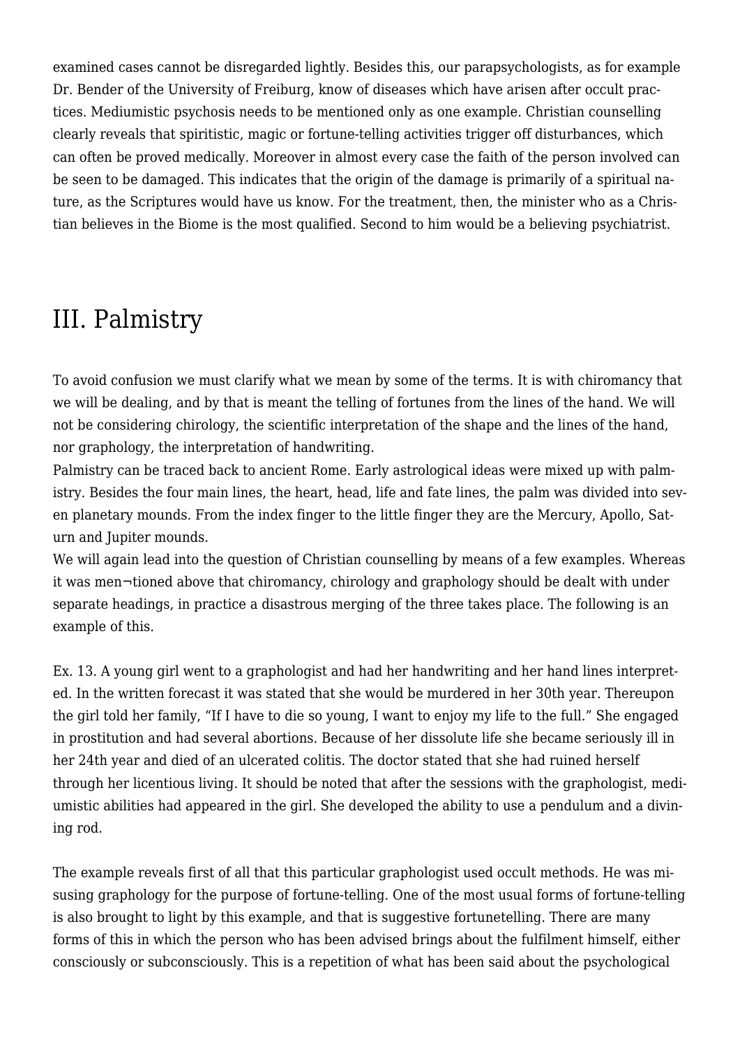examined cases cannot be disregarded lightly. Besides this, our parapsychologists, as for example Dr. Bender of the University of Freiburg, know of diseases which have arisen after occult practices. Mediumistic psychosis needs to be mentioned only as one example. Christian counselling clearly reveals that spiritistic, magic or fortune-telling activities trigger off disturbances, which can often be proved medically. Moreover in almost every case the faith of the person involved can be seen to be damaged. This indicates that the origin of the damage is primarily of a spiritual nature, as the Scriptures would have us know. For the treatment, then, the minister who as a Christian believes in the Biome is the most qualified. Second to him would be a believing psychiatrist.

## III. Palmistry

To avoid confusion we must clarify what we mean by some of the terms. It is with chiromancy that we will be dealing, and by that is meant the telling of fortunes from the lines of the hand. We will not be considering chirology, the scientific interpretation of the shape and the lines of the hand, nor graphology, the interpretation of handwriting.

Palmistry can be traced back to ancient Rome. Early astrological ideas were mixed up with palmistry. Besides the four main lines, the heart, head, life and fate lines, the palm was divided into seven planetary mounds. From the index finger to the little finger they are the Mercury, Apollo, Saturn and Jupiter mounds.

We will again lead into the question of Christian counselling by means of a few examples. Whereas it was men¬tioned above that chiromancy, chirology and graphology should be dealt with under separate headings, in practice a disastrous merging of the three takes place. The following is an example of this.

Ex. 13. A young girl went to a graphologist and had her handwriting and her hand lines interpreted. In the written forecast it was stated that she would be murdered in her 30th year. Thereupon the girl told her family, "If I have to die so young, I want to enjoy my life to the full." She engaged in prostitution and had several abortions. Because of her dissolute life she became seriously ill in her 24th year and died of an ulcerated colitis. The doctor stated that she had ruined herself through her licentious living. It should be noted that after the sessions with the graphologist, mediumistic abilities had appeared in the girl. She developed the ability to use a pendulum and a divining rod.

The example reveals first of all that this particular graphologist used occult methods. He was misusing graphology for the purpose of fortune-telling. One of the most usual forms of fortune-telling is also brought to light by this example, and that is suggestive fortunetelling. There are many forms of this in which the person who has been advised brings about the fulfilment himself, either consciously or subconsciously. This is a repetition of what has been said about the psychological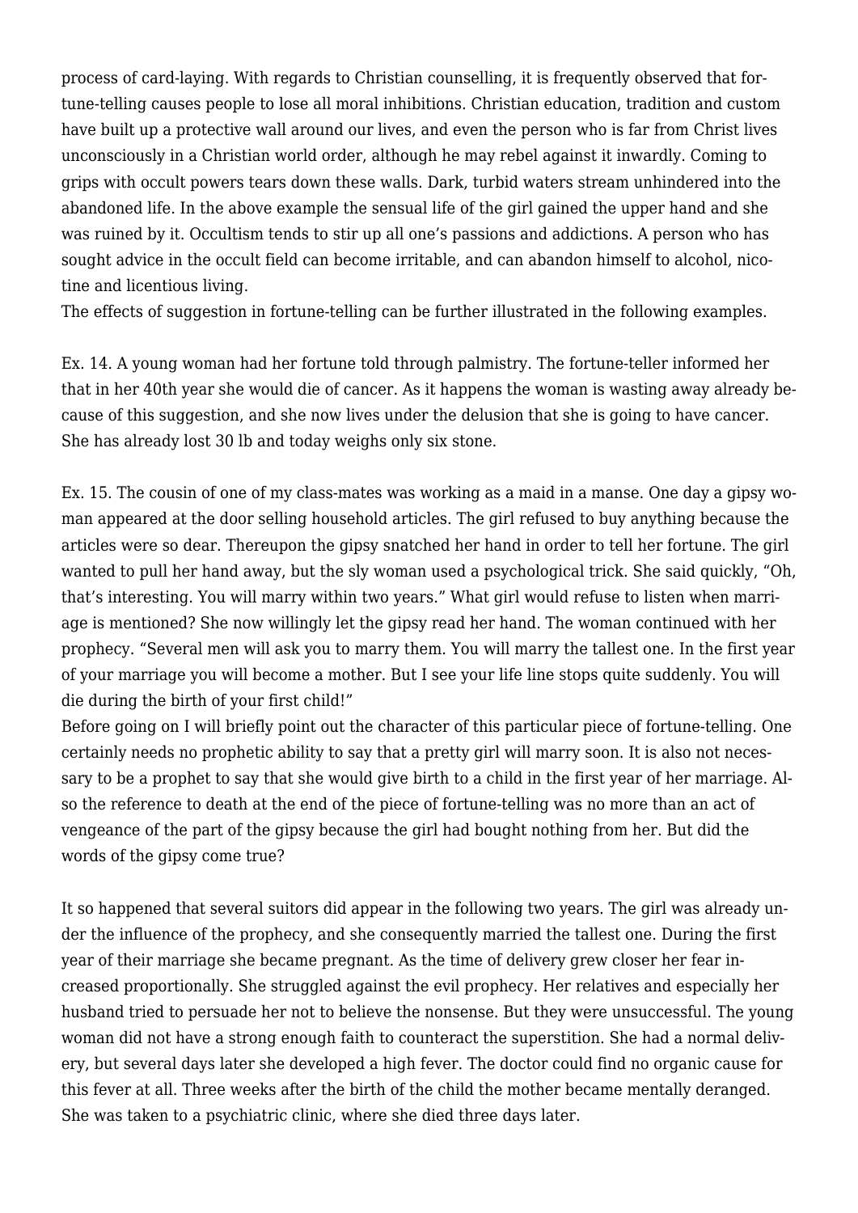process of card-laying. With regards to Christian counselling, it is frequently observed that fortune-telling causes people to lose all moral inhibitions. Christian education, tradition and custom have built up a protective wall around our lives, and even the person who is far from Christ lives unconsciously in a Christian world order, although he may rebel against it inwardly. Coming to grips with occult powers tears down these walls. Dark, turbid waters stream unhindered into the abandoned life. In the above example the sensual life of the girl gained the upper hand and she was ruined by it. Occultism tends to stir up all one's passions and addictions. A person who has sought advice in the occult field can become irritable, and can abandon himself to alcohol, nicotine and licentious living.
The effects of suggestion in fortune-telling can be further illustrated in the following examples.

Ex. 14. A young woman had her fortune told through palmistry. The fortune-teller informed her that in her 40th year she would die of cancer. As it happens the woman is wasting away already because of this suggestion, and she now lives under the delusion that she is going to have cancer. She has already lost 30 lb and today weighs only six stone.

Ex. 15. The cousin of one of my class-mates was working as a maid in a manse. One day a gipsy woman appeared at the door selling household articles. The girl refused to buy anything because the articles were so dear. Thereupon the gipsy snatched her hand in order to tell her fortune. The girl wanted to pull her hand away, but the sly woman used a psychological trick. She said quickly, "Oh, that's interesting. You will marry within two years." What girl would refuse to listen when marriage is mentioned? She now willingly let the gipsy read her hand. The woman continued with her prophecy. "Several men will ask you to marry them. You will marry the tallest one. In the first year of your marriage you will become a mother. But I see your life line stops quite suddenly. You will die during the birth of your first child!"
Before going on I will briefly point out the character of this particular piece of fortune-telling. One certainly needs no prophetic ability to say that a pretty girl will marry soon. It is also not necessary to be a prophet to say that she would give birth to a child in the first year of her marriage. Also the reference to death at the end of the piece of fortune-telling was no more than an act of vengeance of the part of the gipsy because the girl had bought nothing from her. But did the words of the gipsy come true?

It so happened that several suitors did appear in the following two years. The girl was already under the influence of the prophecy, and she consequently married the tallest one. During the first year of their marriage she became pregnant. As the time of delivery grew closer her fear increased proportionally. She struggled against the evil prophecy. Her relatives and especially her husband tried to persuade her not to believe the nonsense. But they were unsuccessful. The young woman did not have a strong enough faith to counteract the superstition. She had a normal delivery, but several days later she developed a high fever. The doctor could find no organic cause for this fever at all. Three weeks after the birth of the child the mother became mentally deranged. She was taken to a psychiatric clinic, where she died three days later.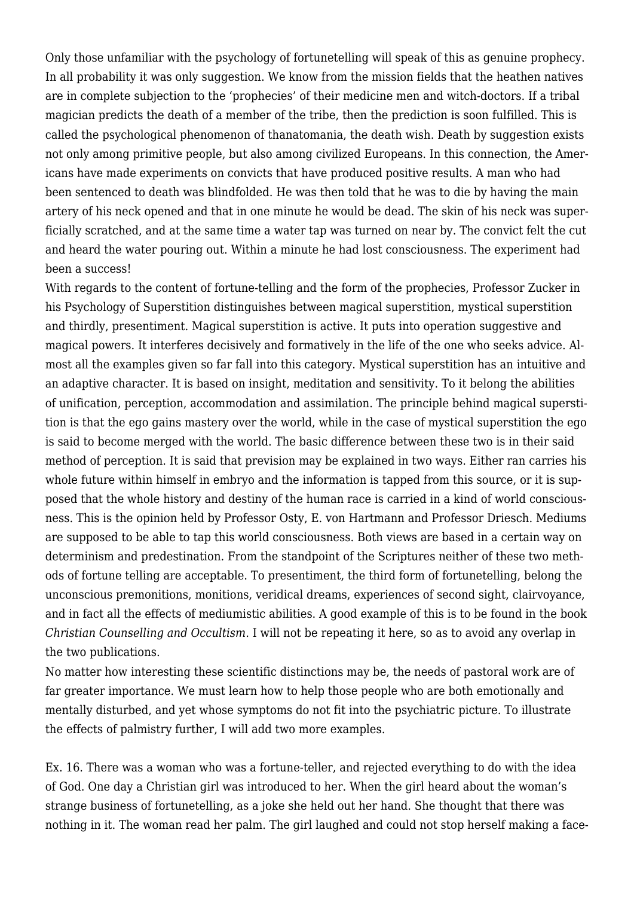Only those unfamiliar with the psychology of fortunetelling will speak of this as genuine prophecy. In all probability it was only suggestion. We know from the mission fields that the heathen natives are in complete subjection to the 'prophecies' of their medicine men and witch-doctors. If a tribal magician predicts the death of a member of the tribe, then the prediction is soon fulfilled. This is called the psychological phenomenon of thanatomania, the death wish. Death by suggestion exists not only among primitive people, but also among civilized Europeans. In this connection, the Americans have made experiments on convicts that have produced positive results. A man who had been sentenced to death was blindfolded. He was then told that he was to die by having the main artery of his neck opened and that in one minute he would be dead. The skin of his neck was superficially scratched, and at the same time a water tap was turned on near by. The convict felt the cut and heard the water pouring out. Within a minute he had lost consciousness. The experiment had been a success!

With regards to the content of fortune-telling and the form of the prophecies, Professor Zucker in his Psychology of Superstition distinguishes between magical superstition, mystical superstition and thirdly, presentiment. Magical superstition is active. It puts into operation suggestive and magical powers. It interferes decisively and formatively in the life of the one who seeks advice. Almost all the examples given so far fall into this category. Mystical superstition has an intuitive and an adaptive character. It is based on insight, meditation and sensitivity. To it belong the abilities of unification, perception, accommodation and assimilation. The principle behind magical superstition is that the ego gains mastery over the world, while in the case of mystical superstition the ego is said to become merged with the world. The basic difference between these two is in their said method of perception. It is said that prevision may be explained in two ways. Either ran carries his whole future within himself in embryo and the information is tapped from this source, or it is supposed that the whole history and destiny of the human race is carried in a kind of world consciousness. This is the opinion held by Professor Osty, E. von Hartmann and Professor Driesch. Mediums are supposed to be able to tap this world consciousness. Both views are based in a certain way on determinism and predestination. From the standpoint of the Scriptures neither of these two methods of fortune telling are acceptable. To presentiment, the third form of fortunetelling, belong the unconscious premonitions, monitions, veridical dreams, experiences of second sight, clairvoyance, and in fact all the effects of mediumistic abilities. A good example of this is to be found in the book *Christian Counselling and Occultism*. I will not be repeating it here, so as to avoid any overlap in the two publications.

No matter how interesting these scientific distinctions may be, the needs of pastoral work are of far greater importance. We must learn how to help those people who are both emotionally and mentally disturbed, and yet whose symptoms do not fit into the psychiatric picture. To illustrate the effects of palmistry further, I will add two more examples.

Ex. 16. There was a woman who was a fortune-teller, and rejected everything to do with the idea of God. One day a Christian girl was introduced to her. When the girl heard about the woman's strange business of fortunetelling, as a joke she held out her hand. She thought that there was nothing in it. The woman read her palm. The girl laughed and could not stop herself making a face-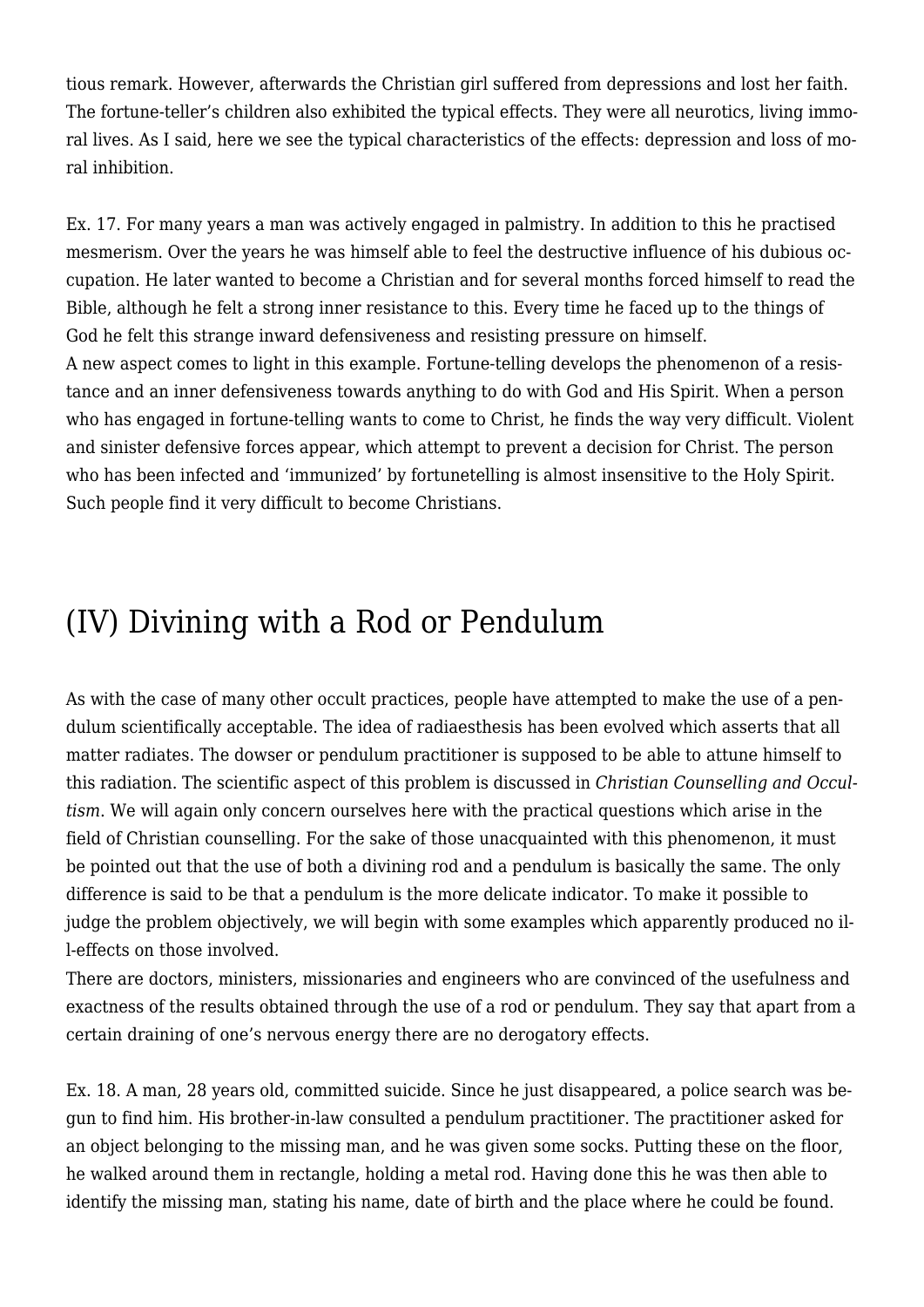tious remark. However, afterwards the Christian girl suffered from depressions and lost her faith. The fortune-teller's children also exhibited the typical effects. They were all neurotics, living immoral lives. As I said, here we see the typical characteristics of the effects: depression and loss of moral inhibition.

Ex. 17. For many years a man was actively engaged in palmistry. In addition to this he practised mesmerism. Over the years he was himself able to feel the destructive influence of his dubious occupation. He later wanted to become a Christian and for several months forced himself to read the Bible, although he felt a strong inner resistance to this. Every time he faced up to the things of God he felt this strange inward defensiveness and resisting pressure on himself.
A new aspect comes to light in this example. Fortune-telling develops the phenomenon of a resistance and an inner defensiveness towards anything to do with God and His Spirit. When a person who has engaged in fortune-telling wants to come to Christ, he finds the way very difficult. Violent and sinister defensive forces appear, which attempt to prevent a decision for Christ. The person who has been infected and 'immunized' by fortunetelling is almost insensitive to the Holy Spirit. Such people find it very difficult to become Christians.

## (IV) Divining with a Rod or Pendulum

As with the case of many other occult practices, people have attempted to make the use of a pendulum scientifically acceptable. The idea of radiaesthesis has been evolved which asserts that all matter radiates. The dowser or pendulum practitioner is supposed to be able to attune himself to this radiation. The scientific aspect of this problem is discussed in *Christian Counselling and Occultism*. We will again only concern ourselves here with the practical questions which arise in the field of Christian counselling. For the sake of those unacquainted with this phenomenon, it must be pointed out that the use of both a divining rod and a pendulum is basically the same. The only difference is said to be that a pendulum is the more delicate indicator. To make it possible to judge the problem objectively, we will begin with some examples which apparently produced no ill-effects on those involved.
There are doctors, ministers, missionaries and engineers who are convinced of the usefulness and exactness of the results obtained through the use of a rod or pendulum. They say that apart from a certain draining of one's nervous energy there are no derogatory effects.

Ex. 18. A man, 28 years old, committed suicide. Since he just disappeared, a police search was begun to find him. His brother-in-law consulted a pendulum practitioner. The practitioner asked for an object belonging to the missing man, and he was given some socks. Putting these on the floor, he walked around them in rectangle, holding a metal rod. Having done this he was then able to identify the missing man, stating his name, date of birth and the place where he could be found.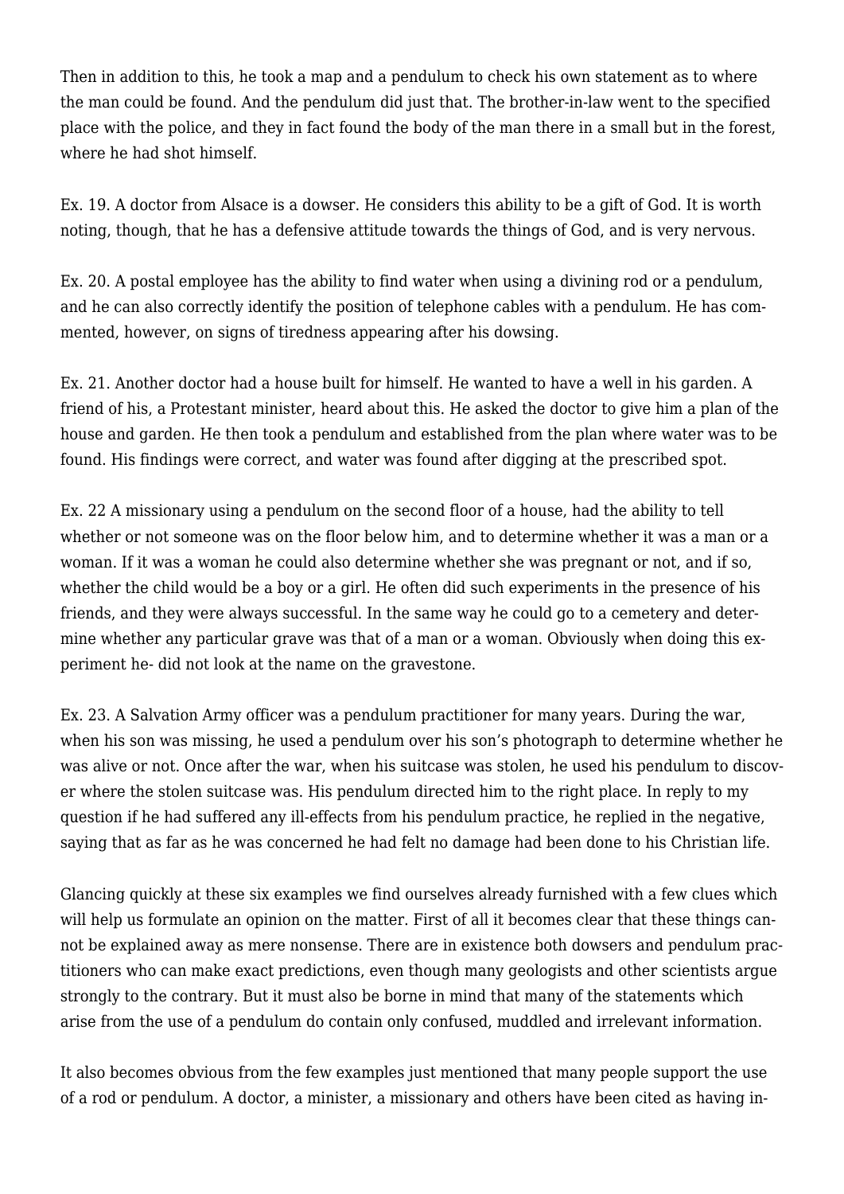Then in addition to this, he took a map and a pendulum to check his own statement as to where the man could be found. And the pendulum did just that. The brother-in-law went to the specified place with the police, and they in fact found the body of the man there in a small but in the forest, where he had shot himself.

Ex. 19. A doctor from Alsace is a dowser. He considers this ability to be a gift of God. It is worth noting, though, that he has a defensive attitude towards the things of God, and is very nervous.

Ex. 20. A postal employee has the ability to find water when using a divining rod or a pendulum, and he can also correctly identify the position of telephone cables with a pendulum. He has commented, however, on signs of tiredness appearing after his dowsing.

Ex. 21. Another doctor had a house built for himself. He wanted to have a well in his garden. A friend of his, a Protestant minister, heard about this. He asked the doctor to give him a plan of the house and garden. He then took a pendulum and established from the plan where water was to be found. His findings were correct, and water was found after digging at the prescribed spot.

Ex. 22 A missionary using a pendulum on the second floor of a house, had the ability to tell whether or not someone was on the floor below him, and to determine whether it was a man or a woman. If it was a woman he could also determine whether she was pregnant or not, and if so, whether the child would be a boy or a girl. He often did such experiments in the presence of his friends, and they were always successful. In the same way he could go to a cemetery and determine whether any particular grave was that of a man or a woman. Obviously when doing this experiment he- did not look at the name on the gravestone.

Ex. 23. A Salvation Army officer was a pendulum practitioner for many years. During the war, when his son was missing, he used a pendulum over his son's photograph to determine whether he was alive or not. Once after the war, when his suitcase was stolen, he used his pendulum to discover where the stolen suitcase was. His pendulum directed him to the right place. In reply to my question if he had suffered any ill-effects from his pendulum practice, he replied in the negative, saying that as far as he was concerned he had felt no damage had been done to his Christian life.

Glancing quickly at these six examples we find ourselves already furnished with a few clues which will help us formulate an opinion on the matter. First of all it becomes clear that these things cannot be explained away as mere nonsense. There are in existence both dowsers and pendulum practitioners who can make exact predictions, even though many geologists and other scientists argue strongly to the contrary. But it must also be borne in mind that many of the statements which arise from the use of a pendulum do contain only confused, muddled and irrelevant information.

It also becomes obvious from the few examples just mentioned that many people support the use of a rod or pendulum. A doctor, a minister, a missionary and others have been cited as having in-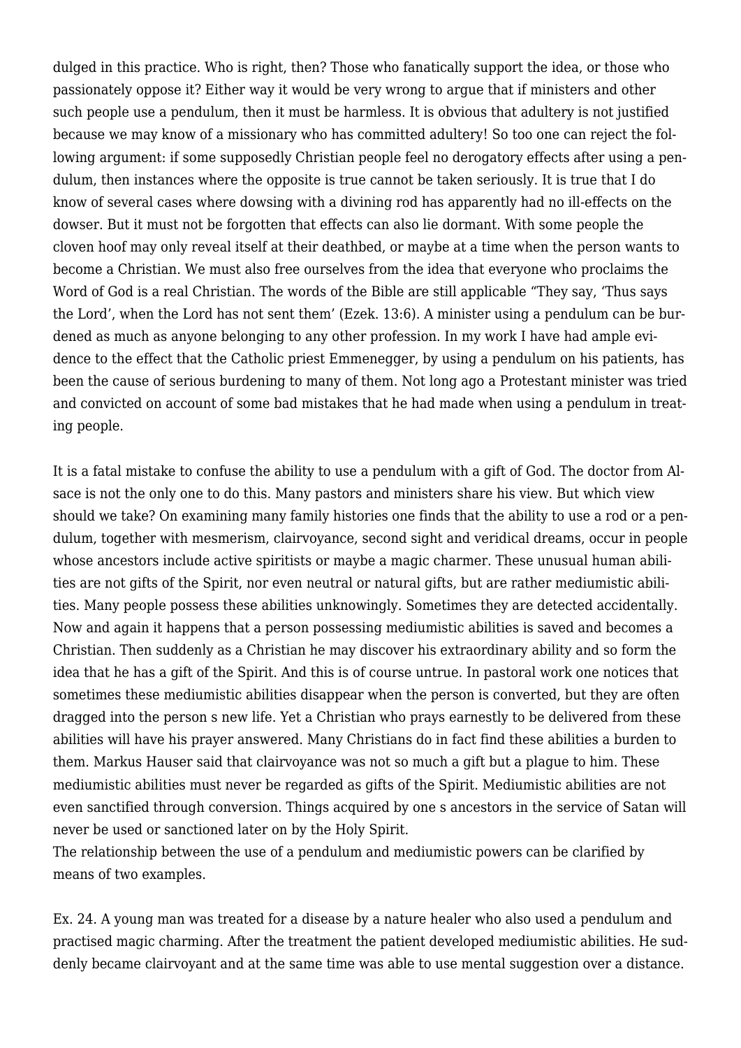dulged in this practice. Who is right, then? Those who fanatically support the idea, or those who passionately oppose it? Either way it would be very wrong to argue that if ministers and other such people use a pendulum, then it must be harmless. It is obvious that adultery is not justified because we may know of a missionary who has committed adultery! So too one can reject the following argument: if some supposedly Christian people feel no derogatory effects after using a pendulum, then instances where the opposite is true cannot be taken seriously. It is true that I do know of several cases where dowsing with a divining rod has apparently had no ill-effects on the dowser. But it must not be forgotten that effects can also lie dormant. With some people the cloven hoof may only reveal itself at their deathbed, or maybe at a time when the person wants to become a Christian. We must also free ourselves from the idea that everyone who proclaims the Word of God is a real Christian. The words of the Bible are still applicable "They say, 'Thus says the Lord', when the Lord has not sent them' (Ezek. 13:6). A minister using a pendulum can be burdened as much as anyone belonging to any other profession. In my work I have had ample evidence to the effect that the Catholic priest Emmenegger, by using a pendulum on his patients, has been the cause of serious burdening to many of them. Not long ago a Protestant minister was tried and convicted on account of some bad mistakes that he had made when using a pendulum in treating people.

It is a fatal mistake to confuse the ability to use a pendulum with a gift of God. The doctor from Alsace is not the only one to do this. Many pastors and ministers share his view. But which view should we take? On examining many family histories one finds that the ability to use a rod or a pendulum, together with mesmerism, clairvoyance, second sight and veridical dreams, occur in people whose ancestors include active spiritists or maybe a magic charmer. These unusual human abilities are not gifts of the Spirit, nor even neutral or natural gifts, but are rather mediumistic abilities. Many people possess these abilities unknowingly. Sometimes they are detected accidentally. Now and again it happens that a person possessing mediumistic abilities is saved and becomes a Christian. Then suddenly as a Christian he may discover his extraordinary ability and so form the idea that he has a gift of the Spirit. And this is of course untrue. In pastoral work one notices that sometimes these mediumistic abilities disappear when the person is converted, but they are often dragged into the person s new life. Yet a Christian who prays earnestly to be delivered from these abilities will have his prayer answered. Many Christians do in fact find these abilities a burden to them. Markus Hauser said that clairvoyance was not so much a gift but a plague to him. These mediumistic abilities must never be regarded as gifts of the Spirit. Mediumistic abilities are not even sanctified through conversion. Things acquired by one s ancestors in the service of Satan will never be used or sanctioned later on by the Holy Spirit.
The relationship between the use of a pendulum and mediumistic powers can be clarified by means of two examples.

Ex. 24. A young man was treated for a disease by a nature healer who also used a pendulum and practised magic charming. After the treatment the patient developed mediumistic abilities. He suddenly became clairvoyant and at the same time was able to use mental suggestion over a distance.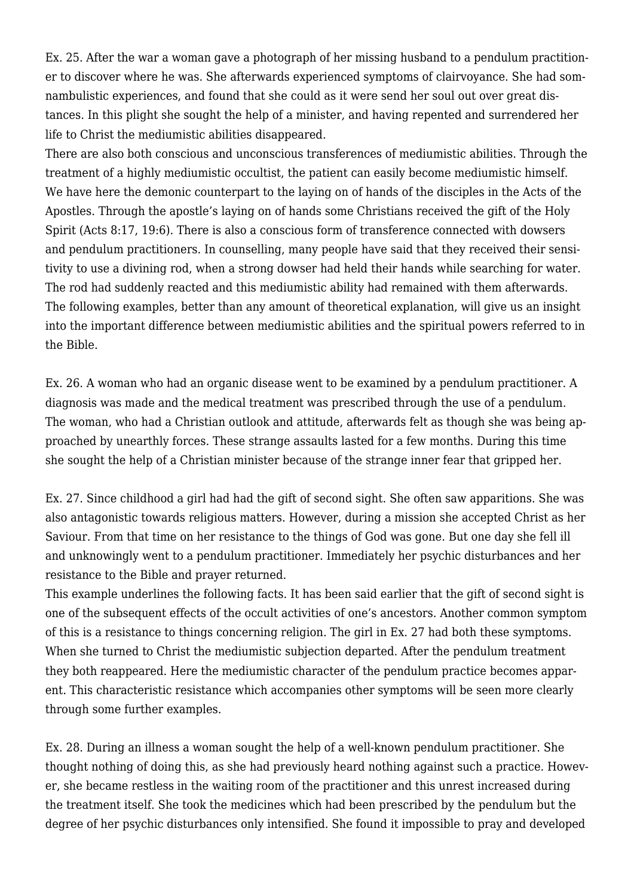Ex. 25. After the war a woman gave a photograph of her missing husband to a pendulum practitioner to discover where he was. She afterwards experienced symptoms of clairvoyance. She had somnambulistic experiences, and found that she could as it were send her soul out over great distances. In this plight she sought the help of a minister, and having repented and surrendered her life to Christ the mediumistic abilities disappeared.

There are also both conscious and unconscious transferences of mediumistic abilities. Through the treatment of a highly mediumistic occultist, the patient can easily become mediumistic himself. We have here the demonic counterpart to the laying on of hands of the disciples in the Acts of the Apostles. Through the apostle's laying on of hands some Christians received the gift of the Holy Spirit (Acts 8:17, 19:6). There is also a conscious form of transference connected with dowsers and pendulum practitioners. In counselling, many people have said that they received their sensitivity to use a divining rod, when a strong dowser had held their hands while searching for water. The rod had suddenly reacted and this mediumistic ability had remained with them afterwards. The following examples, better than any amount of theoretical explanation, will give us an insight into the important difference between mediumistic abilities and the spiritual powers referred to in the Bible.

Ex. 26. A woman who had an organic disease went to be examined by a pendulum practitioner. A diagnosis was made and the medical treatment was prescribed through the use of a pendulum. The woman, who had a Christian outlook and attitude, afterwards felt as though she was being approached by unearthly forces. These strange assaults lasted for a few months. During this time she sought the help of a Christian minister because of the strange inner fear that gripped her.

Ex. 27. Since childhood a girl had had the gift of second sight. She often saw apparitions. She was also antagonistic towards religious matters. However, during a mission she accepted Christ as her Saviour. From that time on her resistance to the things of God was gone. But one day she fell ill and unknowingly went to a pendulum practitioner. Immediately her psychic disturbances and her resistance to the Bible and prayer returned.

This example underlines the following facts. It has been said earlier that the gift of second sight is one of the subsequent effects of the occult activities of one's ancestors. Another common symptom of this is a resistance to things concerning religion. The girl in Ex. 27 had both these symptoms. When she turned to Christ the mediumistic subjection departed. After the pendulum treatment they both reappeared. Here the mediumistic character of the pendulum practice becomes apparent. This characteristic resistance which accompanies other symptoms will be seen more clearly through some further examples.

Ex. 28. During an illness a woman sought the help of a well-known pendulum practitioner. She thought nothing of doing this, as she had previously heard nothing against such a practice. However, she became restless in the waiting room of the practitioner and this unrest increased during the treatment itself. She took the medicines which had been prescribed by the pendulum but the degree of her psychic disturbances only intensified. She found it impossible to pray and developed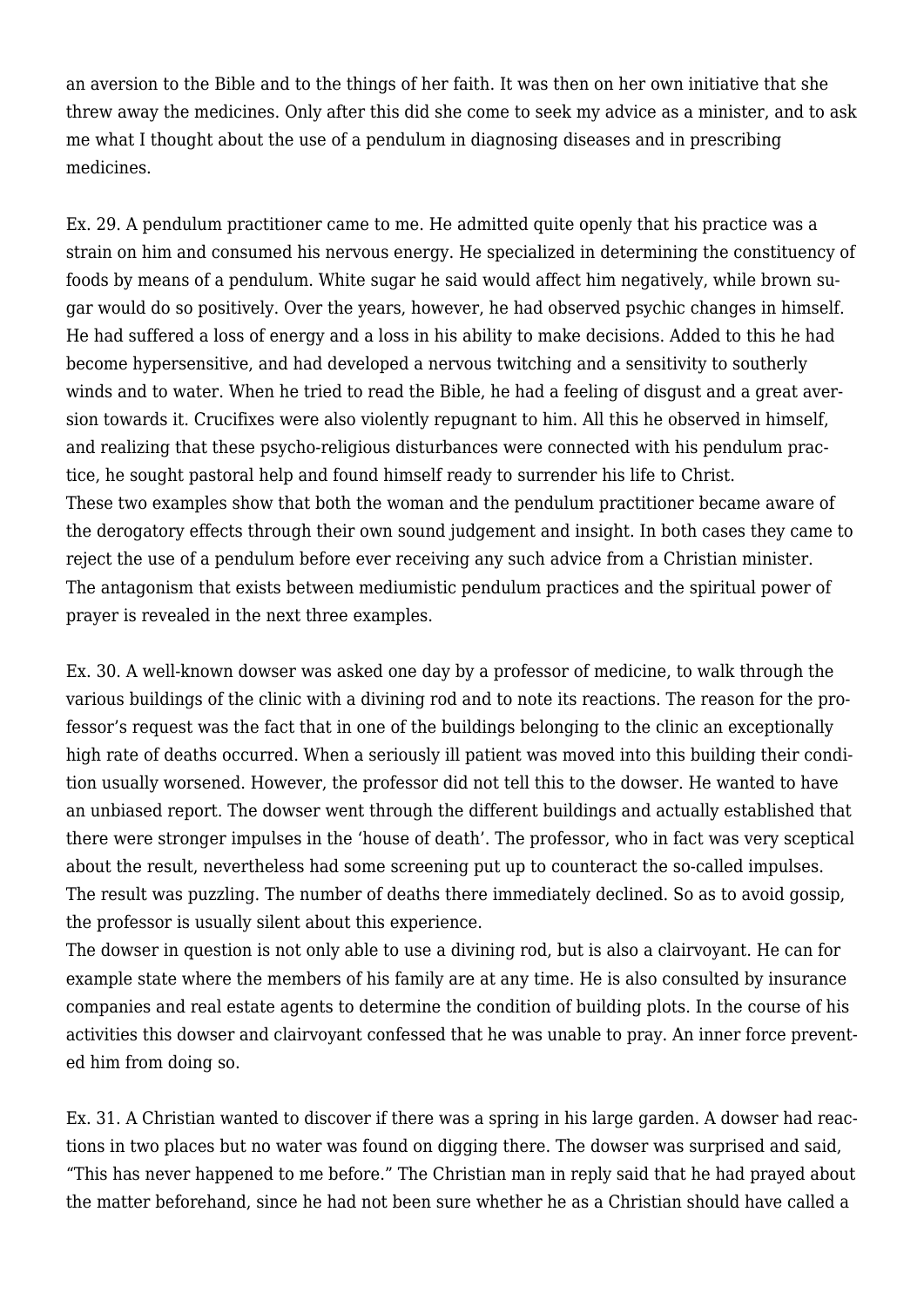an aversion to the Bible and to the things of her faith. It was then on her own initiative that she threw away the medicines. Only after this did she come to seek my advice as a minister, and to ask me what I thought about the use of a pendulum in diagnosing diseases and in prescribing medicines.

Ex. 29. A pendulum practitioner came to me. He admitted quite openly that his practice was a strain on him and consumed his nervous energy. He specialized in determining the constituency of foods by means of a pendulum. White sugar he said would affect him negatively, while brown sugar would do so positively. Over the years, however, he had observed psychic changes in himself. He had suffered a loss of energy and a loss in his ability to make decisions. Added to this he had become hypersensitive, and had developed a nervous twitching and a sensitivity to southerly winds and to water. When he tried to read the Bible, he had a feeling of disgust and a great aversion towards it. Crucifixes were also violently repugnant to him. All this he observed in himself, and realizing that these psycho-religious disturbances were connected with his pendulum practice, he sought pastoral help and found himself ready to surrender his life to Christ.
These two examples show that both the woman and the pendulum practitioner became aware of the derogatory effects through their own sound judgement and insight. In both cases they came to reject the use of a pendulum before ever receiving any such advice from a Christian minister.
The antagonism that exists between mediumistic pendulum practices and the spiritual power of prayer is revealed in the next three examples.

Ex. 30. A well-known dowser was asked one day by a professor of medicine, to walk through the various buildings of the clinic with a divining rod and to note its reactions. The reason for the professor's request was the fact that in one of the buildings belonging to the clinic an exceptionally high rate of deaths occurred. When a seriously ill patient was moved into this building their condition usually worsened. However, the professor did not tell this to the dowser. He wanted to have an unbiased report. The dowser went through the different buildings and actually established that there were stronger impulses in the 'house of death'. The professor, who in fact was very sceptical about the result, nevertheless had some screening put up to counteract the so-called impulses. The result was puzzling. The number of deaths there immediately declined. So as to avoid gossip, the professor is usually silent about this experience.
The dowser in question is not only able to use a divining rod, but is also a clairvoyant. He can for example state where the members of his family are at any time. He is also consulted by insurance companies and real estate agents to determine the condition of building plots. In the course of his activities this dowser and clairvoyant confessed that he was unable to pray. An inner force prevented him from doing so.

Ex. 31. A Christian wanted to discover if there was a spring in his large garden. A dowser had reactions in two places but no water was found on digging there. The dowser was surprised and said, "This has never happened to me before." The Christian man in reply said that he had prayed about the matter beforehand, since he had not been sure whether he as a Christian should have called a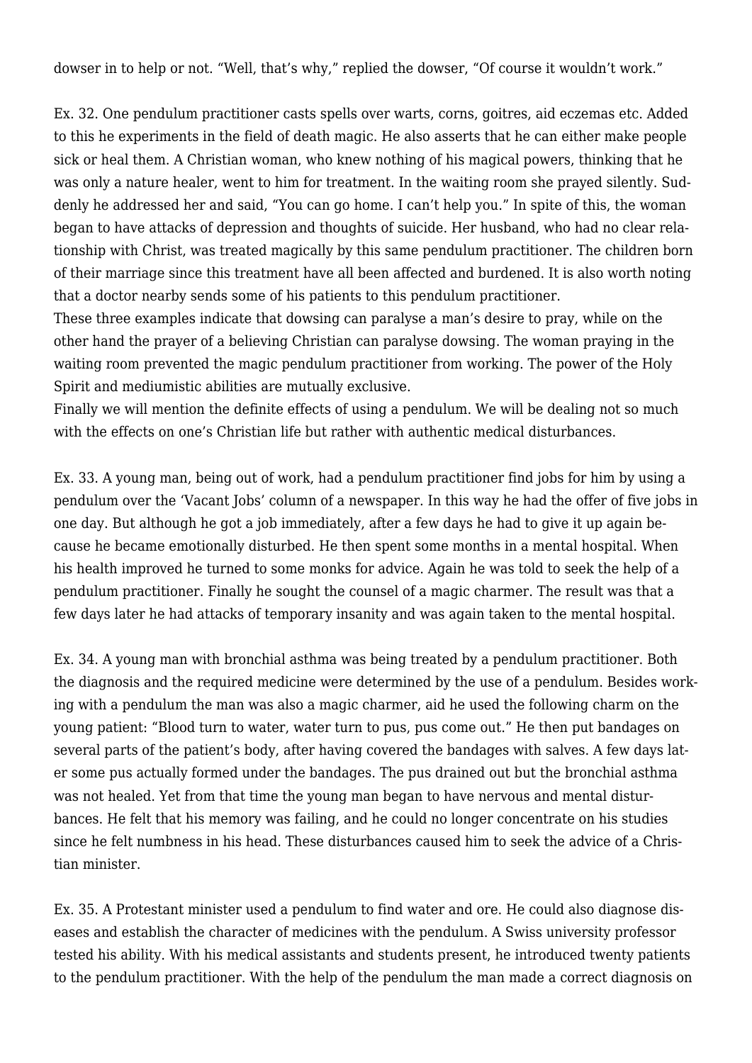dowser in to help or not. “Well, that’s why,” replied the dowser, “Of course it wouldn’t work.”

Ex. 32. One pendulum practitioner casts spells over warts, corns, goitres, aid eczemas etc. Added to this he experiments in the field of death magic. He also asserts that he can either make people sick or heal them. A Christian woman, who knew nothing of his magical powers, thinking that he was only a nature healer, went to him for treatment. In the waiting room she prayed silently. Suddenly he addressed her and said, “You can go home. I can’t help you.” In spite of this, the woman began to have attacks of depression and thoughts of suicide. Her husband, who had no clear relationship with Christ, was treated magically by this same pendulum practitioner. The children born of their marriage since this treatment have all been affected and burdened. It is also worth noting that a doctor nearby sends some of his patients to this pendulum practitioner.

These three examples indicate that dowsing can paralyse a man’s desire to pray, while on the other hand the prayer of a believing Christian can paralyse dowsing. The woman praying in the waiting room prevented the magic pendulum practitioner from working. The power of the Holy Spirit and mediumistic abilities are mutually exclusive.

Finally we will mention the definite effects of using a pendulum. We will be dealing not so much with the effects on one’s Christian life but rather with authentic medical disturbances.

Ex. 33. A young man, being out of work, had a pendulum practitioner find jobs for him by using a pendulum over the ‘Vacant Jobs’ column of a newspaper. In this way he had the offer of five jobs in one day. But although he got a job immediately, after a few days he had to give it up again because he became emotionally disturbed. He then spent some months in a mental hospital. When his health improved he turned to some monks for advice. Again he was told to seek the help of a pendulum practitioner. Finally he sought the counsel of a magic charmer. The result was that a few days later he had attacks of temporary insanity and was again taken to the mental hospital.

Ex. 34. A young man with bronchial asthma was being treated by a pendulum practitioner. Both the diagnosis and the required medicine were determined by the use of a pendulum. Besides working with a pendulum the man was also a magic charmer, aid he used the following charm on the young patient: “Blood turn to water, water turn to pus, pus come out.” He then put bandages on several parts of the patient’s body, after having covered the bandages with salves. A few days later some pus actually formed under the bandages. The pus drained out but the bronchial asthma was not healed. Yet from that time the young man began to have nervous and mental disturbances. He felt that his memory was failing, and he could no longer concentrate on his studies since he felt numbness in his head. These disturbances caused him to seek the advice of a Christian minister.

Ex. 35. A Protestant minister used a pendulum to find water and ore. He could also diagnose diseases and establish the character of medicines with the pendulum. A Swiss university professor tested his ability. With his medical assistants and students present, he introduced twenty patients to the pendulum practitioner. With the help of the pendulum the man made a correct diagnosis on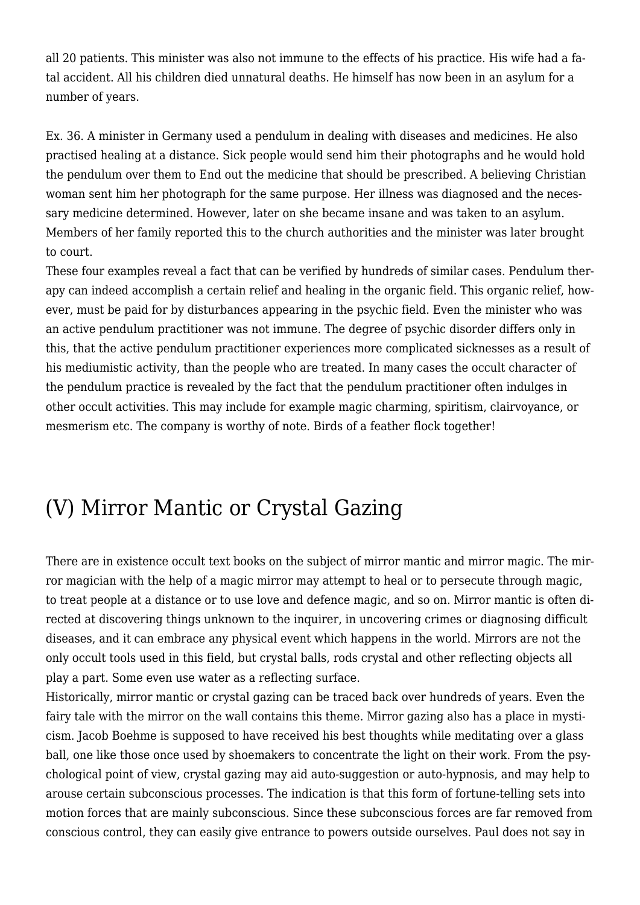all 20 patients. This minister was also not immune to the effects of his practice. His wife had a fatal accident. All his children died unnatural deaths. He himself has now been in an asylum for a number of years.

Ex. 36. A minister in Germany used a pendulum in dealing with diseases and medicines. He also practised healing at a distance. Sick people would send him their photographs and he would hold the pendulum over them to End out the medicine that should be prescribed. A believing Christian woman sent him her photograph for the same purpose. Her illness was diagnosed and the necessary medicine determined. However, later on she became insane and was taken to an asylum. Members of her family reported this to the church authorities and the minister was later brought to court.

These four examples reveal a fact that can be verified by hundreds of similar cases. Pendulum therapy can indeed accomplish a certain relief and healing in the organic field. This organic relief, however, must be paid for by disturbances appearing in the psychic field. Even the minister who was an active pendulum practitioner was not immune. The degree of psychic disorder differs only in this, that the active pendulum practitioner experiences more complicated sicknesses as a result of his mediumistic activity, than the people who are treated. In many cases the occult character of the pendulum practice is revealed by the fact that the pendulum practitioner often indulges in other occult activities. This may include for example magic charming, spiritism, clairvoyance, or mesmerism etc. The company is worthy of note. Birds of a feather flock together!

## (V) Mirror Mantic or Crystal Gazing

There are in existence occult text books on the subject of mirror mantic and mirror magic. The mirror magician with the help of a magic mirror may attempt to heal or to persecute through magic, to treat people at a distance or to use love and defence magic, and so on. Mirror mantic is often directed at discovering things unknown to the inquirer, in uncovering crimes or diagnosing difficult diseases, and it can embrace any physical event which happens in the world. Mirrors are not the only occult tools used in this field, but crystal balls, rods crystal and other reflecting objects all play a part. Some even use water as a reflecting surface.

Historically, mirror mantic or crystal gazing can be traced back over hundreds of years. Even the fairy tale with the mirror on the wall contains this theme. Mirror gazing also has a place in mysticism. Jacob Boehme is supposed to have received his best thoughts while meditating over a glass ball, one like those once used by shoemakers to concentrate the light on their work. From the psychological point of view, crystal gazing may aid auto-suggestion or auto-hypnosis, and may help to arouse certain subconscious processes. The indication is that this form of fortune-telling sets into motion forces that are mainly subconscious. Since these subconscious forces are far removed from conscious control, they can easily give entrance to powers outside ourselves. Paul does not say in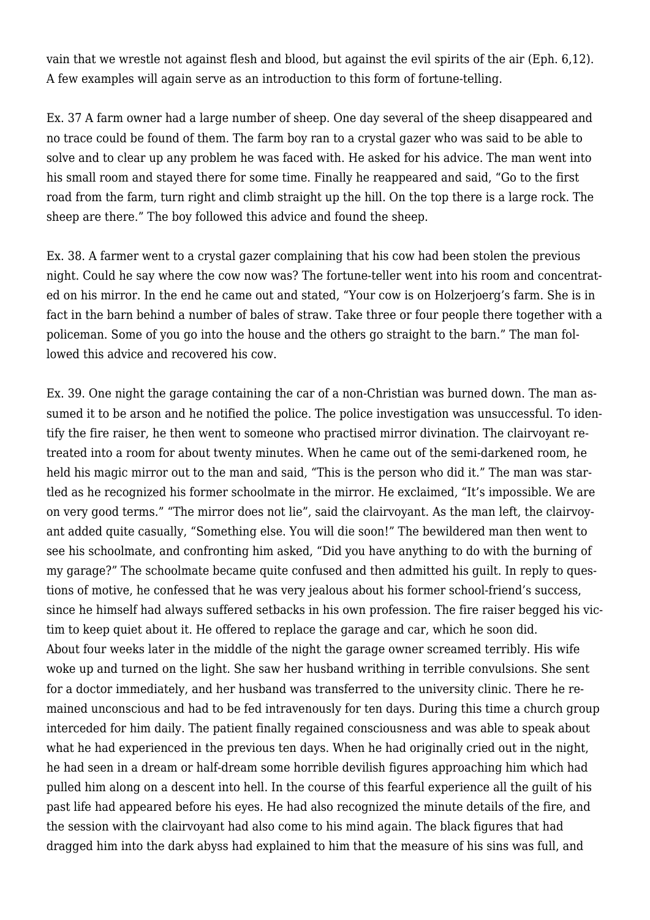vain that we wrestle not against flesh and blood, but against the evil spirits of the air (Eph. 6,12). A few examples will again serve as an introduction to this form of fortune-telling.

Ex. 37 A farm owner had a large number of sheep. One day several of the sheep disappeared and no trace could be found of them. The farm boy ran to a crystal gazer who was said to be able to solve and to clear up any problem he was faced with. He asked for his advice. The man went into his small room and stayed there for some time. Finally he reappeared and said, "Go to the first road from the farm, turn right and climb straight up the hill. On the top there is a large rock. The sheep are there." The boy followed this advice and found the sheep.

Ex. 38. A farmer went to a crystal gazer complaining that his cow had been stolen the previous night. Could he say where the cow now was? The fortune-teller went into his room and concentrated on his mirror. In the end he came out and stated, "Your cow is on Holzerjoerg's farm. She is in fact in the barn behind a number of bales of straw. Take three or four people there together with a policeman. Some of you go into the house and the others go straight to the barn." The man followed this advice and recovered his cow.

Ex. 39. One night the garage containing the car of a non-Christian was burned down. The man assumed it to be arson and he notified the police. The police investigation was unsuccessful. To identify the fire raiser, he then went to someone who practised mirror divination. The clairvoyant retreated into a room for about twenty minutes. When he came out of the semi-darkened room, he held his magic mirror out to the man and said, "This is the person who did it." The man was startled as he recognized his former schoolmate in the mirror. He exclaimed, "It's impossible. We are on very good terms." "The mirror does not lie", said the clairvoyant. As the man left, the clairvoyant added quite casually, "Something else. You will die soon!" The bewildered man then went to see his schoolmate, and confronting him asked, "Did you have anything to do with the burning of my garage?" The schoolmate became quite confused and then admitted his guilt. In reply to questions of motive, he confessed that he was very jealous about his former school-friend's success, since he himself had always suffered setbacks in his own profession. The fire raiser begged his victim to keep quiet about it. He offered to replace the garage and car, which he soon did.
About four weeks later in the middle of the night the garage owner screamed terribly. His wife woke up and turned on the light. She saw her husband writhing in terrible convulsions. She sent for a doctor immediately, and her husband was transferred to the university clinic. There he remained unconscious and had to be fed intravenously for ten days. During this time a church group interceded for him daily. The patient finally regained consciousness and was able to speak about what he had experienced in the previous ten days. When he had originally cried out in the night, he had seen in a dream or half-dream some horrible devilish figures approaching him which had pulled him along on a descent into hell. In the course of this fearful experience all the guilt of his past life had appeared before his eyes. He had also recognized the minute details of the fire, and the session with the clairvoyant had also come to his mind again. The black figures that had dragged him into the dark abyss had explained to him that the measure of his sins was full, and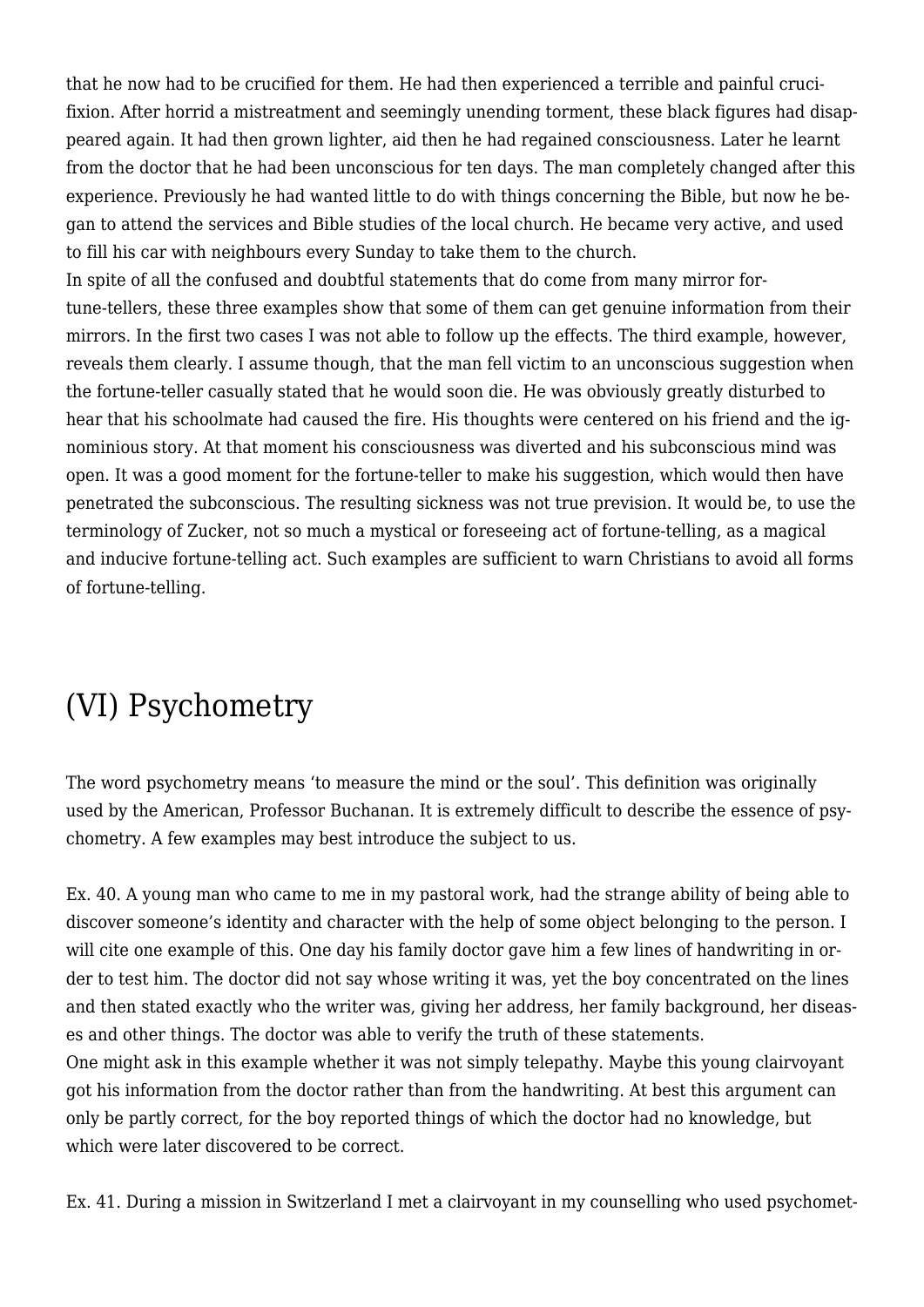that he now had to be crucified for them. He had then experienced a terrible and painful crucifixion. After horrid a mistreatment and seemingly unending torment, these black figures had disappeared again. It had then grown lighter, aid then he had regained consciousness. Later he learnt from the doctor that he had been unconscious for ten days. The man completely changed after this experience. Previously he had wanted little to do with things concerning the Bible, but now he began to attend the services and Bible studies of the local church. He became very active, and used to fill his car with neighbours every Sunday to take them to the church.
In spite of all the confused and doubtful statements that do come from many mirror fortune-tellers, these three examples show that some of them can get genuine information from their mirrors. In the first two cases I was not able to follow up the effects. The third example, however, reveals them clearly. I assume though, that the man fell victim to an unconscious suggestion when the fortune-teller casually stated that he would soon die. He was obviously greatly disturbed to hear that his schoolmate had caused the fire. His thoughts were centered on his friend and the ignominious story. At that moment his consciousness was diverted and his subconscious mind was open. It was a good moment for the fortune-teller to make his suggestion, which would then have penetrated the subconscious. The resulting sickness was not true prevision. It would be, to use the terminology of Zucker, not so much a mystical or foreseeing act of fortune-telling, as a magical and inducive fortune-telling act. Such examples are sufficient to warn Christians to avoid all forms of fortune-telling.

## (VI) Psychometry

The word psychometry means 'to measure the mind or the soul'. This definition was originally used by the American, Professor Buchanan. It is extremely difficult to describe the essence of psychometry. A few examples may best introduce the subject to us.

Ex. 40. A young man who came to me in my pastoral work, had the strange ability of being able to discover someone's identity and character with the help of some object belonging to the person. I will cite one example of this. One day his family doctor gave him a few lines of handwriting in order to test him. The doctor did not say whose writing it was, yet the boy concentrated on the lines and then stated exactly who the writer was, giving her address, her family background, her diseases and other things. The doctor was able to verify the truth of these statements.
One might ask in this example whether it was not simply telepathy. Maybe this young clairvoyant got his information from the doctor rather than from the handwriting. At best this argument can only be partly correct, for the boy reported things of which the doctor had no knowledge, but which were later discovered to be correct.

Ex. 41. During a mission in Switzerland I met a clairvoyant in my counselling who used psychomet-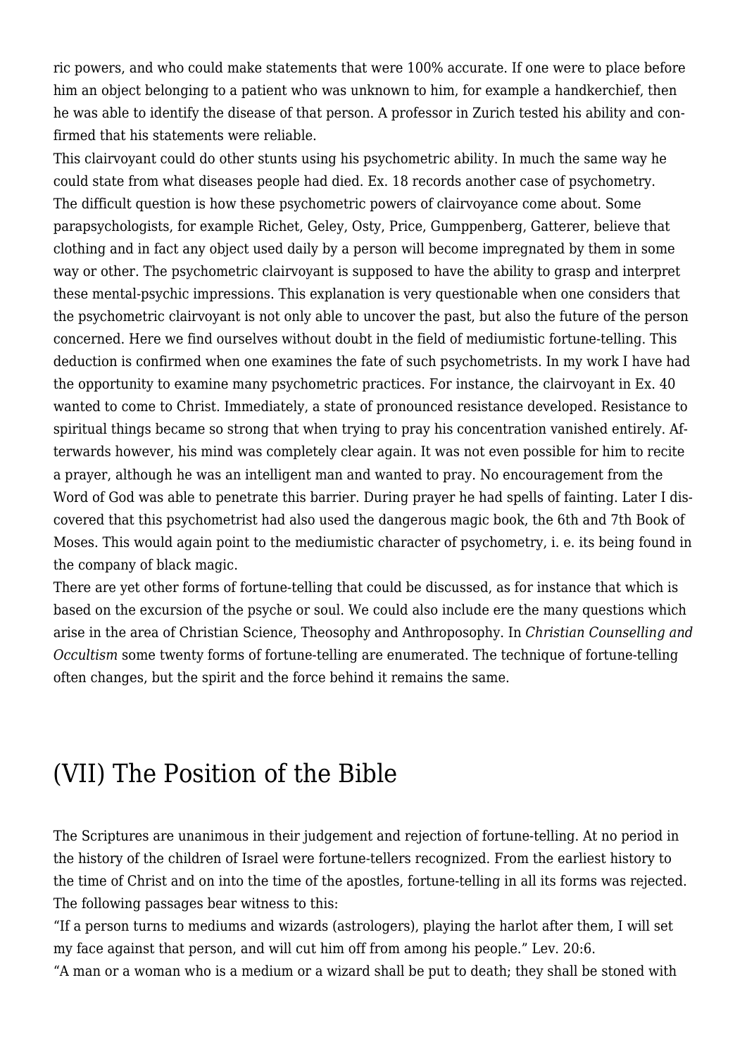ric powers, and who could make statements that were 100% accurate. If one were to place before him an object belonging to a patient who was unknown to him, for example a handkerchief, then he was able to identify the disease of that person. A professor in Zurich tested his ability and confirmed that his statements were reliable.

This clairvoyant could do other stunts using his psychometric ability. In much the same way he could state from what diseases people had died. Ex. 18 records another case of psychometry.

The difficult question is how these psychometric powers of clairvoyance come about. Some parapsychologists, for example Richet, Geley, Osty, Price, Gumppenberg, Gatterer, believe that clothing and in fact any object used daily by a person will become impregnated by them in some way or other. The psychometric clairvoyant is supposed to have the ability to grasp and interpret these mental-psychic impressions. This explanation is very questionable when one considers that the psychometric clairvoyant is not only able to uncover the past, but also the future of the person concerned. Here we find ourselves without doubt in the field of mediumistic fortune-telling. This deduction is confirmed when one examines the fate of such psychometrists. In my work I have had the opportunity to examine many psychometric practices. For instance, the clairvoyant in Ex. 40 wanted to come to Christ. Immediately, a state of pronounced resistance developed. Resistance to spiritual things became so strong that when trying to pray his concentration vanished entirely. Afterwards however, his mind was completely clear again. It was not even possible for him to recite a prayer, although he was an intelligent man and wanted to pray. No encouragement from the Word of God was able to penetrate this barrier. During prayer he had spells of fainting. Later I discovered that this psychometrist had also used the dangerous magic book, the 6th and 7th Book of Moses. This would again point to the mediumistic character of psychometry, i. e. its being found in the company of black magic.

There are yet other forms of fortune-telling that could be discussed, as for instance that which is based on the excursion of the psyche or soul. We could also include ere the many questions which arise in the area of Christian Science, Theosophy and Anthroposophy. In *Christian Counselling and Occultism* some twenty forms of fortune-telling are enumerated. The technique of fortune-telling often changes, but the spirit and the force behind it remains the same.

## (VII) The Position of the Bible

The Scriptures are unanimous in their judgement and rejection of fortune-telling. At no period in the history of the children of Israel were fortune-tellers recognized. From the earliest history to the time of Christ and on into the time of the apostles, fortune-telling in all its forms was rejected. The following passages bear witness to this:

"If a person turns to mediums and wizards (astrologers), playing the harlot after them, I will set my face against that person, and will cut him off from among his people." Lev. 20:6.

"A man or a woman who is a medium or a wizard shall be put to death; they shall be stoned with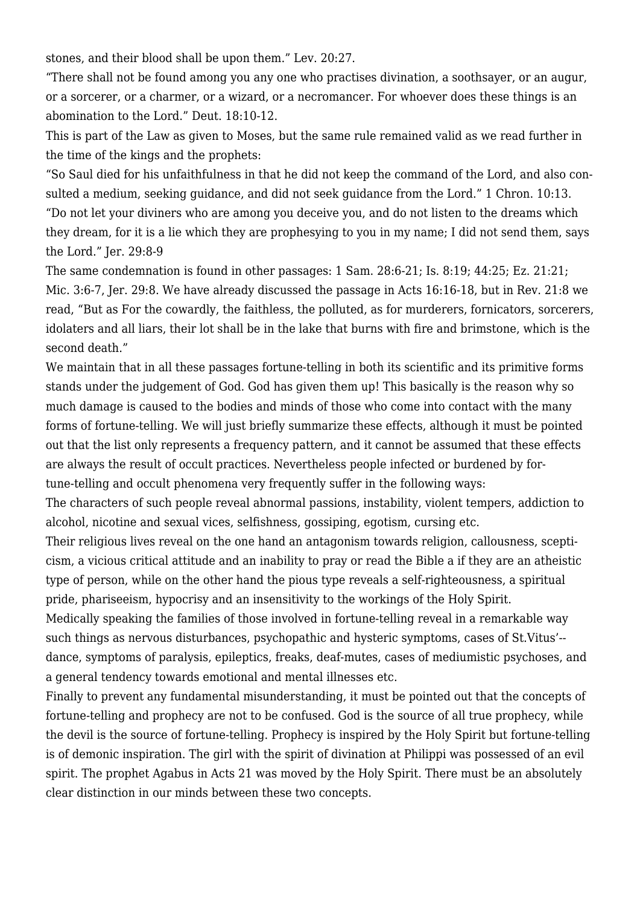stones, and their blood shall be upon them." Lev. 20:27.

"There shall not be found among you any one who practises divination, a soothsayer, or an augur, or a sorcerer, or a charmer, or a wizard, or a necromancer. For whoever does these things is an abomination to the Lord." Deut. 18:10-12.

This is part of the Law as given to Moses, but the same rule remained valid as we read further in the time of the kings and the prophets:

"So Saul died for his unfaithfulness in that he did not keep the command of the Lord, and also consulted a medium, seeking guidance, and did not seek guidance from the Lord." 1 Chron. 10:13.

"Do not let your diviners who are among you deceive you, and do not listen to the dreams which they dream, for it is a lie which they are prophesying to you in my name; I did not send them, says the Lord." Jer. 29:8-9

The same condemnation is found in other passages: 1 Sam. 28:6-21; Is. 8:19; 44:25; Ez. 21:21; Mic. 3:6-7, Jer. 29:8. We have already discussed the passage in Acts 16:16-18, but in Rev. 21:8 we read, "But as For the cowardly, the faithless, the polluted, as for murderers, fornicators, sorcerers, idolaters and all liars, their lot shall be in the lake that burns with fire and brimstone, which is the second death."

We maintain that in all these passages fortune-telling in both its scientific and its primitive forms stands under the judgement of God. God has given them up! This basically is the reason why so much damage is caused to the bodies and minds of those who come into contact with the many forms of fortune-telling. We will just briefly summarize these effects, although it must be pointed out that the list only represents a frequency pattern, and it cannot be assumed that these effects are always the result of occult practices. Nevertheless people infected or burdened by fortune-telling and occult phenomena very frequently suffer in the following ways:

The characters of such people reveal abnormal passions, instability, violent tempers, addiction to alcohol, nicotine and sexual vices, selfishness, gossiping, egotism, cursing etc.

Their religious lives reveal on the one hand an antagonism towards religion, callousness, scepticism, a vicious critical attitude and an inability to pray or read the Bible a if they are an atheistic type of person, while on the other hand the pious type reveals a self-righteousness, a spiritual pride, phariseeism, hypocrisy and an insensitivity to the workings of the Holy Spirit.

Medically speaking the families of those involved in fortune-telling reveal in a remarkable way such things as nervous disturbances, psychopathic and hysteric symptoms, cases of St.Vitus'-dance, symptoms of paralysis, epileptics, freaks, deaf-mutes, cases of mediumistic psychoses, and a general tendency towards emotional and mental illnesses etc.

Finally to prevent any fundamental misunderstanding, it must be pointed out that the concepts of fortune-telling and prophecy are not to be confused. God is the source of all true prophecy, while the devil is the source of fortune-telling. Prophecy is inspired by the Holy Spirit but fortune-telling is of demonic inspiration. The girl with the spirit of divination at Philippi was possessed of an evil spirit. The prophet Agabus in Acts 21 was moved by the Holy Spirit. There must be an absolutely clear distinction in our minds between these two concepts.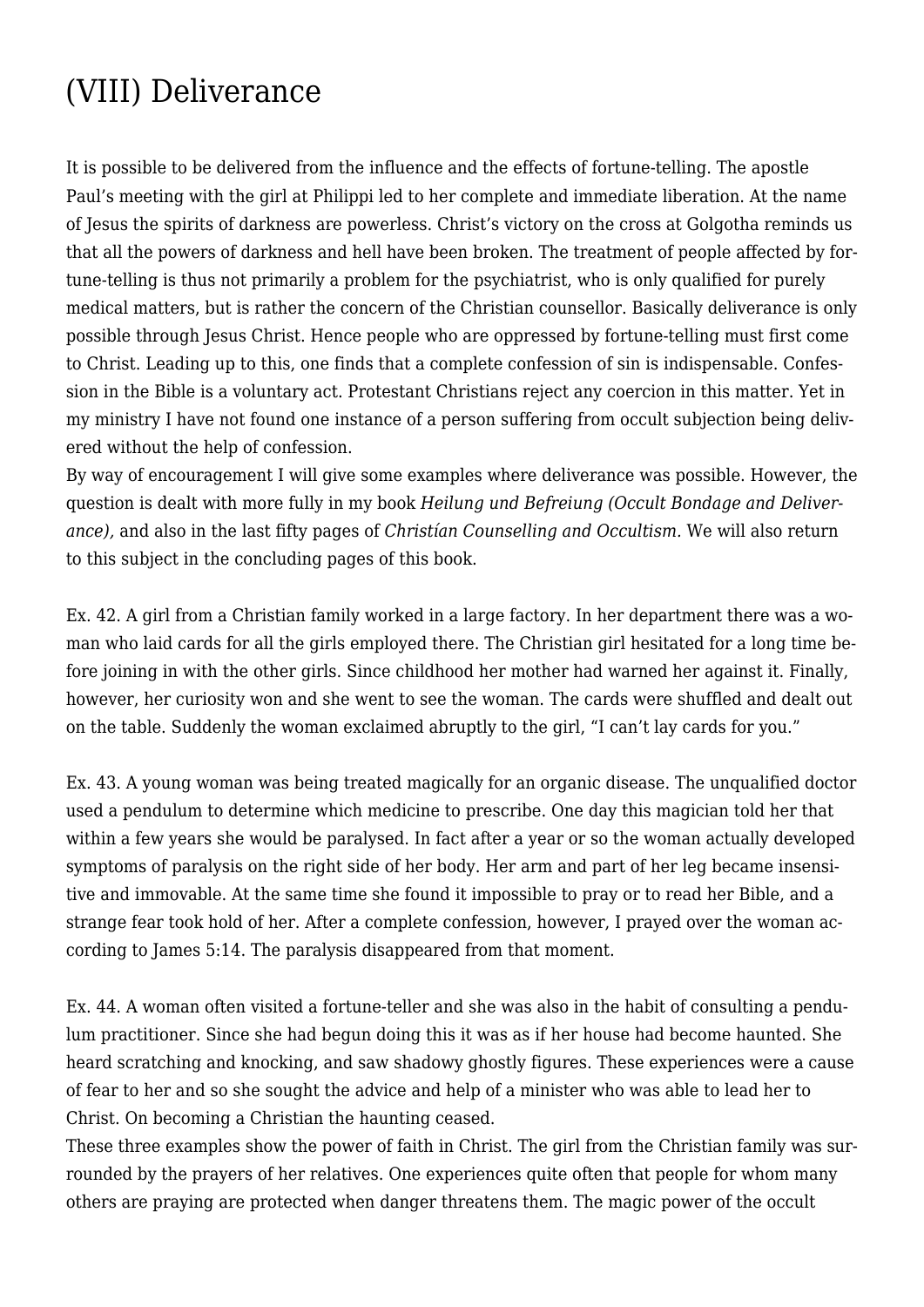# (VIII) Deliverance

It is possible to be delivered from the influence and the effects of fortune-telling. The apostle Paul's meeting with the girl at Philippi led to her complete and immediate liberation. At the name of Jesus the spirits of darkness are powerless. Christ's victory on the cross at Golgotha reminds us that all the powers of darkness and hell have been broken. The treatment of people affected by fortune-telling is thus not primarily a problem for the psychiatrist, who is only qualified for purely medical matters, but is rather the concern of the Christian counsellor. Basically deliverance is only possible through Jesus Christ. Hence people who are oppressed by fortune-telling must first come to Christ. Leading up to this, one finds that a complete confession of sin is indispensable. Confession in the Bible is a voluntary act. Protestant Christians reject any coercion in this matter. Yet in my ministry I have not found one instance of a person suffering from occult subjection being delivered without the help of confession.

By way of encouragement I will give some examples where deliverance was possible. However, the question is dealt with more fully in my book *Heilung und Befreiung (Occult Bondage and Deliverance)*, and also in the last fifty pages of *Christían Counselling and Occultism*. We will also return to this subject in the concluding pages of this book.

Ex. 42. A girl from a Christian family worked in a large factory. In her department there was a woman who laid cards for all the girls employed there. The Christian girl hesitated for a long time before joining in with the other girls. Since childhood her mother had warned her against it. Finally, however, her curiosity won and she went to see the woman. The cards were shuffled and dealt out on the table. Suddenly the woman exclaimed abruptly to the girl, "I can't lay cards for you."

Ex. 43. A young woman was being treated magically for an organic disease. The unqualified doctor used a pendulum to determine which medicine to prescribe. One day this magician told her that within a few years she would be paralysed. In fact after a year or so the woman actually developed symptoms of paralysis on the right side of her body. Her arm and part of her leg became insensitive and immovable. At the same time she found it impossible to pray or to read her Bible, and a strange fear took hold of her. After a complete confession, however, I prayed over the woman according to James 5:14. The paralysis disappeared from that moment.

Ex. 44. A woman often visited a fortune-teller and she was also in the habit of consulting a pendulum practitioner. Since she had begun doing this it was as if her house had become haunted. She heard scratching and knocking, and saw shadowy ghostly figures. These experiences were a cause of fear to her and so she sought the advice and help of a minister who was able to lead her to Christ. On becoming a Christian the haunting ceased.

These three examples show the power of faith in Christ. The girl from the Christian family was surrounded by the prayers of her relatives. One experiences quite often that people for whom many others are praying are protected when danger threatens them. The magic power of the occult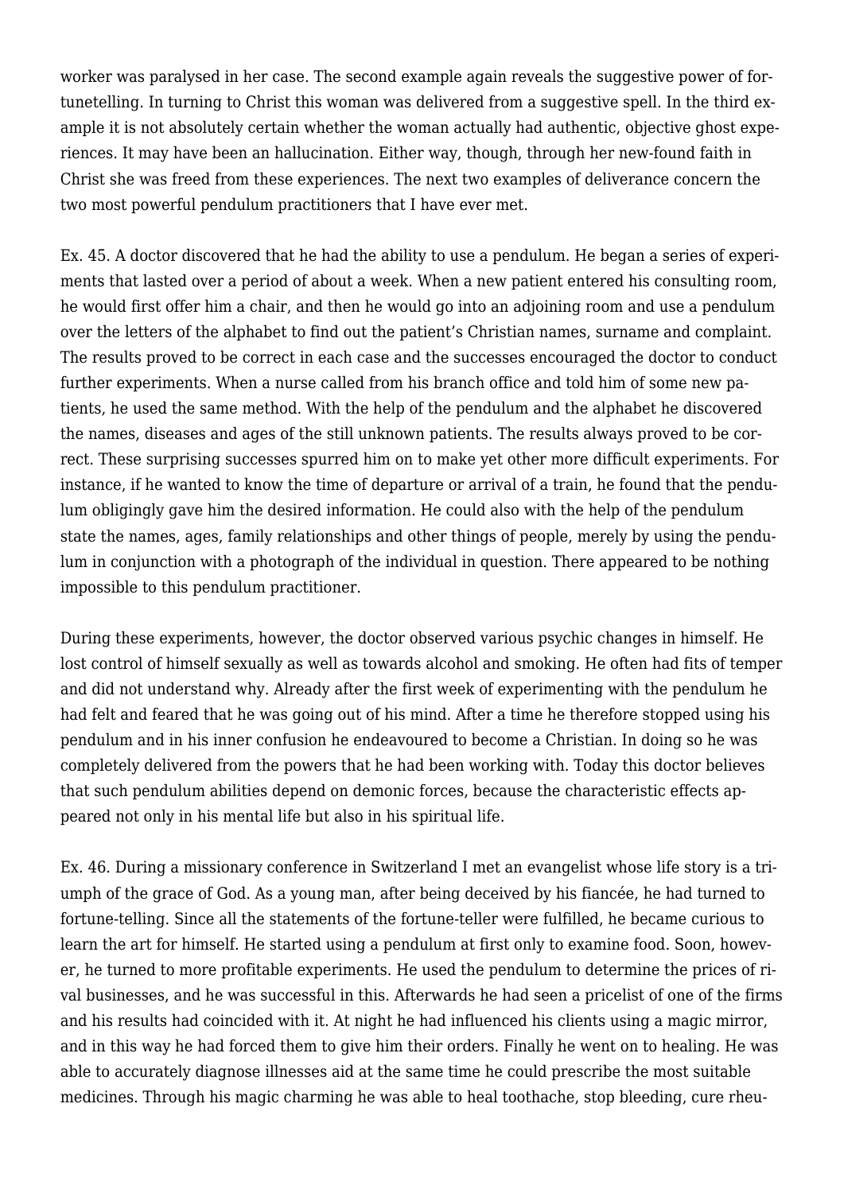worker was paralysed in her case. The second example again reveals the suggestive power of fortunetelling. In turning to Christ this woman was delivered from a suggestive spell. In the third example it is not absolutely certain whether the woman actually had authentic, objective ghost experiences. It may have been an hallucination. Either way, though, through her new-found faith in Christ she was freed from these experiences. The next two examples of deliverance concern the two most powerful pendulum practitioners that I have ever met.

Ex. 45. A doctor discovered that he had the ability to use a pendulum. He began a series of experiments that lasted over a period of about a week. When a new patient entered his consulting room, he would first offer him a chair, and then he would go into an adjoining room and use a pendulum over the letters of the alphabet to find out the patient's Christian names, surname and complaint. The results proved to be correct in each case and the successes encouraged the doctor to conduct further experiments. When a nurse called from his branch office and told him of some new patients, he used the same method. With the help of the pendulum and the alphabet he discovered the names, diseases and ages of the still unknown patients. The results always proved to be correct. These surprising successes spurred him on to make yet other more difficult experiments. For instance, if he wanted to know the time of departure or arrival of a train, he found that the pendulum obligingly gave him the desired information. He could also with the help of the pendulum state the names, ages, family relationships and other things of people, merely by using the pendulum in conjunction with a photograph of the individual in question. There appeared to be nothing impossible to this pendulum practitioner.

During these experiments, however, the doctor observed various psychic changes in himself. He lost control of himself sexually as well as towards alcohol and smoking. He often had fits of temper and did not understand why. Already after the first week of experimenting with the pendulum he had felt and feared that he was going out of his mind. After a time he therefore stopped using his pendulum and in his inner confusion he endeavoured to become a Christian. In doing so he was completely delivered from the powers that he had been working with. Today this doctor believes that such pendulum abilities depend on demonic forces, because the characteristic effects appeared not only in his mental life but also in his spiritual life.

Ex. 46. During a missionary conference in Switzerland I met an evangelist whose life story is a triumph of the grace of God. As a young man, after being deceived by his fiancée, he had turned to fortune-telling. Since all the statements of the fortune-teller were fulfilled, he became curious to learn the art for himself. He started using a pendulum at first only to examine food. Soon, however, he turned to more profitable experiments. He used the pendulum to determine the prices of rival businesses, and he was successful in this. Afterwards he had seen a pricelist of one of the firms and his results had coincided with it. At night he had influenced his clients using a magic mirror, and in this way he had forced them to give him their orders. Finally he went on to healing. He was able to accurately diagnose illnesses aid at the same time he could prescribe the most suitable medicines. Through his magic charming he was able to heal toothache, stop bleeding, cure rheu-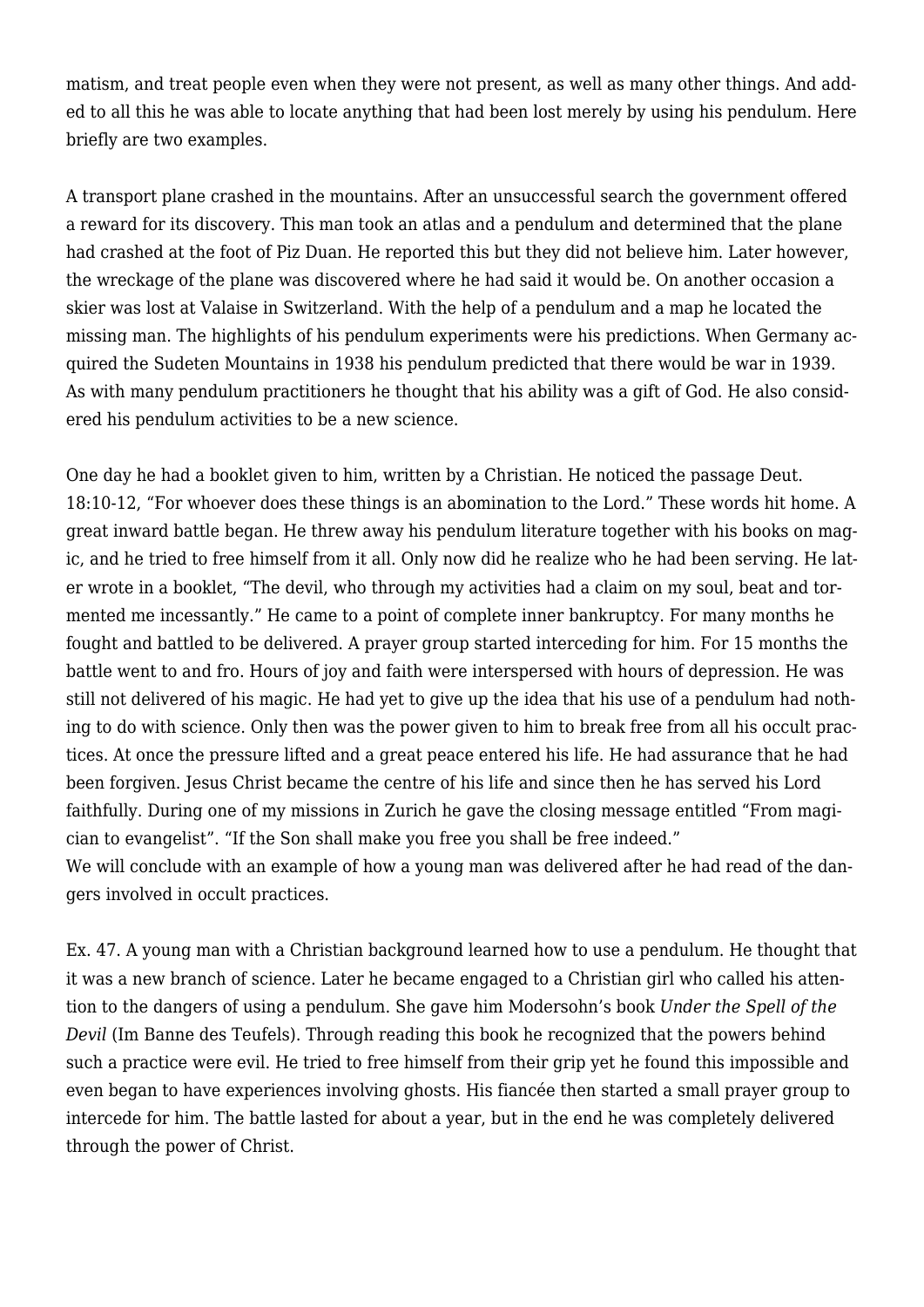matism, and treat people even when they were not present, as well as many other things. And added to all this he was able to locate anything that had been lost merely by using his pendulum. Here briefly are two examples.

A transport plane crashed in the mountains. After an unsuccessful search the government offered a reward for its discovery. This man took an atlas and a pendulum and determined that the plane had crashed at the foot of Piz Duan. He reported this but they did not believe him. Later however, the wreckage of the plane was discovered where he had said it would be. On another occasion a skier was lost at Valaise in Switzerland. With the help of a pendulum and a map he located the missing man. The highlights of his pendulum experiments were his predictions. When Germany acquired the Sudeten Mountains in 1938 his pendulum predicted that there would be war in 1939. As with many pendulum practitioners he thought that his ability was a gift of God. He also considered his pendulum activities to be a new science.

One day he had a booklet given to him, written by a Christian. He noticed the passage Deut. 18:10-12, "For whoever does these things is an abomination to the Lord." These words hit home. A great inward battle began. He threw away his pendulum literature together with his books on magic, and he tried to free himself from it all. Only now did he realize who he had been serving. He later wrote in a booklet, "The devil, who through my activities had a claim on my soul, beat and tormented me incessantly." He came to a point of complete inner bankruptcy. For many months he fought and battled to be delivered. A prayer group started interceding for him. For 15 months the battle went to and fro. Hours of joy and faith were interspersed with hours of depression. He was still not delivered of his magic. He had yet to give up the idea that his use of a pendulum had nothing to do with science. Only then was the power given to him to break free from all his occult practices. At once the pressure lifted and a great peace entered his life. He had assurance that he had been forgiven. Jesus Christ became the centre of his life and since then he has served his Lord faithfully. During one of my missions in Zurich he gave the closing message entitled "From magician to evangelist". "If the Son shall make you free you shall be free indeed."
We will conclude with an example of how a young man was delivered after he had read of the dangers involved in occult practices.

Ex. 47. A young man with a Christian background learned how to use a pendulum. He thought that it was a new branch of science. Later he became engaged to a Christian girl who called his attention to the dangers of using a pendulum. She gave him Modersohn's book *Under the Spell of the Devil* (Im Banne des Teufels). Through reading this book he recognized that the powers behind such a practice were evil. He tried to free himself from their grip yet he found this impossible and even began to have experiences involving ghosts. His fiancée then started a small prayer group to intercede for him. The battle lasted for about a year, but in the end he was completely delivered through the power of Christ.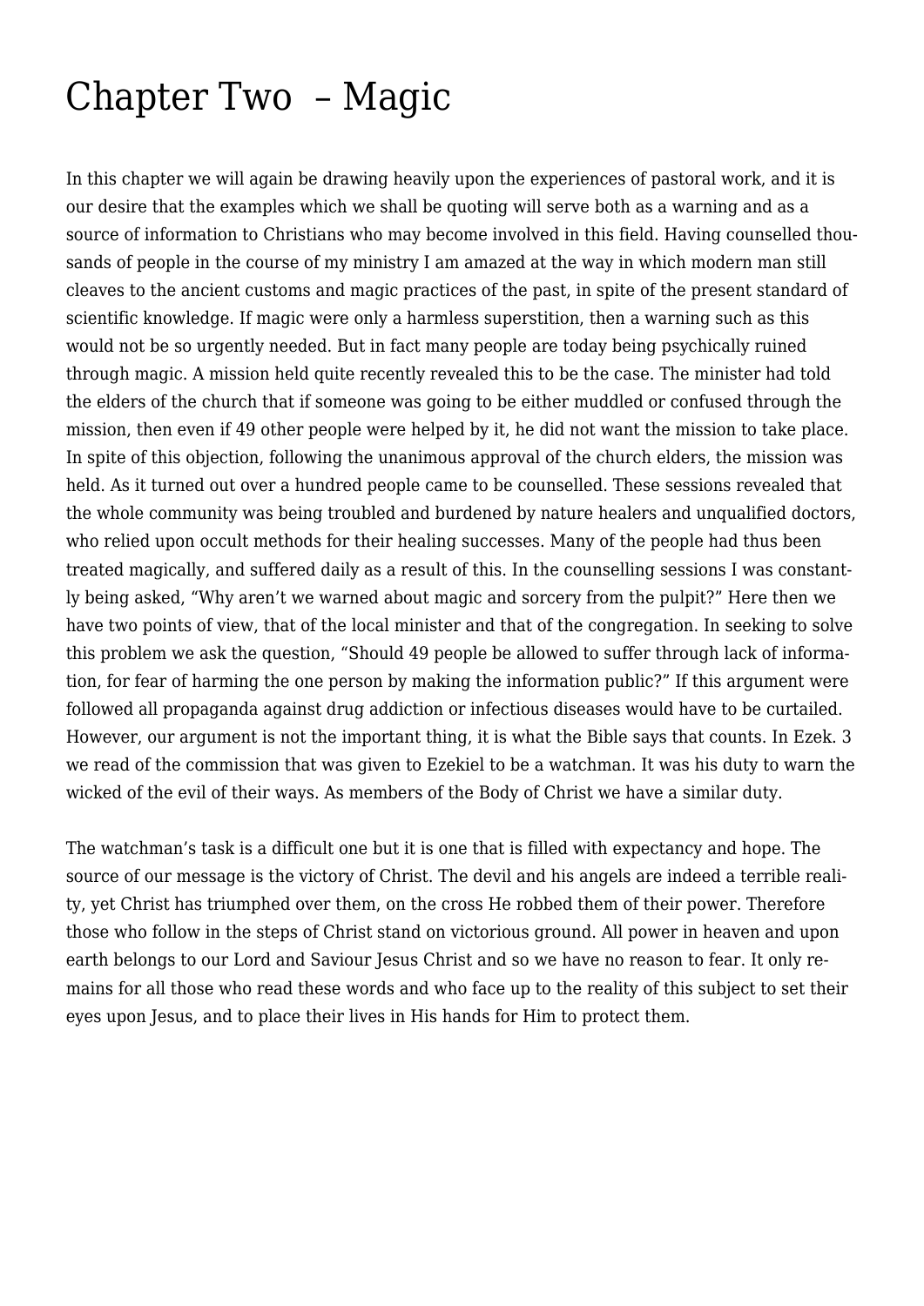# Chapter Two – Magic

In this chapter we will again be drawing heavily upon the experiences of pastoral work, and it is our desire that the examples which we shall be quoting will serve both as a warning and as a source of information to Christians who may become involved in this field. Having counselled thousands of people in the course of my ministry I am amazed at the way in which modern man still cleaves to the ancient customs and magic practices of the past, in spite of the present standard of scientific knowledge. If magic were only a harmless superstition, then a warning such as this would not be so urgently needed. But in fact many people are today being psychically ruined through magic. A mission held quite recently revealed this to be the case. The minister had told the elders of the church that if someone was going to be either muddled or confused through the mission, then even if 49 other people were helped by it, he did not want the mission to take place. In spite of this objection, following the unanimous approval of the church elders, the mission was held. As it turned out over a hundred people came to be counselled. These sessions revealed that the whole community was being troubled and burdened by nature healers and unqualified doctors, who relied upon occult methods for their healing successes. Many of the people had thus been treated magically, and suffered daily as a result of this. In the counselling sessions I was constantly being asked, "Why aren't we warned about magic and sorcery from the pulpit?" Here then we have two points of view, that of the local minister and that of the congregation. In seeking to solve this problem we ask the question, "Should 49 people be allowed to suffer through lack of information, for fear of harming the one person by making the information public?" If this argument were followed all propaganda against drug addiction or infectious diseases would have to be curtailed. However, our argument is not the important thing, it is what the Bible says that counts. In Ezek. 3 we read of the commission that was given to Ezekiel to be a watchman. It was his duty to warn the wicked of the evil of their ways. As members of the Body of Christ we have a similar duty.

The watchman's task is a difficult one but it is one that is filled with expectancy and hope. The source of our message is the victory of Christ. The devil and his angels are indeed a terrible reality, yet Christ has triumphed over them, on the cross He robbed them of their power. Therefore those who follow in the steps of Christ stand on victorious ground. All power in heaven and upon earth belongs to our Lord and Saviour Jesus Christ and so we have no reason to fear. It only remains for all those who read these words and who face up to the reality of this subject to set their eyes upon Jesus, and to place their lives in His hands for Him to protect them.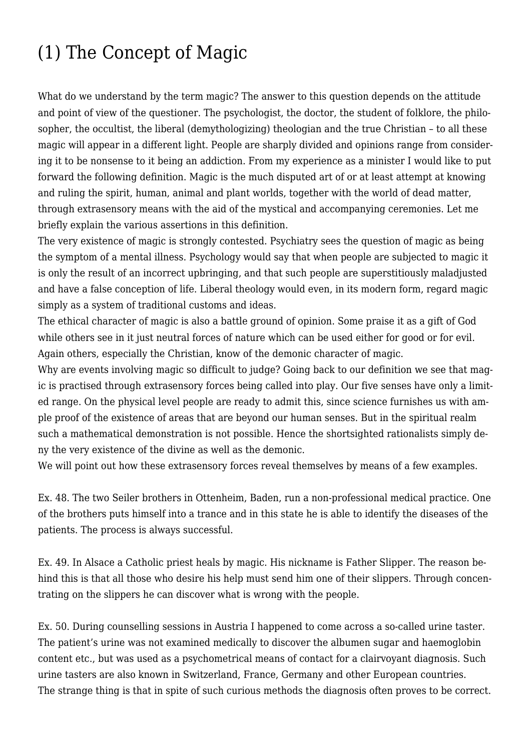# (1) The Concept of Magic

What do we understand by the term magic? The answer to this question depends on the attitude and point of view of the questioner. The psychologist, the doctor, the student of folklore, the philosopher, the occultist, the liberal (demythologizing) theologian and the true Christian – to all these magic will appear in a different light. People are sharply divided and opinions range from considering it to be nonsense to it being an addiction. From my experience as a minister I would like to put forward the following definition. Magic is the much disputed art of or at least attempt at knowing and ruling the spirit, human, animal and plant worlds, together with the world of dead matter, through extrasensory means with the aid of the mystical and accompanying ceremonies. Let me briefly explain the various assertions in this definition.

The very existence of magic is strongly contested. Psychiatry sees the question of magic as being the symptom of a mental illness. Psychology would say that when people are subjected to magic it is only the result of an incorrect upbringing, and that such people are superstitiously maladjusted and have a false conception of life. Liberal theology would even, in its modern form, regard magic simply as a system of traditional customs and ideas.

The ethical character of magic is also a battle ground of opinion. Some praise it as a gift of God while others see in it just neutral forces of nature which can be used either for good or for evil. Again others, especially the Christian, know of the demonic character of magic.

Why are events involving magic so difficult to judge? Going back to our definition we see that magic is practised through extrasensory forces being called into play. Our five senses have only a limited range. On the physical level people are ready to admit this, since science furnishes us with ample proof of the existence of areas that are beyond our human senses. But in the spiritual realm such a mathematical demonstration is not possible. Hence the shortsighted rationalists simply deny the very existence of the divine as well as the demonic.

We will point out how these extrasensory forces reveal themselves by means of a few examples.

Ex. 48. The two Seiler brothers in Ottenheim, Baden, run a non-professional medical practice. One of the brothers puts himself into a trance and in this state he is able to identify the diseases of the patients. The process is always successful.

Ex. 49. In Alsace a Catholic priest heals by magic. His nickname is Father Slipper. The reason behind this is that all those who desire his help must send him one of their slippers. Through concentrating on the slippers he can discover what is wrong with the people.

Ex. 50. During counselling sessions in Austria I happened to come across a so-called urine taster. The patient's urine was not examined medically to discover the albumen sugar and haemoglobin content etc., but was used as a psychometrical means of contact for a clairvoyant diagnosis. Such urine tasters are also known in Switzerland, France, Germany and other European countries. The strange thing is that in spite of such curious methods the diagnosis often proves to be correct.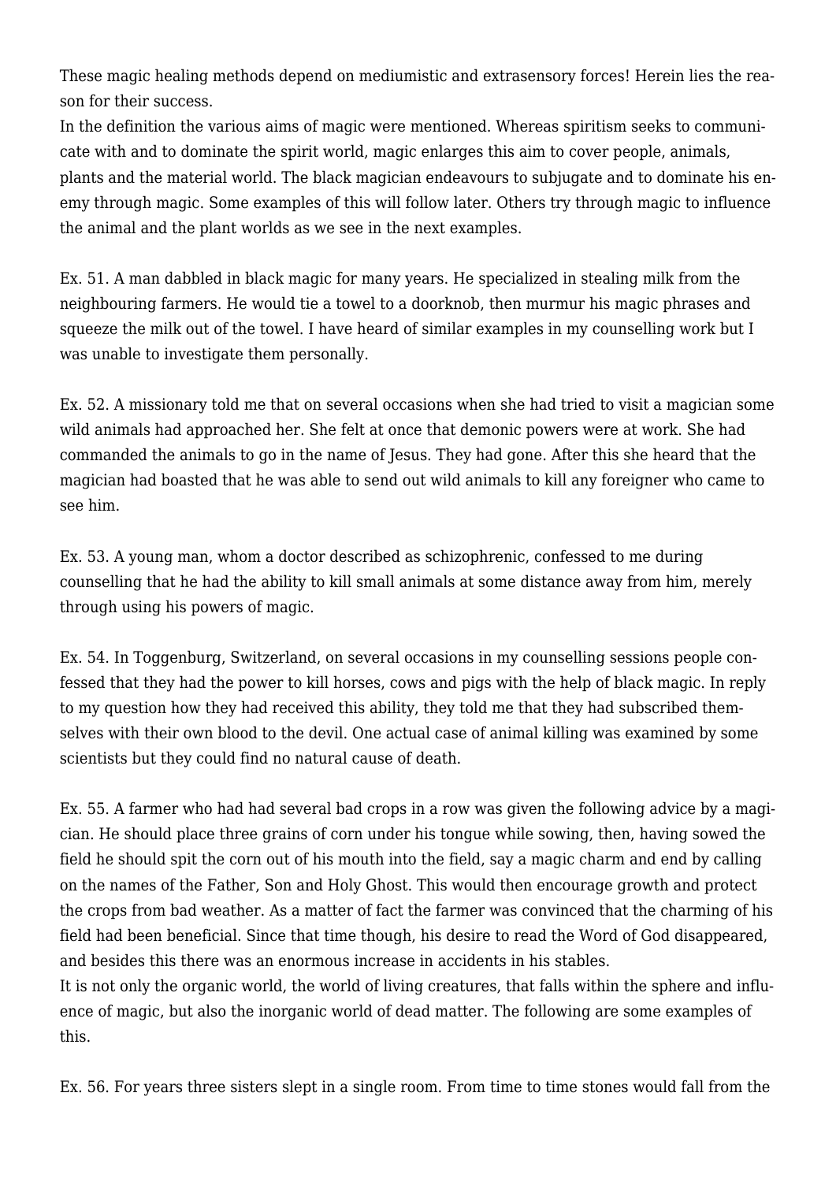These magic healing methods depend on mediumistic and extrasensory forces! Herein lies the reason for their success.

In the definition the various aims of magic were mentioned. Whereas spiritism seeks to communicate with and to dominate the spirit world, magic enlarges this aim to cover people, animals, plants and the material world. The black magician endeavours to subjugate and to dominate his enemy through magic. Some examples of this will follow later. Others try through magic to influence the animal and the plant worlds as we see in the next examples.

Ex. 51. A man dabbled in black magic for many years. He specialized in stealing milk from the neighbouring farmers. He would tie a towel to a doorknob, then murmur his magic phrases and squeeze the milk out of the towel. I have heard of similar examples in my counselling work but I was unable to investigate them personally.

Ex. 52. A missionary told me that on several occasions when she had tried to visit a magician some wild animals had approached her. She felt at once that demonic powers were at work. She had commanded the animals to go in the name of Jesus. They had gone. After this she heard that the magician had boasted that he was able to send out wild animals to kill any foreigner who came to see him.

Ex. 53. A young man, whom a doctor described as schizophrenic, confessed to me during counselling that he had the ability to kill small animals at some distance away from him, merely through using his powers of magic.

Ex. 54. In Toggenburg, Switzerland, on several occasions in my counselling sessions people confessed that they had the power to kill horses, cows and pigs with the help of black magic. In reply to my question how they had received this ability, they told me that they had subscribed themselves with their own blood to the devil. One actual case of animal killing was examined by some scientists but they could find no natural cause of death.

Ex. 55. A farmer who had had several bad crops in a row was given the following advice by a magician. He should place three grains of corn under his tongue while sowing, then, having sowed the field he should spit the corn out of his mouth into the field, say a magic charm and end by calling on the names of the Father, Son and Holy Ghost. This would then encourage growth and protect the crops from bad weather. As a matter of fact the farmer was convinced that the charming of his field had been beneficial. Since that time though, his desire to read the Word of God disappeared, and besides this there was an enormous increase in accidents in his stables.

It is not only the organic world, the world of living creatures, that falls within the sphere and influence of magic, but also the inorganic world of dead matter. The following are some examples of this.

Ex. 56. For years three sisters slept in a single room. From time to time stones would fall from the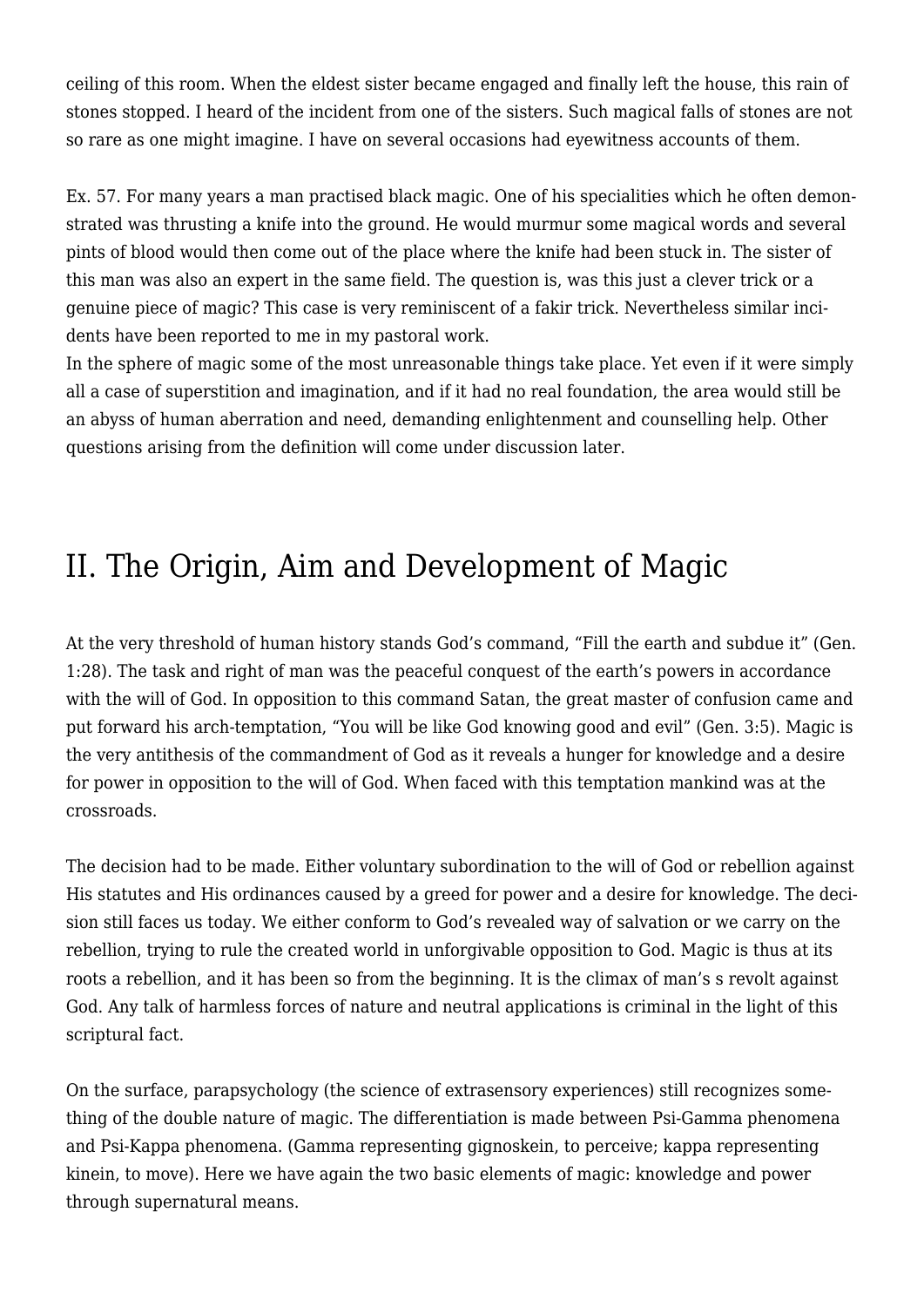ceiling of this room. When the eldest sister became engaged and finally left the house, this rain of stones stopped. I heard of the incident from one of the sisters. Such magical falls of stones are not so rare as one might imagine. I have on several occasions had eyewitness accounts of them.

Ex. 57. For many years a man practised black magic. One of his specialities which he often demonstrated was thrusting a knife into the ground. He would murmur some magical words and several pints of blood would then come out of the place where the knife had been stuck in. The sister of this man was also an expert in the same field. The question is, was this just a clever trick or a genuine piece of magic? This case is very reminiscent of a fakir trick. Nevertheless similar incidents have been reported to me in my pastoral work.
In the sphere of magic some of the most unreasonable things take place. Yet even if it were simply all a case of superstition and imagination, and if it had no real foundation, the area would still be an abyss of human aberration and need, demanding enlightenment and counselling help. Other questions arising from the definition will come under discussion later.

## II. The Origin, Aim and Development of Magic

At the very threshold of human history stands God's command, "Fill the earth and subdue it" (Gen. 1:28). The task and right of man was the peaceful conquest of the earth's powers in accordance with the will of God. In opposition to this command Satan, the great master of confusion came and put forward his arch-temptation, "You will be like God knowing good and evil" (Gen. 3:5). Magic is the very antithesis of the commandment of God as it reveals a hunger for knowledge and a desire for power in opposition to the will of God. When faced with this temptation mankind was at the crossroads.

The decision had to be made. Either voluntary subordination to the will of God or rebellion against His statutes and His ordinances caused by a greed for power and a desire for knowledge. The decision still faces us today. We either conform to God's revealed way of salvation or we carry on the rebellion, trying to rule the created world in unforgivable opposition to God. Magic is thus at its roots a rebellion, and it has been so from the beginning. It is the climax of man's s revolt against God. Any talk of harmless forces of nature and neutral applications is criminal in the light of this scriptural fact.

On the surface, parapsychology (the science of extrasensory experiences) still recognizes something of the double nature of magic. The differentiation is made between Psi-Gamma phenomena and Psi-Kappa phenomena. (Gamma representing gignoskein, to perceive; kappa representing kinein, to move). Here we have again the two basic elements of magic: knowledge and power through supernatural means.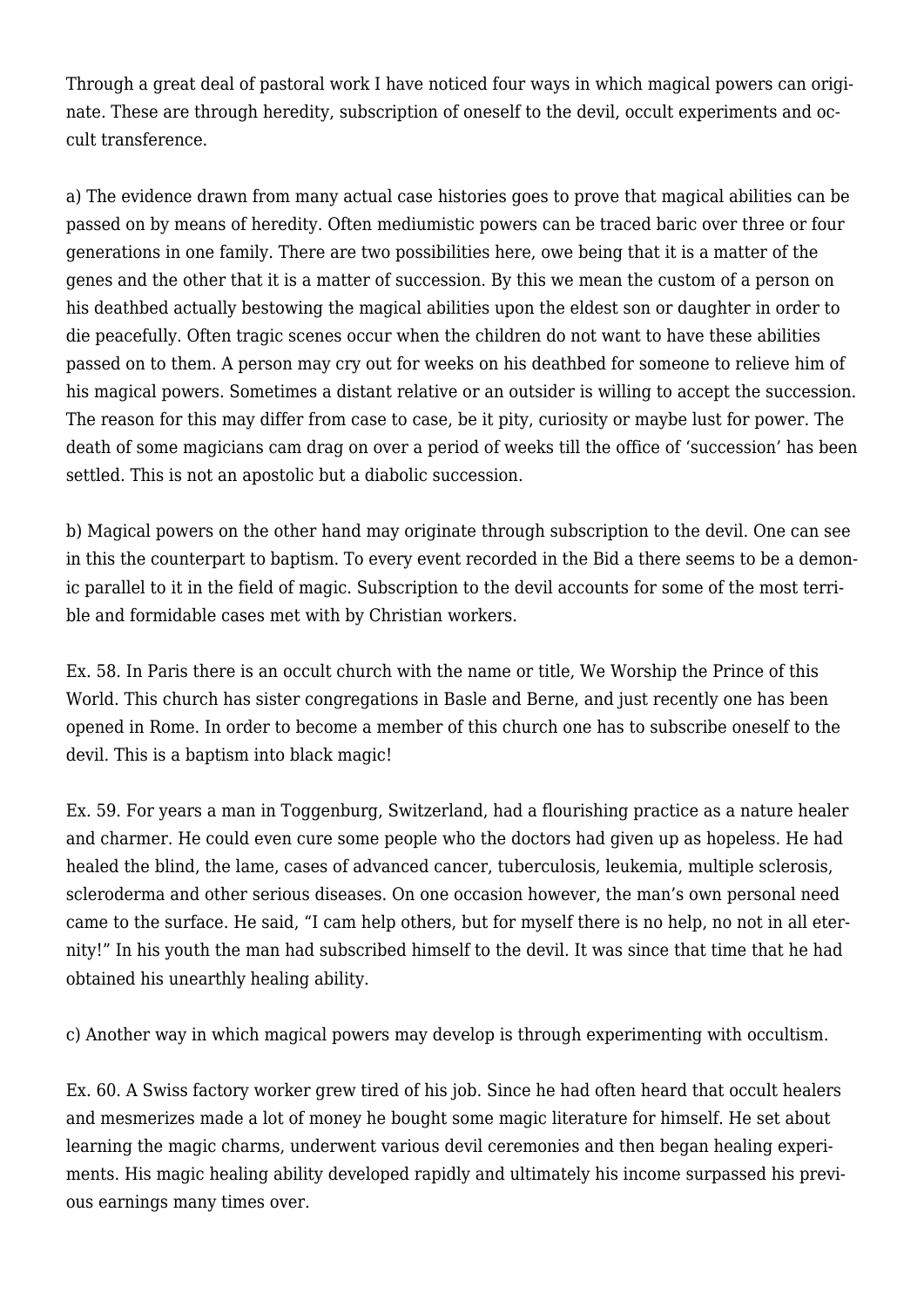Through a great deal of pastoral work I have noticed four ways in which magical powers can originate. These are through heredity, subscription of oneself to the devil, occult experiments and occult transference.

a) The evidence drawn from many actual case histories goes to prove that magical abilities can be passed on by means of heredity. Often mediumistic powers can be traced baric over three or four generations in one family. There are two possibilities here, owe being that it is a matter of the genes and the other that it is a matter of succession. By this we mean the custom of a person on his deathbed actually bestowing the magical abilities upon the eldest son or daughter in order to die peacefully. Often tragic scenes occur when the children do not want to have these abilities passed on to them. A person may cry out for weeks on his deathbed for someone to relieve him of his magical powers. Sometimes a distant relative or an outsider is willing to accept the succession. The reason for this may differ from case to case, be it pity, curiosity or maybe lust for power. The death of some magicians cam drag on over a period of weeks till the office of 'succession' has been settled. This is not an apostolic but a diabolic succession.

b) Magical powers on the other hand may originate through subscription to the devil. One can see in this the counterpart to baptism. To every event recorded in the Bid a there seems to be a demonic parallel to it in the field of magic. Subscription to the devil accounts for some of the most terrible and formidable cases met with by Christian workers.

Ex. 58. In Paris there is an occult church with the name or title, We Worship the Prince of this World. This church has sister congregations in Basle and Berne, and just recently one has been opened in Rome. In order to become a member of this church one has to subscribe oneself to the devil. This is a baptism into black magic!

Ex. 59. For years a man in Toggenburg, Switzerland, had a flourishing practice as a nature healer and charmer. He could even cure some people who the doctors had given up as hopeless. He had healed the blind, the lame, cases of advanced cancer, tuberculosis, leukemia, multiple sclerosis, scleroderma and other serious diseases. On one occasion however, the man's own personal need came to the surface. He said, "I cam help others, but for myself there is no help, no not in all eternity!" In his youth the man had subscribed himself to the devil. It was since that time that he had obtained his unearthly healing ability.

c) Another way in which magical powers may develop is through experimenting with occultism.

Ex. 60. A Swiss factory worker grew tired of his job. Since he had often heard that occult healers and mesmerizes made a lot of money he bought some magic literature for himself. He set about learning the magic charms, underwent various devil ceremonies and then began healing experiments. His magic healing ability developed rapidly and ultimately his income surpassed his previous earnings many times over.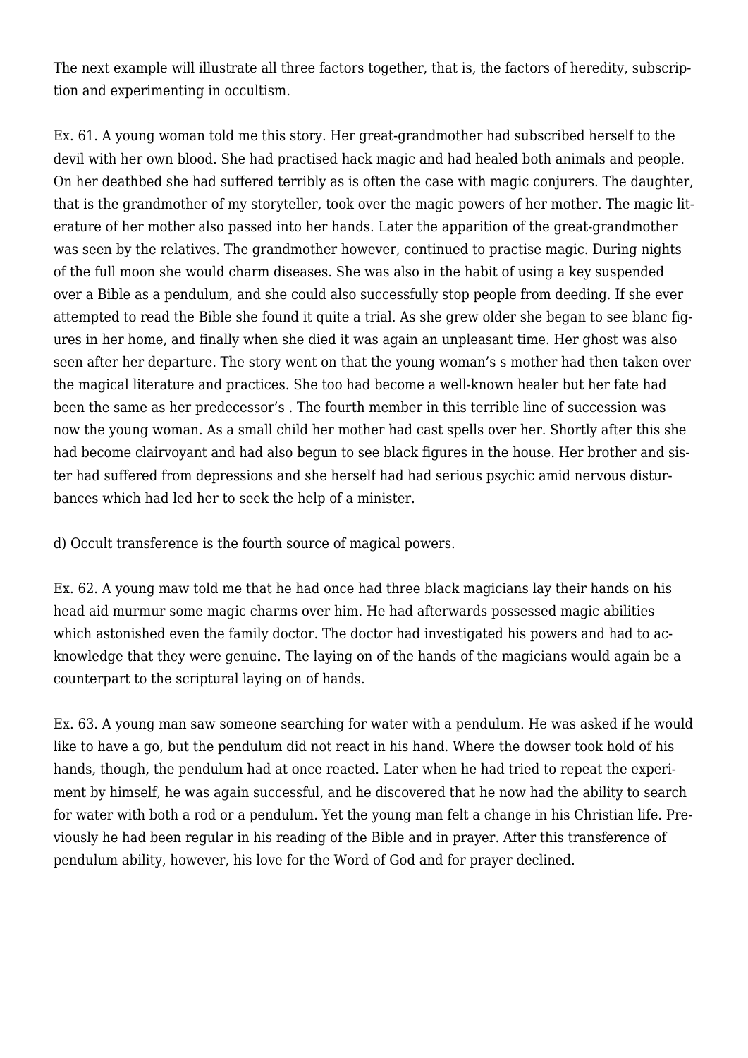The next example will illustrate all three factors together, that is, the factors of heredity, subscription and experimenting in occultism.

Ex. 61. A young woman told me this story. Her great-grandmother had subscribed herself to the devil with her own blood. She had practised hack magic and had healed both animals and people. On her deathbed she had suffered terribly as is often the case with magic conjurers. The daughter, that is the grandmother of my storyteller, took over the magic powers of her mother. The magic literature of her mother also passed into her hands. Later the apparition of the great-grandmother was seen by the relatives. The grandmother however, continued to practise magic. During nights of the full moon she would charm diseases. She was also in the habit of using a key suspended over a Bible as a pendulum, and she could also successfully stop people from deeding. If she ever attempted to read the Bible she found it quite a trial. As she grew older she began to see blanc figures in her home, and finally when she died it was again an unpleasant time. Her ghost was also seen after her departure. The story went on that the young woman's s mother had then taken over the magical literature and practices. She too had become a well-known healer but her fate had been the same as her predecessor's . The fourth member in this terrible line of succession was now the young woman. As a small child her mother had cast spells over her. Shortly after this she had become clairvoyant and had also begun to see black figures in the house. Her brother and sister had suffered from depressions and she herself had had serious psychic amid nervous disturbances which had led her to seek the help of a minister.

d) Occult transference is the fourth source of magical powers.

Ex. 62. A young maw told me that he had once had three black magicians lay their hands on his head aid murmur some magic charms over him. He had afterwards possessed magic abilities which astonished even the family doctor. The doctor had investigated his powers and had to acknowledge that they were genuine. The laying on of the hands of the magicians would again be a counterpart to the scriptural laying on of hands.

Ex. 63. A young man saw someone searching for water with a pendulum. He was asked if he would like to have a go, but the pendulum did not react in his hand. Where the dowser took hold of his hands, though, the pendulum had at once reacted. Later when he had tried to repeat the experiment by himself, he was again successful, and he discovered that he now had the ability to search for water with both a rod or a pendulum. Yet the young man felt a change in his Christian life. Previously he had been regular in his reading of the Bible and in prayer. After this transference of pendulum ability, however, his love for the Word of God and for prayer declined.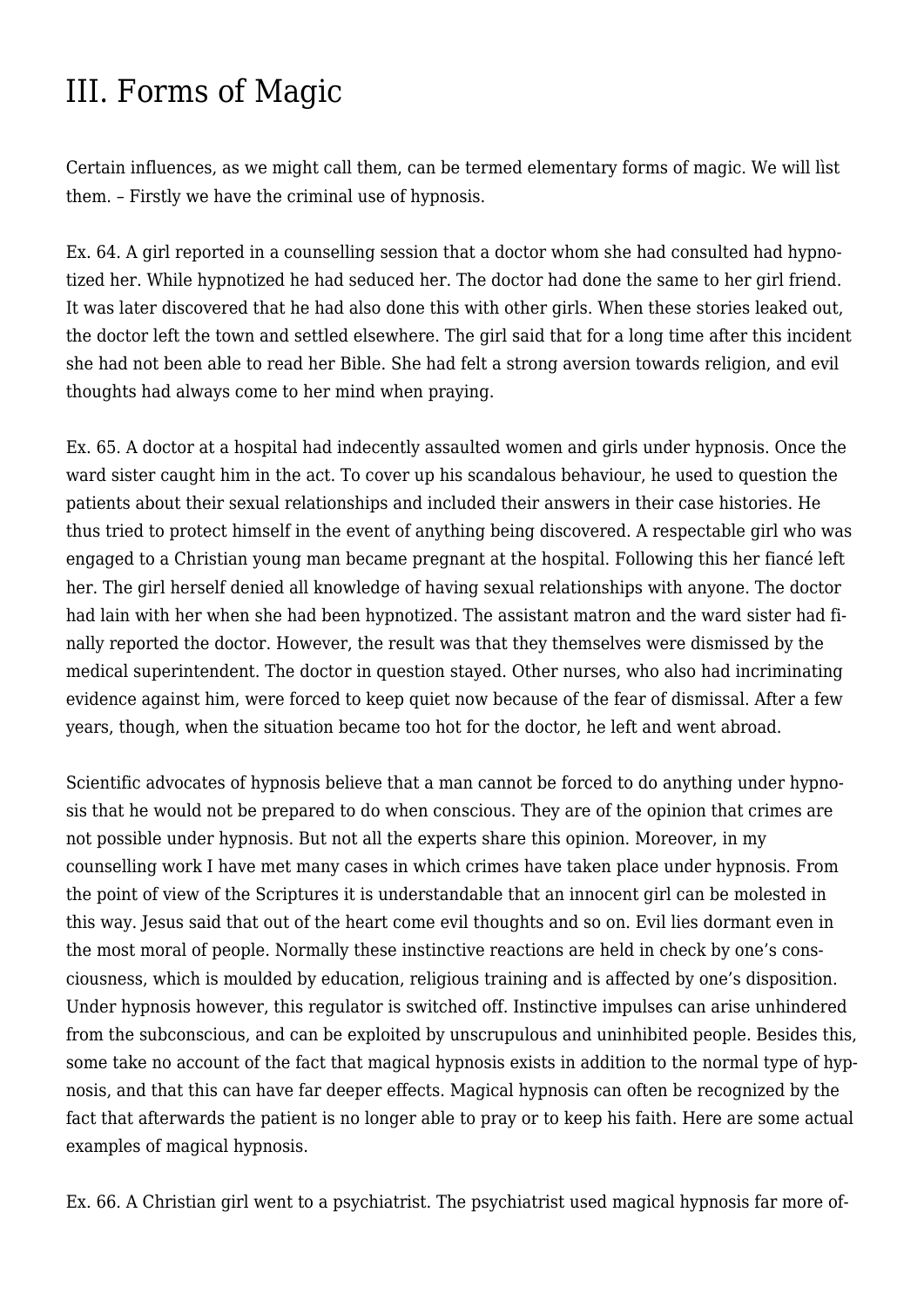# III. Forms of Magic

Certain influences, as we might call them, can be termed elementary forms of magic. We will lìst them. – Firstly we have the criminal use of hypnosis.

Ex. 64. A girl reported in a counselling session that a doctor whom she had consulted had hypnotized her. While hypnotized he had seduced her. The doctor had done the same to her girl friend. It was later discovered that he had also done this with other girls. When these stories leaked out, the doctor left the town and settled elsewhere. The girl said that for a long time after this incident she had not been able to read her Bible. She had felt a strong aversion towards religion, and evil thoughts had always come to her mind when praying.

Ex. 65. A doctor at a hospital had indecently assaulted women and girls under hypnosis. Once the ward sister caught him in the act. To cover up his scandalous behaviour, he used to question the patients about their sexual relationships and included their answers in their case histories. He thus tried to protect himself in the event of anything being discovered. A respectable girl who was engaged to a Christian young man became pregnant at the hospital. Following this her fiancé left her. The girl herself denied all knowledge of having sexual relationships with anyone. The doctor had lain with her when she had been hypnotized. The assistant matron and the ward sister had finally reported the doctor. However, the result was that they themselves were dismissed by the medical superintendent. The doctor in question stayed. Other nurses, who also had incriminating evidence against him, were forced to keep quiet now because of the fear of dismissal. After a few years, though, when the situation became too hot for the doctor, he left and went abroad.

Scientific advocates of hypnosis believe that a man cannot be forced to do anything under hypnosis that he would not be prepared to do when conscious. They are of the opinion that crimes are not possible under hypnosis. But not all the experts share this opinion. Moreover, in my counselling work I have met many cases in which crimes have taken place under hypnosis. From the point of view of the Scriptures it is understandable that an innocent girl can be molested in this way. Jesus said that out of the heart come evil thoughts and so on. Evil lies dormant even in the most moral of people. Normally these instinctive reactions are held in check by one's consciousness, which is moulded by education, religious training and is affected by one's disposition. Under hypnosis however, this regulator is switched off. Instinctive impulses can arise unhindered from the subconscious, and can be exploited by unscrupulous and uninhibited people. Besides this, some take no account of the fact that magical hypnosis exists in addition to the normal type of hypnosis, and that this can have far deeper effects. Magical hypnosis can often be recognized by the fact that afterwards the patient is no longer able to pray or to keep his faith. Here are some actual examples of magical hypnosis.

Ex. 66. A Christian girl went to a psychiatrist. The psychiatrist used magical hypnosis far more of-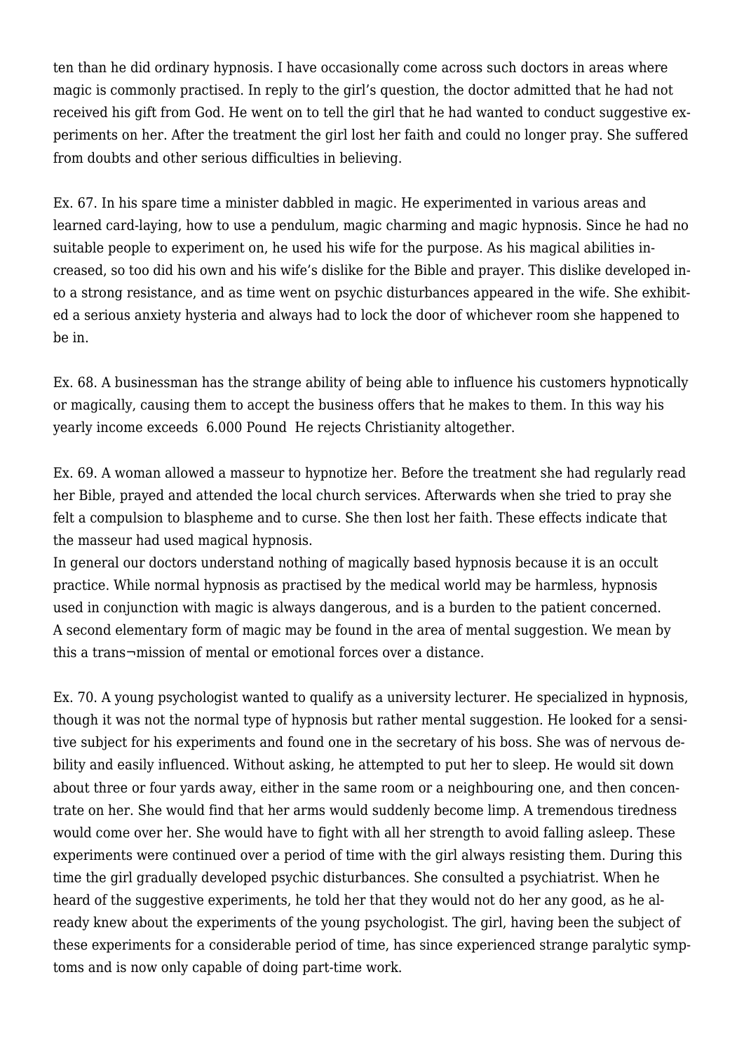ten than he did ordinary hypnosis. I have occasionally come across such doctors in areas where magic is commonly practised. In reply to the girl's question, the doctor admitted that he had not received his gift from God. He went on to tell the girl that he had wanted to conduct suggestive experiments on her. After the treatment the girl lost her faith and could no longer pray. She suffered from doubts and other serious difficulties in believing.

Ex. 67. In his spare time a minister dabbled in magic. He experimented in various areas and learned card-laying, how to use a pendulum, magic charming and magic hypnosis. Since he had no suitable people to experiment on, he used his wife for the purpose. As his magical abilities increased, so too did his own and his wife's dislike for the Bible and prayer. This dislike developed into a strong resistance, and as time went on psychic disturbances appeared in the wife. She exhibited a serious anxiety hysteria and always had to lock the door of whichever room she happened to be in.

Ex. 68. A businessman has the strange ability of being able to influence his customers hypnotically or magically, causing them to accept the business offers that he makes to them. In this way his yearly income exceeds 6.000 Pound He rejects Christianity altogether.

Ex. 69. A woman allowed a masseur to hypnotize her. Before the treatment she had regularly read her Bible, prayed and attended the local church services. Afterwards when she tried to pray she felt a compulsion to blaspheme and to curse. She then lost her faith. These effects indicate that the masseur had used magical hypnosis.

In general our doctors understand nothing of magically based hypnosis because it is an occult practice. While normal hypnosis as practised by the medical world may be harmless, hypnosis used in conjunction with magic is always dangerous, and is a burden to the patient concerned.

A second elementary form of magic may be found in the area of mental suggestion. We mean by this a trans¬mission of mental or emotional forces over a distance.

Ex. 70. A young psychologist wanted to qualify as a university lecturer. He specialized in hypnosis, though it was not the normal type of hypnosis but rather mental suggestion. He looked for a sensitive subject for his experiments and found one in the secretary of his boss. She was of nervous debility and easily influenced. Without asking, he attempted to put her to sleep. He would sit down about three or four yards away, either in the same room or a neighbouring one, and then concentrate on her. She would find that her arms would suddenly become limp. A tremendous tiredness would come over her. She would have to fight with all her strength to avoid falling asleep. These experiments were continued over a period of time with the girl always resisting them. During this time the girl gradually developed psychic disturbances. She consulted a psychiatrist. When he heard of the suggestive experiments, he told her that they would not do her any good, as he already knew about the experiments of the young psychologist. The girl, having been the subject of these experiments for a considerable period of time, has since experienced strange paralytic symptoms and is now only capable of doing part-time work.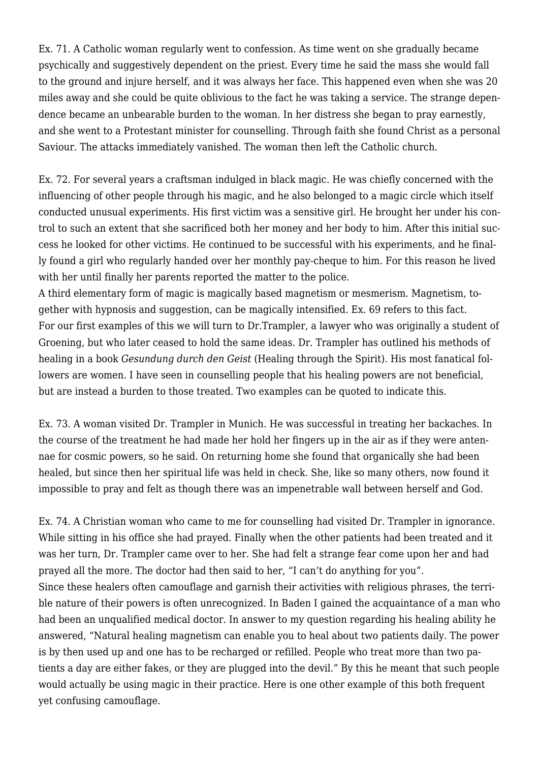Ex. 71. A Catholic woman regularly went to confession. As time went on she gradually became psychically and suggestively dependent on the priest. Every time he said the mass she would fall to the ground and injure herself, and it was always her face. This happened even when she was 20 miles away and she could be quite oblivious to the fact he was taking a service. The strange dependence became an unbearable burden to the woman. In her distress she began to pray earnestly, and she went to a Protestant minister for counselling. Through faith she found Christ as a personal Saviour. The attacks immediately vanished. The woman then left the Catholic church.

Ex. 72. For several years a craftsman indulged in black magic. He was chiefly concerned with the influencing of other people through his magic, and he also belonged to a magic circle which itself conducted unusual experiments. His first victim was a sensitive girl. He brought her under his control to such an extent that she sacrificed both her money and her body to him. After this initial success he looked for other victims. He continued to be successful with his experiments, and he finally found a girl who regularly handed over her monthly pay-cheque to him. For this reason he lived with her until finally her parents reported the matter to the police.

A third elementary form of magic is magically based magnetism or mesmerism. Magnetism, together with hypnosis and suggestion, can be magically intensified. Ex. 69 refers to this fact.

For our first examples of this we will turn to Dr.Trampler, a lawyer who was originally a student of Groening, but who later ceased to hold the same ideas. Dr. Trampler has outlined his methods of healing in a book *Gesundung durch den Geist* (Healing through the Spirit). His most fanatical followers are women. I have seen in counselling people that his healing powers are not beneficial, but are instead a burden to those treated. Two examples can be quoted to indicate this.

Ex. 73. A woman visited Dr. Trampler in Munich. He was successful in treating her backaches. In the course of the treatment he had made her hold her fingers up in the air as if they were antennae for cosmic powers, so he said. On returning home she found that organically she had been healed, but since then her spiritual life was held in check. She, like so many others, now found it impossible to pray and felt as though there was an impenetrable wall between herself and God.

Ex. 74. A Christian woman who came to me for counselling had visited Dr. Trampler in ignorance. While sitting in his office she had prayed. Finally when the other patients had been treated and it was her turn, Dr. Trampler came over to her. She had felt a strange fear come upon her and had prayed all the more. The doctor had then said to her, "I can't do anything for you".

Since these healers often camouflage and garnish their activities with religious phrases, the terrible nature of their powers is often unrecognized. In Baden I gained the acquaintance of a man who had been an unqualified medical doctor. In answer to my question regarding his healing ability he answered, "Natural healing magnetism can enable you to heal about two patients daily. The power is by then used up and one has to be recharged or refilled. People who treat more than two patients a day are either fakes, or they are plugged into the devil." By this he meant that such people would actually be using magic in their practice. Here is one other example of this both frequent yet confusing camouflage.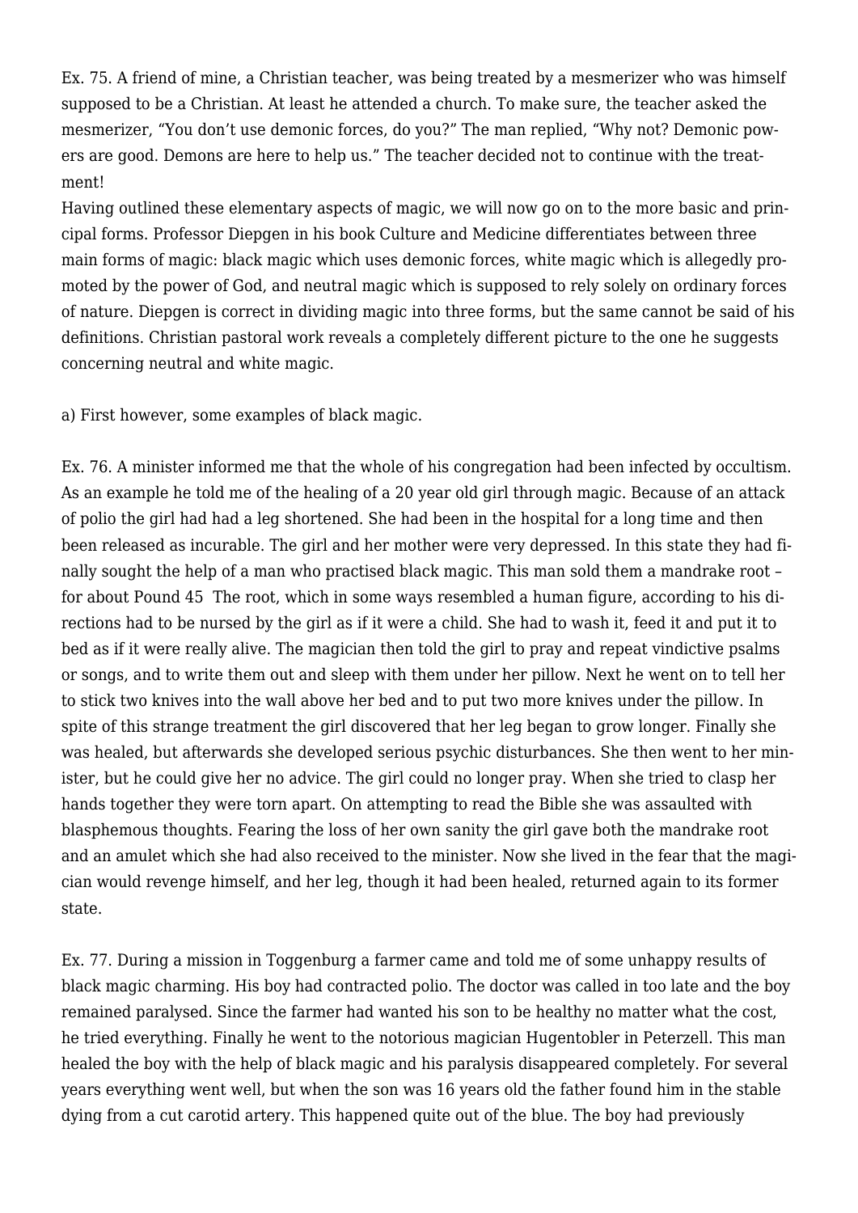Ex. 75. A friend of mine, a Christian teacher, was being treated by a mesmerizer who was himself supposed to be a Christian. At least he attended a church. To make sure, the teacher asked the mesmerizer, "You don't use demonic forces, do you?" The man replied, "Why not? Demonic powers are good. Demons are here to help us." The teacher decided not to continue with the treatment!

Having outlined these elementary aspects of magic, we will now go on to the more basic and principal forms. Professor Diepgen in his book Culture and Medicine differentiates between three main forms of magic: black magic which uses demonic forces, white magic which is allegedly promoted by the power of God, and neutral magic which is supposed to rely solely on ordinary forces of nature. Diepgen is correct in dividing magic into three forms, but the same cannot be said of his definitions. Christian pastoral work reveals a completely different picture to the one he suggests concerning neutral and white magic.

a) First however, some examples of black magic.

Ex. 76. A minister informed me that the whole of his congregation had been infected by occultism. As an example he told me of the healing of a 20 year old girl through magic. Because of an attack of polio the girl had had a leg shortened. She had been in the hospital for a long time and then been released as incurable. The girl and her mother were very depressed. In this state they had finally sought the help of a man who practised black magic. This man sold them a mandrake root – for about Pound 45 The root, which in some ways resembled a human figure, according to his directions had to be nursed by the girl as if it were a child. She had to wash it, feed it and put it to bed as if it were really alive. The magician then told the girl to pray and repeat vindictive psalms or songs, and to write them out and sleep with them under her pillow. Next he went on to tell her to stick two knives into the wall above her bed and to put two more knives under the pillow. In spite of this strange treatment the girl discovered that her leg began to grow longer. Finally she was healed, but afterwards she developed serious psychic disturbances. She then went to her minister, but he could give her no advice. The girl could no longer pray. When she tried to clasp her hands together they were torn apart. On attempting to read the Bible she was assaulted with blasphemous thoughts. Fearing the loss of her own sanity the girl gave both the mandrake root and an amulet which she had also received to the minister. Now she lived in the fear that the magician would revenge himself, and her leg, though it had been healed, returned again to its former state.

Ex. 77. During a mission in Toggenburg a farmer came and told me of some unhappy results of black magic charming. His boy had contracted polio. The doctor was called in too late and the boy remained paralysed. Since the farmer had wanted his son to be healthy no matter what the cost, he tried everything. Finally he went to the notorious magician Hugentobler in Peterzell. This man healed the boy with the help of black magic and his paralysis disappeared completely. For several years everything went well, but when the son was 16 years old the father found him in the stable dying from a cut carotid artery. This happened quite out of the blue. The boy had previously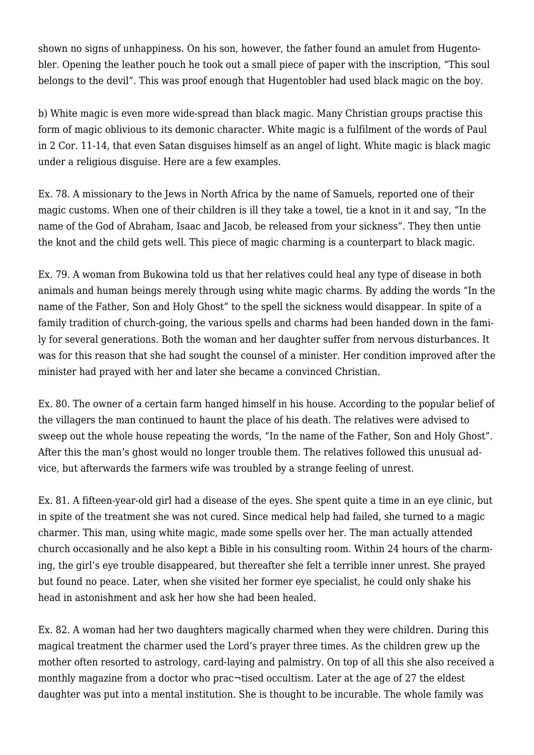shown no signs of unhappiness. On his son, however, the father found an amulet from Hugentobler. Opening the leather pouch he took out a small piece of paper with the inscription, "This soul belongs to the devil". This was proof enough that Hugentobler had used black magic on the boy.

b) White magic is even more wide-spread than black magic. Many Christian groups practise this form of magic oblivious to its demonic character. White magic is a fulfilment of the words of Paul in 2 Cor. 11-14, that even Satan disguises himself as an angel of light. White magic is black magic under a religious disguise. Here are a few examples.

Ex. 78. A missionary to the Jews in North Africa by the name of Samuels, reported one of their magic customs. When one of their children is ill they take a towel, tie a knot in it and say, "In the name of the God of Abraham, Isaac and Jacob, be released from your sickness". They then untie the knot and the child gets well. This piece of magic charming is a counterpart to black magic.

Ex. 79. A woman from Bukowina told us that her relatives could heal any type of disease in both animals and human beings merely through using white magic charms. By adding the words "In the name of the Father, Son and Holy Ghost" to the spell the sickness would disappear. In spite of a family tradition of church-going, the various spells and charms had been handed down in the family for several generations. Both the woman and her daughter suffer from nervous disturbances. It was for this reason that she had sought the counsel of a minister. Her condition improved after the minister had prayed with her and later she became a convinced Christian.

Ex. 80. The owner of a certain farm hanged himself in his house. According to the popular belief of the villagers the man continued to haunt the place of his death. The relatives were advised to sweep out the whole house repeating the words, "In the name of the Father, Son and Holy Ghost". After this the man's ghost would no longer trouble them. The relatives followed this unusual advice, but afterwards the farmers wife was troubled by a strange feeling of unrest.

Ex. 81. A fifteen-year-old girl had a disease of the eyes. She spent quite a time in an eye clinic, but in spite of the treatment she was not cured. Since medical help had failed, she turned to a magic charmer. This man, using white magic, made some spells over her. The man actually attended church occasionally and he also kept a Bible in his consulting room. Within 24 hours of the charming, the girl's eye trouble disappeared, but thereafter she felt a terrible inner unrest. She prayed but found no peace. Later, when she visited her former eye specialist, he could only shake his head in astonishment and ask her how she had been healed.

Ex. 82. A woman had her two daughters magically charmed when they were children. During this magical treatment the charmer used the Lord's prayer three times. As the children grew up the mother often resorted to astrology, card-laying and palmistry. On top of all this she also received a monthly magazine from a doctor who prac¬tised occultism. Later at the age of 27 the eldest daughter was put into a mental institution. She is thought to be incurable. The whole family was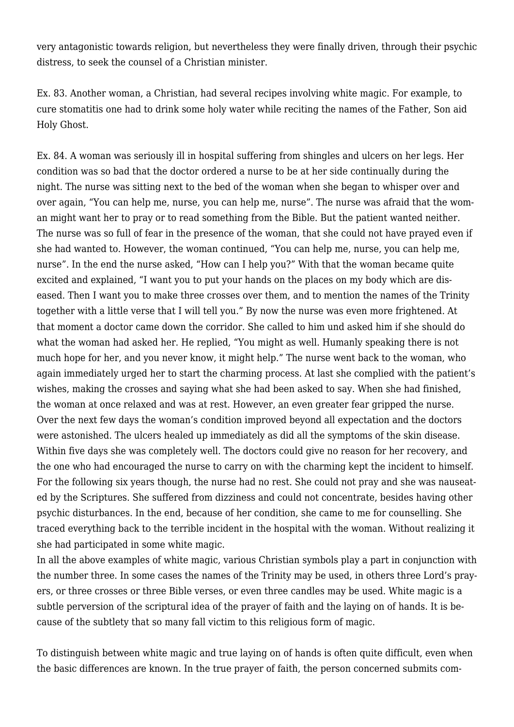very antagonistic towards religion, but nevertheless they were finally driven, through their psychic distress, to seek the counsel of a Christian minister.

Ex. 83. Another woman, a Christian, had several recipes involving white magic. For example, to cure stomatitis one had to drink some holy water while reciting the names of the Father, Son aid Holy Ghost.

Ex. 84. A woman was seriously ill in hospital suffering from shingles and ulcers on her legs. Her condition was so bad that the doctor ordered a nurse to be at her side continually during the night. The nurse was sitting next to the bed of the woman when she began to whisper over and over again, "You can help me, nurse, you can help me, nurse". The nurse was afraid that the woman might want her to pray or to read something from the Bible. But the patient wanted neither. The nurse was so full of fear in the presence of the woman, that she could not have prayed even if she had wanted to. However, the woman continued, "You can help me, nurse, you can help me, nurse". In the end the nurse asked, "How can I help you?" With that the woman became quite excited and explained, "I want you to put your hands on the places on my body which are diseased. Then I want you to make three crosses over them, and to mention the names of the Trinity together with a little verse that I will tell you." By now the nurse was even more frightened. At that moment a doctor came down the corridor. She called to him und asked him if she should do what the woman had asked her. He replied, "You might as well. Humanly speaking there is not much hope for her, and you never know, it might help." The nurse went back to the woman, who again immediately urged her to start the charming process. At last she complied with the patient's wishes, making the crosses and saying what she had been asked to say. When she had finished, the woman at once relaxed and was at rest. However, an even greater fear gripped the nurse. Over the next few days the woman's condition improved beyond all expectation and the doctors were astonished. The ulcers healed up immediately as did all the symptoms of the skin disease. Within five days she was completely well. The doctors could give no reason for her recovery, and the one who had encouraged the nurse to carry on with the charming kept the incident to himself. For the following six years though, the nurse had no rest. She could not pray and she was nauseated by the Scriptures. She suffered from dizziness and could not concentrate, besides having other psychic disturbances. In the end, because of her condition, she came to me for counselling. She traced everything back to the terrible incident in the hospital with the woman. Without realizing it she had participated in some white magic.
In all the above examples of white magic, various Christian symbols play a part in conjunction with the number three. In some cases the names of the Trinity may be used, in others three Lord's prayers, or three crosses or three Bible verses, or even three candles may be used. White magic is a subtle perversion of the scriptural idea of the prayer of faith and the laying on of hands. It is because of the subtlety that so many fall victim to this religious form of magic.

To distinguish between white magic and true laying on of hands is often quite difficult, even when the basic differences are known. In the true prayer of faith, the person concerned submits com-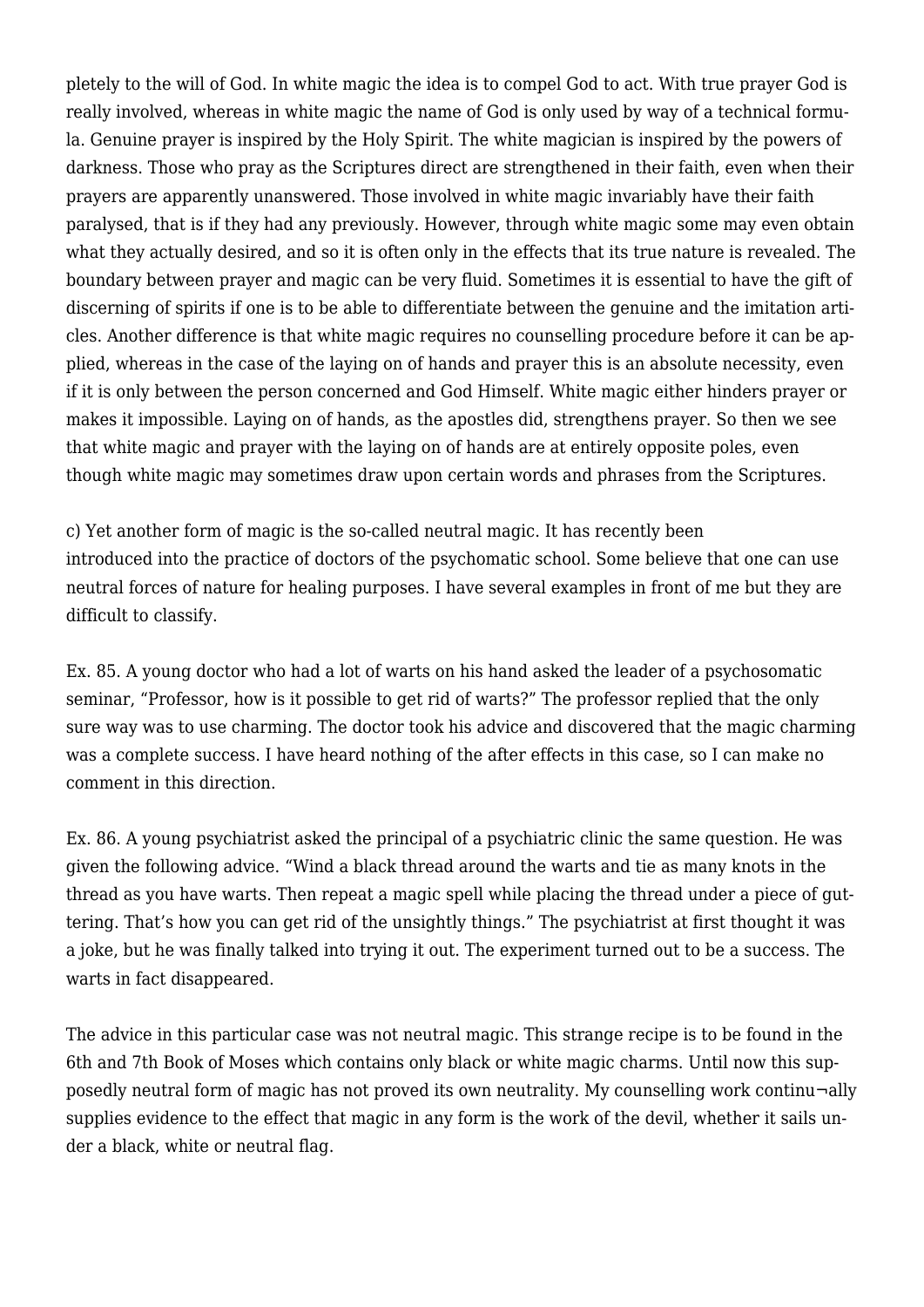pletely to the will of God. In white magic the idea is to compel God to act. With true prayer God is really involved, whereas in white magic the name of God is only used by way of a technical formula. Genuine prayer is inspired by the Holy Spirit. The white magician is inspired by the powers of darkness. Those who pray as the Scriptures direct are strengthened in their faith, even when their prayers are apparently unanswered. Those involved in white magic invariably have their faith paralysed, that is if they had any previously. However, through white magic some may even obtain what they actually desired, and so it is often only in the effects that its true nature is revealed. The boundary between prayer and magic can be very fluid. Sometimes it is essential to have the gift of discerning of spirits if one is to be able to differentiate between the genuine and the imitation articles. Another difference is that white magic requires no counselling procedure before it can be applied, whereas in the case of the laying on of hands and prayer this is an absolute necessity, even if it is only between the person concerned and God Himself. White magic either hinders prayer or makes it impossible. Laying on of hands, as the apostles did, strengthens prayer. So then we see that white magic and prayer with the laying on of hands are at entirely opposite poles, even though white magic may sometimes draw upon certain words and phrases from the Scriptures.

c) Yet another form of magic is the so-called neutral magic. It has recently been introduced into the practice of doctors of the psychomatic school. Some believe that one can use neutral forces of nature for healing purposes. I have several examples in front of me but they are difficult to classify.

Ex. 85. A young doctor who had a lot of warts on his hand asked the leader of a psychosomatic seminar, "Professor, how is it possible to get rid of warts?" The professor replied that the only sure way was to use charming. The doctor took his advice and discovered that the magic charming was a complete success. I have heard nothing of the after effects in this case, so I can make no comment in this direction.

Ex. 86. A young psychiatrist asked the principal of a psychiatric clinic the same question. He was given the following advice. "Wind a black thread around the warts and tie as many knots in the thread as you have warts. Then repeat a magic spell while placing the thread under a piece of guttering. That's how you can get rid of the unsightly things." The psychiatrist at first thought it was a joke, but he was finally talked into trying it out. The experiment turned out to be a success. The warts in fact disappeared.

The advice in this particular case was not neutral magic. This strange recipe is to be found in the 6th and 7th Book of Moses which contains only black or white magic charms. Until now this supposedly neutral form of magic has not proved its own neutrality. My counselling work continu¬ally supplies evidence to the effect that magic in any form is the work of the devil, whether it sails under a black, white or neutral flag.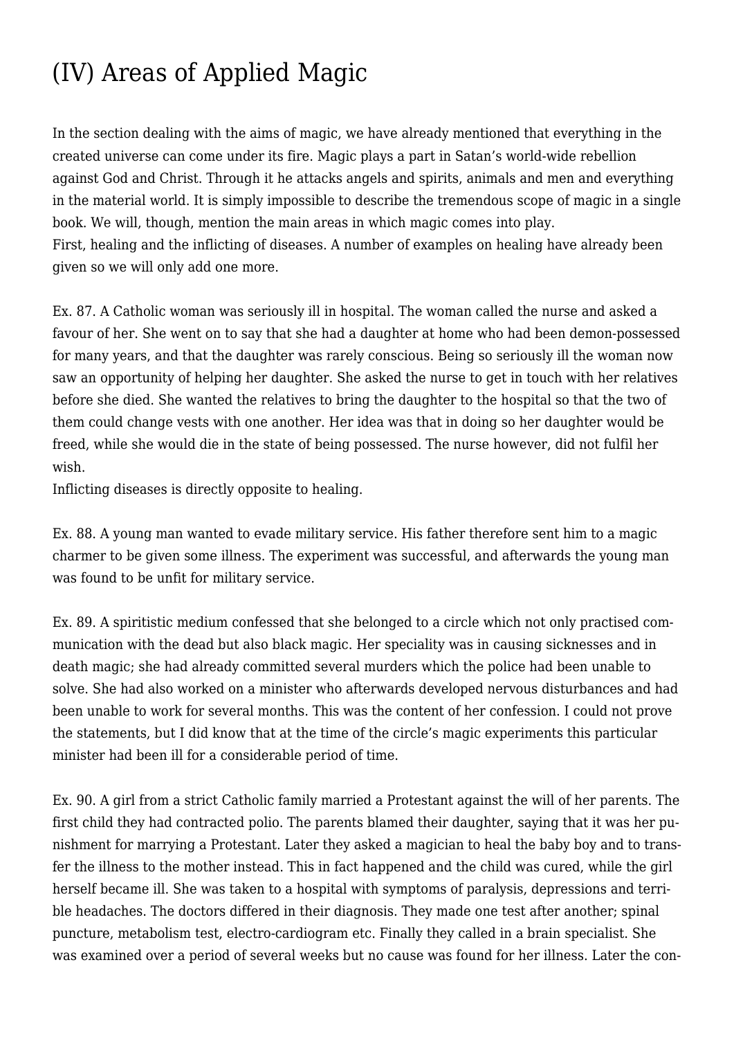# (IV) Areas of Applied Magic

In the section dealing with the aims of magic, we have already mentioned that everything in the created universe can come under its fire. Magic plays a part in Satan's world-wide rebellion against God and Christ. Through it he attacks angels and spirits, animals and men and everything in the material world. It is simply impossible to describe the tremendous scope of magic in a single book. We will, though, mention the main areas in which magic comes into play.
First, healing and the inflicting of diseases. A number of examples on healing have already been given so we will only add one more.

Ex. 87. A Catholic woman was seriously ill in hospital. The woman called the nurse and asked a favour of her. She went on to say that she had a daughter at home who had been demon-possessed for many years, and that the daughter was rarely conscious. Being so seriously ill the woman now saw an opportunity of helping her daughter. She asked the nurse to get in touch with her relatives before she died. She wanted the relatives to bring the daughter to the hospital so that the two of them could change vests with one another. Her idea was that in doing so her daughter would be freed, while she would die in the state of being possessed. The nurse however, did not fulfil her wish.
Inflicting diseases is directly opposite to healing.

Ex. 88. A young man wanted to evade military service. His father therefore sent him to a magic charmer to be given some illness. The experiment was successful, and afterwards the young man was found to be unfit for military service.

Ex. 89. A spiritistic medium confessed that she belonged to a circle which not only practised communication with the dead but also black magic. Her speciality was in causing sicknesses and in death magic; she had already committed several murders which the police had been unable to solve. She had also worked on a minister who afterwards developed nervous disturbances and had been unable to work for several months. This was the content of her confession. I could not prove the statements, but I did know that at the time of the circle's magic experiments this particular minister had been ill for a considerable period of time.

Ex. 90. A girl from a strict Catholic family married a Protestant against the will of her parents. The first child they had contracted polio. The parents blamed their daughter, saying that it was her punishment for marrying a Protestant. Later they asked a magician to heal the baby boy and to transfer the illness to the mother instead. This in fact happened and the child was cured, while the girl herself became ill. She was taken to a hospital with symptoms of paralysis, depressions and terrible headaches. The doctors differed in their diagnosis. They made one test after another; spinal puncture, metabolism test, electro-cardiogram etc. Finally they called in a brain specialist. She was examined over a period of several weeks but no cause was found for her illness. Later the con-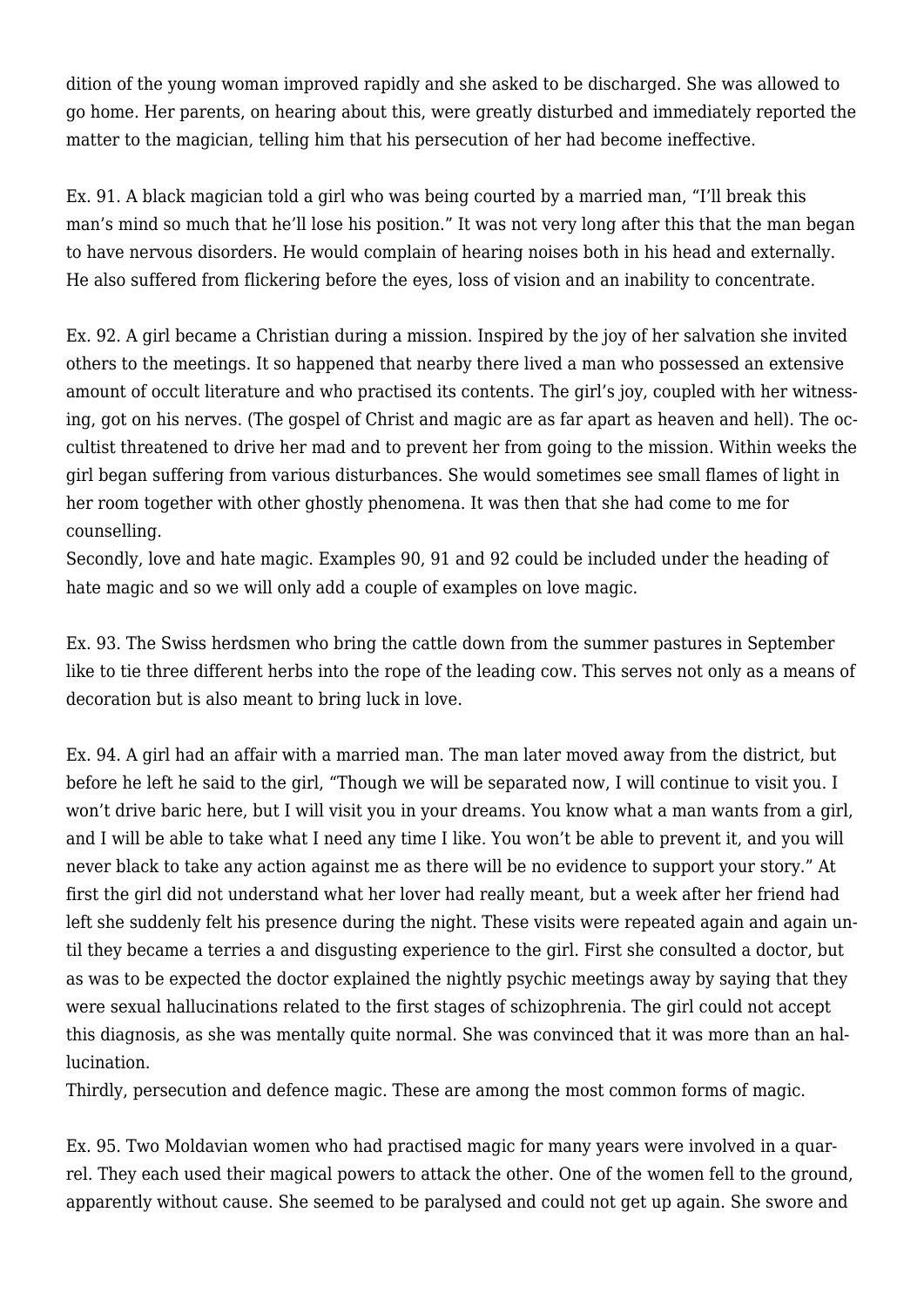dition of the young woman improved rapidly and she asked to be discharged. She was allowed to go home. Her parents, on hearing about this, were greatly disturbed and immediately reported the matter to the magician, telling him that his persecution of her had become ineffective.

Ex. 91. A black magician told a girl who was being courted by a married man, “I’ll break this man’s mind so much that he’ll lose his position.” It was not very long after this that the man began to have nervous disorders. He would complain of hearing noises both in his head and externally. He also suffered from flickering before the eyes, loss of vision and an inability to concentrate.

Ex. 92. A girl became a Christian during a mission. Inspired by the joy of her salvation she invited others to the meetings. It so happened that nearby there lived a man who possessed an extensive amount of occult literature and who practised its contents. The girl’s joy, coupled with her witnessing, got on his nerves. (The gospel of Christ and magic are as far apart as heaven and hell). The occultist threatened to drive her mad and to prevent her from going to the mission. Within weeks the girl began suffering from various disturbances. She would sometimes see small flames of light in her room together with other ghostly phenomena. It was then that she had come to me for counselling.

Secondly, love and hate magic. Examples 90, 91 and 92 could be included under the heading of hate magic and so we will only add a couple of examples on love magic.

Ex. 93. The Swiss herdsmen who bring the cattle down from the summer pastures in September like to tie three different herbs into the rope of the leading cow. This serves not only as a means of decoration but is also meant to bring luck in love.

Ex. 94. A girl had an affair with a married man. The man later moved away from the district, but before he left he said to the girl, “Though we will be separated now, I will continue to visit you. I won’t drive baric here, but I will visit you in your dreams. You know what a man wants from a girl, and I will be able to take what I need any time I like. You won’t be able to prevent it, and you will never black to take any action against me as there will be no evidence to support your story.” At first the girl did not understand what her lover had really meant, but a week after her friend had left she suddenly felt his presence during the night. These visits were repeated again and again until they became a terries a and disgusting experience to the girl. First she consulted a doctor, but as was to be expected the doctor explained the nightly psychic meetings away by saying that they were sexual hallucinations related to the first stages of schizophrenia. The girl could not accept this diagnosis, as she was mentally quite normal. She was convinced that it was more than an hallucination.

Thirdly, persecution and defence magic. These are among the most common forms of magic.

Ex. 95. Two Moldavian women who had practised magic for many years were involved in a quarrel. They each used their magical powers to attack the other. One of the women fell to the ground, apparently without cause. She seemed to be paralysed and could not get up again. She swore and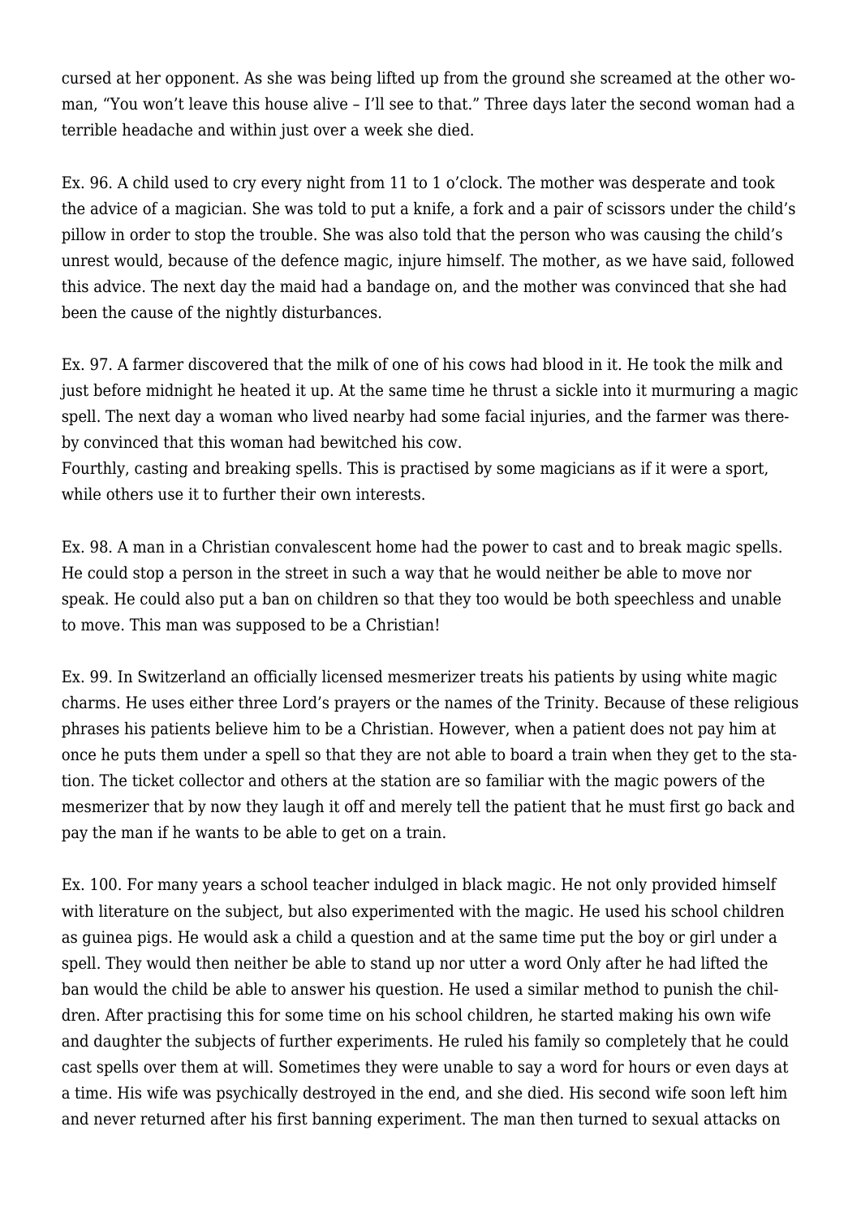cursed at her opponent. As she was being lifted up from the ground she screamed at the other woman, "You won't leave this house alive – I'll see to that." Three days later the second woman had a terrible headache and within just over a week she died.

Ex. 96. A child used to cry every night from 11 to 1 o'clock. The mother was desperate and took the advice of a magician. She was told to put a knife, a fork and a pair of scissors under the child's pillow in order to stop the trouble. She was also told that the person who was causing the child's unrest would, because of the defence magic, injure himself. The mother, as we have said, followed this advice. The next day the maid had a bandage on, and the mother was convinced that she had been the cause of the nightly disturbances.

Ex. 97. A farmer discovered that the milk of one of his cows had blood in it. He took the milk and just before midnight he heated it up. At the same time he thrust a sickle into it murmuring a magic spell. The next day a woman who lived nearby had some facial injuries, and the farmer was thereby convinced that this woman had bewitched his cow.
Fourthly, casting and breaking spells. This is practised by some magicians as if it were a sport, while others use it to further their own interests.

Ex. 98. A man in a Christian convalescent home had the power to cast and to break magic spells. He could stop a person in the street in such a way that he would neither be able to move nor speak. He could also put a ban on children so that they too would be both speechless and unable to move. This man was supposed to be a Christian!

Ex. 99. In Switzerland an officially licensed mesmerizer treats his patients by using white magic charms. He uses either three Lord's prayers or the names of the Trinity. Because of these religious phrases his patients believe him to be a Christian. However, when a patient does not pay him at once he puts them under a spell so that they are not able to board a train when they get to the station. The ticket collector and others at the station are so familiar with the magic powers of the mesmerizer that by now they laugh it off and merely tell the patient that he must first go back and pay the man if he wants to be able to get on a train.

Ex. 100. For many years a school teacher indulged in black magic. He not only provided himself with literature on the subject, but also experimented with the magic. He used his school children as guinea pigs. He would ask a child a question and at the same time put the boy or girl under a spell. They would then neither be able to stand up nor utter a word Only after he had lifted the ban would the child be able to answer his question. He used a similar method to punish the children. After practising this for some time on his school children, he started making his own wife and daughter the subjects of further experiments. He ruled his family so completely that he could cast spells over them at will. Sometimes they were unable to say a word for hours or even days at a time. His wife was psychically destroyed in the end, and she died. His second wife soon left him and never returned after his first banning experiment. The man then turned to sexual attacks on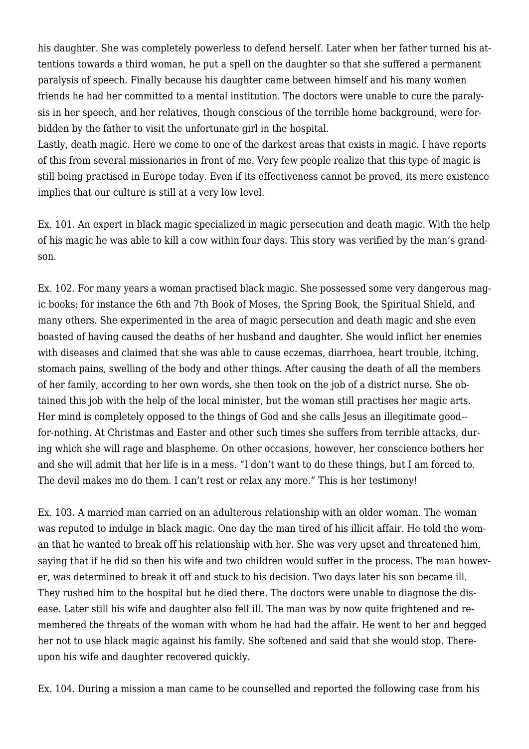his daughter. She was completely powerless to defend herself. Later when her father turned his attentions towards a third woman, he put a spell on the daughter so that she suffered a permanent paralysis of speech. Finally because his daughter came between himself and his many women friends he had her committed to a mental institution. The doctors were unable to cure the paralysis in her speech, and her relatives, though conscious of the terrible home background, were forbidden by the father to visit the unfortunate girl in the hospital.

Lastly, death magic. Here we come to one of the darkest areas that exists in magic. I have reports of this from several missionaries in front of me. Very few people realize that this type of magic is still being practised in Europe today. Even if its effectiveness cannot be proved, its mere existence implies that our culture is still at a very low level.

Ex. 101. An expert in black magic specialized in magic persecution and death magic. With the help of his magic he was able to kill a cow within four days. This story was verified by the man's grandson.

Ex. 102. For many years a woman practised black magic. She possessed some very dangerous magic books; for instance the 6th and 7th Book of Moses, the Spring Book, the Spiritual Shield, and many others. She experimented in the area of magic persecution and death magic and she even boasted of having caused the deaths of her husband and daughter. She would inflict her enemies with diseases and claimed that she was able to cause eczemas, diarrhoea, heart trouble, itching, stomach pains, swelling of the body and other things. After causing the death of all the members of her family, according to her own words, she then took on the job of a district nurse. She obtained this job with the help of the local minister, but the woman still practises her magic arts. Her mind is completely opposed to the things of God and she calls Jesus an illegitimate good--for-nothing. At Christmas and Easter and other such times she suffers from terrible attacks, during which she will rage and blaspheme. On other occasions, however, her conscience bothers her and she will admit that her life is in a mess. "I don't want to do these things, but I am forced to. The devil makes me do them. I can't rest or relax any more." This is her testimony!

Ex. 103. A married man carried on an adulterous relationship with an older woman. The woman was reputed to indulge in black magic. One day the man tired of his illicit affair. He told the woman that he wanted to break off his relationship with her. She was very upset and threatened him, saying that if he did so then his wife and two children would suffer in the process. The man however, was determined to break it off and stuck to his decision. Two days later his son became ill. They rushed him to the hospital but he died there. The doctors were unable to diagnose the disease. Later still his wife and daughter also fell ill. The man was by now quite frightened and remembered the threats of the woman with whom he had had the affair. He went to her and begged her not to use black magic against his family. She softened and said that she would stop. Thereupon his wife and daughter recovered quickly.

Ex. 104. During a mission a man came to be counselled and reported the following case from his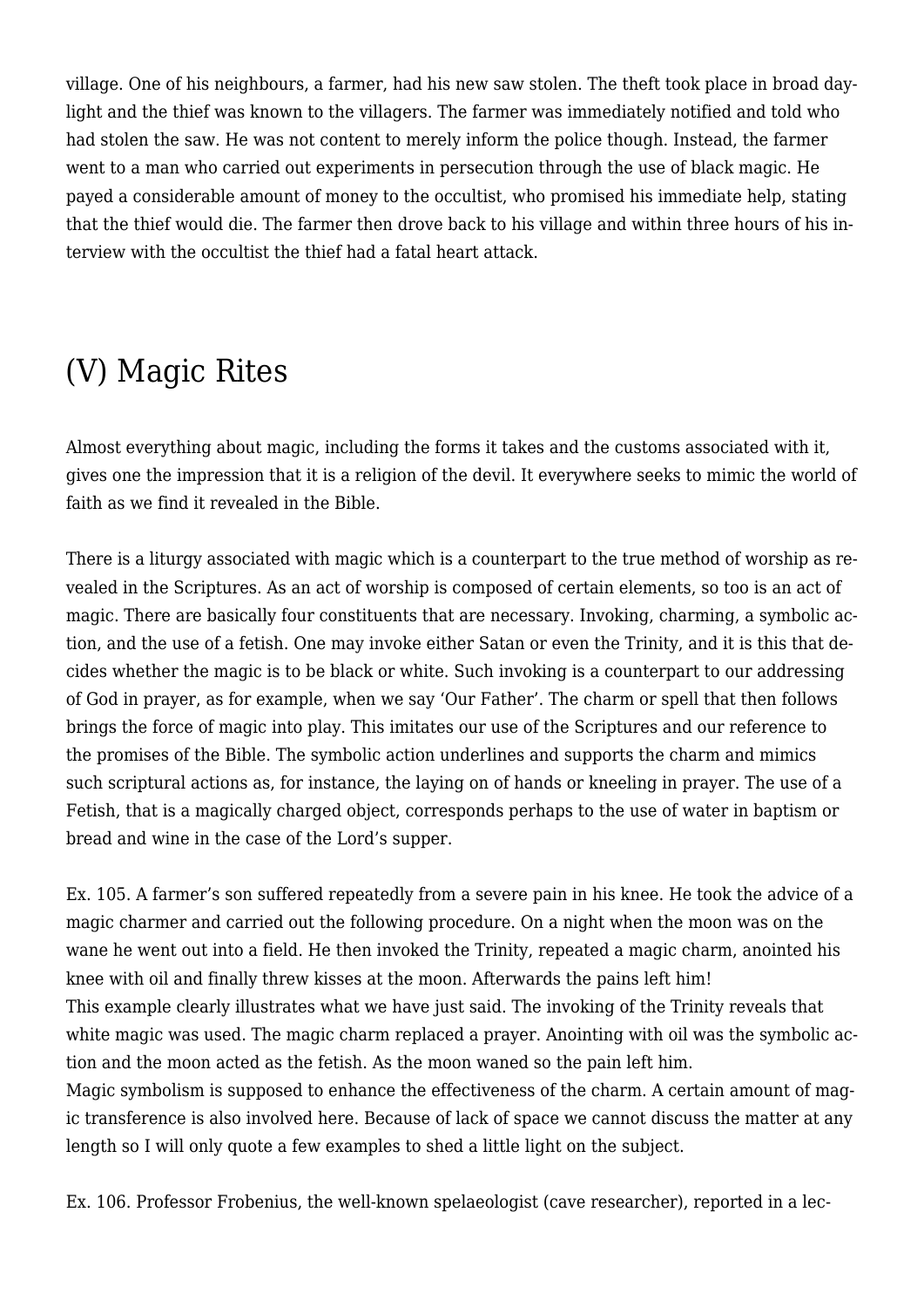village. One of his neighbours, a farmer, had his new saw stolen. The theft took place in broad daylight and the thief was known to the villagers. The farmer was immediately notified and told who had stolen the saw. He was not content to merely inform the police though. Instead, the farmer went to a man who carried out experiments in persecution through the use of black magic. He payed a considerable amount of money to the occultist, who promised his immediate help, stating that the thief would die. The farmer then drove back to his village and within three hours of his interview with the occultist the thief had a fatal heart attack.

## (V) Magic Rites

Almost everything about magic, including the forms it takes and the customs associated with it, gives one the impression that it is a religion of the devil. It everywhere seeks to mimic the world of faith as we find it revealed in the Bible.

There is a liturgy associated with magic which is a counterpart to the true method of worship as revealed in the Scriptures. As an act of worship is composed of certain elements, so too is an act of magic. There are basically four constituents that are necessary. Invoking, charming, a symbolic action, and the use of a fetish. One may invoke either Satan or even the Trinity, and it is this that decides whether the magic is to be black or white. Such invoking is a counterpart to our addressing of God in prayer, as for example, when we say 'Our Father'. The charm or spell that then follows brings the force of magic into play. This imitates our use of the Scriptures and our reference to the promises of the Bible. The symbolic action underlines and supports the charm and mimics such scriptural actions as, for instance, the laying on of hands or kneeling in prayer. The use of a Fetish, that is a magically charged object, corresponds perhaps to the use of water in baptism or bread and wine in the case of the Lord's supper.

Ex. 105. A farmer's son suffered repeatedly from a severe pain in his knee. He took the advice of a magic charmer and carried out the following procedure. On a night when the moon was on the wane he went out into a field. He then invoked the Trinity, repeated a magic charm, anointed his knee with oil and finally threw kisses at the moon. Afterwards the pains left him!
This example clearly illustrates what we have just said. The invoking of the Trinity reveals that white magic was used. The magic charm replaced a prayer. Anointing with oil was the symbolic action and the moon acted as the fetish. As the moon waned so the pain left him.
Magic symbolism is supposed to enhance the effectiveness of the charm. A certain amount of magic transference is also involved here. Because of lack of space we cannot discuss the matter at any length so I will only quote a few examples to shed a little light on the subject.

Ex. 106. Professor Frobenius, the well-known spelaeologist (cave researcher), reported in a lec-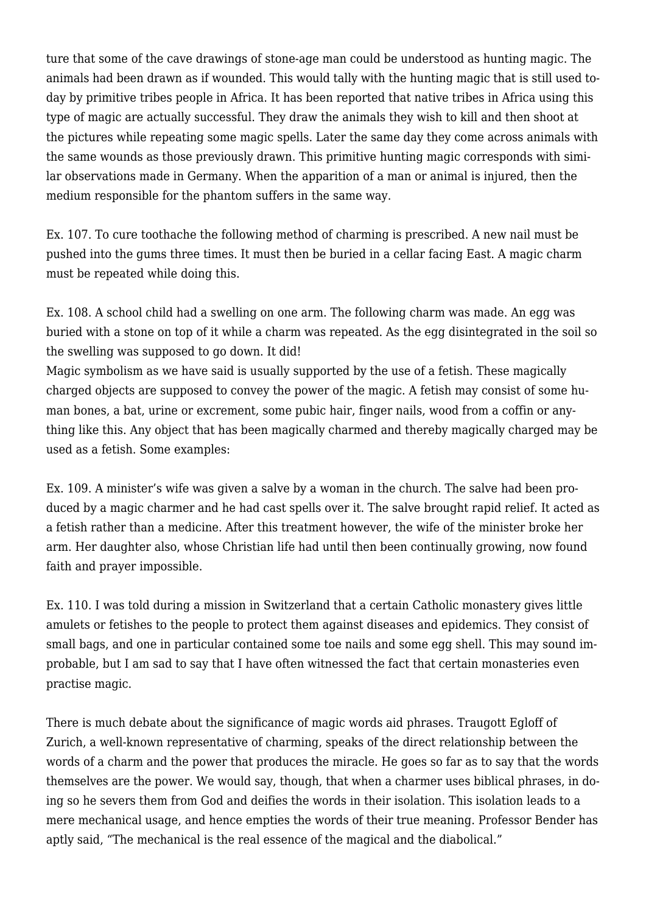ture that some of the cave drawings of stone-age man could be understood as hunting magic. The animals had been drawn as if wounded. This would tally with the hunting magic that is still used today by primitive tribes people in Africa. It has been reported that native tribes in Africa using this type of magic are actually successful. They draw the animals they wish to kill and then shoot at the pictures while repeating some magic spells. Later the same day they come across animals with the same wounds as those previously drawn. This primitive hunting magic corresponds with similar observations made in Germany. When the apparition of a man or animal is injured, then the medium responsible for the phantom suffers in the same way.

Ex. 107. To cure toothache the following method of charming is prescribed. A new nail must be pushed into the gums three times. It must then be buried in a cellar facing East. A magic charm must be repeated while doing this.

Ex. 108. A school child had a swelling on one arm. The following charm was made. An egg was buried with a stone on top of it while a charm was repeated. As the egg disintegrated in the soil so the swelling was supposed to go down. It did!

Magic symbolism as we have said is usually supported by the use of a fetish. These magically charged objects are supposed to convey the power of the magic. A fetish may consist of some human bones, a bat, urine or excrement, some pubic hair, finger nails, wood from a coffin or anything like this. Any object that has been magically charmed and thereby magically charged may be used as a fetish. Some examples:

Ex. 109. A minister's wife was given a salve by a woman in the church. The salve had been produced by a magic charmer and he had cast spells over it. The salve brought rapid relief. It acted as a fetish rather than a medicine. After this treatment however, the wife of the minister broke her arm. Her daughter also, whose Christian life had until then been continually growing, now found faith and prayer impossible.

Ex. 110. I was told during a mission in Switzerland that a certain Catholic monastery gives little amulets or fetishes to the people to protect them against diseases and epidemics. They consist of small bags, and one in particular contained some toe nails and some egg shell. This may sound improbable, but I am sad to say that I have often witnessed the fact that certain monasteries even practise magic.

There is much debate about the significance of magic words aid phrases. Traugott Egloff of Zurich, a well-known representative of charming, speaks of the direct relationship between the words of a charm and the power that produces the miracle. He goes so far as to say that the words themselves are the power. We would say, though, that when a charmer uses biblical phrases, in doing so he severs them from God and deifies the words in their isolation. This isolation leads to a mere mechanical usage, and hence empties the words of their true meaning. Professor Bender has aptly said, "The mechanical is the real essence of the magical and the diabolical."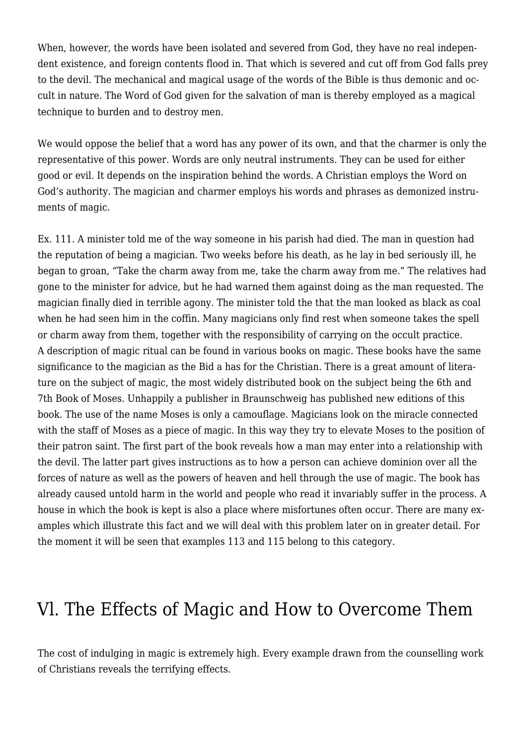When, however, the words have been isolated and severed from God, they have no real independent existence, and foreign contents flood in. That which is severed and cut off from God falls prey to the devil. The mechanical and magical usage of the words of the Bible is thus demonic and occult in nature. The Word of God given for the salvation of man is thereby employed as a magical technique to burden and to destroy men.

We would oppose the belief that a word has any power of its own, and that the charmer is only the representative of this power. Words are only neutral instruments. They can be used for either good or evil. It depends on the inspiration behind the words. A Christian employs the Word on God's authority. The magician and charmer employs his words and phrases as demonized instruments of magic.

Ex. 111. A minister told me of the way someone in his parish had died. The man in question had the reputation of being a magician. Two weeks before his death, as he lay in bed seriously ill, he began to groan, "Take the charm away from me, take the charm away from me." The relatives had gone to the minister for advice, but he had warned them against doing as the man requested. The magician finally died in terrible agony. The minister told the that the man looked as black as coal when he had seen him in the coffin. Many magicians only find rest when someone takes the spell or charm away from them, together with the responsibility of carrying on the occult practice.
A description of magic ritual can be found in various books on magic. These books have the same significance to the magician as the Bid a has for the Christian. There is a great amount of literature on the subject of magic, the most widely distributed book on the subject being the 6th and 7th Book of Moses. Unhappily a publisher in Braunschweig has published new editions of this book. The use of the name Moses is only a camouflage. Magicians look on the miracle connected with the staff of Moses as a piece of magic. In this way they try to elevate Moses to the position of their patron saint. The first part of the book reveals how a man may enter into a relationship with the devil. The latter part gives instructions as to how a person can achieve dominion over all the forces of nature as well as the powers of heaven and hell through the use of magic. The book has already caused untold harm in the world and people who read it invariably suffer in the process. A house in which the book is kept is also a place where misfortunes often occur. There are many examples which illustrate this fact and we will deal with this problem later on in greater detail. For the moment it will be seen that examples 113 and 115 belong to this category.

## Vl. The Effects of Magic and How to Overcome Them

The cost of indulging in magic is extremely high. Every example drawn from the counselling work of Christians reveals the terrifying effects.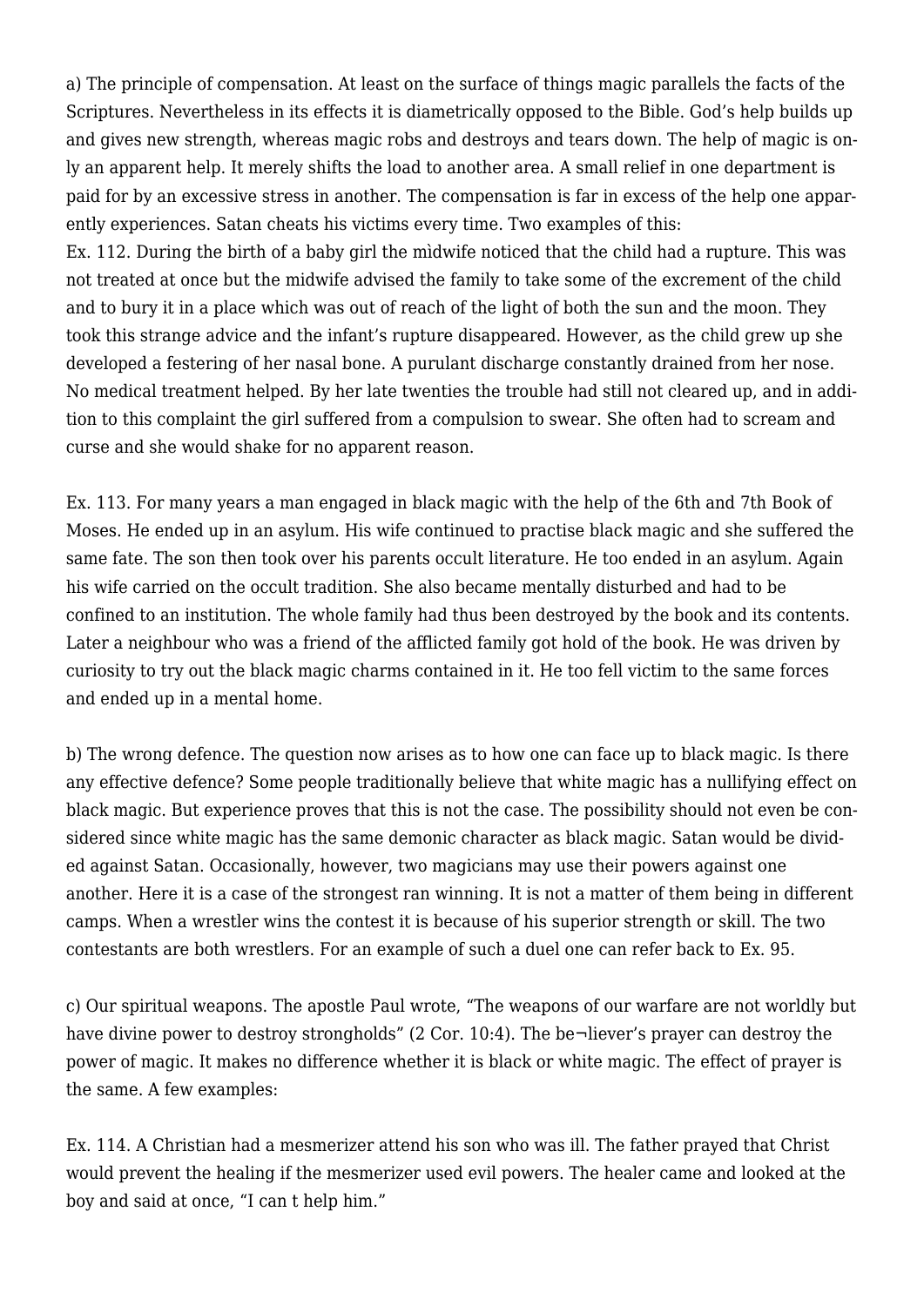a) The principle of compensation. At least on the surface of things magic parallels the facts of the Scriptures. Nevertheless in its effects it is diametrically opposed to the Bible. God's help builds up and gives new strength, whereas magic robs and destroys and tears down. The help of magic is only an apparent help. It merely shifts the load to another area. A small relief in one department is paid for by an excessive stress in another. The compensation is far in excess of the help one apparently experiences. Satan cheats his victims every time. Two examples of this:

Ex. 112. During the birth of a baby girl the mìdwife noticed that the child had a rupture. This was not treated at once but the midwife advised the family to take some of the excrement of the child and to bury it in a place which was out of reach of the light of both the sun and the moon. They took this strange advice and the infant's rupture disappeared. However, as the child grew up she developed a festering of her nasal bone. A purulant discharge constantly drained from her nose. No medical treatment helped. By her late twenties the trouble had still not cleared up, and in addition to this complaint the girl suffered from a compulsion to swear. She often had to scream and curse and she would shake for no apparent reason.

Ex. 113. For many years a man engaged in black magic with the help of the 6th and 7th Book of Moses. He ended up in an asylum. His wife continued to practise black magic and she suffered the same fate. The son then took over his parents occult literature. He too ended in an asylum. Again his wife carried on the occult tradition. She also became mentally disturbed and had to be confined to an institution. The whole family had thus been destroyed by the book and its contents. Later a neighbour who was a friend of the afflicted family got hold of the book. He was driven by curiosity to try out the black magic charms contained in it. He too fell victim to the same forces and ended up in a mental home.

b) The wrong defence. The question now arises as to how one can face up to black magic. Is there any effective defence? Some people traditionally believe that white magic has a nullifying effect on black magic. But experience proves that this is not the case. The possibility should not even be considered since white magic has the same demonic character as black magic. Satan would be divided against Satan. Occasionally, however, two magicians may use their powers against one another. Here it is a case of the strongest ran winning. It is not a matter of them being in different camps. When a wrestler wins the contest it is because of his superior strength or skill. The two contestants are both wrestlers. For an example of such a duel one can refer back to Ex. 95.

c) Our spiritual weapons. The apostle Paul wrote, "The weapons of our warfare are not worldly but have divine power to destroy strongholds" (2 Cor. 10:4). The be¬liever's prayer can destroy the power of magic. It makes no difference whether it is black or white magic. The effect of prayer is the same. A few examples:

Ex. 114. A Christian had a mesmerizer attend his son who was ill. The father prayed that Christ would prevent the healing if the mesmerizer used evil powers. The healer came and looked at the boy and said at once, "I can t help him."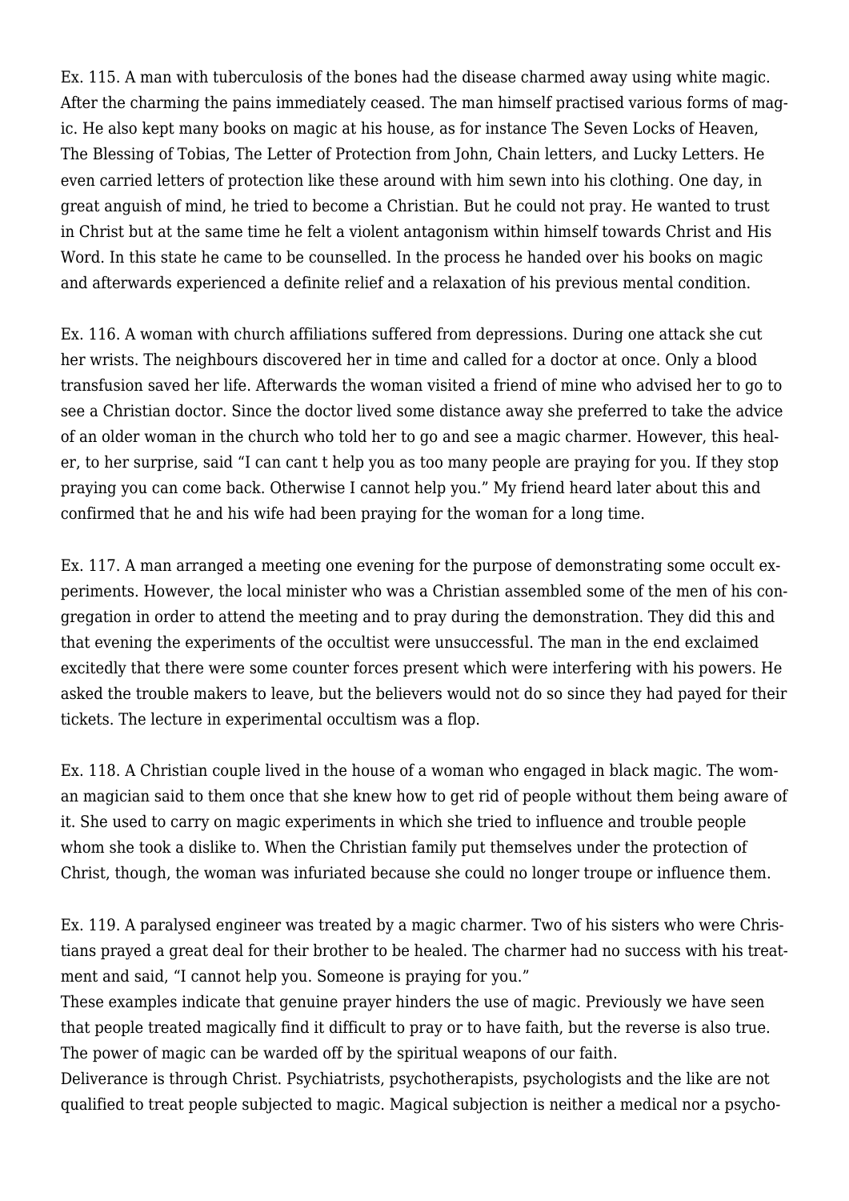Ex. 115. A man with tuberculosis of the bones had the disease charmed away using white magic. After the charming the pains immediately ceased. The man himself practised various forms of magic. He also kept many books on magic at his house, as for instance The Seven Locks of Heaven, The Blessing of Tobias, The Letter of Protection from John, Chain letters, and Lucky Letters. He even carried letters of protection like these around with him sewn into his clothing. One day, in great anguish of mind, he tried to become a Christian. But he could not pray. He wanted to trust in Christ but at the same time he felt a violent antagonism within himself towards Christ and His Word. In this state he came to be counselled. In the process he handed over his books on magic and afterwards experienced a definite relief and a relaxation of his previous mental condition.

Ex. 116. A woman with church affiliations suffered from depressions. During one attack she cut her wrists. The neighbours discovered her in time and called for a doctor at once. Only a blood transfusion saved her life. Afterwards the woman visited a friend of mine who advised her to go to see a Christian doctor. Since the doctor lived some distance away she preferred to take the advice of an older woman in the church who told her to go and see a magic charmer. However, this healer, to her surprise, said "I can cant t help you as too many people are praying for you. If they stop praying you can come back. Otherwise I cannot help you." My friend heard later about this and confirmed that he and his wife had been praying for the woman for a long time.

Ex. 117. A man arranged a meeting one evening for the purpose of demonstrating some occult experiments. However, the local minister who was a Christian assembled some of the men of his congregation in order to attend the meeting and to pray during the demonstration. They did this and that evening the experiments of the occultist were unsuccessful. The man in the end exclaimed excitedly that there were some counter forces present which were interfering with his powers. He asked the trouble makers to leave, but the believers would not do so since they had payed for their tickets. The lecture in experimental occultism was a flop.

Ex. 118. A Christian couple lived in the house of a woman who engaged in black magic. The woman magician said to them once that she knew how to get rid of people without them being aware of it. She used to carry on magic experiments in which she tried to influence and trouble people whom she took a dislike to. When the Christian family put themselves under the protection of Christ, though, the woman was infuriated because she could no longer troupe or influence them.

Ex. 119. A paralysed engineer was treated by a magic charmer. Two of his sisters who were Christians prayed a great deal for their brother to be healed. The charmer had no success with his treatment and said, "I cannot help you. Someone is praying for you."

These examples indicate that genuine prayer hinders the use of magic. Previously we have seen that people treated magically find it difficult to pray or to have faith, but the reverse is also true. The power of magic can be warded off by the spiritual weapons of our faith.

Deliverance is through Christ. Psychiatrists, psychotherapists, psychologists and the like are not qualified to treat people subjected to magic. Magical subjection is neither a medical nor a psycho-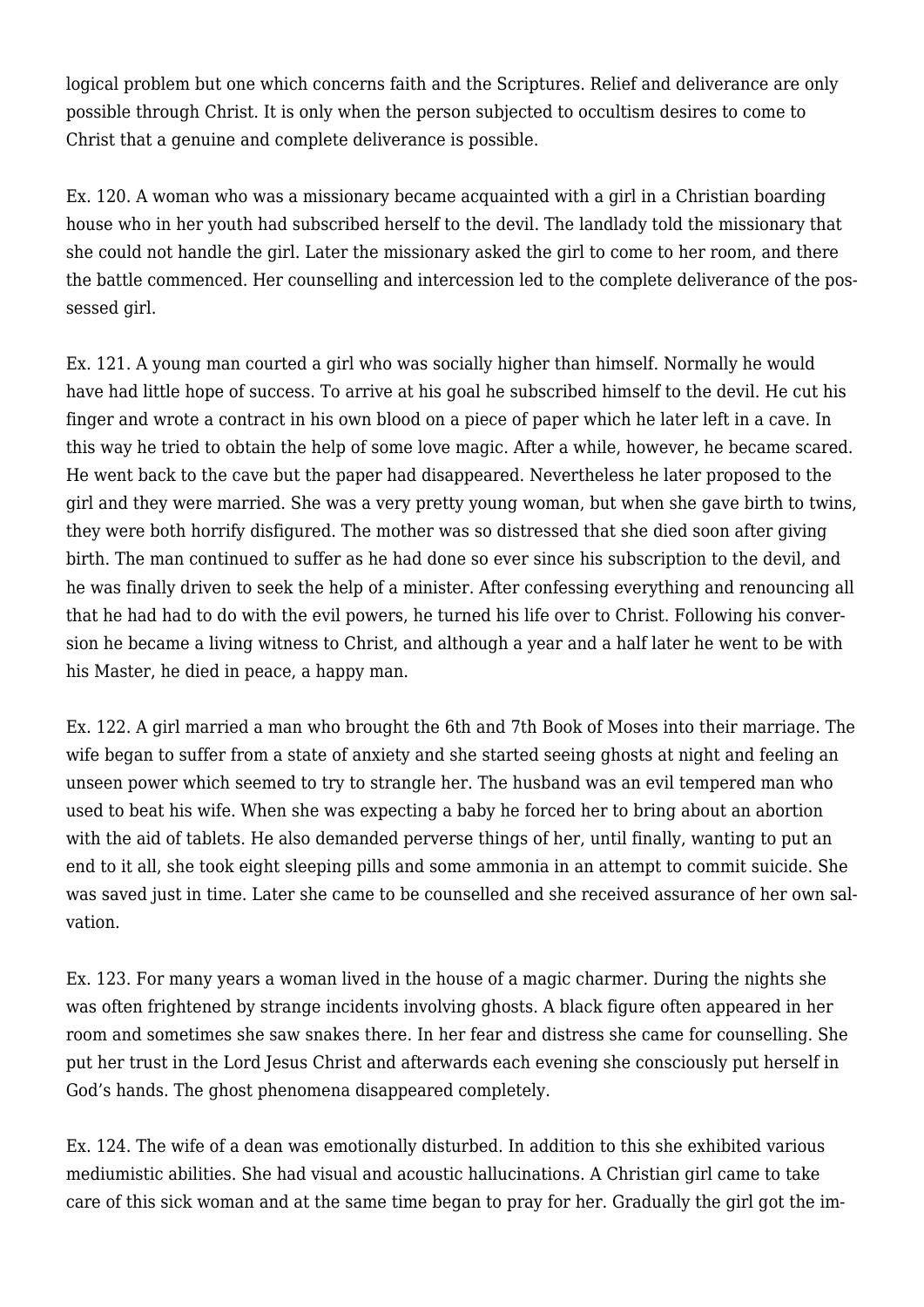logical problem but one which concerns faith and the Scriptures. Relief and deliverance are only possible through Christ. It is only when the person subjected to occultism desires to come to Christ that a genuine and complete deliverance is possible.

Ex. 120. A woman who was a missionary became acquainted with a girl in a Christian boarding house who in her youth had subscribed herself to the devil. The landlady told the missionary that she could not handle the girl. Later the missionary asked the girl to come to her room, and there the battle commenced. Her counselling and intercession led to the complete deliverance of the possessed girl.

Ex. 121. A young man courted a girl who was socially higher than himself. Normally he would have had little hope of success. To arrive at his goal he subscribed himself to the devil. He cut his finger and wrote a contract in his own blood on a piece of paper which he later left in a cave. In this way he tried to obtain the help of some love magic. After a while, however, he became scared. He went back to the cave but the paper had disappeared. Nevertheless he later proposed to the girl and they were married. She was a very pretty young woman, but when she gave birth to twins, they were both horrify disfigured. The mother was so distressed that she died soon after giving birth. The man continued to suffer as he had done so ever since his subscription to the devil, and he was finally driven to seek the help of a minister. After confessing everything and renouncing all that he had had to do with the evil powers, he turned his life over to Christ. Following his conversion he became a living witness to Christ, and although a year and a half later he went to be with his Master, he died in peace, a happy man.

Ex. 122. A girl married a man who brought the 6th and 7th Book of Moses into their marriage. The wife began to suffer from a state of anxiety and she started seeing ghosts at night and feeling an unseen power which seemed to try to strangle her. The husband was an evil tempered man who used to beat his wife. When she was expecting a baby he forced her to bring about an abortion with the aid of tablets. He also demanded perverse things of her, until finally, wanting to put an end to it all, she took eight sleeping pills and some ammonia in an attempt to commit suicide. She was saved just in time. Later she came to be counselled and she received assurance of her own salvation.

Ex. 123. For many years a woman lived in the house of a magic charmer. During the nights she was often frightened by strange incidents involving ghosts. A black figure often appeared in her room and sometimes she saw snakes there. In her fear and distress she came for counselling. She put her trust in the Lord Jesus Christ and afterwards each evening she consciously put herself in God's hands. The ghost phenomena disappeared completely.

Ex. 124. The wife of a dean was emotionally disturbed. In addition to this she exhibited various mediumistic abilities. She had visual and acoustic hallucinations. A Christian girl came to take care of this sick woman and at the same time began to pray for her. Gradually the girl got the im-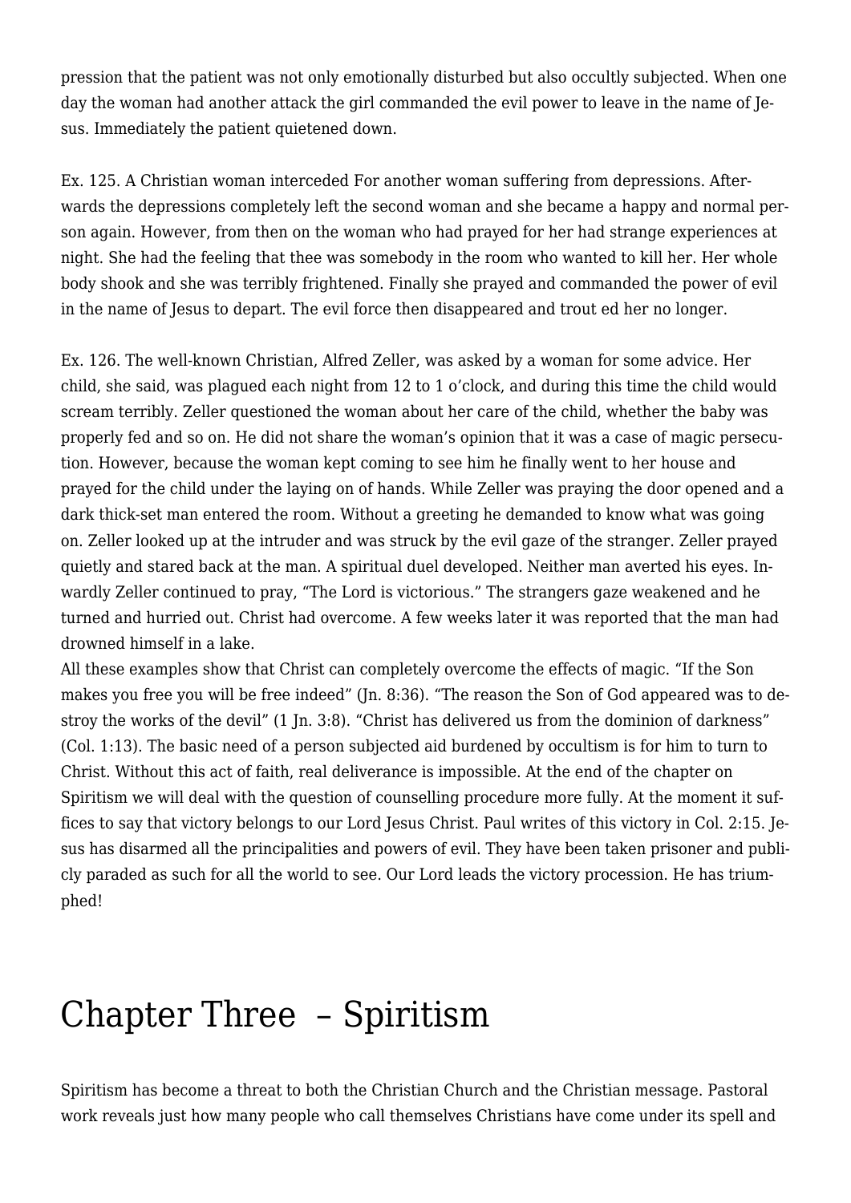pression that the patient was not only emotionally disturbed but also occultly subjected. When one day the woman had another attack the girl commanded the evil power to leave in the name of Jesus. Immediately the patient quietened down.

Ex. 125. A Christian woman interceded For another woman suffering from depressions. Afterwards the depressions completely left the second woman and she became a happy and normal person again. However, from then on the woman who had prayed for her had strange experiences at night. She had the feeling that thee was somebody in the room who wanted to kill her. Her whole body shook and she was terribly frightened. Finally she prayed and commanded the power of evil in the name of Jesus to depart. The evil force then disappeared and trout ed her no longer.

Ex. 126. The well-known Christian, Alfred Zeller, was asked by a woman for some advice. Her child, she said, was plagued each night from 12 to 1 o'clock, and during this time the child would scream terribly. Zeller questioned the woman about her care of the child, whether the baby was properly fed and so on. He did not share the woman's opinion that it was a case of magic persecution. However, because the woman kept coming to see him he finally went to her house and prayed for the child under the laying on of hands. While Zeller was praying the door opened and a dark thick-set man entered the room. Without a greeting he demanded to know what was going on. Zeller looked up at the intruder and was struck by the evil gaze of the stranger. Zeller prayed quietly and stared back at the man. A spiritual duel developed. Neither man averted his eyes. Inwardly Zeller continued to pray, "The Lord is victorious." The strangers gaze weakened and he turned and hurried out. Christ had overcome. A few weeks later it was reported that the man had drowned himself in a lake.
All these examples show that Christ can completely overcome the effects of magic. "If the Son makes you free you will be free indeed" (Jn. 8:36). "The reason the Son of God appeared was to destroy the works of the devil" (1 Jn. 3:8). "Christ has delivered us from the dominion of darkness" (Col. 1:13). The basic need of a person subjected aid burdened by occultism is for him to turn to Christ. Without this act of faith, real deliverance is impossible. At the end of the chapter on Spiritism we will deal with the question of counselling procedure more fully. At the moment it suffices to say that victory belongs to our Lord Jesus Christ. Paul writes of this victory in Col. 2:15. Jesus has disarmed all the principalities and powers of evil. They have been taken prisoner and publicly paraded as such for all the world to see. Our Lord leads the victory procession. He has triumphed!

# Chapter Three – Spiritism

Spiritism has become a threat to both the Christian Church and the Christian message. Pastoral work reveals just how many people who call themselves Christians have come under its spell and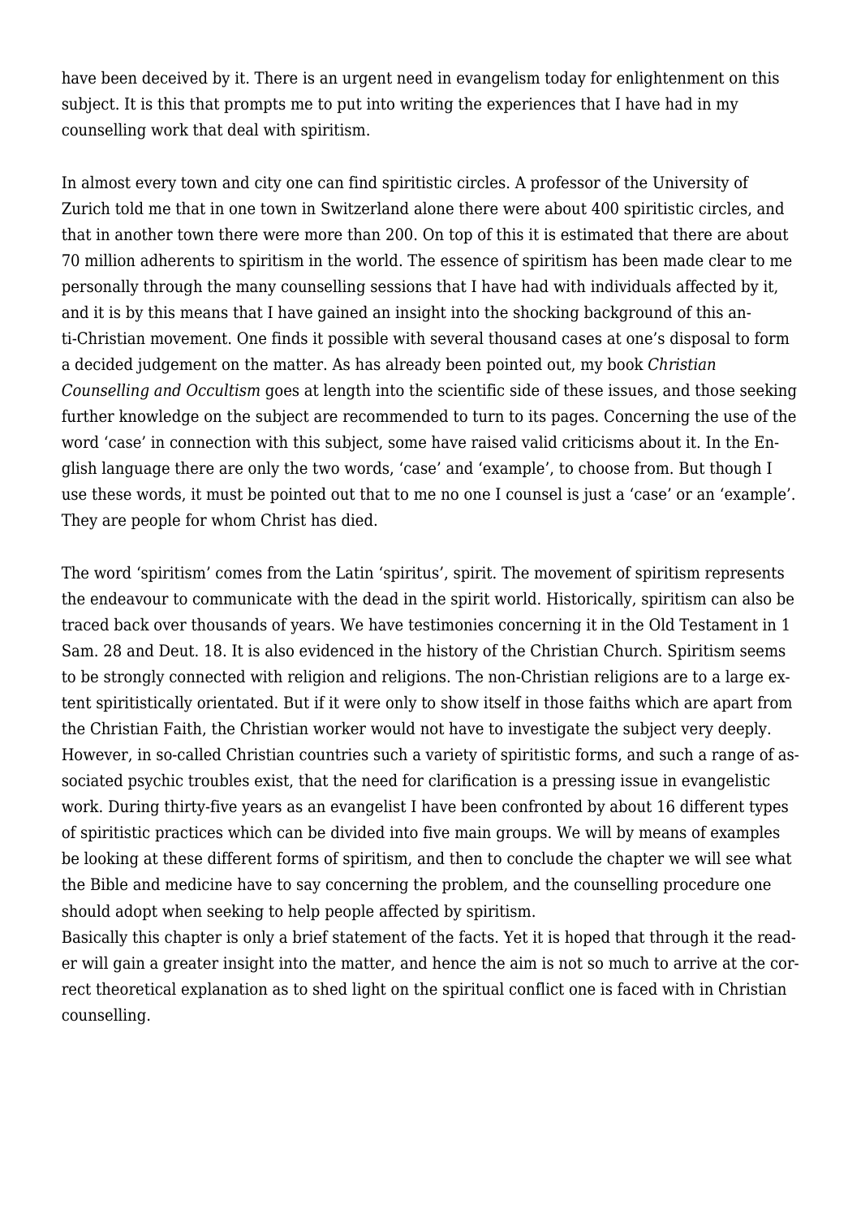have been deceived by it. There is an urgent need in evangelism today for enlightenment on this subject. It is this that prompts me to put into writing the experiences that I have had in my counselling work that deal with spiritism.

In almost every town and city one can find spiritistic circles. A professor of the University of Zurich told me that in one town in Switzerland alone there were about 400 spiritistic circles, and that in another town there were more than 200. On top of this it is estimated that there are about 70 million adherents to spiritism in the world. The essence of spiritism has been made clear to me personally through the many counselling sessions that I have had with individuals affected by it, and it is by this means that I have gained an insight into the shocking background of this anti-Christian movement. One finds it possible with several thousand cases at one's disposal to form a decided judgement on the matter. As has already been pointed out, my book *Christian Counselling and Occultism* goes at length into the scientific side of these issues, and those seeking further knowledge on the subject are recommended to turn to its pages. Concerning the use of the word 'case' in connection with this subject, some have raised valid criticisms about it. In the English language there are only the two words, 'case' and 'example', to choose from. But though I use these words, it must be pointed out that to me no one I counsel is just a 'case' or an 'example'. They are people for whom Christ has died.

The word 'spiritism' comes from the Latin 'spiritus', spirit. The movement of spiritism represents the endeavour to communicate with the dead in the spirit world. Historically, spiritism can also be traced back over thousands of years. We have testimonies concerning it in the Old Testament in 1 Sam. 28 and Deut. 18. It is also evidenced in the history of the Christian Church. Spiritism seems to be strongly connected with religion and religions. The non-Christian religions are to a large extent spiritistically orientated. But if it were only to show itself in those faiths which are apart from the Christian Faith, the Christian worker would not have to investigate the subject very deeply. However, in so-called Christian countries such a variety of spiritistic forms, and such a range of associated psychic troubles exist, that the need for clarification is a pressing issue in evangelistic work. During thirty-five years as an evangelist I have been confronted by about 16 different types of spiritistic practices which can be divided into five main groups. We will by means of examples be looking at these different forms of spiritism, and then to conclude the chapter we will see what the Bible and medicine have to say concerning the problem, and the counselling procedure one should adopt when seeking to help people affected by spiritism.

Basically this chapter is only a brief statement of the facts. Yet it is hoped that through it the reader will gain a greater insight into the matter, and hence the aim is not so much to arrive at the correct theoretical explanation as to shed light on the spiritual conflict one is faced with in Christian counselling.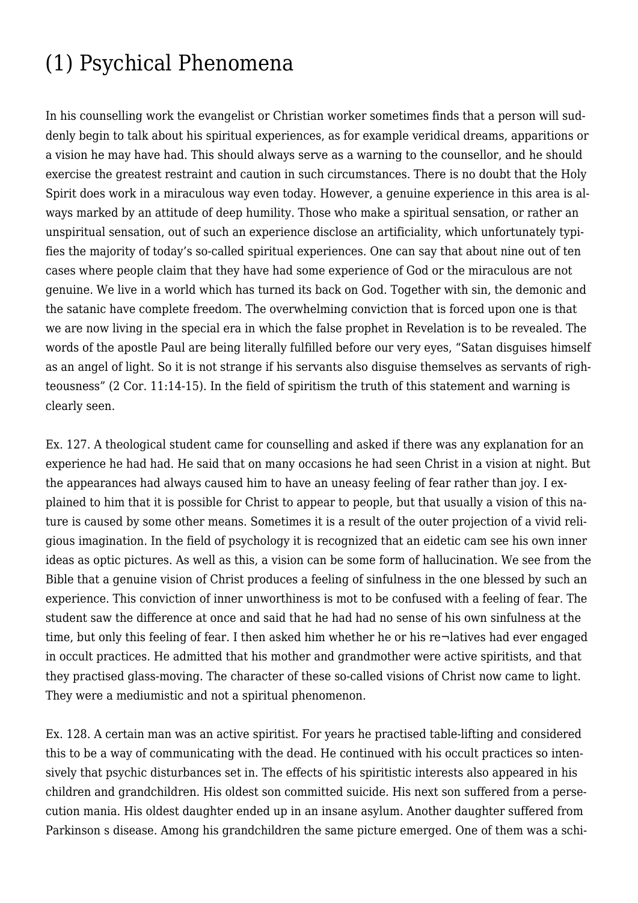# (1) Psychical Phenomena

In his counselling work the evangelist or Christian worker sometimes finds that a person will suddenly begin to talk about his spiritual experiences, as for example veridical dreams, apparitions or a vision he may have had. This should always serve as a warning to the counsellor, and he should exercise the greatest restraint and caution in such circumstances. There is no doubt that the Holy Spirit does work in a miraculous way even today. However, a genuine experience in this area is always marked by an attitude of deep humility. Those who make a spiritual sensation, or rather an unspiritual sensation, out of such an experience disclose an artificiality, which unfortunately typifies the majority of today's so-called spiritual experiences. One can say that about nine out of ten cases where people claim that they have had some experience of God or the miraculous are not genuine. We live in a world which has turned its back on God. Together with sin, the demonic and the satanic have complete freedom. The overwhelming conviction that is forced upon one is that we are now living in the special era in which the false prophet in Revelation is to be revealed. The words of the apostle Paul are being literally fulfilled before our very eyes, "Satan disguises himself as an angel of light. So it is not strange if his servants also disguise themselves as servants of righteousness" (2 Cor. 11:14-15). In the field of spiritism the truth of this statement and warning is clearly seen.

Ex. 127. A theological student came for counselling and asked if there was any explanation for an experience he had had. He said that on many occasions he had seen Christ in a vision at night. But the appearances had always caused him to have an uneasy feeling of fear rather than joy. I explained to him that it is possible for Christ to appear to people, but that usually a vision of this nature is caused by some other means. Sometimes it is a result of the outer projection of a vivid religious imagination. In the field of psychology it is recognized that an eidetic cam see his own inner ideas as optic pictures. As well as this, a vision can be some form of hallucination. We see from the Bible that a genuine vision of Christ produces a feeling of sinfulness in the one blessed by such an experience. This conviction of inner unworthiness is mot to be confused with a feeling of fear. The student saw the difference at once and said that he had had no sense of his own sinfulness at the time, but only this feeling of fear. I then asked him whether he or his re¬latives had ever engaged in occult practices. He admitted that his mother and grandmother were active spiritists, and that they practised glass-moving. The character of these so-called visions of Christ now came to light. They were a mediumistic and not a spiritual phenomenon.

Ex. 128. A certain man was an active spiritist. For years he practised table-lifting and considered this to be a way of communicating with the dead. He continued with his occult practices so intensively that psychic disturbances set in. The effects of his spiritistic interests also appeared in his children and grandchildren. His oldest son committed suicide. His next son suffered from a persecution mania. His oldest daughter ended up in an insane asylum. Another daughter suffered from Parkinson s disease. Among his grandchildren the same picture emerged. One of them was a schi-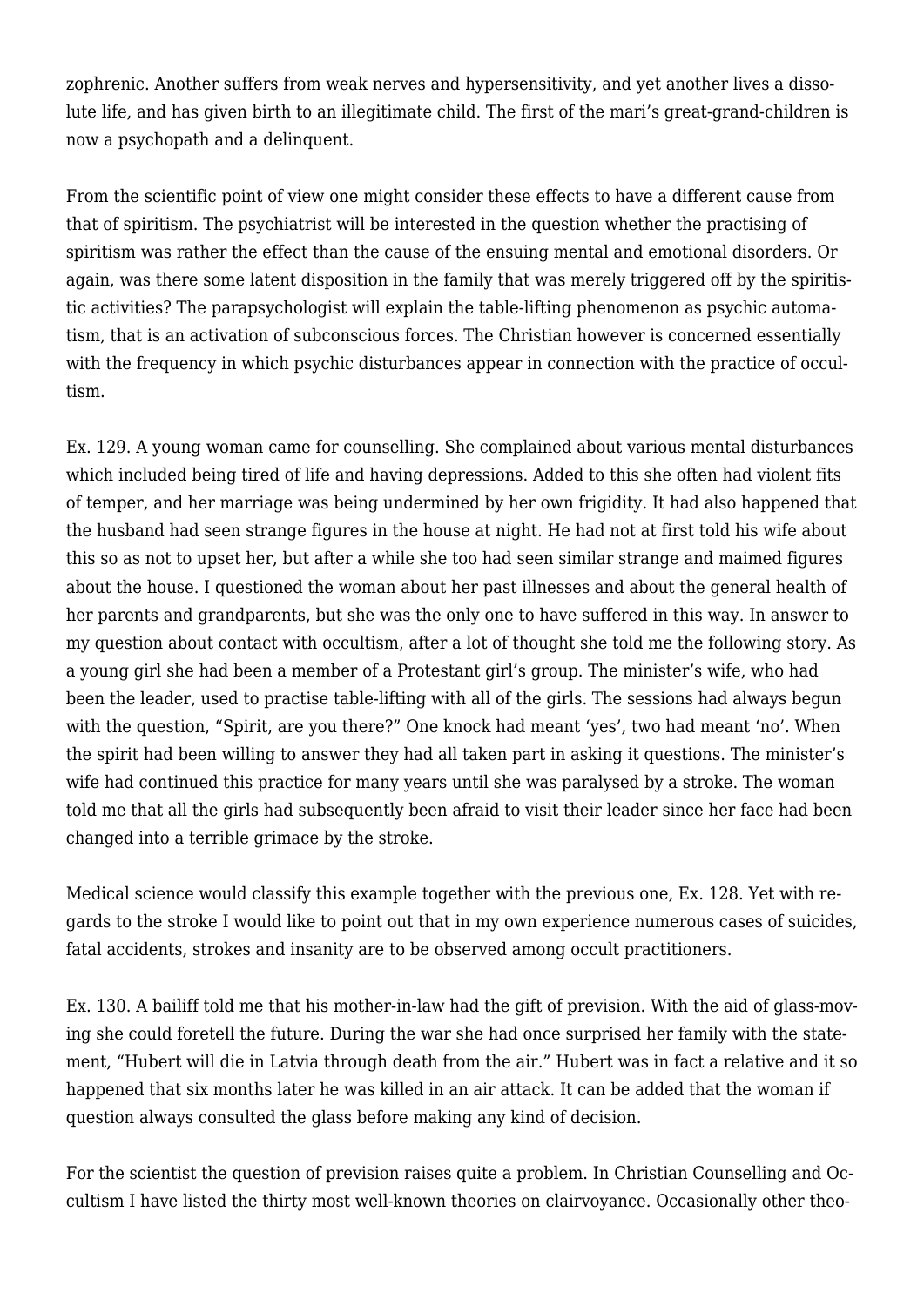zophrenic. Another suffers from weak nerves and hypersensitivity, and yet another lives a dissolute life, and has given birth to an illegitimate child. The first of the mari's great-grand-children is now a psychopath and a delinquent.

From the scientific point of view one might consider these effects to have a different cause from that of spiritism. The psychiatrist will be interested in the question whether the practising of spiritism was rather the effect than the cause of the ensuing mental and emotional disorders. Or again, was there some latent disposition in the family that was merely triggered off by the spiritistic activities? The parapsychologist will explain the table-lifting phenomenon as psychic automatism, that is an activation of subconscious forces. The Christian however is concerned essentially with the frequency in which psychic disturbances appear in connection with the practice of occultism.

Ex. 129. A young woman came for counselling. She complained about various mental disturbances which included being tired of life and having depressions. Added to this she often had violent fits of temper, and her marriage was being undermined by her own frigidity. It had also happened that the husband had seen strange figures in the house at night. He had not at first told his wife about this so as not to upset her, but after a while she too had seen similar strange and maimed figures about the house. I questioned the woman about her past illnesses and about the general health of her parents and grandparents, but she was the only one to have suffered in this way. In answer to my question about contact with occultism, after a lot of thought she told me the following story. As a young girl she had been a member of a Protestant girl's group. The minister's wife, who had been the leader, used to practise table-lifting with all of the girls. The sessions had always begun with the question, "Spirit, are you there?" One knock had meant 'yes', two had meant 'no'. When the spirit had been willing to answer they had all taken part in asking it questions. The minister's wife had continued this practice for many years until she was paralysed by a stroke. The woman told me that all the girls had subsequently been afraid to visit their leader since her face had been changed into a terrible grimace by the stroke.

Medical science would classify this example together with the previous one, Ex. 128. Yet with regards to the stroke I would like to point out that in my own experience numerous cases of suicides, fatal accidents, strokes and insanity are to be observed among occult practitioners.

Ex. 130. A bailiff told me that his mother-in-law had the gift of prevision. With the aid of glass-moving she could foretell the future. During the war she had once surprised her family with the statement, "Hubert will die in Latvia through death from the air." Hubert was in fact a relative and it so happened that six months later he was killed in an air attack. It can be added that the woman if question always consulted the glass before making any kind of decision.

For the scientist the question of prevision raises quite a problem. In Christian Counselling and Occultism I have listed the thirty most well-known theories on clairvoyance. Occasionally other theo-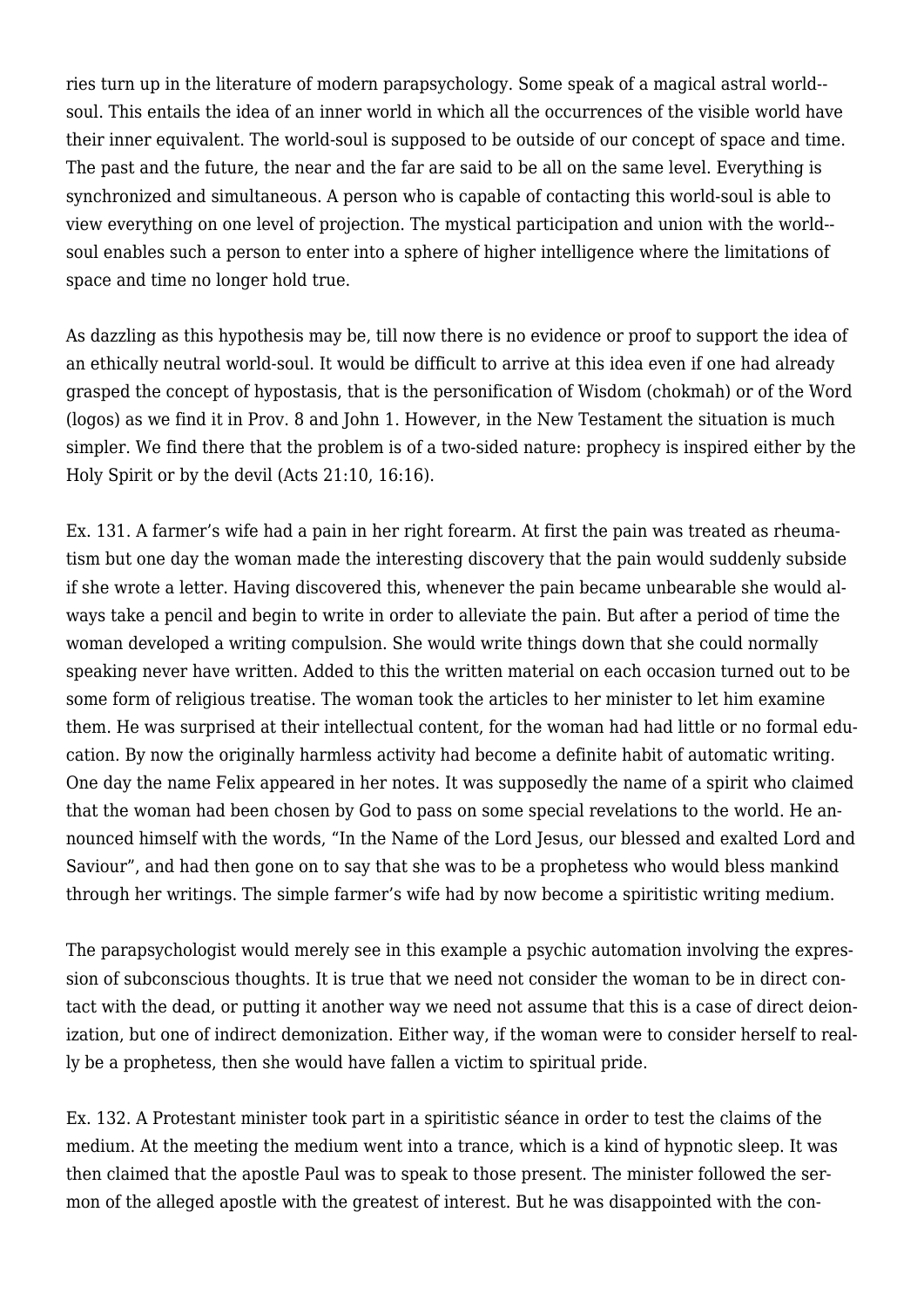ries turn up in the literature of modern parapsychology. Some speak of a magical astral world-soul. This entails the idea of an inner world in which all the occurrences of the visible world have their inner equivalent. The world-soul is supposed to be outside of our concept of space and time. The past and the future, the near and the far are said to be all on the same level. Everything is synchronized and simultaneous. A person who is capable of contacting this world-soul is able to view everything on one level of projection. The mystical participation and union with the world-soul enables such a person to enter into a sphere of higher intelligence where the limitations of space and time no longer hold true.

As dazzling as this hypothesis may be, till now there is no evidence or proof to support the idea of an ethically neutral world-soul. It would be difficult to arrive at this idea even if one had already grasped the concept of hypostasis, that is the personification of Wisdom (chokmah) or of the Word (logos) as we find it in Prov. 8 and John 1. However, in the New Testament the situation is much simpler. We find there that the problem is of a two-sided nature: prophecy is inspired either by the Holy Spirit or by the devil (Acts 21:10, 16:16).

Ex. 131. A farmer's wife had a pain in her right forearm. At first the pain was treated as rheumatism but one day the woman made the interesting discovery that the pain would suddenly subside if she wrote a letter. Having discovered this, whenever the pain became unbearable she would always take a pencil and begin to write in order to alleviate the pain. But after a period of time the woman developed a writing compulsion. She would write things down that she could normally speaking never have written. Added to this the written material on each occasion turned out to be some form of religious treatise. The woman took the articles to her minister to let him examine them. He was surprised at their intellectual content, for the woman had had little or no formal education. By now the originally harmless activity had become a definite habit of automatic writing. One day the name Felix appeared in her notes. It was supposedly the name of a spirit who claimed that the woman had been chosen by God to pass on some special revelations to the world. He announced himself with the words, "In the Name of the Lord Jesus, our blessed and exalted Lord and Saviour", and had then gone on to say that she was to be a prophetess who would bless mankind through her writings. The simple farmer's wife had by now become a spiritistic writing medium.

The parapsychologist would merely see in this example a psychic automation involving the expression of subconscious thoughts. It is true that we need not consider the woman to be in direct contact with the dead, or putting it another way we need not assume that this is a case of direct deionization, but one of indirect demonization. Either way, if the woman were to consider herself to really be a prophetess, then she would have fallen a victim to spiritual pride.

Ex. 132. A Protestant minister took part in a spiritistic séance in order to test the claims of the medium. At the meeting the medium went into a trance, which is a kind of hypnotic sleep. It was then claimed that the apostle Paul was to speak to those present. The minister followed the sermon of the alleged apostle with the greatest of interest. But he was disappointed with the con-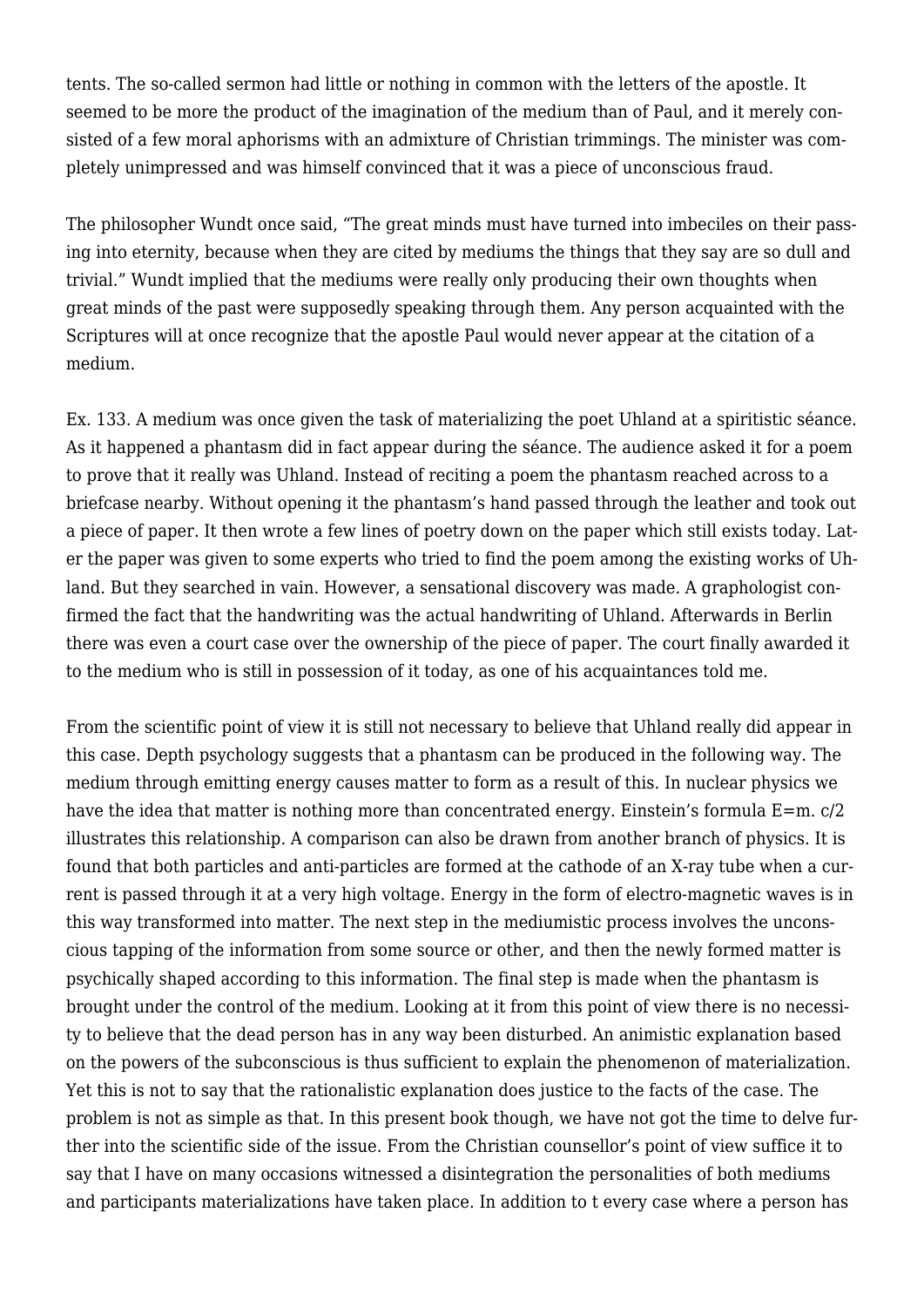tents. The so-called sermon had little or nothing in common with the letters of the apostle. It seemed to be more the product of the imagination of the medium than of Paul, and it merely consisted of a few moral aphorisms with an admixture of Christian trimmings. The minister was completely unimpressed and was himself convinced that it was a piece of unconscious fraud.

The philosopher Wundt once said, “The great minds must have turned into imbeciles on their passing into eternity, because when they are cited by mediums the things that they say are so dull and trivial.” Wundt implied that the mediums were really only producing their own thoughts when great minds of the past were supposedly speaking through them. Any person acquainted with the Scriptures will at once recognize that the apostle Paul would never appear at the citation of a medium.

Ex. 133. A medium was once given the task of materializing the poet Uhland at a spiritistic séance. As it happened a phantasm did in fact appear during the séance. The audience asked it for a poem to prove that it really was Uhland. Instead of reciting a poem the phantasm reached across to a briefcase nearby. Without opening it the phantasm’s hand passed through the leather and took out a piece of paper. It then wrote a few lines of poetry down on the paper which still exists today. Later the paper was given to some experts who tried to find the poem among the existing works of Uhland. But they searched in vain. However, a sensational discovery was made. A graphologist confirmed the fact that the handwriting was the actual handwriting of Uhland. Afterwards in Berlin there was even a court case over the ownership of the piece of paper. The court finally awarded it to the medium who is still in possession of it today, as one of his acquaintances told me.

From the scientific point of view it is still not necessary to believe that Uhland really did appear in this case. Depth psychology suggests that a phantasm can be produced in the following way. The medium through emitting energy causes matter to form as a result of this. In nuclear physics we have the idea that matter is nothing more than concentrated energy. Einstein’s formula $E=m. c/2$ illustrates this relationship. A comparison can also be drawn from another branch of physics. It is found that both particles and anti-particles are formed at the cathode of an X-ray tube when a current is passed through it at a very high voltage. Energy in the form of electro-magnetic waves is in this way transformed into matter. The next step in the mediumistic process involves the unconscious tapping of the information from some source or other, and then the newly formed matter is psychically shaped according to this information. The final step is made when the phantasm is brought under the control of the medium. Looking at it from this point of view there is no necessity to believe that the dead person has in any way been disturbed. An animistic explanation based on the powers of the subconscious is thus sufficient to explain the phenomenon of materialization. Yet this is not to say that the rationalistic explanation does justice to the facts of the case. The problem is not as simple as that. In this present book though, we have not got the time to delve further into the scientific side of the issue. From the Christian counsellor’s point of view suffice it to say that I have on many occasions witnessed a disintegration the personalities of both mediums and participants materializations have taken place. In addition to t every case where a person has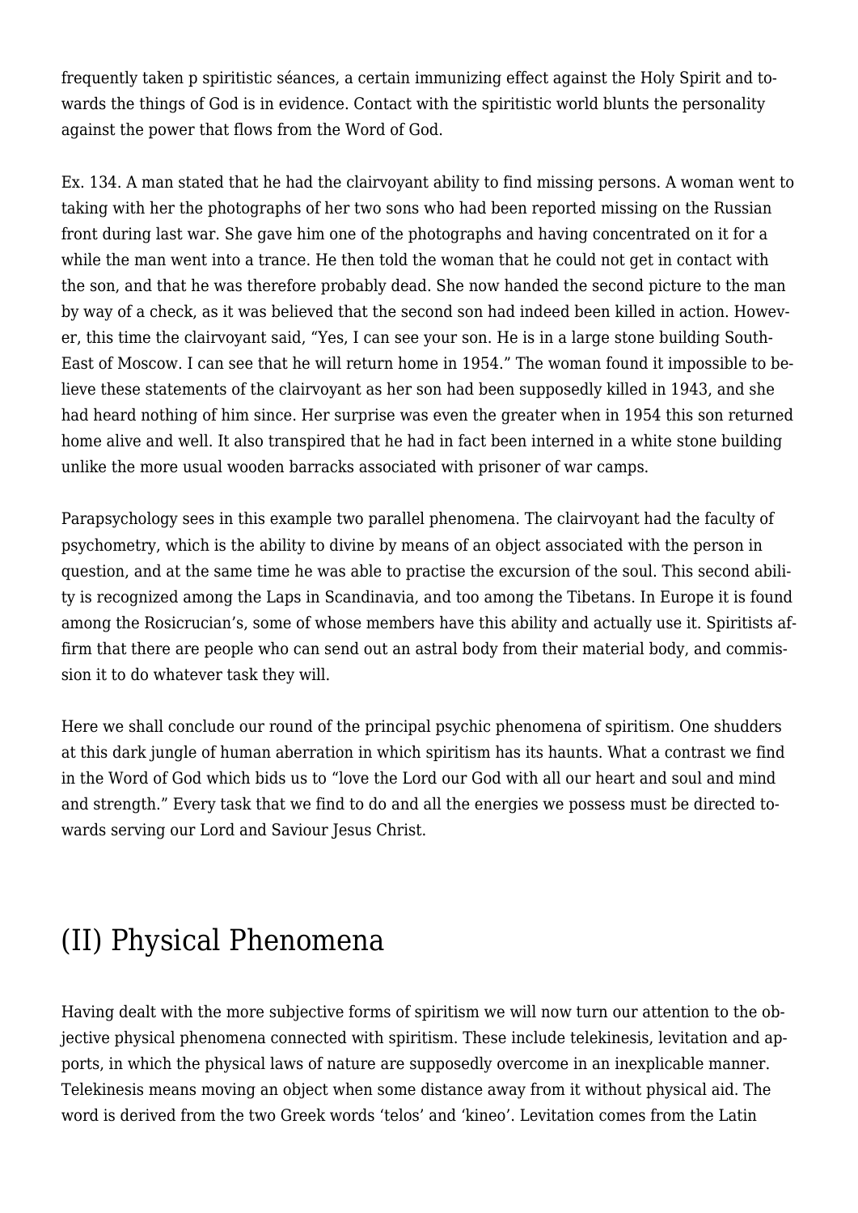frequently taken p spiritistic séances, a certain immunizing effect against the Holy Spirit and towards the things of God is in evidence. Contact with the spiritistic world blunts the personality against the power that flows from the Word of God.

Ex. 134. A man stated that he had the clairvoyant ability to find missing persons. A woman went to taking with her the photographs of her two sons who had been reported missing on the Russian front during last war. She gave him one of the photographs and having concentrated on it for a while the man went into a trance. He then told the woman that he could not get in contact with the son, and that he was therefore probably dead. She now handed the second picture to the man by way of a check, as it was believed that the second son had indeed been killed in action. However, this time the clairvoyant said, "Yes, I can see your son. He is in a large stone building South-East of Moscow. I can see that he will return home in 1954." The woman found it impossible to believe these statements of the clairvoyant as her son had been supposedly killed in 1943, and she had heard nothing of him since. Her surprise was even the greater when in 1954 this son returned home alive and well. It also transpired that he had in fact been interned in a white stone building unlike the more usual wooden barracks associated with prisoner of war camps.

Parapsychology sees in this example two parallel phenomena. The clairvoyant had the faculty of psychometry, which is the ability to divine by means of an object associated with the person in question, and at the same time he was able to practise the excursion of the soul. This second ability is recognized among the Laps in Scandinavia, and too among the Tibetans. In Europe it is found among the Rosicrucian's, some of whose members have this ability and actually use it. Spiritists affirm that there are people who can send out an astral body from their material body, and commission it to do whatever task they will.

Here we shall conclude our round of the principal psychic phenomena of spiritism. One shudders at this dark jungle of human aberration in which spiritism has its haunts. What a contrast we find in the Word of God which bids us to "love the Lord our God with all our heart and soul and mind and strength." Every task that we find to do and all the energies we possess must be directed towards serving our Lord and Saviour Jesus Christ.

## (II) Physical Phenomena

Having dealt with the more subjective forms of spiritism we will now turn our attention to the objective physical phenomena connected with spiritism. These include telekinesis, levitation and apports, in which the physical laws of nature are supposedly overcome in an inexplicable manner. Telekinesis means moving an object when some distance away from it without physical aid. The word is derived from the two Greek words 'telos' and 'kineo'. Levitation comes from the Latin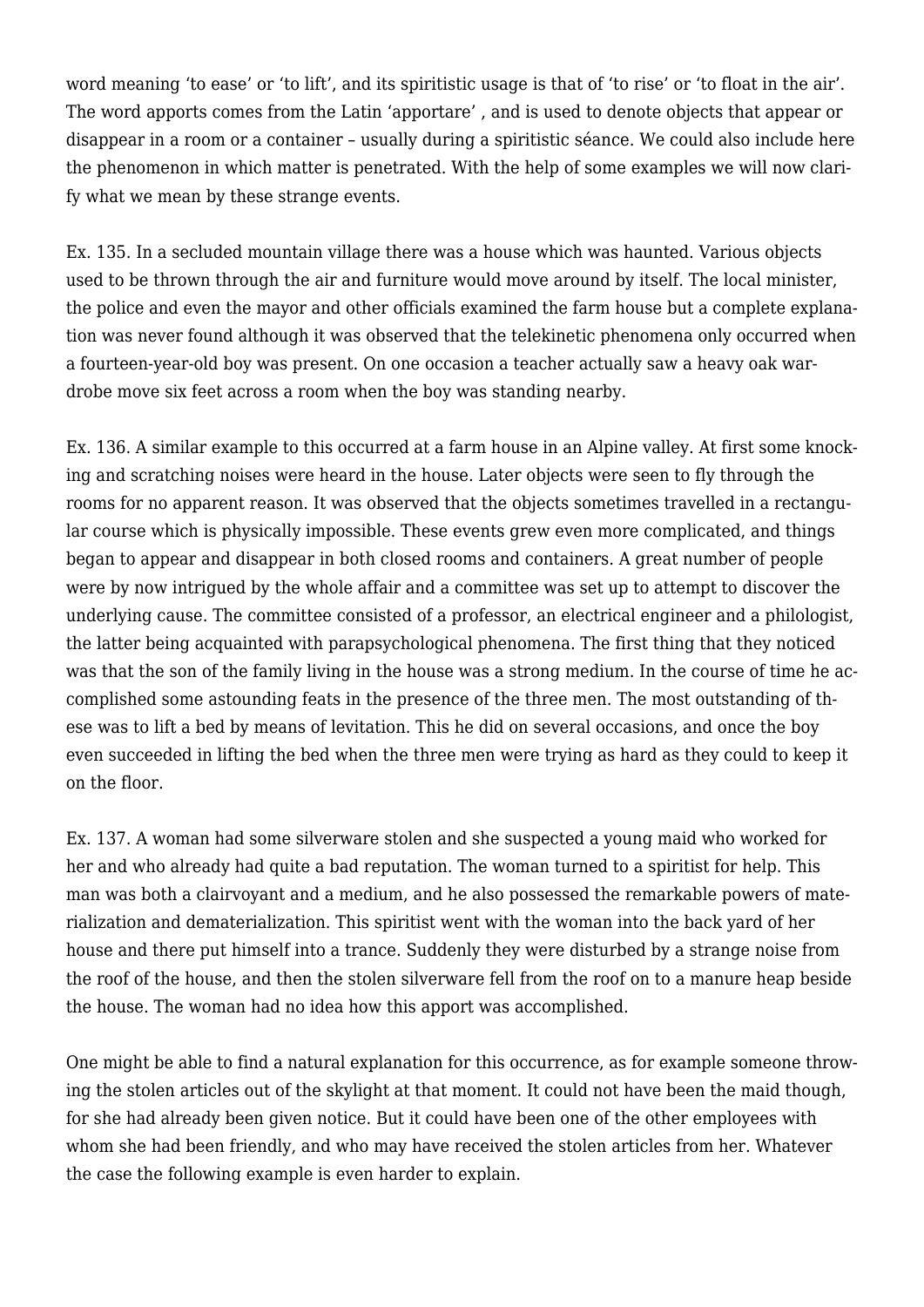word meaning ‘to ease’ or ‘to lift’, and its spiritistic usage is that of ‘to rise’ or ‘to float in the air’. The word apports comes from the Latin ‘apportare’ , and is used to denote objects that appear or disappear in a room or a container – usually during a spiritistic séance. We could also include here the phenomenon in which matter is penetrated. With the help of some examples we will now clarify what we mean by these strange events.

Ex. 135. In a secluded mountain village there was a house which was haunted. Various objects used to be thrown through the air and furniture would move around by itself. The local minister, the police and even the mayor and other officials examined the farm house but a complete explanation was never found although it was observed that the telekinetic phenomena only occurred when a fourteen-year-old boy was present. On one occasion a teacher actually saw a heavy oak wardrobe move six feet across a room when the boy was standing nearby.

Ex. 136. A similar example to this occurred at a farm house in an Alpine valley. At first some knocking and scratching noises were heard in the house. Later objects were seen to fly through the rooms for no apparent reason. It was observed that the objects sometimes travelled in a rectangular course which is physically impossible. These events grew even more complicated, and things began to appear and disappear in both closed rooms and containers. A great number of people were by now intrigued by the whole affair and a committee was set up to attempt to discover the underlying cause. The committee consisted of a professor, an electrical engineer and a philologist, the latter being acquainted with parapsychological phenomena. The first thing that they noticed was that the son of the family living in the house was a strong medium. In the course of time he accomplished some astounding feats in the presence of the three men. The most outstanding of these was to lift a bed by means of levitation. This he did on several occasions, and once the boy even succeeded in lifting the bed when the three men were trying as hard as they could to keep it on the floor.

Ex. 137. A woman had some silverware stolen and she suspected a young maid who worked for her and who already had quite a bad reputation. The woman turned to a spiritist for help. This man was both a clairvoyant and a medium, and he also possessed the remarkable powers of materialization and dematerialization. This spiritist went with the woman into the back yard of her house and there put himself into a trance. Suddenly they were disturbed by a strange noise from the roof of the house, and then the stolen silverware fell from the roof on to a manure heap beside the house. The woman had no idea how this apport was accomplished.

One might be able to find a natural explanation for this occurrence, as for example someone throwing the stolen articles out of the skylight at that moment. It could not have been the maid though, for she had already been given notice. But it could have been one of the other employees with whom she had been friendly, and who may have received the stolen articles from her. Whatever the case the following example is even harder to explain.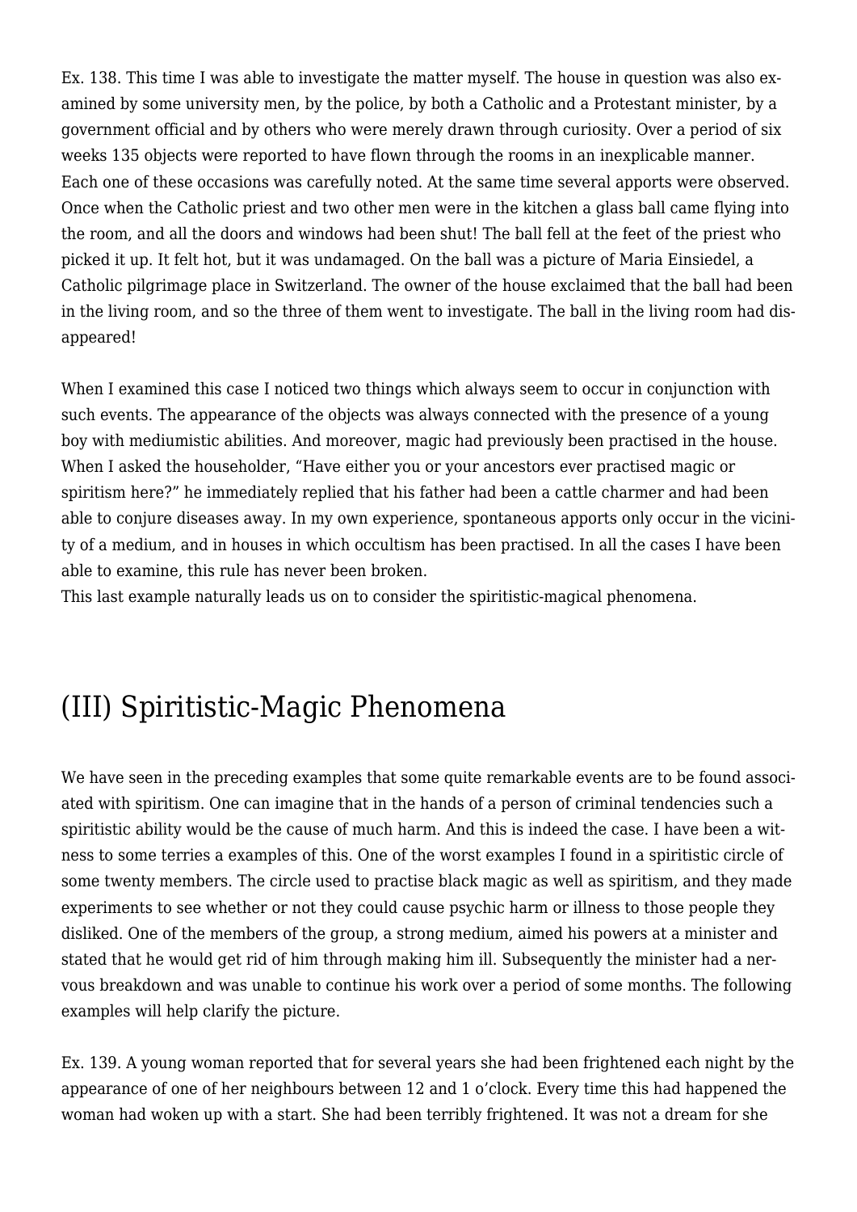Ex. 138. This time I was able to investigate the matter myself. The house in question was also examined by some university men, by the police, by both a Catholic and a Protestant minister, by a government official and by others who were merely drawn through curiosity. Over a period of six weeks 135 objects were reported to have flown through the rooms in an inexplicable manner. Each one of these occasions was carefully noted. At the same time several apports were observed. Once when the Catholic priest and two other men were in the kitchen a glass ball came flying into the room, and all the doors and windows had been shut! The ball fell at the feet of the priest who picked it up. It felt hot, but it was undamaged. On the ball was a picture of Maria Einsiedel, a Catholic pilgrimage place in Switzerland. The owner of the house exclaimed that the ball had been in the living room, and so the three of them went to investigate. The ball in the living room had disappeared!

When I examined this case I noticed two things which always seem to occur in conjunction with such events. The appearance of the objects was always connected with the presence of a young boy with mediumistic abilities. And moreover, magic had previously been practised in the house. When I asked the householder, "Have either you or your ancestors ever practised magic or spiritism here?" he immediately replied that his father had been a cattle charmer and had been able to conjure diseases away. In my own experience, spontaneous apports only occur in the vicinity of a medium, and in houses in which occultism has been practised. In all the cases I have been able to examine, this rule has never been broken.

This last example naturally leads us on to consider the spiritistic-magical phenomena.

## (III) Spiritistic-Magic Phenomena

We have seen in the preceding examples that some quite remarkable events are to be found associated with spiritism. One can imagine that in the hands of a person of criminal tendencies such a spiritistic ability would be the cause of much harm. And this is indeed the case. I have been a witness to some terries a examples of this. One of the worst examples I found in a spiritistic circle of some twenty members. The circle used to practise black magic as well as spiritism, and they made experiments to see whether or not they could cause psychic harm or illness to those people they disliked. One of the members of the group, a strong medium, aimed his powers at a minister and stated that he would get rid of him through making him ill. Subsequently the minister had a nervous breakdown and was unable to continue his work over a period of some months. The following examples will help clarify the picture.

Ex. 139. A young woman reported that for several years she had been frightened each night by the appearance of one of her neighbours between 12 and 1 o'clock. Every time this had happened the woman had woken up with a start. She had been terribly frightened. It was not a dream for she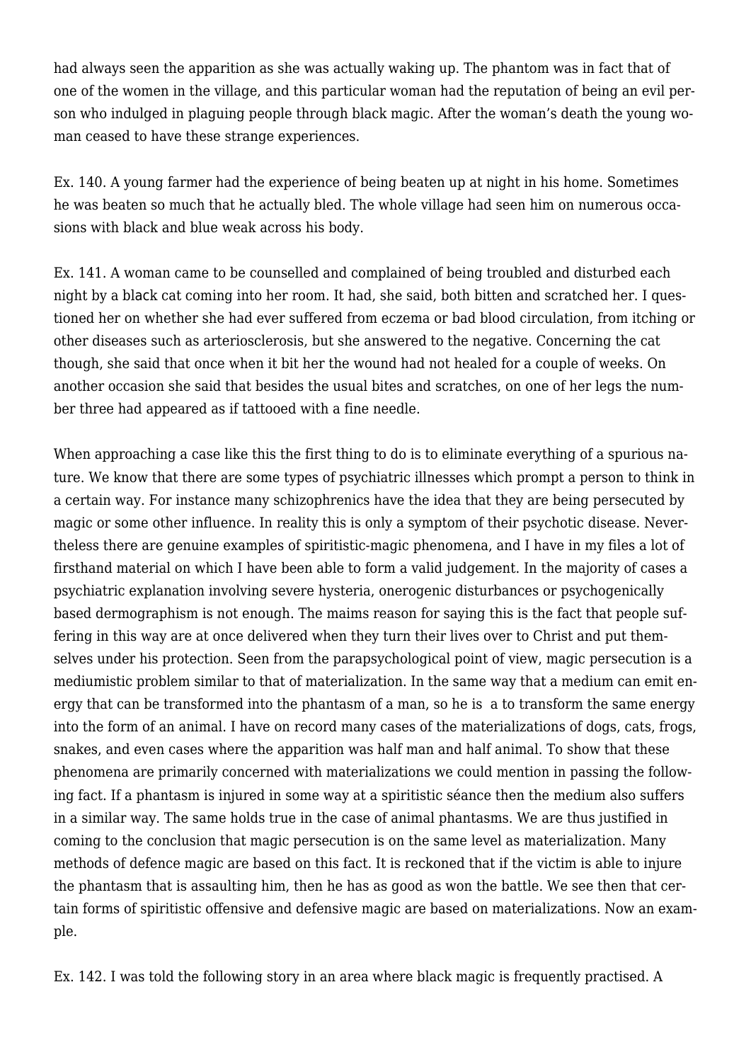had always seen the apparition as she was actually waking up. The phantom was in fact that of one of the women in the village, and this particular woman had the reputation of being an evil person who indulged in plaguing people through black magic. After the woman's death the young woman ceased to have these strange experiences.

Ex. 140. A young farmer had the experience of being beaten up at night in his home. Sometimes he was beaten so much that he actually bled. The whole village had seen him on numerous occasions with black and blue weak across his body.

Ex. 141. A woman came to be counselled and complained of being troubled and disturbed each night by a black cat coming into her room. It had, she said, both bitten and scratched her. I questioned her on whether she had ever suffered from eczema or bad blood circulation, from itching or other diseases such as arteriosclerosis, but she answered to the negative. Concerning the cat though, she said that once when it bit her the wound had not healed for a couple of weeks. On another occasion she said that besides the usual bites and scratches, on one of her legs the number three had appeared as if tattooed with a fine needle.

When approaching a case like this the first thing to do is to eliminate everything of a spurious nature. We know that there are some types of psychiatric illnesses which prompt a person to think in a certain way. For instance many schizophrenics have the idea that they are being persecuted by magic or some other influence. In reality this is only a symptom of their psychotic disease. Nevertheless there are genuine examples of spiritistic-magic phenomena, and I have in my files a lot of firsthand material on which I have been able to form a valid judgement. In the majority of cases a psychiatric explanation involving severe hysteria, onerogenic disturbances or psychogenically based dermographism is not enough. The maims reason for saying this is the fact that people suffering in this way are at once delivered when they turn their lives over to Christ and put themselves under his protection. Seen from the parapsychological point of view, magic persecution is a mediumistic problem similar to that of materialization. In the same way that a medium can emit energy that can be transformed into the phantasm of a man, so he is a to transform the same energy into the form of an animal. I have on record many cases of the materializations of dogs, cats, frogs, snakes, and even cases where the apparition was half man and half animal. To show that these phenomena are primarily concerned with materializations we could mention in passing the following fact. If a phantasm is injured in some way at a spiritistic séance then the medium also suffers in a similar way. The same holds true in the case of animal phantasms. We are thus justified in coming to the conclusion that magic persecution is on the same level as materialization. Many methods of defence magic are based on this fact. It is reckoned that if the victim is able to injure the phantasm that is assaulting him, then he has as good as won the battle. We see then that certain forms of spiritistic offensive and defensive magic are based on materializations. Now an example.

Ex. 142. I was told the following story in an area where black magic is frequently practised. A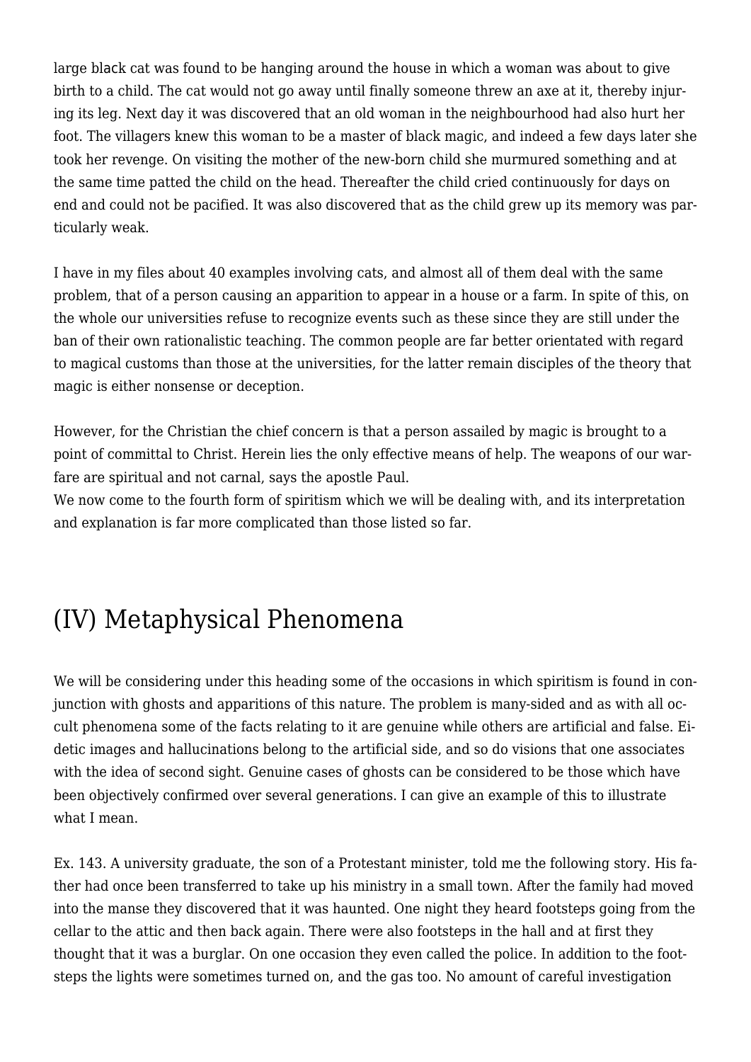large black cat was found to be hanging around the house in which a woman was about to give birth to a child. The cat would not go away until finally someone threw an axe at it, thereby injuring its leg. Next day it was discovered that an old woman in the neighbourhood had also hurt her foot. The villagers knew this woman to be a master of black magic, and indeed a few days later she took her revenge. On visiting the mother of the new-born child she murmured something and at the same time patted the child on the head. Thereafter the child cried continuously for days on end and could not be pacified. It was also discovered that as the child grew up its memory was particularly weak.

I have in my files about 40 examples involving cats, and almost all of them deal with the same problem, that of a person causing an apparition to appear in a house or a farm. In spite of this, on the whole our universities refuse to recognize events such as these since they are still under the ban of their own rationalistic teaching. The common people are far better orientated with regard to magical customs than those at the universities, for the latter remain disciples of the theory that magic is either nonsense or deception.

However, for the Christian the chief concern is that a person assailed by magic is brought to a point of committal to Christ. Herein lies the only effective means of help. The weapons of our warfare are spiritual and not carnal, says the apostle Paul.
We now come to the fourth form of spiritism which we will be dealing with, and its interpretation and explanation is far more complicated than those listed so far.

## (IV) Metaphysical Phenomena

We will be considering under this heading some of the occasions in which spiritism is found in conjunction with ghosts and apparitions of this nature. The problem is many-sided and as with all occult phenomena some of the facts relating to it are genuine while others are artificial and false. Eidetic images and hallucinations belong to the artificial side, and so do visions that one associates with the idea of second sight. Genuine cases of ghosts can be considered to be those which have been objectively confirmed over several generations. I can give an example of this to illustrate what I mean.

Ex. 143. A university graduate, the son of a Protestant minister, told me the following story. His father had once been transferred to take up his ministry in a small town. After the family had moved into the manse they discovered that it was haunted. One night they heard footsteps going from the cellar to the attic and then back again. There were also footsteps in the hall and at first they thought that it was a burglar. On one occasion they even called the police. In addition to the footsteps the lights were sometimes turned on, and the gas too. No amount of careful investigation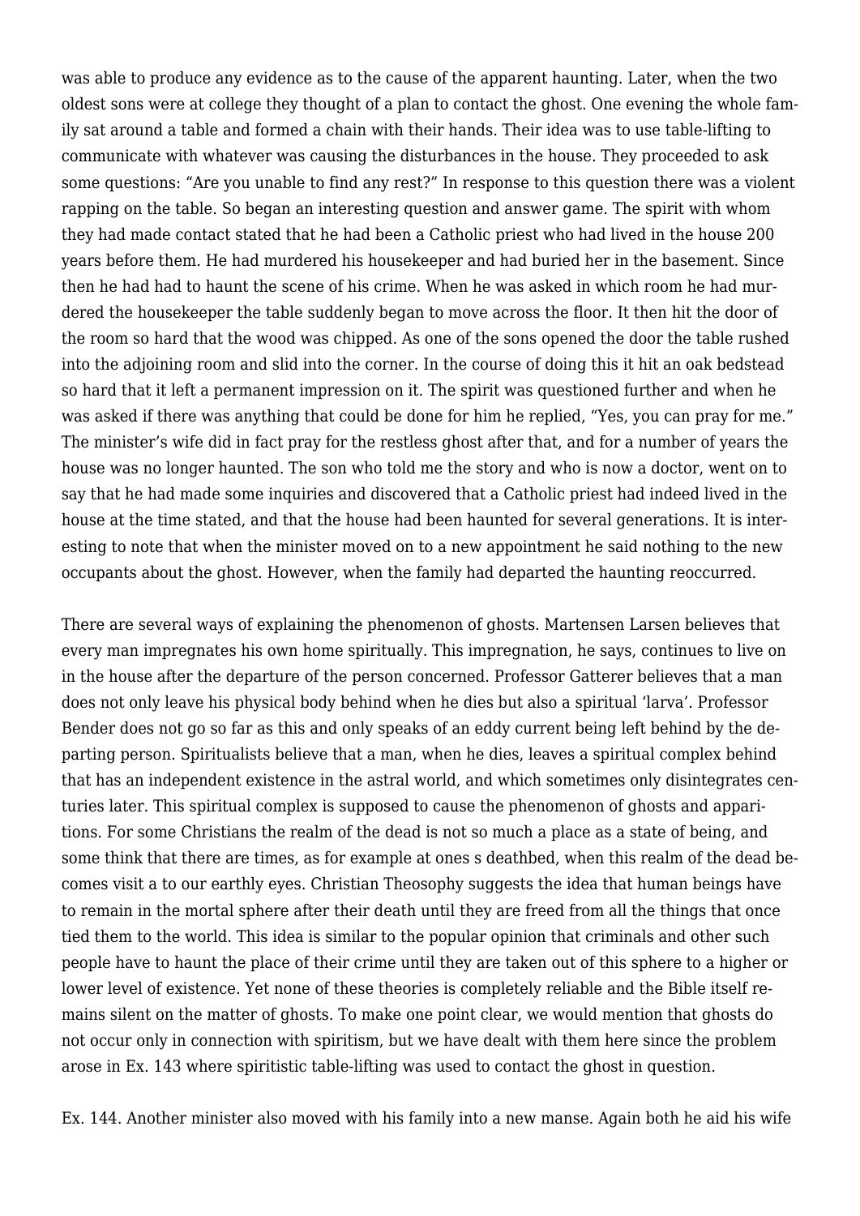was able to produce any evidence as to the cause of the apparent haunting. Later, when the two oldest sons were at college they thought of a plan to contact the ghost. One evening the whole family sat around a table and formed a chain with their hands. Their idea was to use table-lifting to communicate with whatever was causing the disturbances in the house. They proceeded to ask some questions: "Are you unable to find any rest?" In response to this question there was a violent rapping on the table. So began an interesting question and answer game. The spirit with whom they had made contact stated that he had been a Catholic priest who had lived in the house 200 years before them. He had murdered his housekeeper and had buried her in the basement. Since then he had had to haunt the scene of his crime. When he was asked in which room he had murdered the housekeeper the table suddenly began to move across the floor. It then hit the door of the room so hard that the wood was chipped. As one of the sons opened the door the table rushed into the adjoining room and slid into the corner. In the course of doing this it hit an oak bedstead so hard that it left a permanent impression on it. The spirit was questioned further and when he was asked if there was anything that could be done for him he replied, "Yes, you can pray for me." The minister's wife did in fact pray for the restless ghost after that, and for a number of years the house was no longer haunted. The son who told me the story and who is now a doctor, went on to say that he had made some inquiries and discovered that a Catholic priest had indeed lived in the house at the time stated, and that the house had been haunted for several generations. It is interesting to note that when the minister moved on to a new appointment he said nothing to the new occupants about the ghost. However, when the family had departed the haunting reoccurred.

There are several ways of explaining the phenomenon of ghosts. Martensen Larsen believes that every man impregnates his own home spiritually. This impregnation, he says, continues to live on in the house after the departure of the person concerned. Professor Gatterer believes that a man does not only leave his physical body behind when he dies but also a spiritual 'larva'. Professor Bender does not go so far as this and only speaks of an eddy current being left behind by the departing person. Spiritualists believe that a man, when he dies, leaves a spiritual complex behind that has an independent existence in the astral world, and which sometimes only disintegrates centuries later. This spiritual complex is supposed to cause the phenomenon of ghosts and apparitions. For some Christians the realm of the dead is not so much a place as a state of being, and some think that there are times, as for example at ones s deathbed, when this realm of the dead becomes visit a to our earthly eyes. Christian Theosophy suggests the idea that human beings have to remain in the mortal sphere after their death until they are freed from all the things that once tied them to the world. This idea is similar to the popular opinion that criminals and other such people have to haunt the place of their crime until they are taken out of this sphere to a higher or lower level of existence. Yet none of these theories is completely reliable and the Bible itself remains silent on the matter of ghosts. To make one point clear, we would mention that ghosts do not occur only in connection with spiritism, but we have dealt with them here since the problem arose in Ex. 143 where spiritistic table-lifting was used to contact the ghost in question.

Ex. 144. Another minister also moved with his family into a new manse. Again both he aid his wife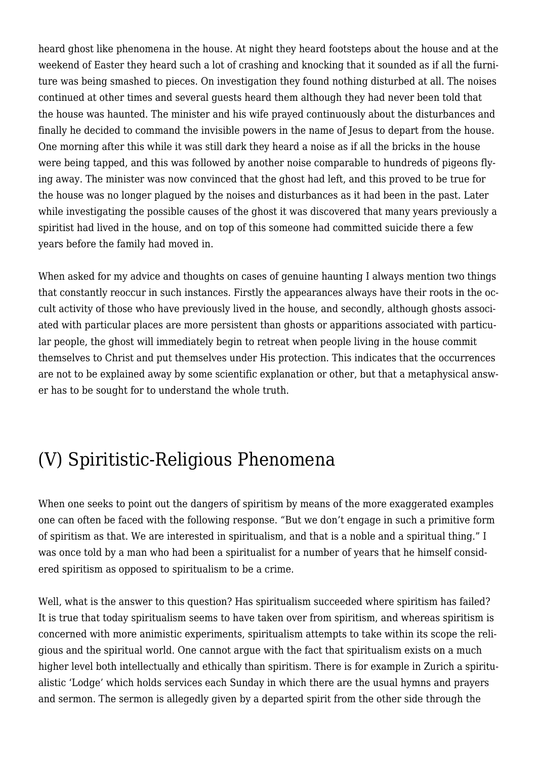heard ghost like phenomena in the house. At night they heard footsteps about the house and at the weekend of Easter they heard such a lot of crashing and knocking that it sounded as if all the furniture was being smashed to pieces. On investigation they found nothing disturbed at all. The noises continued at other times and several guests heard them although they had never been told that the house was haunted. The minister and his wife prayed continuously about the disturbances and finally he decided to command the invisible powers in the name of Jesus to depart from the house. One morning after this while it was still dark they heard a noise as if all the bricks in the house were being tapped, and this was followed by another noise comparable to hundreds of pigeons flying away. The minister was now convinced that the ghost had left, and this proved to be true for the house was no longer plagued by the noises and disturbances as it had been in the past. Later while investigating the possible causes of the ghost it was discovered that many years previously a spiritist had lived in the house, and on top of this someone had committed suicide there a few years before the family had moved in.

When asked for my advice and thoughts on cases of genuine haunting I always mention two things that constantly reoccur in such instances. Firstly the appearances always have their roots in the occult activity of those who have previously lived in the house, and secondly, although ghosts associated with particular places are more persistent than ghosts or apparitions associated with particular people, the ghost will immediately begin to retreat when people living in the house commit themselves to Christ and put themselves under His protection. This indicates that the occurrences are not to be explained away by some scientific explanation or other, but that a metaphysical answer has to be sought for to understand the whole truth.

## (V) Spiritistic-Religious Phenomena

When one seeks to point out the dangers of spiritism by means of the more exaggerated examples one can often be faced with the following response. “But we don’t engage in such a primitive form of spiritism as that. We are interested in spiritualism, and that is a noble and a spiritual thing.” I was once told by a man who had been a spiritualist for a number of years that he himself considered spiritism as opposed to spiritualism to be a crime.

Well, what is the answer to this question? Has spiritualism succeeded where spiritism has failed? It is true that today spiritualism seems to have taken over from spiritism, and whereas spiritism is concerned with more animistic experiments, spiritualism attempts to take within its scope the religious and the spiritual world. One cannot argue with the fact that spiritualism exists on a much higher level both intellectually and ethically than spiritism. There is for example in Zurich a spiritualistic ‘Lodge’ which holds services each Sunday in which there are the usual hymns and prayers and sermon. The sermon is allegedly given by a departed spirit from the other side through the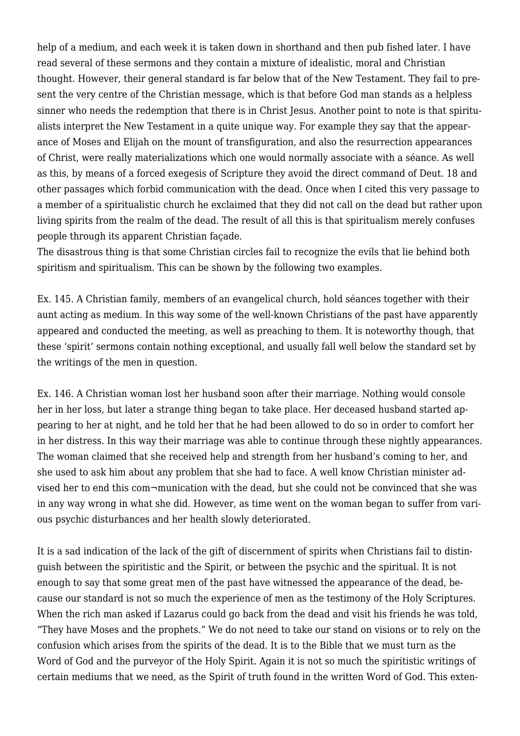help of a medium, and each week it is taken down in shorthand and then pub fished later. I have read several of these sermons and they contain a mixture of idealistic, moral and Christian thought. However, their general standard is far below that of the New Testament. They fail to present the very centre of the Christian message, which is that before God man stands as a helpless sinner who needs the redemption that there is in Christ Jesus. Another point to note is that spiritualists interpret the New Testament in a quite unique way. For example they say that the appearance of Moses and Elijah on the mount of transfiguration, and also the resurrection appearances of Christ, were really materializations which one would normally associate with a séance. As well as this, by means of a forced exegesis of Scripture they avoid the direct command of Deut. 18 and other passages which forbid communication with the dead. Once when I cited this very passage to a member of a spiritualistic church he exclaimed that they did not call on the dead but rather upon living spirits from the realm of the dead. The result of all this is that spiritualism merely confuses people through its apparent Christian façade.

The disastrous thing is that some Christian circles fail to recognize the evils that lie behind both spiritism and spiritualism. This can be shown by the following two examples.

Ex. 145. A Christian family, members of an evangelical church, hold séances together with their aunt acting as medium. In this way some of the well-known Christians of the past have apparently appeared and conducted the meeting, as well as preaching to them. It is noteworthy though, that these 'spirit' sermons contain nothing exceptional, and usually fall well below the standard set by the writings of the men in question.

Ex. 146. A Christian woman lost her husband soon after their marriage. Nothing would console her in her loss, but later a strange thing began to take place. Her deceased husband started appearing to her at night, and he told her that he had been allowed to do so in order to comfort her in her distress. In this way their marriage was able to continue through these nightly appearances. The woman claimed that she received help and strength from her husband's coming to her, and she used to ask him about any problem that she had to face. A well know Christian minister advised her to end this com¬munication with the dead, but she could not be convinced that she was in any way wrong in what she did. However, as time went on the woman began to suffer from various psychic disturbances and her health slowly deteriorated.

It is a sad indication of the lack of the gift of discernment of spirits when Christians fail to distinguish between the spiritistic and the Spirit, or between the psychic and the spiritual. It is not enough to say that some great men of the past have witnessed the appearance of the dead, because our standard is not so much the experience of men as the testimony of the Holy Scriptures. When the rich man asked if Lazarus could go back from the dead and visit his friends he was told, "They have Moses and the prophets." We do not need to take our stand on visions or to rely on the confusion which arises from the spirits of the dead. It is to the Bible that we must turn as the Word of God and the purveyor of the Holy Spirit. Again it is not so much the spiritistic writings of certain mediums that we need, as the Spirit of truth found in the written Word of God. This exten-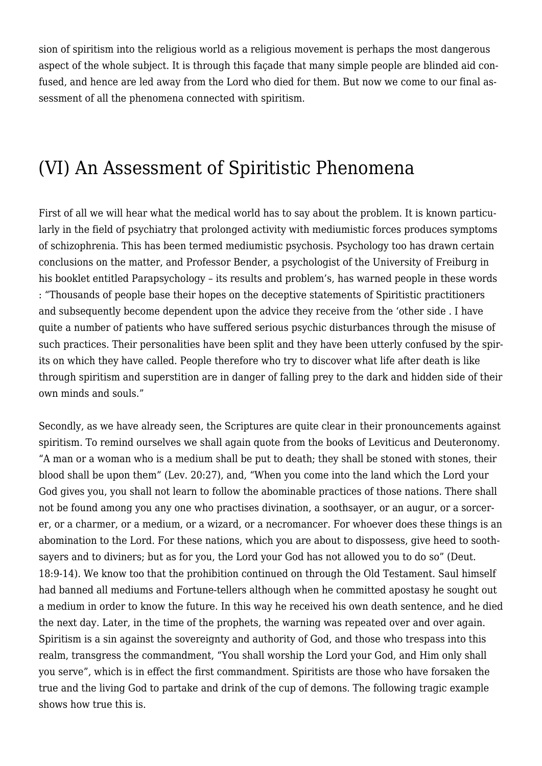sion of spiritism into the religious world as a religious movement is perhaps the most dangerous aspect of the whole subject. It is through this façade that many simple people are blinded aid confused, and hence are led away from the Lord who died for them. But now we come to our final assessment of all the phenomena connected with spiritism.

## (VI) An Assessment of Spiritistic Phenomena

First of all we will hear what the medical world has to say about the problem. It is known particularly in the field of psychiatry that prolonged activity with mediumistic forces produces symptoms of schizophrenia. This has been termed mediumistic psychosis. Psychology too has drawn certain conclusions on the matter, and Professor Bender, a psychologist of the University of Freiburg in his booklet entitled Parapsychology – its results and problem's, has warned people in these words : "Thousands of people base their hopes on the deceptive statements of Spiritistic practitioners and subsequently become dependent upon the advice they receive from the 'other side . I have quite a number of patients who have suffered serious psychic disturbances through the misuse of such practices. Their personalities have been split and they have been utterly confused by the spirits on which they have called. People therefore who try to discover what life after death is like through spiritism and superstition are in danger of falling prey to the dark and hidden side of their own minds and souls."

Secondly, as we have already seen, the Scriptures are quite clear in their pronouncements against spiritism. To remind ourselves we shall again quote from the books of Leviticus and Deuteronomy. "A man or a woman who is a medium shall be put to death; they shall be stoned with stones, their blood shall be upon them" (Lev. 20:27), and, "When you come into the land which the Lord your God gives you, you shall not learn to follow the abominable practices of those nations. There shall not be found among you any one who practises divination, a soothsayer, or an augur, or a sorcerer, or a charmer, or a medium, or a wizard, or a necromancer. For whoever does these things is an abomination to the Lord. For these nations, which you are about to dispossess, give heed to soothsayers and to diviners; but as for you, the Lord your God has not allowed you to do so" (Deut. 18:9-14). We know too that the prohibition continued on through the Old Testament. Saul himself had banned all mediums and Fortune-tellers although when he committed apostasy he sought out a medium in order to know the future. In this way he received his own death sentence, and he died the next day. Later, in the time of the prophets, the warning was repeated over and over again. Spiritism is a sin against the sovereignty and authority of God, and those who trespass into this realm, transgress the commandment, "You shall worship the Lord your God, and Him only shall you serve", which is in effect the first commandment. Spiritists are those who have forsaken the true and the living God to partake and drink of the cup of demons. The following tragic example shows how true this is.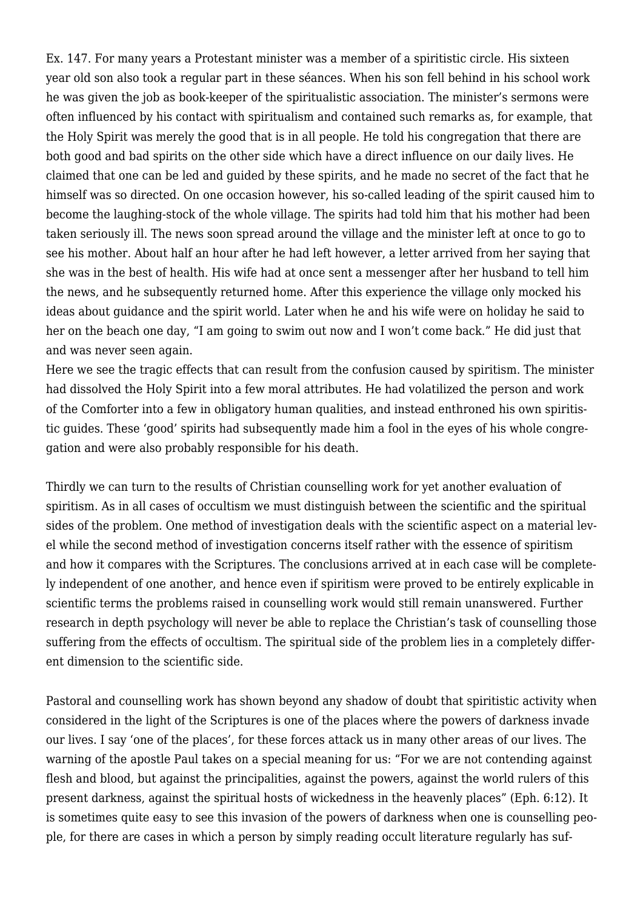Ex. 147. For many years a Protestant minister was a member of a spiritistic circle. His sixteen year old son also took a regular part in these séances. When his son fell behind in his school work he was given the job as book-keeper of the spiritualistic association. The minister's sermons were often influenced by his contact with spiritualism and contained such remarks as, for example, that the Holy Spirit was merely the good that is in all people. He told his congregation that there are both good and bad spirits on the other side which have a direct influence on our daily lives. He claimed that one can be led and guided by these spirits, and he made no secret of the fact that he himself was so directed. On one occasion however, his so-called leading of the spirit caused him to become the laughing-stock of the whole village. The spirits had told him that his mother had been taken seriously ill. The news soon spread around the village and the minister left at once to go to see his mother. About half an hour after he had left however, a letter arrived from her saying that she was in the best of health. His wife had at once sent a messenger after her husband to tell him the news, and he subsequently returned home. After this experience the village only mocked his ideas about guidance and the spirit world. Later when he and his wife were on holiday he said to her on the beach one day, "I am going to swim out now and I won't come back." He did just that and was never seen again.
Here we see the tragic effects that can result from the confusion caused by spiritism. The minister had dissolved the Holy Spirit into a few moral attributes. He had volatilized the person and work of the Comforter into a few in obligatory human qualities, and instead enthroned his own spiritistic guides. These 'good' spirits had subsequently made him a fool in the eyes of his whole congregation and were also probably responsible for his death.

Thirdly we can turn to the results of Christian counselling work for yet another evaluation of spiritism. As in all cases of occultism we must distinguish between the scientific and the spiritual sides of the problem. One method of investigation deals with the scientific aspect on a material level while the second method of investigation concerns itself rather with the essence of spiritism and how it compares with the Scriptures. The conclusions arrived at in each case will be completely independent of one another, and hence even if spiritism were proved to be entirely explicable in scientific terms the problems raised in counselling work would still remain unanswered. Further research in depth psychology will never be able to replace the Christian's task of counselling those suffering from the effects of occultism. The spiritual side of the problem lies in a completely different dimension to the scientific side.

Pastoral and counselling work has shown beyond any shadow of doubt that spiritistic activity when considered in the light of the Scriptures is one of the places where the powers of darkness invade our lives. I say 'one of the places', for these forces attack us in many other areas of our lives. The warning of the apostle Paul takes on a special meaning for us: "For we are not contending against flesh and blood, but against the principalities, against the powers, against the world rulers of this present darkness, against the spiritual hosts of wickedness in the heavenly places" (Eph. 6:12). It is sometimes quite easy to see this invasion of the powers of darkness when one is counselling people, for there are cases in which a person by simply reading occult literature regularly has suf-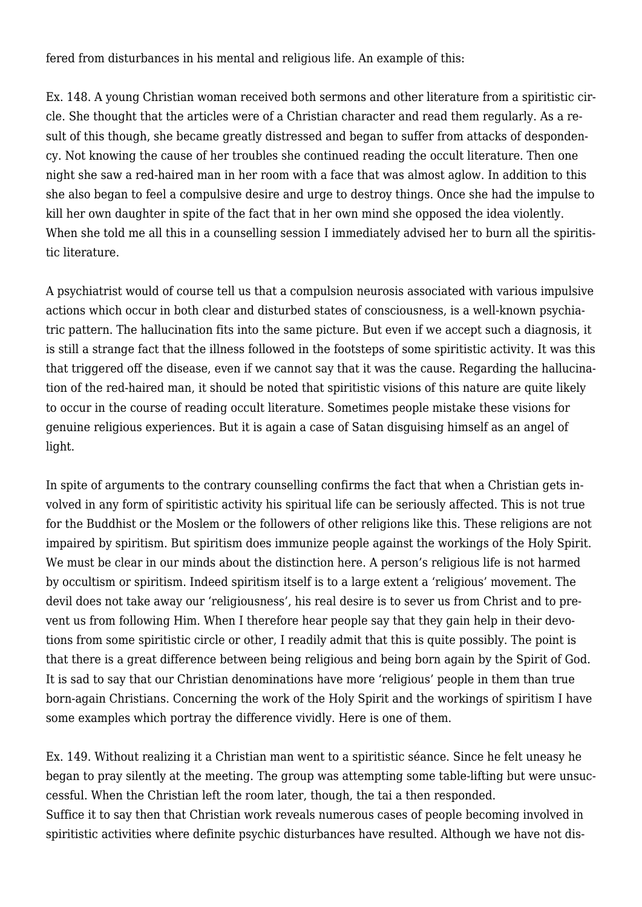fered from disturbances in his mental and religious life. An example of this:

Ex. 148. A young Christian woman received both sermons and other literature from a spiritistic circle. She thought that the articles were of a Christian character and read them regularly. As a result of this though, she became greatly distressed and began to suffer from attacks of despondency. Not knowing the cause of her troubles she continued reading the occult literature. Then one night she saw a red-haired man in her room with a face that was almost aglow. In addition to this she also began to feel a compulsive desire and urge to destroy things. Once she had the impulse to kill her own daughter in spite of the fact that in her own mind she opposed the idea violently. When she told me all this in a counselling session I immediately advised her to burn all the spiritistic literature.

A psychiatrist would of course tell us that a compulsion neurosis associated with various impulsive actions which occur in both clear and disturbed states of consciousness, is a well-known psychiatric pattern. The hallucination fits into the same picture. But even if we accept such a diagnosis, it is still a strange fact that the illness followed in the footsteps of some spiritistic activity. It was this that triggered off the disease, even if we cannot say that it was the cause. Regarding the hallucination of the red-haired man, it should be noted that spiritistic visions of this nature are quite likely to occur in the course of reading occult literature. Sometimes people mistake these visions for genuine religious experiences. But it is again a case of Satan disguising himself as an angel of light.

In spite of arguments to the contrary counselling confirms the fact that when a Christian gets involved in any form of spiritistic activity his spiritual life can be seriously affected. This is not true for the Buddhist or the Moslem or the followers of other religions like this. These religions are not impaired by spiritism. But spiritism does immunize people against the workings of the Holy Spirit. We must be clear in our minds about the distinction here. A person's religious life is not harmed by occultism or spiritism. Indeed spiritism itself is to a large extent a 'religious' movement. The devil does not take away our 'religiousness', his real desire is to sever us from Christ and to prevent us from following Him. When I therefore hear people say that they gain help in their devotions from some spiritistic circle or other, I readily admit that this is quite possibly. The point is that there is a great difference between being religious and being born again by the Spirit of God. It is sad to say that our Christian denominations have more 'religious' people in them than true born-again Christians. Concerning the work of the Holy Spirit and the workings of spiritism I have some examples which portray the difference vividly. Here is one of them.

Ex. 149. Without realizing it a Christian man went to a spiritistic séance. Since he felt uneasy he began to pray silently at the meeting. The group was attempting some table-lifting but were unsuccessful. When the Christian left the room later, though, the tai a then responded.
Suffice it to say then that Christian work reveals numerous cases of people becoming involved in spiritistic activities where definite psychic disturbances have resulted. Although we have not dis-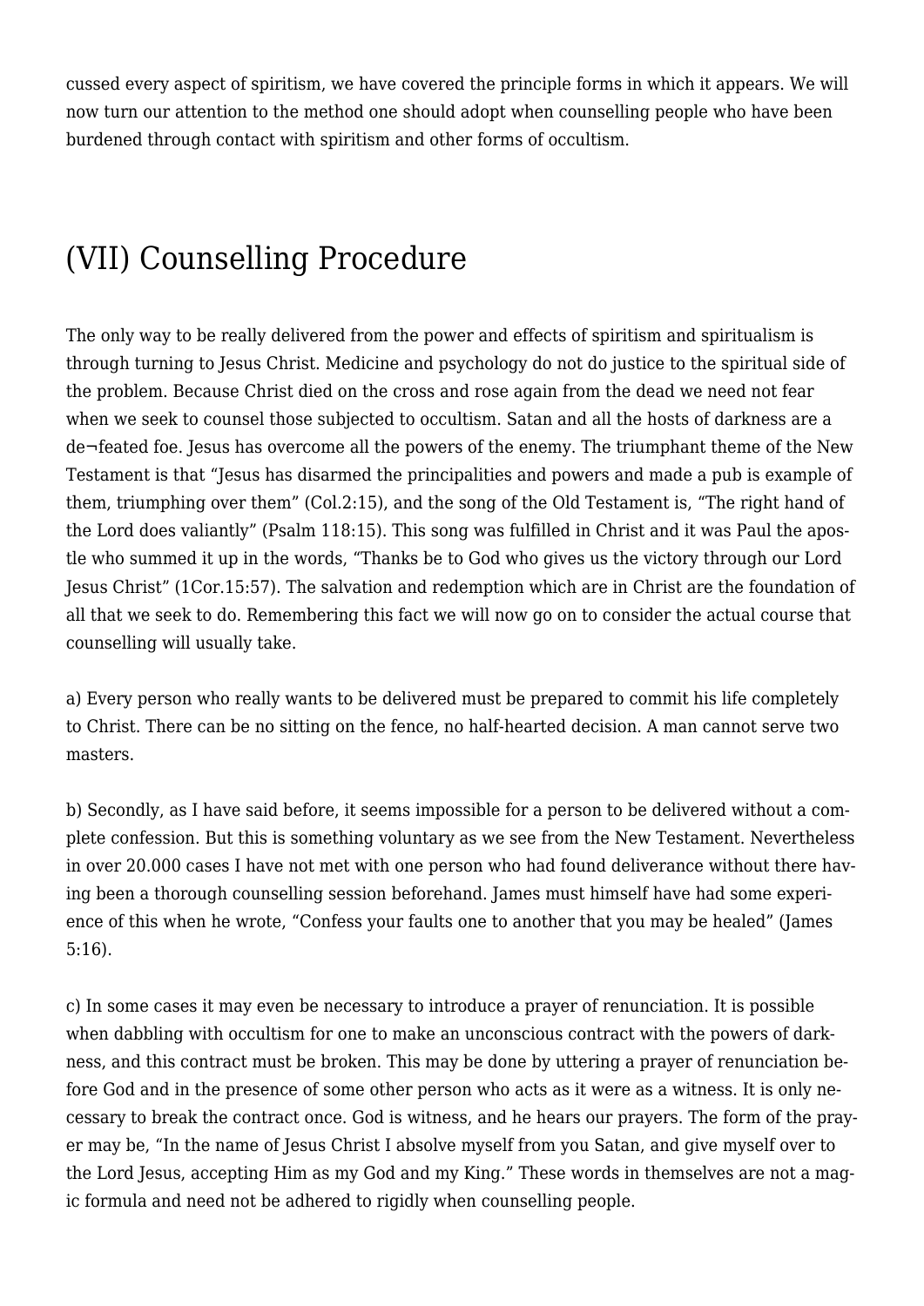cussed every aspect of spiritism, we have covered the principle forms in which it appears. We will now turn our attention to the method one should adopt when counselling people who have been burdened through contact with spiritism and other forms of occultism.

## (VII) Counselling Procedure

The only way to be really delivered from the power and effects of spiritism and spiritualism is through turning to Jesus Christ. Medicine and psychology do not do justice to the spiritual side of the problem. Because Christ died on the cross and rose again from the dead we need not fear when we seek to counsel those subjected to occultism. Satan and all the hosts of darkness are a de¬feated foe. Jesus has overcome all the powers of the enemy. The triumphant theme of the New Testament is that "Jesus has disarmed the principalities and powers and made a pub is example of them, triumphing over them" (Col.2:15), and the song of the Old Testament is, "The right hand of the Lord does valiantly" (Psalm 118:15). This song was fulfilled in Christ and it was Paul the apostle who summed it up in the words, "Thanks be to God who gives us the victory through our Lord Jesus Christ" (1Cor.15:57). The salvation and redemption which are in Christ are the foundation of all that we seek to do. Remembering this fact we will now go on to consider the actual course that counselling will usually take.

a) Every person who really wants to be delivered must be prepared to commit his life completely to Christ. There can be no sitting on the fence, no half-hearted decision. A man cannot serve two masters.

b) Secondly, as I have said before, it seems impossible for a person to be delivered without a complete confession. But this is something voluntary as we see from the New Testament. Nevertheless in over 20.000 cases I have not met with one person who had found deliverance without there having been a thorough counselling session beforehand. James must himself have had some experience of this when he wrote, "Confess your faults one to another that you may be healed" (James 5:16).

c) In some cases it may even be necessary to introduce a prayer of renunciation. It is possible when dabbling with occultism for one to make an unconscious contract with the powers of darkness, and this contract must be broken. This may be done by uttering a prayer of renunciation before God and in the presence of some other person who acts as it were as a witness. It is only necessary to break the contract once. God is witness, and he hears our prayers. The form of the prayer may be, "In the name of Jesus Christ I absolve myself from you Satan, and give myself over to the Lord Jesus, accepting Him as my God and my King." These words in themselves are not a magic formula and need not be adhered to rigidly when counselling people.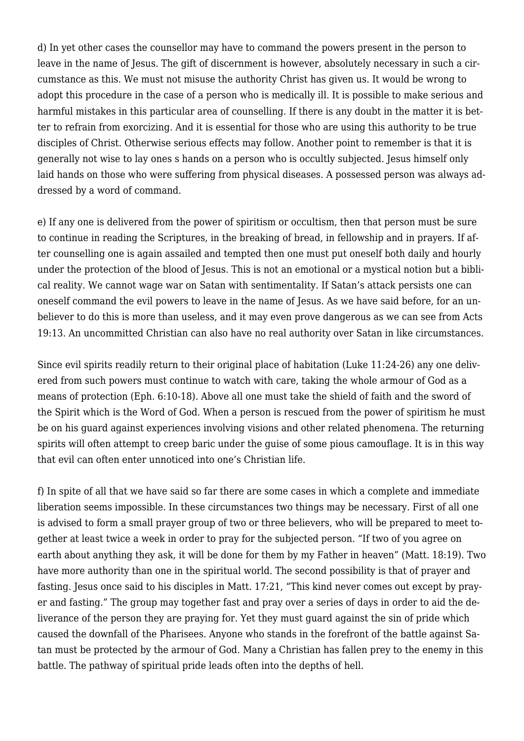d) In yet other cases the counsellor may have to command the powers present in the person to leave in the name of Jesus. The gift of discernment is however, absolutely necessary in such a circumstance as this. We must not misuse the authority Christ has given us. It would be wrong to adopt this procedure in the case of a person who is medically ill. It is possible to make serious and harmful mistakes in this particular area of counselling. If there is any doubt in the matter it is better to refrain from exorcizing. And it is essential for those who are using this authority to be true disciples of Christ. Otherwise serious effects may follow. Another point to remember is that it is generally not wise to lay ones s hands on a person who is occultly subjected. Jesus himself only laid hands on those who were suffering from physical diseases. A possessed person was always addressed by a word of command.

e) If any one is delivered from the power of spiritism or occultism, then that person must be sure to continue in reading the Scriptures, in the breaking of bread, in fellowship and in prayers. If after counselling one is again assailed and tempted then one must put oneself both daily and hourly under the protection of the blood of Jesus. This is not an emotional or a mystical notion but a biblical reality. We cannot wage war on Satan with sentimentality. If Satan's attack persists one can oneself command the evil powers to leave in the name of Jesus. As we have said before, for an unbeliever to do this is more than useless, and it may even prove dangerous as we can see from Acts 19:13. An uncommitted Christian can also have no real authority over Satan in like circumstances.

Since evil spirits readily return to their original place of habitation (Luke 11:24-26) any one delivered from such powers must continue to watch with care, taking the whole armour of God as a means of protection (Eph. 6:10-18). Above all one must take the shield of faith and the sword of the Spirit which is the Word of God. When a person is rescued from the power of spiritism he must be on his guard against experiences involving visions and other related phenomena. The returning spirits will often attempt to creep baric under the guise of some pious camouflage. It is in this way that evil can often enter unnoticed into one's Christian life.

f) In spite of all that we have said so far there are some cases in which a complete and immediate liberation seems impossible. In these circumstances two things may be necessary. First of all one is advised to form a small prayer group of two or three believers, who will be prepared to meet together at least twice a week in order to pray for the subjected person. "If two of you agree on earth about anything they ask, it will be done for them by my Father in heaven" (Matt. 18:19). Two have more authority than one in the spiritual world. The second possibility is that of prayer and fasting. Jesus once said to his disciples in Matt. 17:21, "This kind never comes out except by prayer and fasting." The group may together fast and pray over a series of days in order to aid the deliverance of the person they are praying for. Yet they must guard against the sin of pride which caused the downfall of the Pharisees. Anyone who stands in the forefront of the battle against Satan must be protected by the armour of God. Many a Christian has fallen prey to the enemy in this battle. The pathway of spiritual pride leads often into the depths of hell.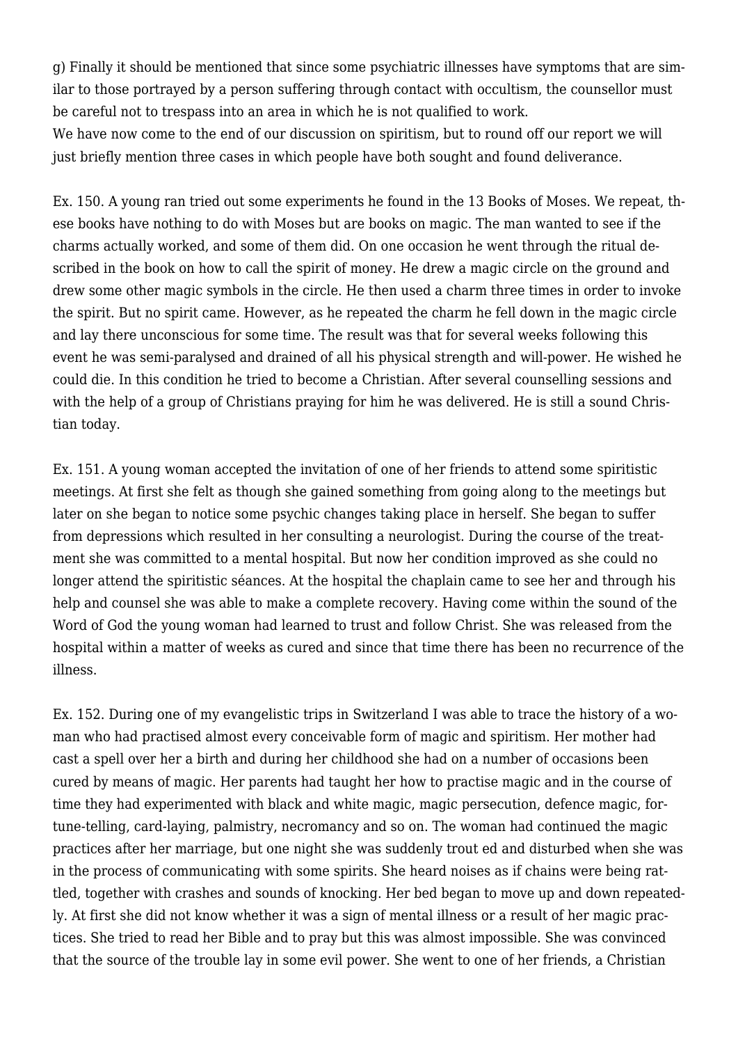g) Finally it should be mentioned that since some psychiatric illnesses have symptoms that are similar to those portrayed by a person suffering through contact with occultism, the counsellor must be careful not to trespass into an area in which he is not qualified to work.

We have now come to the end of our discussion on spiritism, but to round off our report we will just briefly mention three cases in which people have both sought and found deliverance.

Ex. 150. A young ran tried out some experiments he found in the 13 Books of Moses. We repeat, these books have nothing to do with Moses but are books on magic. The man wanted to see if the charms actually worked, and some of them did. On one occasion he went through the ritual described in the book on how to call the spirit of money. He drew a magic circle on the ground and drew some other magic symbols in the circle. He then used a charm three times in order to invoke the spirit. But no spirit came. However, as he repeated the charm he fell down in the magic circle and lay there unconscious for some time. The result was that for several weeks following this event he was semi-paralysed and drained of all his physical strength and will-power. He wished he could die. In this condition he tried to become a Christian. After several counselling sessions and with the help of a group of Christians praying for him he was delivered. He is still a sound Christian today.

Ex. 151. A young woman accepted the invitation of one of her friends to attend some spiritistic meetings. At first she felt as though she gained something from going along to the meetings but later on she began to notice some psychic changes taking place in herself. She began to suffer from depressions which resulted in her consulting a neurologist. During the course of the treatment she was committed to a mental hospital. But now her condition improved as she could no longer attend the spiritistic séances. At the hospital the chaplain came to see her and through his help and counsel she was able to make a complete recovery. Having come within the sound of the Word of God the young woman had learned to trust and follow Christ. She was released from the hospital within a matter of weeks as cured and since that time there has been no recurrence of the illness.

Ex. 152. During one of my evangelistic trips in Switzerland I was able to trace the history of a woman who had practised almost every conceivable form of magic and spiritism. Her mother had cast a spell over her a birth and during her childhood she had on a number of occasions been cured by means of magic. Her parents had taught her how to practise magic and in the course of time they had experimented with black and white magic, magic persecution, defence magic, fortune-telling, card-laying, palmistry, necromancy and so on. The woman had continued the magic practices after her marriage, but one night she was suddenly trout ed and disturbed when she was in the process of communicating with some spirits. She heard noises as if chains were being rattled, together with crashes and sounds of knocking. Her bed began to move up and down repeatedly. At first she did not know whether it was a sign of mental illness or a result of her magic practices. She tried to read her Bible and to pray but this was almost impossible. She was convinced that the source of the trouble lay in some evil power. She went to one of her friends, a Christian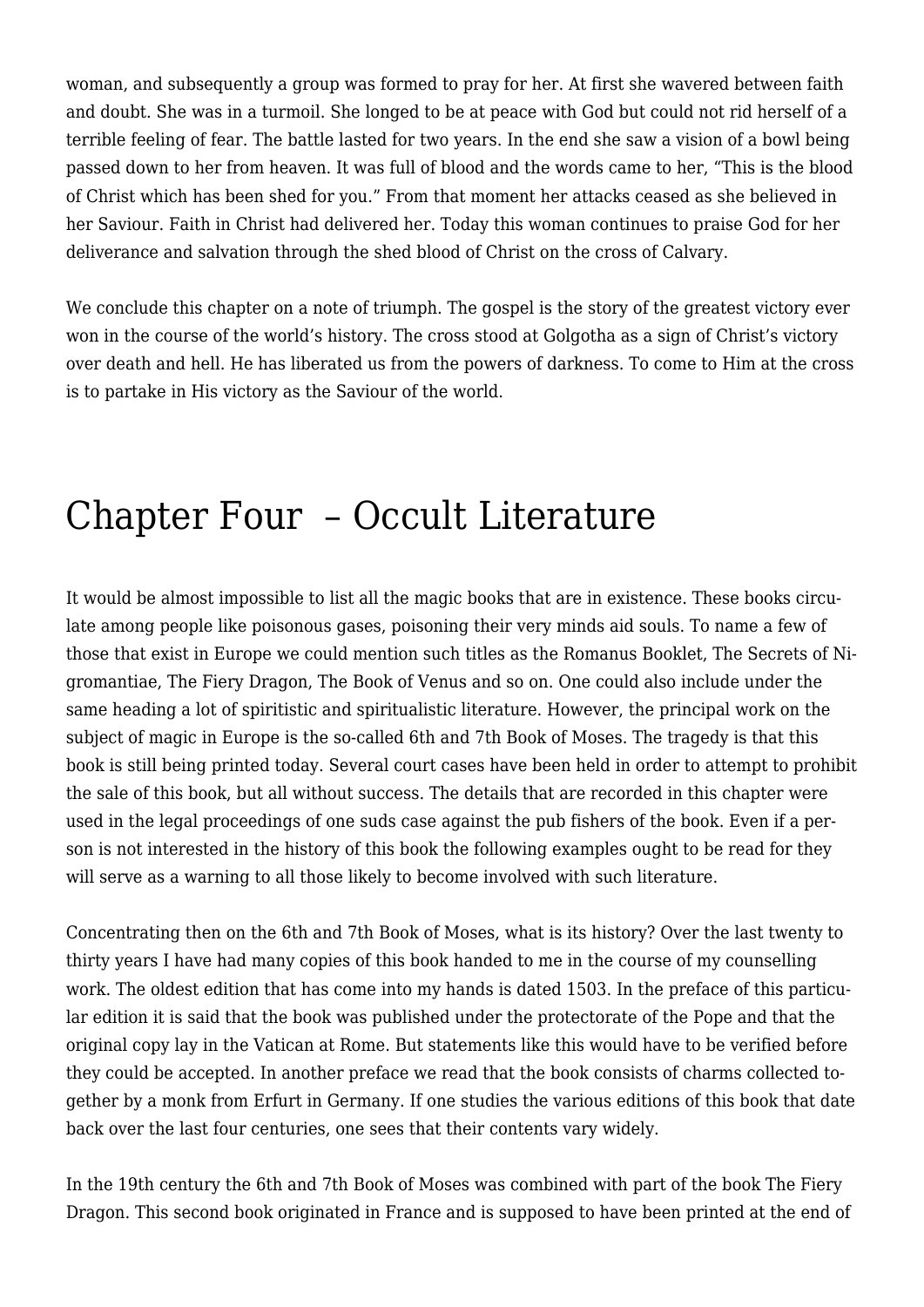woman, and subsequently a group was formed to pray for her. At first she wavered between faith and doubt. She was in a turmoil. She longed to be at peace with God but could not rid herself of a terrible feeling of fear. The battle lasted for two years. In the end she saw a vision of a bowl being passed down to her from heaven. It was full of blood and the words came to her, "This is the blood of Christ which has been shed for you." From that moment her attacks ceased as she believed in her Saviour. Faith in Christ had delivered her. Today this woman continues to praise God for her deliverance and salvation through the shed blood of Christ on the cross of Calvary.

We conclude this chapter on a note of triumph. The gospel is the story of the greatest victory ever won in the course of the world's history. The cross stood at Golgotha as a sign of Christ's victory over death and hell. He has liberated us from the powers of darkness. To come to Him at the cross is to partake in His victory as the Saviour of the world.

# Chapter Four – Occult Literature

It would be almost impossible to list all the magic books that are in existence. These books circulate among people like poisonous gases, poisoning their very minds aid souls. To name a few of those that exist in Europe we could mention such titles as the Romanus Booklet, The Secrets of Nigromantiae, The Fiery Dragon, The Book of Venus and so on. One could also include under the same heading a lot of spiritistic and spiritualistic literature. However, the principal work on the subject of magic in Europe is the so-called 6th and 7th Book of Moses. The tragedy is that this book is still being printed today. Several court cases have been held in order to attempt to prohibit the sale of this book, but all without success. The details that are recorded in this chapter were used in the legal proceedings of one suds case against the pub fishers of the book. Even if a person is not interested in the history of this book the following examples ought to be read for they will serve as a warning to all those likely to become involved with such literature.

Concentrating then on the 6th and 7th Book of Moses, what is its history? Over the last twenty to thirty years I have had many copies of this book handed to me in the course of my counselling work. The oldest edition that has come into my hands is dated 1503. In the preface of this particular edition it is said that the book was published under the protectorate of the Pope and that the original copy lay in the Vatican at Rome. But statements like this would have to be verified before they could be accepted. In another preface we read that the book consists of charms collected together by a monk from Erfurt in Germany. If one studies the various editions of this book that date back over the last four centuries, one sees that their contents vary widely.

In the 19th century the 6th and 7th Book of Moses was combined with part of the book The Fiery Dragon. This second book originated in France and is supposed to have been printed at the end of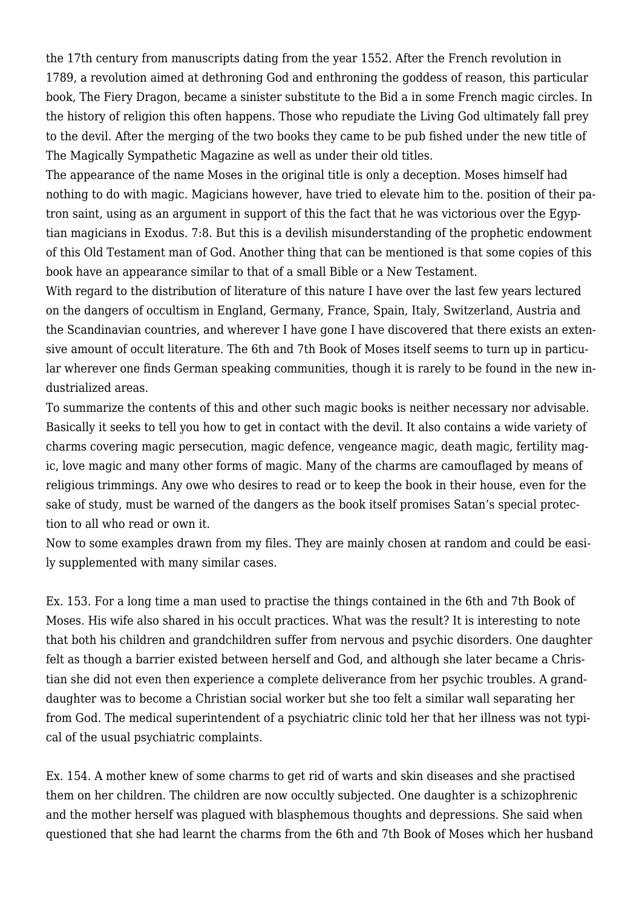the 17th century from manuscripts dating from the year 1552. After the French revolution in 1789, a revolution aimed at dethroning God and enthroning the goddess of reason, this particular book, The Fiery Dragon, became a sinister substitute to the Bid a in some French magic circles. In the history of religion this often happens. Those who repudiate the Living God ultimately fall prey to the devil. After the merging of the two books they came to be pub fished under the new title of The Magically Sympathetic Magazine as well as under their old titles.

The appearance of the name Moses in the original title is only a deception. Moses himself had nothing to do with magic. Magicians however, have tried to elevate him to the. position of their patron saint, using as an argument in support of this the fact that he was victorious over the Egyptian magicians in Exodus. 7:8. But this is a devilish misunderstanding of the prophetic endowment of this Old Testament man of God. Another thing that can be mentioned is that some copies of this book have an appearance similar to that of a small Bible or a New Testament.

With regard to the distribution of literature of this nature I have over the last few years lectured on the dangers of occultism in England, Germany, France, Spain, Italy, Switzerland, Austria and the Scandinavian countries, and wherever I have gone I have discovered that there exists an extensive amount of occult literature. The 6th and 7th Book of Moses itself seems to turn up in particular wherever one finds German speaking communities, though it is rarely to be found in the new industrialized areas.

To summarize the contents of this and other such magic books is neither necessary nor advisable. Basically it seeks to tell you how to get in contact with the devil. It also contains a wide variety of charms covering magic persecution, magic defence, vengeance magic, death magic, fertility magic, love magic and many other forms of magic. Many of the charms are camouflaged by means of religious trimmings. Any owe who desires to read or to keep the book in their house, even for the sake of study, must be warned of the dangers as the book itself promises Satan's special protection to all who read or own it.

Now to some examples drawn from my files. They are mainly chosen at random and could be easily supplemented with many similar cases.

Ex. 153. For a long time a man used to practise the things contained in the 6th and 7th Book of Moses. His wife also shared in his occult practices. What was the result? It is interesting to note that both his children and grandchildren suffer from nervous and psychic disorders. One daughter felt as though a barrier existed between herself and God, and although she later became a Christian she did not even then experience a complete deliverance from her psychic troubles. A granddaughter was to become a Christian social worker but she too felt a similar wall separating her from God. The medical superintendent of a psychiatric clinic told her that her illness was not typical of the usual psychiatric complaints.

Ex. 154. A mother knew of some charms to get rid of warts and skin diseases and she practised them on her children. The children are now occultly subjected. One daughter is a schizophrenic and the mother herself was plagued with blasphemous thoughts and depressions. She said when questioned that she had learnt the charms from the 6th and 7th Book of Moses which her husband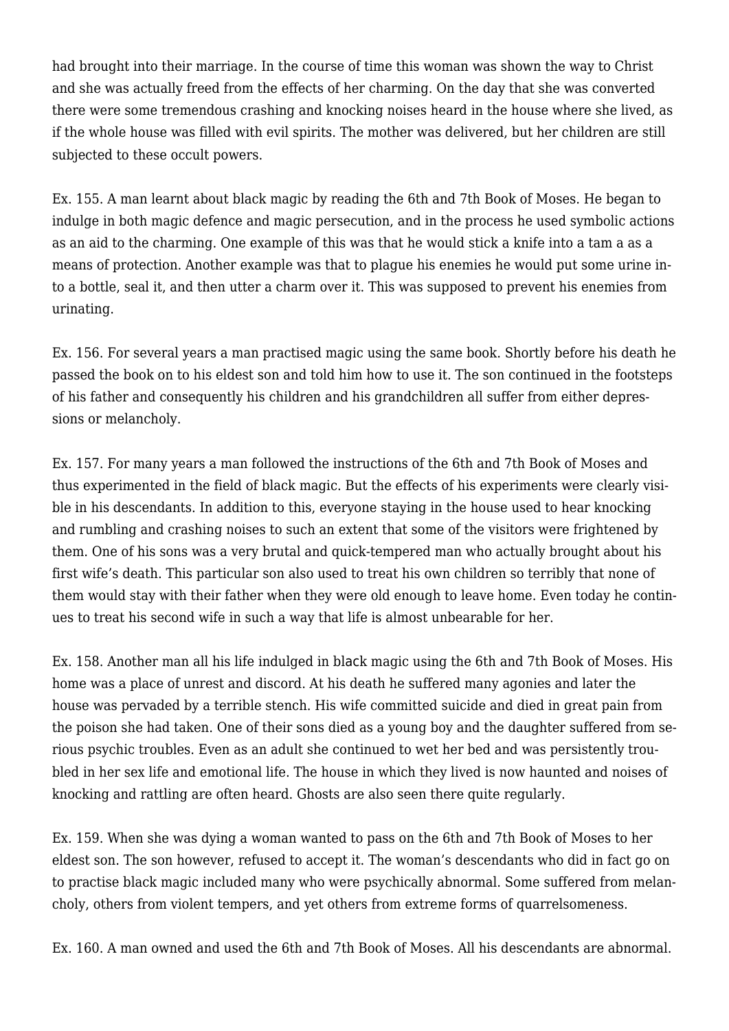had brought into their marriage. In the course of time this woman was shown the way to Christ and she was actually freed from the effects of her charming. On the day that she was converted there were some tremendous crashing and knocking noises heard in the house where she lived, as if the whole house was filled with evil spirits. The mother was delivered, but her children are still subjected to these occult powers.

Ex. 155. A man learnt about black magic by reading the 6th and 7th Book of Moses. He began to indulge in both magic defence and magic persecution, and in the process he used symbolic actions as an aid to the charming. One example of this was that he would stick a knife into a tam a as a means of protection. Another example was that to plague his enemies he would put some urine into a bottle, seal it, and then utter a charm over it. This was supposed to prevent his enemies from urinating.

Ex. 156. For several years a man practised magic using the same book. Shortly before his death he passed the book on to his eldest son and told him how to use it. The son continued in the footsteps of his father and consequently his children and his grandchildren all suffer from either depressions or melancholy.

Ex. 157. For many years a man followed the instructions of the 6th and 7th Book of Moses and thus experimented in the field of black magic. But the effects of his experiments were clearly visible in his descendants. In addition to this, everyone staying in the house used to hear knocking and rumbling and crashing noises to such an extent that some of the visitors were frightened by them. One of his sons was a very brutal and quick-tempered man who actually brought about his first wife's death. This particular son also used to treat his own children so terribly that none of them would stay with their father when they were old enough to leave home. Even today he continues to treat his second wife in such a way that life is almost unbearable for her.

Ex. 158. Another man all his life indulged in black magic using the 6th and 7th Book of Moses. His home was a place of unrest and discord. At his death he suffered many agonies and later the house was pervaded by a terrible stench. His wife committed suicide and died in great pain from the poison she had taken. One of their sons died as a young boy and the daughter suffered from serious psychic troubles. Even as an adult she continued to wet her bed and was persistently troubled in her sex life and emotional life. The house in which they lived is now haunted and noises of knocking and rattling are often heard. Ghosts are also seen there quite regularly.

Ex. 159. When she was dying a woman wanted to pass on the 6th and 7th Book of Moses to her eldest son. The son however, refused to accept it. The woman's descendants who did in fact go on to practise black magic included many who were psychically abnormal. Some suffered from melancholy, others from violent tempers, and yet others from extreme forms of quarrelsomeness.

Ex. 160. A man owned and used the 6th and 7th Book of Moses. All his descendants are abnormal.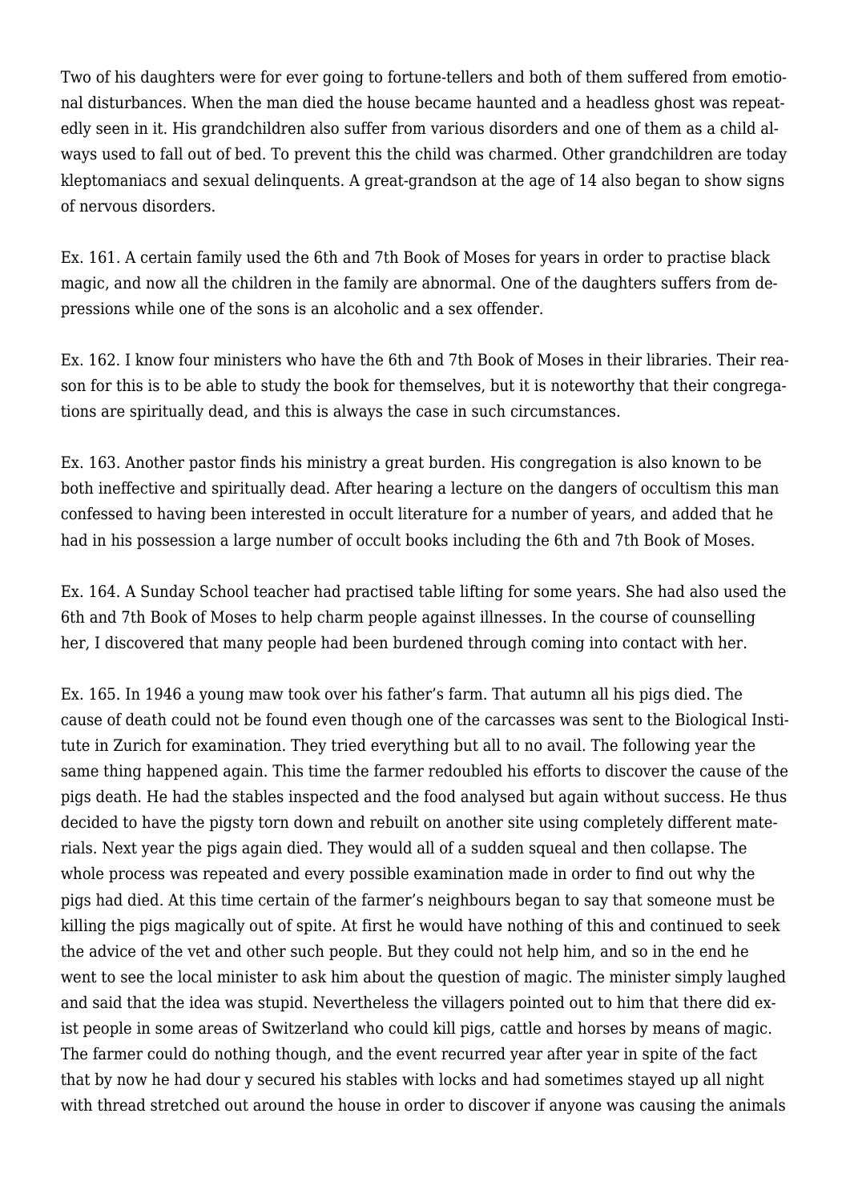Two of his daughters were for ever going to fortune-tellers and both of them suffered from emotional disturbances. When the man died the house became haunted and a headless ghost was repeatedly seen in it. His grandchildren also suffer from various disorders and one of them as a child always used to fall out of bed. To prevent this the child was charmed. Other grandchildren are today kleptomaniacs and sexual delinquents. A great-grandson at the age of 14 also began to show signs of nervous disorders.

Ex. 161. A certain family used the 6th and 7th Book of Moses for years in order to practise black magic, and now all the children in the family are abnormal. One of the daughters suffers from depressions while one of the sons is an alcoholic and a sex offender.

Ex. 162. I know four ministers who have the 6th and 7th Book of Moses in their libraries. Their reason for this is to be able to study the book for themselves, but it is noteworthy that their congregations are spiritually dead, and this is always the case in such circumstances.

Ex. 163. Another pastor finds his ministry a great burden. His congregation is also known to be both ineffective and spiritually dead. After hearing a lecture on the dangers of occultism this man confessed to having been interested in occult literature for a number of years, and added that he had in his possession a large number of occult books including the 6th and 7th Book of Moses.

Ex. 164. A Sunday School teacher had practised table lifting for some years. She had also used the 6th and 7th Book of Moses to help charm people against illnesses. In the course of counselling her, I discovered that many people had been burdened through coming into contact with her.

Ex. 165. In 1946 a young maw took over his father's farm. That autumn all his pigs died. The cause of death could not be found even though one of the carcasses was sent to the Biological Institute in Zurich for examination. They tried everything but all to no avail. The following year the same thing happened again. This time the farmer redoubled his efforts to discover the cause of the pigs death. He had the stables inspected and the food analysed but again without success. He thus decided to have the pigsty torn down and rebuilt on another site using completely different materials. Next year the pigs again died. They would all of a sudden squeal and then collapse. The whole process was repeated and every possible examination made in order to find out why the pigs had died. At this time certain of the farmer's neighbours began to say that someone must be killing the pigs magically out of spite. At first he would have nothing of this and continued to seek the advice of the vet and other such people. But they could not help him, and so in the end he went to see the local minister to ask him about the question of magic. The minister simply laughed and said that the idea was stupid. Nevertheless the villagers pointed out to him that there did exist people in some areas of Switzerland who could kill pigs, cattle and horses by means of magic. The farmer could do nothing though, and the event recurred year after year in spite of the fact that by now he had dour y secured his stables with locks and had sometimes stayed up all night with thread stretched out around the house in order to discover if anyone was causing the animals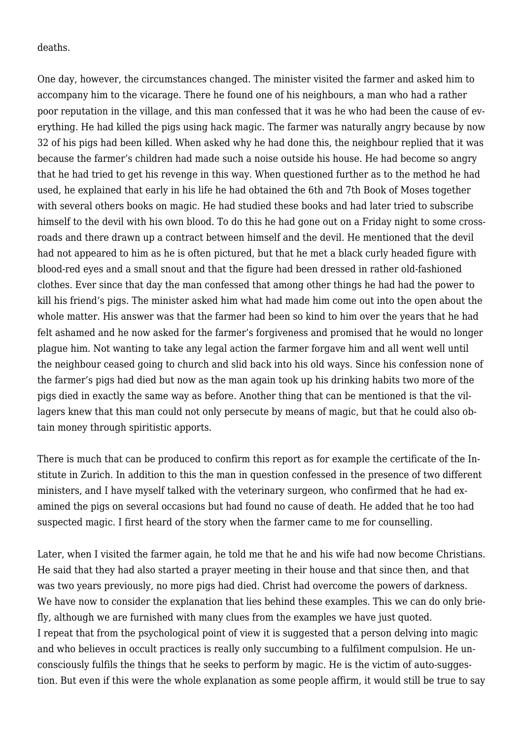deaths.

One day, however, the circumstances changed. The minister visited the farmer and asked him to accompany him to the vicarage. There he found one of his neighbours, a man who had a rather poor reputation in the village, and this man confessed that it was he who had been the cause of everything. He had killed the pigs using hack magic. The farmer was naturally angry because by now 32 of his pigs had been killed. When asked why he had done this, the neighbour replied that it was because the farmer's children had made such a noise outside his house. He had become so angry that he had tried to get his revenge in this way. When questioned further as to the method he had used, he explained that early in his life he had obtained the 6th and 7th Book of Moses together with several others books on magic. He had studied these books and had later tried to subscribe himself to the devil with his own blood. To do this he had gone out on a Friday night to some cross-roads and there drawn up a contract between himself and the devil. He mentioned that the devil had not appeared to him as he is often pictured, but that he met a black curly headed figure with blood-red eyes and a small snout and that the figure had been dressed in rather old-fashioned clothes. Ever since that day the man confessed that among other things he had had the power to kill his friend's pigs. The minister asked him what had made him come out into the open about the whole matter. His answer was that the farmer had been so kind to him over the years that he had felt ashamed and he now asked for the farmer's forgiveness and promised that he would no longer plague him. Not wanting to take any legal action the farmer forgave him and all went well until the neighbour ceased going to church and slid back into his old ways. Since his confession none of the farmer's pigs had died but now as the man again took up his drinking habits two more of the pigs died in exactly the same way as before. Another thing that can be mentioned is that the villagers knew that this man could not only persecute by means of magic, but that he could also obtain money through spiritistic apports.

There is much that can be produced to confirm this report as for example the certificate of the Institute in Zurich. In addition to this the man in question confessed in the presence of two different ministers, and I have myself talked with the veterinary surgeon, who confirmed that he had examined the pigs on several occasions but had found no cause of death. He added that he too had suspected magic. I first heard of the story when the farmer came to me for counselling.

Later, when I visited the farmer again, he told me that he and his wife had now become Christians. He said that they had also started a prayer meeting in their house and that since then, and that was two years previously, no more pigs had died. Christ had overcome the powers of darkness.
We have now to consider the explanation that lies behind these examples. This we can do only briefly, although we are furnished with many clues from the examples we have just quoted.
I repeat that from the psychological point of view it is suggested that a person delving into magic and who believes in occult practices is really only succumbing to a fulfilment compulsion. He unconsciously fulfils the things that he seeks to perform by magic. He is the victim of auto-suggestion. But even if this were the whole explanation as some people affirm, it would still be true to say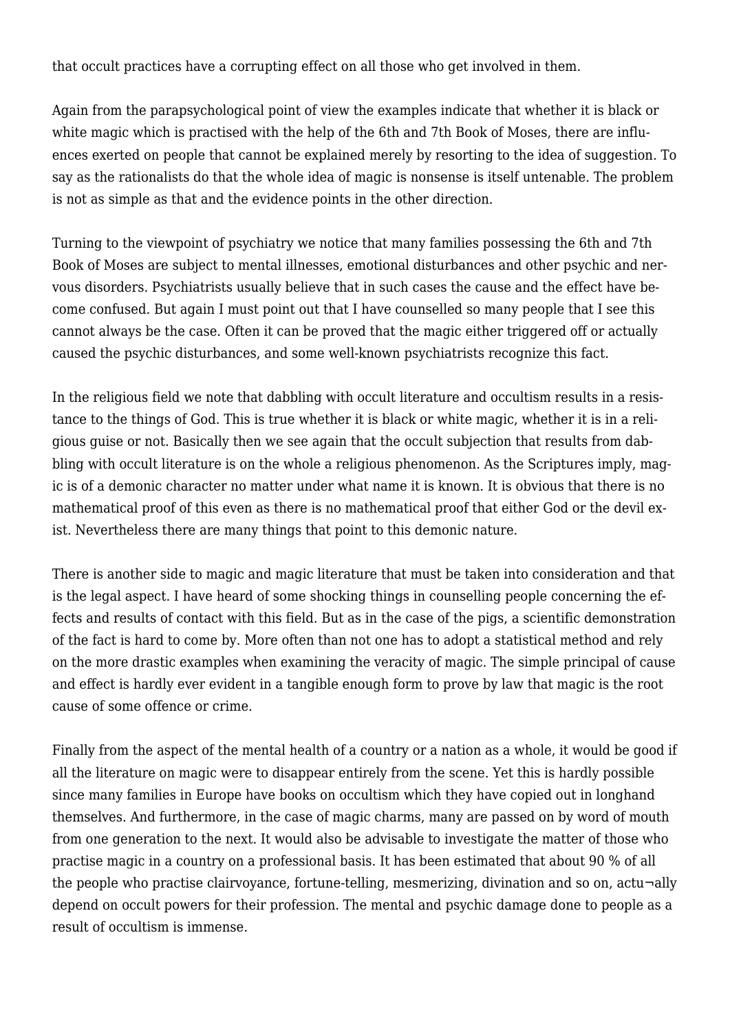that occult practices have a corrupting effect on all those who get involved in them.

Again from the parapsychological point of view the examples indicate that whether it is black or white magic which is practised with the help of the 6th and 7th Book of Moses, there are influences exerted on people that cannot be explained merely by resorting to the idea of suggestion. To say as the rationalists do that the whole idea of magic is nonsense is itself untenable. The problem is not as simple as that and the evidence points in the other direction.

Turning to the viewpoint of psychiatry we notice that many families possessing the 6th and 7th Book of Moses are subject to mental illnesses, emotional disturbances and other psychic and nervous disorders. Psychiatrists usually believe that in such cases the cause and the effect have become confused. But again I must point out that I have counselled so many people that I see this cannot always be the case. Often it can be proved that the magic either triggered off or actually caused the psychic disturbances, and some well-known psychiatrists recognize this fact.

In the religious field we note that dabbling with occult literature and occultism results in a resistance to the things of God. This is true whether it is black or white magic, whether it is in a religious guise or not. Basically then we see again that the occult subjection that results from dabbling with occult literature is on the whole a religious phenomenon. As the Scriptures imply, magic is of a demonic character no matter under what name it is known. It is obvious that there is no mathematical proof of this even as there is no mathematical proof that either God or the devil exist. Nevertheless there are many things that point to this demonic nature.

There is another side to magic and magic literature that must be taken into consideration and that is the legal aspect. I have heard of some shocking things in counselling people concerning the effects and results of contact with this field. But as in the case of the pigs, a scientific demonstration of the fact is hard to come by. More often than not one has to adopt a statistical method and rely on the more drastic examples when examining the veracity of magic. The simple principal of cause and effect is hardly ever evident in a tangible enough form to prove by law that magic is the root cause of some offence or crime.

Finally from the aspect of the mental health of a country or a nation as a whole, it would be good if all the literature on magic were to disappear entirely from the scene. Yet this is hardly possible since many families in Europe have books on occultism which they have copied out in longhand themselves. And furthermore, in the case of magic charms, many are passed on by word of mouth from one generation to the next. It would also be advisable to investigate the matter of those who practise magic in a country on a professional basis. It has been estimated that about 90 % of all the people who practise clairvoyance, fortune-telling, mesmerizing, divination and so on, actu¬ally depend on occult powers for their profession. The mental and psychic damage done to people as a result of occultism is immense.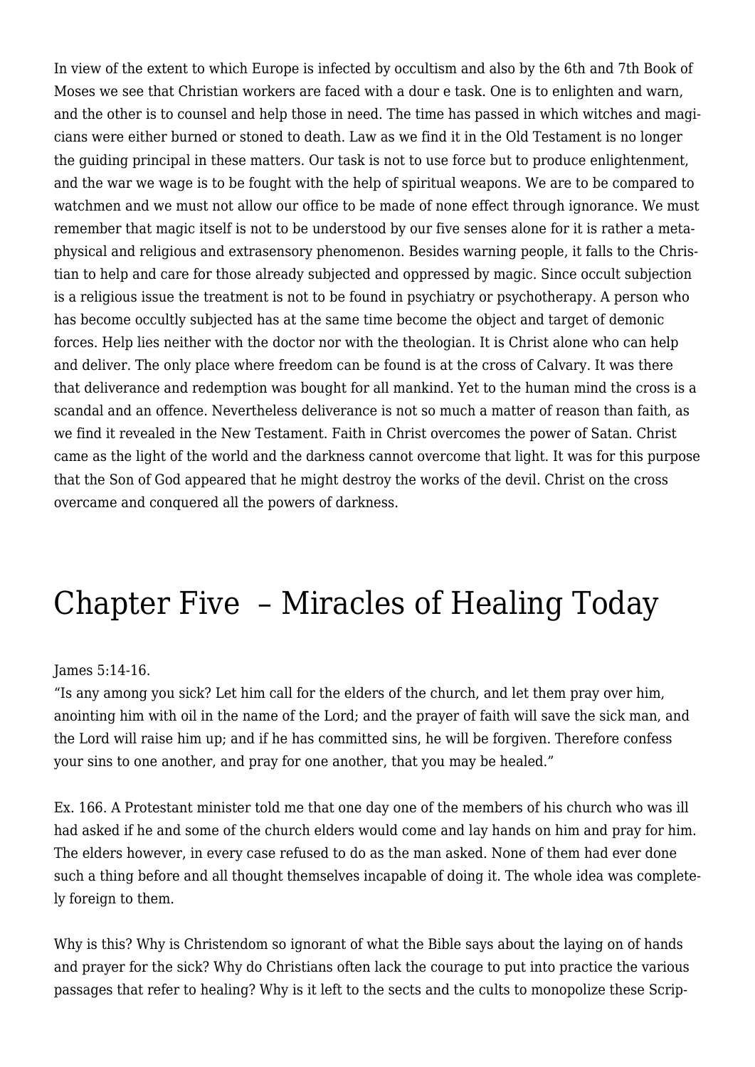In view of the extent to which Europe is infected by occultism and also by the 6th and 7th Book of Moses we see that Christian workers are faced with a dour e task. One is to enlighten and warn, and the other is to counsel and help those in need. The time has passed in which witches and magicians were either burned or stoned to death. Law as we find it in the Old Testament is no longer the guiding principal in these matters. Our task is not to use force but to produce enlightenment, and the war we wage is to be fought with the help of spiritual weapons. We are to be compared to watchmen and we must not allow our office to be made of none effect through ignorance. We must remember that magic itself is not to be understood by our five senses alone for it is rather a metaphysical and religious and extrasensory phenomenon. Besides warning people, it falls to the Christian to help and care for those already subjected and oppressed by magic. Since occult subjection is a religious issue the treatment is not to be found in psychiatry or psychotherapy. A person who has become occultly subjected has at the same time become the object and target of demonic forces. Help lies neither with the doctor nor with the theologian. It is Christ alone who can help and deliver. The only place where freedom can be found is at the cross of Calvary. It was there that deliverance and redemption was bought for all mankind. Yet to the human mind the cross is a scandal and an offence. Nevertheless deliverance is not so much a matter of reason than faith, as we find it revealed in the New Testament. Faith in Christ overcomes the power of Satan. Christ came as the light of the world and the darkness cannot overcome that light. It was for this purpose that the Son of God appeared that he might destroy the works of the devil. Christ on the cross overcame and conquered all the powers of darkness.

# Chapter Five – Miracles of Healing Today

James 5:14-16.
"Is any among you sick? Let him call for the elders of the church, and let them pray over him, anointing him with oil in the name of the Lord; and the prayer of faith will save the sick man, and the Lord will raise him up; and if he has committed sins, he will be forgiven. Therefore confess your sins to one another, and pray for one another, that you may be healed."

Ex. 166. A Protestant minister told me that one day one of the members of his church who was ill had asked if he and some of the church elders would come and lay hands on him and pray for him. The elders however, in every case refused to do as the man asked. None of them had ever done such a thing before and all thought themselves incapable of doing it. The whole idea was completely foreign to them.

Why is this? Why is Christendom so ignorant of what the Bible says about the laying on of hands and prayer for the sick? Why do Christians often lack the courage to put into practice the various passages that refer to healing? Why is it left to the sects and the cults to monopolize these Scrip-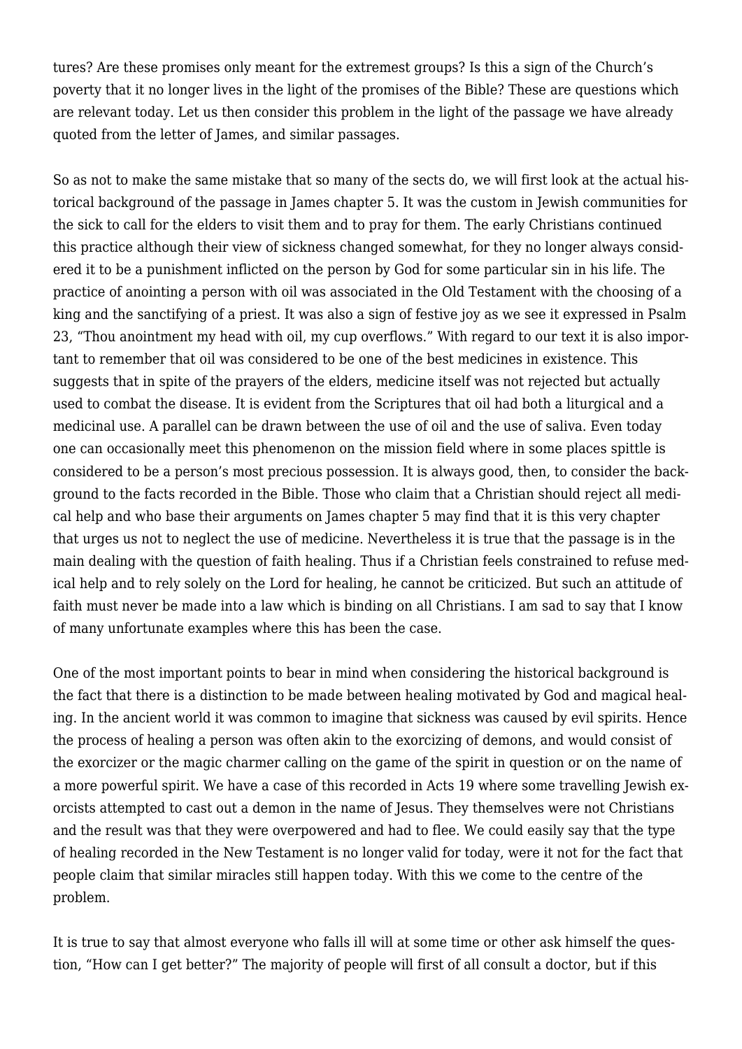tures? Are these promises only meant for the extremest groups? Is this a sign of the Church's poverty that it no longer lives in the light of the promises of the Bible? These are questions which are relevant today. Let us then consider this problem in the light of the passage we have already quoted from the letter of James, and similar passages.

So as not to make the same mistake that so many of the sects do, we will first look at the actual historical background of the passage in James chapter 5. It was the custom in Jewish communities for the sick to call for the elders to visit them and to pray for them. The early Christians continued this practice although their view of sickness changed somewhat, for they no longer always considered it to be a punishment inflicted on the person by God for some particular sin in his life. The practice of anointing a person with oil was associated in the Old Testament with the choosing of a king and the sanctifying of a priest. It was also a sign of festive joy as we see it expressed in Psalm 23, "Thou anointment my head with oil, my cup overflows." With regard to our text it is also important to remember that oil was considered to be one of the best medicines in existence. This suggests that in spite of the prayers of the elders, medicine itself was not rejected but actually used to combat the disease. It is evident from the Scriptures that oil had both a liturgical and a medicinal use. A parallel can be drawn between the use of oil and the use of saliva. Even today one can occasionally meet this phenomenon on the mission field where in some places spittle is considered to be a person's most precious possession. It is always good, then, to consider the background to the facts recorded in the Bible. Those who claim that a Christian should reject all medical help and who base their arguments on James chapter 5 may find that it is this very chapter that urges us not to neglect the use of medicine. Nevertheless it is true that the passage is in the main dealing with the question of faith healing. Thus if a Christian feels constrained to refuse medical help and to rely solely on the Lord for healing, he cannot be criticized. But such an attitude of faith must never be made into a law which is binding on all Christians. I am sad to say that I know of many unfortunate examples where this has been the case.

One of the most important points to bear in mind when considering the historical background is the fact that there is a distinction to be made between healing motivated by God and magical healing. In the ancient world it was common to imagine that sickness was caused by evil spirits. Hence the process of healing a person was often akin to the exorcizing of demons, and would consist of the exorcizer or the magic charmer calling on the game of the spirit in question or on the name of a more powerful spirit. We have a case of this recorded in Acts 19 where some travelling Jewish exorcists attempted to cast out a demon in the name of Jesus. They themselves were not Christians and the result was that they were overpowered and had to flee. We could easily say that the type of healing recorded in the New Testament is no longer valid for today, were it not for the fact that people claim that similar miracles still happen today. With this we come to the centre of the problem.

It is true to say that almost everyone who falls ill will at some time or other ask himself the question, "How can I get better?" The majority of people will first of all consult a doctor, but if this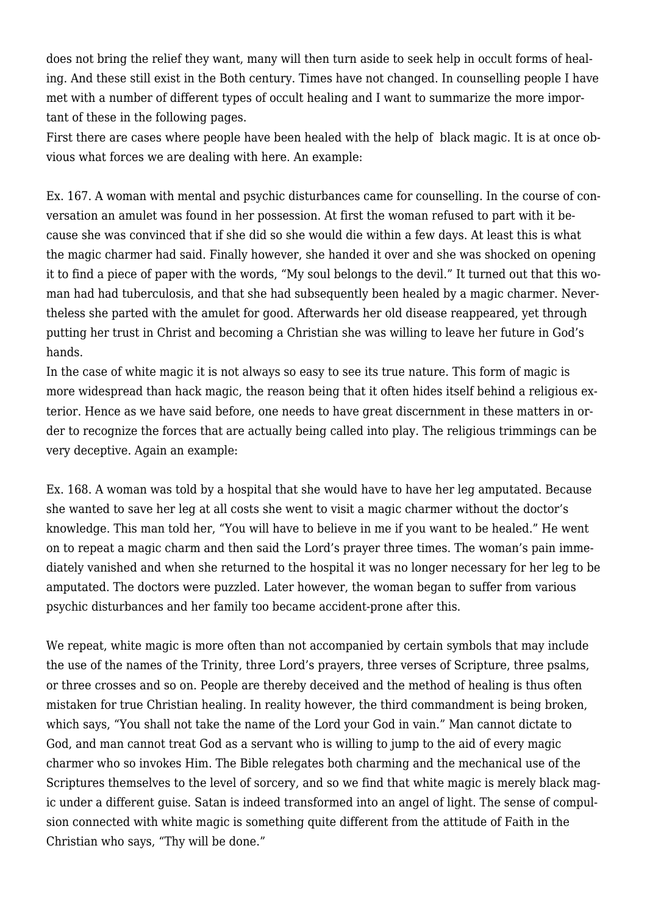does not bring the relief they want, many will then turn aside to seek help in occult forms of healing. And these still exist in the Both century. Times have not changed. In counselling people I have met with a number of different types of occult healing and I want to summarize the more important of these in the following pages.

First there are cases where people have been healed with the help of black magic. It is at once obvious what forces we are dealing with here. An example:

Ex. 167. A woman with mental and psychic disturbances came for counselling. In the course of conversation an amulet was found in her possession. At first the woman refused to part with it because she was convinced that if she did so she would die within a few days. At least this is what the magic charmer had said. Finally however, she handed it over and she was shocked on opening it to find a piece of paper with the words, "My soul belongs to the devil." It turned out that this woman had had tuberculosis, and that she had subsequently been healed by a magic charmer. Nevertheless she parted with the amulet for good. Afterwards her old disease reappeared, yet through putting her trust in Christ and becoming a Christian she was willing to leave her future in God's hands.

In the case of white magic it is not always so easy to see its true nature. This form of magic is more widespread than hack magic, the reason being that it often hides itself behind a religious exterior. Hence as we have said before, one needs to have great discernment in these matters in order to recognize the forces that are actually being called into play. The religious trimmings can be very deceptive. Again an example:

Ex. 168. A woman was told by a hospital that she would have to have her leg amputated. Because she wanted to save her leg at all costs she went to visit a magic charmer without the doctor's knowledge. This man told her, "You will have to believe in me if you want to be healed." He went on to repeat a magic charm and then said the Lord's prayer three times. The woman's pain immediately vanished and when she returned to the hospital it was no longer necessary for her leg to be amputated. The doctors were puzzled. Later however, the woman began to suffer from various psychic disturbances and her family too became accident-prone after this.

We repeat, white magic is more often than not accompanied by certain symbols that may include the use of the names of the Trinity, three Lord's prayers, three verses of Scripture, three psalms, or three crosses and so on. People are thereby deceived and the method of healing is thus often mistaken for true Christian healing. In reality however, the third commandment is being broken, which says, "You shall not take the name of the Lord your God in vain." Man cannot dictate to God, and man cannot treat God as a servant who is willing to jump to the aid of every magic charmer who so invokes Him. The Bible relegates both charming and the mechanical use of the Scriptures themselves to the level of sorcery, and so we find that white magic is merely black magic under a different guise. Satan is indeed transformed into an angel of light. The sense of compulsion connected with white magic is something quite different from the attitude of Faith in the Christian who says, "Thy will be done."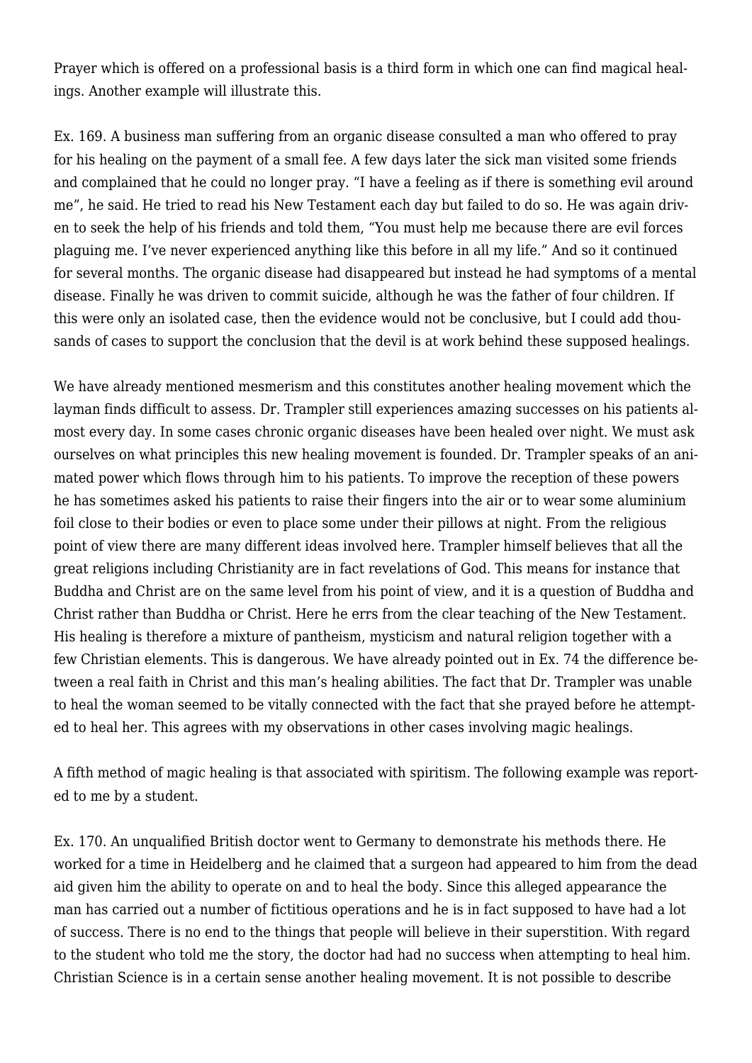Prayer which is offered on a professional basis is a third form in which one can find magical healings. Another example will illustrate this.

Ex. 169. A business man suffering from an organic disease consulted a man who offered to pray for his healing on the payment of a small fee. A few days later the sick man visited some friends and complained that he could no longer pray. "I have a feeling as if there is something evil around me", he said. He tried to read his New Testament each day but failed to do so. He was again driven to seek the help of his friends and told them, "You must help me because there are evil forces plaguing me. I've never experienced anything like this before in all my life." And so it continued for several months. The organic disease had disappeared but instead he had symptoms of a mental disease. Finally he was driven to commit suicide, although he was the father of four children. If this were only an isolated case, then the evidence would not be conclusive, but I could add thousands of cases to support the conclusion that the devil is at work behind these supposed healings.

We have already mentioned mesmerism and this constitutes another healing movement which the layman finds difficult to assess. Dr. Trampler still experiences amazing successes on his patients almost every day. In some cases chronic organic diseases have been healed over night. We must ask ourselves on what principles this new healing movement is founded. Dr. Trampler speaks of an animated power which flows through him to his patients. To improve the reception of these powers he has sometimes asked his patients to raise their fingers into the air or to wear some aluminium foil close to their bodies or even to place some under their pillows at night. From the religious point of view there are many different ideas involved here. Trampler himself believes that all the great religions including Christianity are in fact revelations of God. This means for instance that Buddha and Christ are on the same level from his point of view, and it is a question of Buddha and Christ rather than Buddha or Christ. Here he errs from the clear teaching of the New Testament. His healing is therefore a mixture of pantheism, mysticism and natural religion together with a few Christian elements. This is dangerous. We have already pointed out in Ex. 74 the difference between a real faith in Christ and this man's healing abilities. The fact that Dr. Trampler was unable to heal the woman seemed to be vitally connected with the fact that she prayed before he attempted to heal her. This agrees with my observations in other cases involving magic healings.

A fifth method of magic healing is that associated with spiritism. The following example was reported to me by a student.

Ex. 170. An unqualified British doctor went to Germany to demonstrate his methods there. He worked for a time in Heidelberg and he claimed that a surgeon had appeared to him from the dead aid given him the ability to operate on and to heal the body. Since this alleged appearance the man has carried out a number of fictitious operations and he is in fact supposed to have had a lot of success. There is no end to the things that people will believe in their superstition. With regard to the student who told me the story, the doctor had had no success when attempting to heal him. Christian Science is in a certain sense another healing movement. It is not possible to describe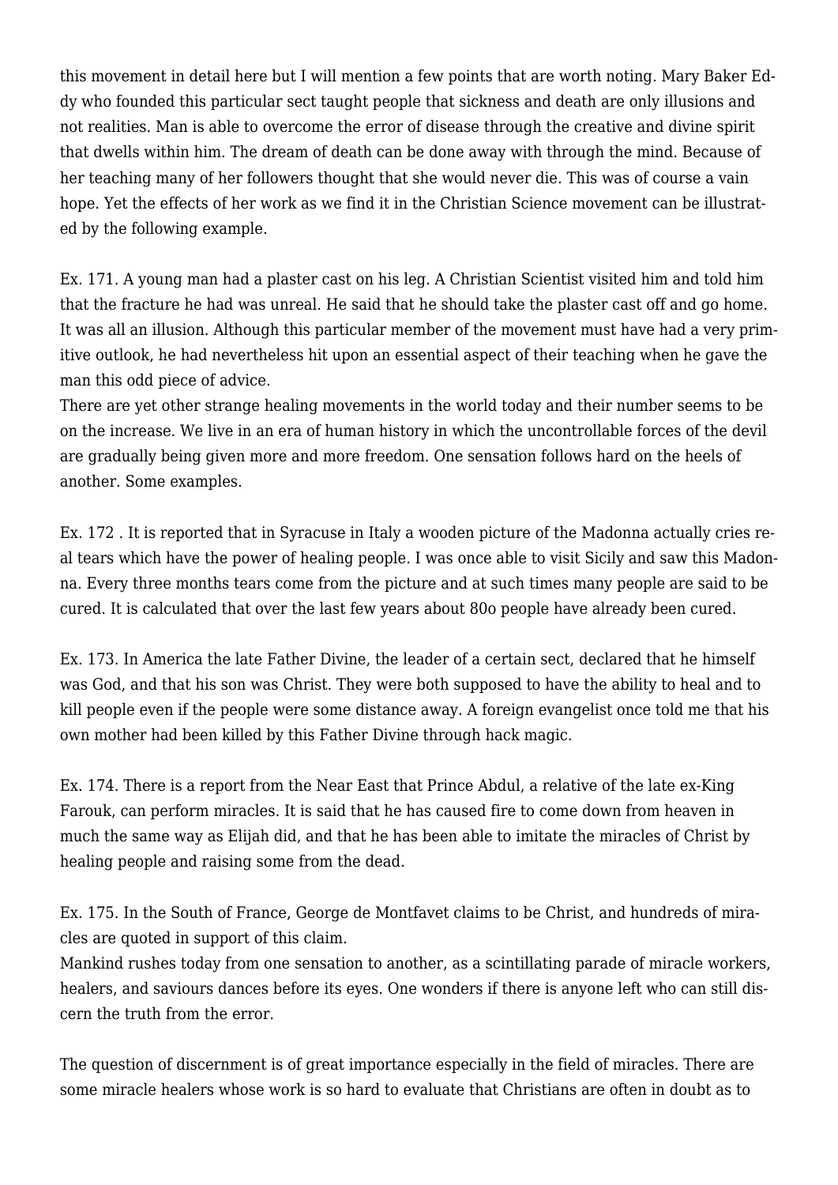this movement in detail here but I will mention a few points that are worth noting. Mary Baker Eddy who founded this particular sect taught people that sickness and death are only illusions and not realities. Man is able to overcome the error of disease through the creative and divine spirit that dwells within him. The dream of death can be done away with through the mind. Because of her teaching many of her followers thought that she would never die. This was of course a vain hope. Yet the effects of her work as we find it in the Christian Science movement can be illustrated by the following example.

Ex. 171. A young man had a plaster cast on his leg. A Christian Scientist visited him and told him that the fracture he had was unreal. He said that he should take the plaster cast off and go home. It was all an illusion. Although this particular member of the movement must have had a very primitive outlook, he had nevertheless hit upon an essential aspect of their teaching when he gave the man this odd piece of advice.

There are yet other strange healing movements in the world today and their number seems to be on the increase. We live in an era of human history in which the uncontrollable forces of the devil are gradually being given more and more freedom. One sensation follows hard on the heels of another. Some examples.

Ex. 172 . It is reported that in Syracuse in Italy a wooden picture of the Madonna actually cries real tears which have the power of healing people. I was once able to visit Sicily and saw this Madonna. Every three months tears come from the picture and at such times many people are said to be cured. It is calculated that over the last few years about 80o people have already been cured.

Ex. 173. In America the late Father Divine, the leader of a certain sect, declared that he himself was God, and that his son was Christ. They were both supposed to have the ability to heal and to kill people even if the people were some distance away. A foreign evangelist once told me that his own mother had been killed by this Father Divine through hack magic.

Ex. 174. There is a report from the Near East that Prince Abdul, a relative of the late ex-King Farouk, can perform miracles. It is said that he has caused fire to come down from heaven in much the same way as Elijah did, and that he has been able to imitate the miracles of Christ by healing people and raising some from the dead.

Ex. 175. In the South of France, George de Montfavet claims to be Christ, and hundreds of miracles are quoted in support of this claim.

Mankind rushes today from one sensation to another, as a scintillating parade of miracle workers, healers, and saviours dances before its eyes. One wonders if there is anyone left who can still discern the truth from the error.

The question of discernment is of great importance especially in the field of miracles. There are some miracle healers whose work is so hard to evaluate that Christians are often in doubt as to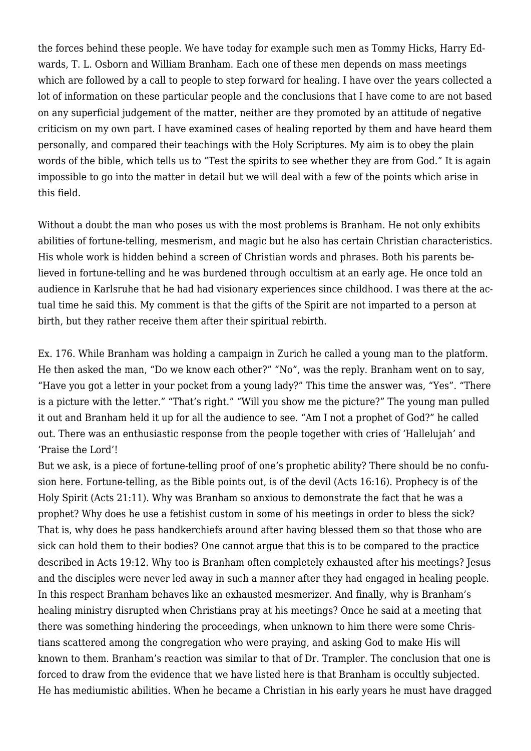the forces behind these people. We have today for example such men as Tommy Hicks, Harry Edwards, T. L. Osborn and William Branham. Each one of these men depends on mass meetings which are followed by a call to people to step forward for healing. I have over the years collected a lot of information on these particular people and the conclusions that I have come to are not based on any superficial judgement of the matter, neither are they promoted by an attitude of negative criticism on my own part. I have examined cases of healing reported by them and have heard them personally, and compared their teachings with the Holy Scriptures. My aim is to obey the plain words of the bible, which tells us to "Test the spirits to see whether they are from God." It is again impossible to go into the matter in detail but we will deal with a few of the points which arise in this field.

Without a doubt the man who poses us with the most problems is Branham. He not only exhibits abilities of fortune-telling, mesmerism, and magic but he also has certain Christian characteristics. His whole work is hidden behind a screen of Christian words and phrases. Both his parents believed in fortune-telling and he was burdened through occultism at an early age. He once told an audience in Karlsruhe that he had had visionary experiences since childhood. I was there at the actual time he said this. My comment is that the gifts of the Spirit are not imparted to a person at birth, but they rather receive them after their spiritual rebirth.

Ex. 176. While Branham was holding a campaign in Zurich he called a young man to the platform. He then asked the man, "Do we know each other?" "No", was the reply. Branham went on to say, "Have you got a letter in your pocket from a young lady?" This time the answer was, "Yes". "There is a picture with the letter." "That's right." "Will you show me the picture?" The young man pulled it out and Branham held it up for all the audience to see. "Am I not a prophet of God?" he called out. There was an enthusiastic response from the people together with cries of 'Hallelujah' and 'Praise the Lord'!
But we ask, is a piece of fortune-telling proof of one's prophetic ability? There should be no confusion here. Fortune-telling, as the Bible points out, is of the devil (Acts 16:16). Prophecy is of the Holy Spirit (Acts 21:11). Why was Branham so anxious to demonstrate the fact that he was a prophet? Why does he use a fetishist custom in some of his meetings in order to bless the sick? That is, why does he pass handkerchiefs around after having blessed them so that those who are sick can hold them to their bodies? One cannot argue that this is to be compared to the practice described in Acts 19:12. Why too is Branham often completely exhausted after his meetings? Jesus and the disciples were never led away in such a manner after they had engaged in healing people. In this respect Branham behaves like an exhausted mesmerizer. And finally, why is Branham's healing ministry disrupted when Christians pray at his meetings? Once he said at a meeting that there was something hindering the proceedings, when unknown to him there were some Christians scattered among the congregation who were praying, and asking God to make His will known to them. Branham's reaction was similar to that of Dr. Trampler. The conclusion that one is forced to draw from the evidence that we have listed here is that Branham is occultly subjected. He has mediumistic abilities. When he became a Christian in his early years he must have dragged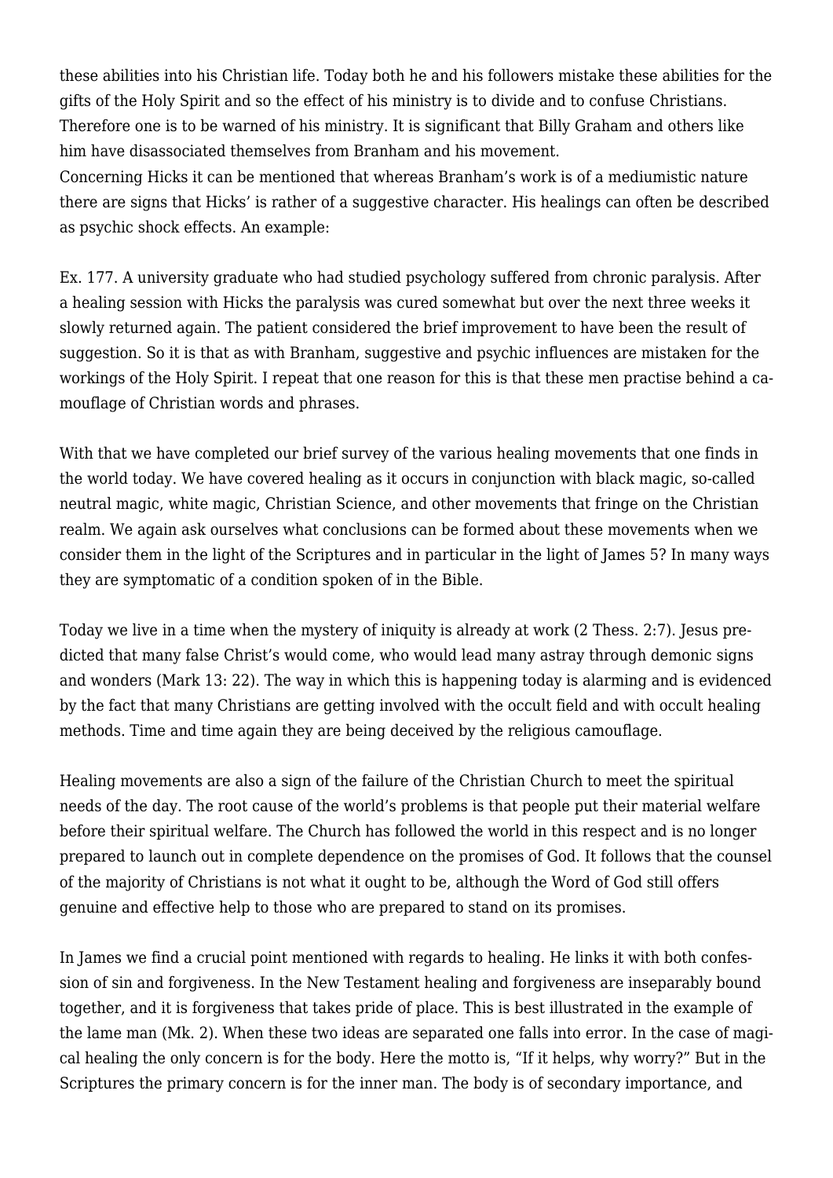these abilities into his Christian life. Today both he and his followers mistake these abilities for the gifts of the Holy Spirit and so the effect of his ministry is to divide and to confuse Christians. Therefore one is to be warned of his ministry. It is significant that Billy Graham and others like him have disassociated themselves from Branham and his movement.
Concerning Hicks it can be mentioned that whereas Branham's work is of a mediumistic nature there are signs that Hicks' is rather of a suggestive character. His healings can often be described as psychic shock effects. An example:

Ex. 177. A university graduate who had studied psychology suffered from chronic paralysis. After a healing session with Hicks the paralysis was cured somewhat but over the next three weeks it slowly returned again. The patient considered the brief improvement to have been the result of suggestion. So it is that as with Branham, suggestive and psychic influences are mistaken for the workings of the Holy Spirit. I repeat that one reason for this is that these men practise behind a camouflage of Christian words and phrases.

With that we have completed our brief survey of the various healing movements that one finds in the world today. We have covered healing as it occurs in conjunction with black magic, so-called neutral magic, white magic, Christian Science, and other movements that fringe on the Christian realm. We again ask ourselves what conclusions can be formed about these movements when we consider them in the light of the Scriptures and in particular in the light of James 5? In many ways they are symptomatic of a condition spoken of in the Bible.

Today we live in a time when the mystery of iniquity is already at work (2 Thess. 2:7). Jesus predicted that many false Christ's would come, who would lead many astray through demonic signs and wonders (Mark 13: 22). The way in which this is happening today is alarming and is evidenced by the fact that many Christians are getting involved with the occult field and with occult healing methods. Time and time again they are being deceived by the religious camouflage.

Healing movements are also a sign of the failure of the Christian Church to meet the spiritual needs of the day. The root cause of the world's problems is that people put their material welfare before their spiritual welfare. The Church has followed the world in this respect and is no longer prepared to launch out in complete dependence on the promises of God. It follows that the counsel of the majority of Christians is not what it ought to be, although the Word of God still offers genuine and effective help to those who are prepared to stand on its promises.

In James we find a crucial point mentioned with regards to healing. He links it with both confession of sin and forgiveness. In the New Testament healing and forgiveness are inseparably bound together, and it is forgiveness that takes pride of place. This is best illustrated in the example of the lame man (Mk. 2). When these two ideas are separated one falls into error. In the case of magical healing the only concern is for the body. Here the motto is, "If it helps, why worry?" But in the Scriptures the primary concern is for the inner man. The body is of secondary importance, and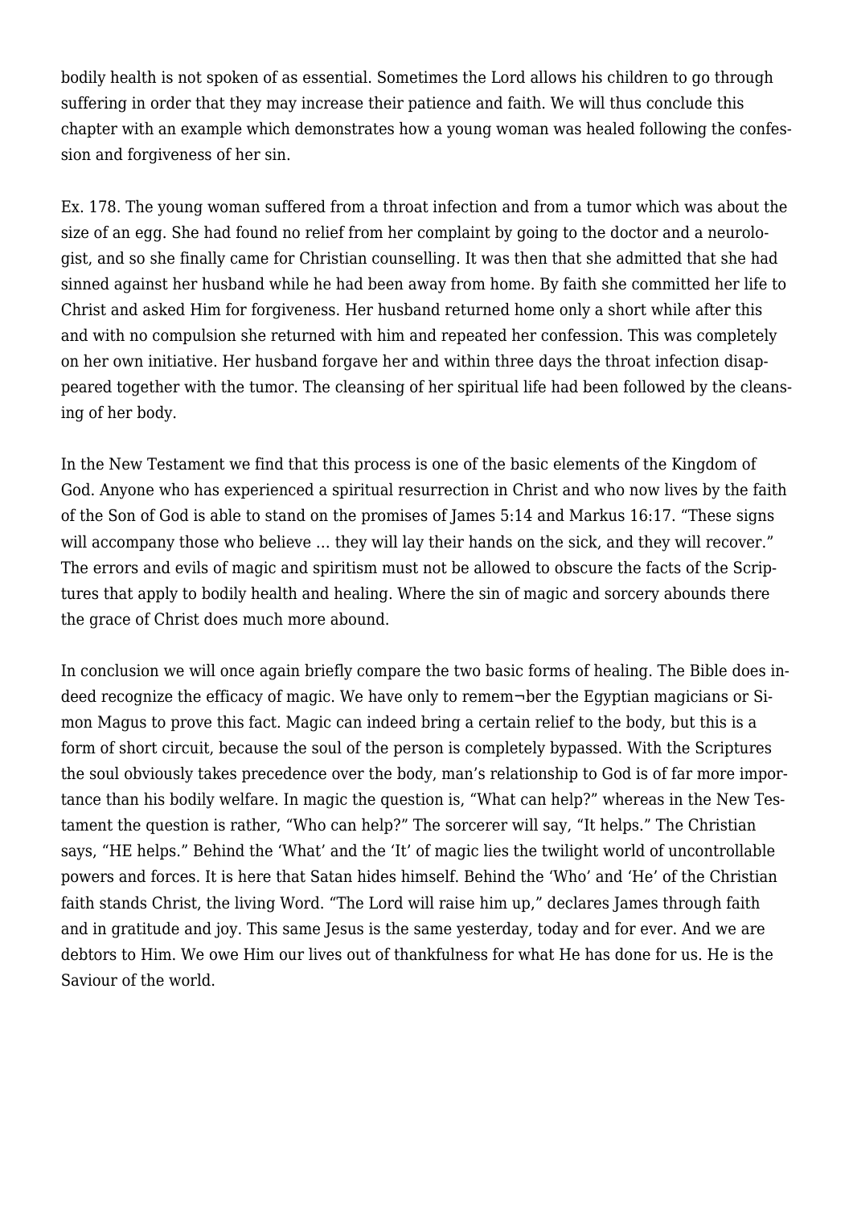bodily health is not spoken of as essential. Sometimes the Lord allows his children to go through suffering in order that they may increase their patience and faith. We will thus conclude this chapter with an example which demonstrates how a young woman was healed following the confession and forgiveness of her sin.

Ex. 178. The young woman suffered from a throat infection and from a tumor which was about the size of an egg. She had found no relief from her complaint by going to the doctor and a neurologist, and so she finally came for Christian counselling. It was then that she admitted that she had sinned against her husband while he had been away from home. By faith she committed her life to Christ and asked Him for forgiveness. Her husband returned home only a short while after this and with no compulsion she returned with him and repeated her confession. This was completely on her own initiative. Her husband forgave her and within three days the throat infection disappeared together with the tumor. The cleansing of her spiritual life had been followed by the cleansing of her body.

In the New Testament we find that this process is one of the basic elements of the Kingdom of God. Anyone who has experienced a spiritual resurrection in Christ and who now lives by the faith of the Son of God is able to stand on the promises of James 5:14 and Markus 16:17. "These signs will accompany those who believe … they will lay their hands on the sick, and they will recover." The errors and evils of magic and spiritism must not be allowed to obscure the facts of the Scriptures that apply to bodily health and healing. Where the sin of magic and sorcery abounds there the grace of Christ does much more abound.

In conclusion we will once again briefly compare the two basic forms of healing. The Bible does indeed recognize the efficacy of magic. We have only to remem¬ber the Egyptian magicians or Simon Magus to prove this fact. Magic can indeed bring a certain relief to the body, but this is a form of short circuit, because the soul of the person is completely bypassed. With the Scriptures the soul obviously takes precedence over the body, man's relationship to God is of far more importance than his bodily welfare. In magic the question is, "What can help?" whereas in the New Testament the question is rather, "Who can help?" The sorcerer will say, "It helps." The Christian says, "HE helps." Behind the 'What' and the 'It' of magic lies the twilight world of uncontrollable powers and forces. It is here that Satan hides himself. Behind the 'Who' and 'He' of the Christian faith stands Christ, the living Word. "The Lord will raise him up," declares James through faith and in gratitude and joy. This same Jesus is the same yesterday, today and for ever. And we are debtors to Him. We owe Him our lives out of thankfulness for what He has done for us. He is the Saviour of the world.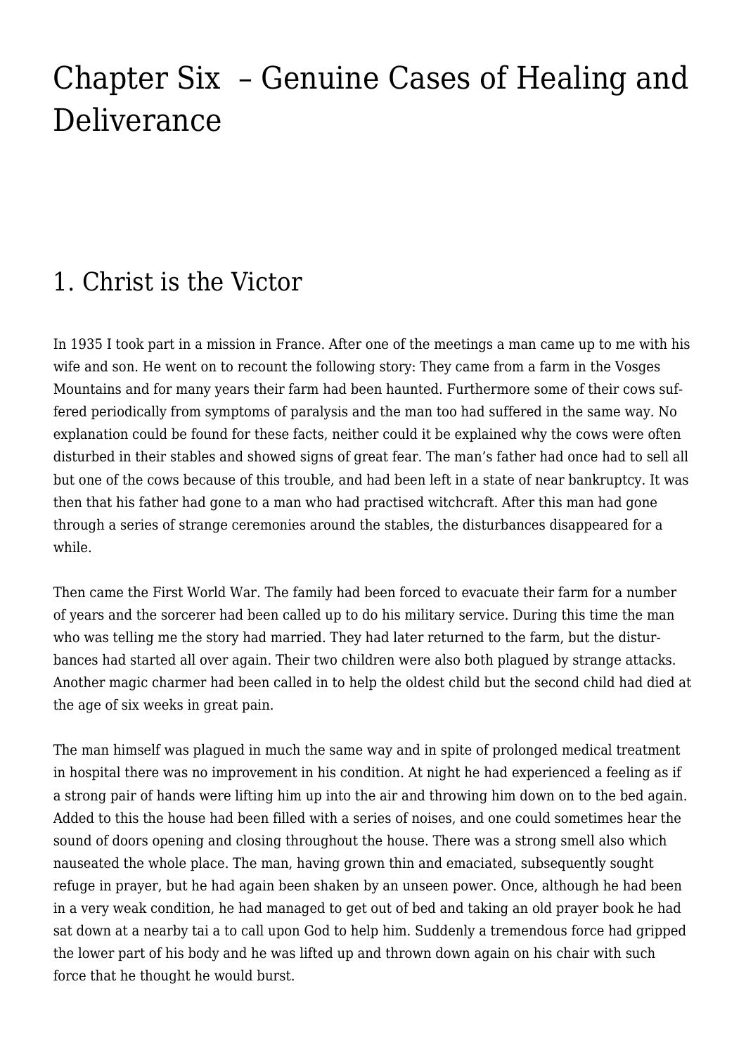# Chapter Six – Genuine Cases of Healing and Deliverance

## 1. Christ is the Victor

In 1935 I took part in a mission in France. After one of the meetings a man came up to me with his wife and son. He went on to recount the following story: They came from a farm in the Vosges Mountains and for many years their farm had been haunted. Furthermore some of their cows suffered periodically from symptoms of paralysis and the man too had suffered in the same way. No explanation could be found for these facts, neither could it be explained why the cows were often disturbed in their stables and showed signs of great fear. The man's father had once had to sell all but one of the cows because of this trouble, and had been left in a state of near bankruptcy. It was then that his father had gone to a man who had practised witchcraft. After this man had gone through a series of strange ceremonies around the stables, the disturbances disappeared for a while.

Then came the First World War. The family had been forced to evacuate their farm for a number of years and the sorcerer had been called up to do his military service. During this time the man who was telling me the story had married. They had later returned to the farm, but the disturbances had started all over again. Their two children were also both plagued by strange attacks. Another magic charmer had been called in to help the oldest child but the second child had died at the age of six weeks in great pain.

The man himself was plagued in much the same way and in spite of prolonged medical treatment in hospital there was no improvement in his condition. At night he had experienced a feeling as if a strong pair of hands were lifting him up into the air and throwing him down on to the bed again. Added to this the house had been filled with a series of noises, and one could sometimes hear the sound of doors opening and closing throughout the house. There was a strong smell also which nauseated the whole place. The man, having grown thin and emaciated, subsequently sought refuge in prayer, but he had again been shaken by an unseen power. Once, although he had been in a very weak condition, he had managed to get out of bed and taking an old prayer book he had sat down at a nearby tai a to call upon God to help him. Suddenly a tremendous force had gripped the lower part of his body and he was lifted up and thrown down again on his chair with such force that he thought he would burst.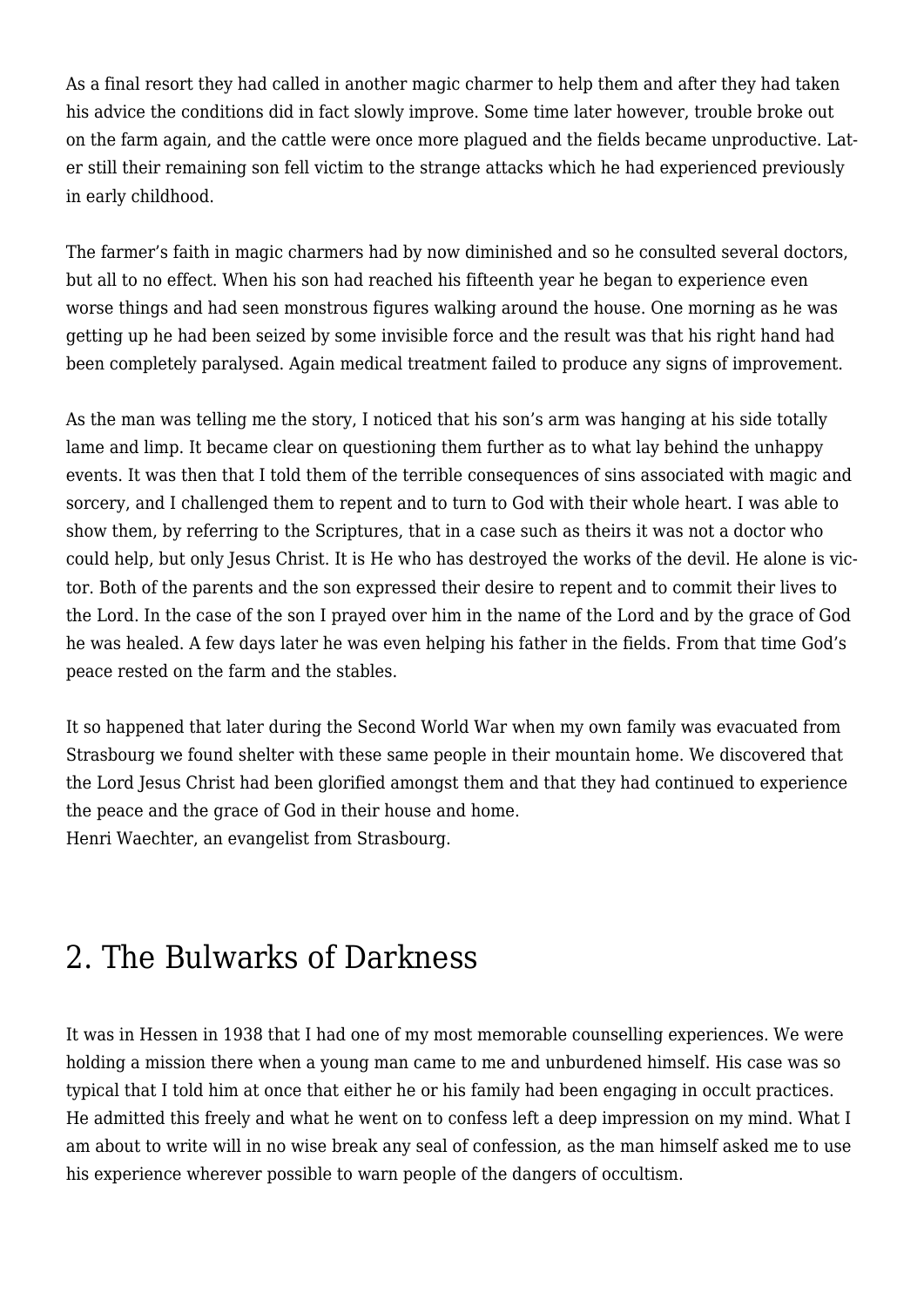As a final resort they had called in another magic charmer to help them and after they had taken his advice the conditions did in fact slowly improve. Some time later however, trouble broke out on the farm again, and the cattle were once more plagued and the fields became unproductive. Later still their remaining son fell victim to the strange attacks which he had experienced previously in early childhood.

The farmer's faith in magic charmers had by now diminished and so he consulted several doctors, but all to no effect. When his son had reached his fifteenth year he began to experience even worse things and had seen monstrous figures walking around the house. One morning as he was getting up he had been seized by some invisible force and the result was that his right hand had been completely paralysed. Again medical treatment failed to produce any signs of improvement.

As the man was telling me the story, I noticed that his son's arm was hanging at his side totally lame and limp. It became clear on questioning them further as to what lay behind the unhappy events. It was then that I told them of the terrible consequences of sins associated with magic and sorcery, and I challenged them to repent and to turn to God with their whole heart. I was able to show them, by referring to the Scriptures, that in a case such as theirs it was not a doctor who could help, but only Jesus Christ. It is He who has destroyed the works of the devil. He alone is victor. Both of the parents and the son expressed their desire to repent and to commit their lives to the Lord. In the case of the son I prayed over him in the name of the Lord and by the grace of God he was healed. A few days later he was even helping his father in the fields. From that time God's peace rested on the farm and the stables.

It so happened that later during the Second World War when my own family was evacuated from Strasbourg we found shelter with these same people in their mountain home. We discovered that the Lord Jesus Christ had been glorified amongst them and that they had continued to experience the peace and the grace of God in their house and home.
Henri Waechter, an evangelist from Strasbourg.

## 2. The Bulwarks of Darkness

It was in Hessen in 1938 that I had one of my most memorable counselling experiences. We were holding a mission there when a young man came to me and unburdened himself. His case was so typical that I told him at once that either he or his family had been engaging in occult practices. He admitted this freely and what he went on to confess left a deep impression on my mind. What I am about to write will in no wise break any seal of confession, as the man himself asked me to use his experience wherever possible to warn people of the dangers of occultism.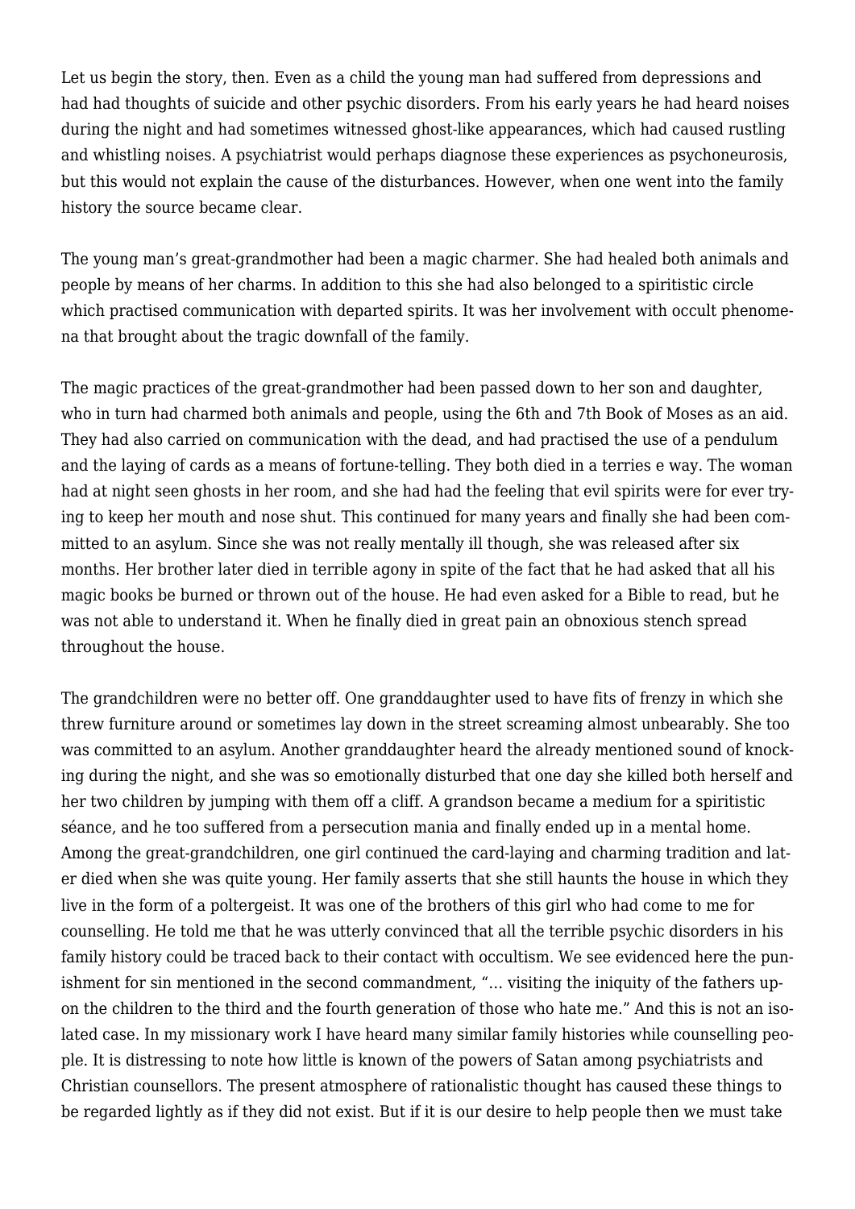Let us begin the story, then. Even as a child the young man had suffered from depressions and had had thoughts of suicide and other psychic disorders. From his early years he had heard noises during the night and had sometimes witnessed ghost-like appearances, which had caused rustling and whistling noises. A psychiatrist would perhaps diagnose these experiences as psychoneurosis, but this would not explain the cause of the disturbances. However, when one went into the family history the source became clear.

The young man's great-grandmother had been a magic charmer. She had healed both animals and people by means of her charms. In addition to this she had also belonged to a spiritistic circle which practised communication with departed spirits. It was her involvement with occult phenomena that brought about the tragic downfall of the family.

The magic practices of the great-grandmother had been passed down to her son and daughter, who in turn had charmed both animals and people, using the 6th and 7th Book of Moses as an aid. They had also carried on communication with the dead, and had practised the use of a pendulum and the laying of cards as a means of fortune-telling. They both died in a terries e way. The woman had at night seen ghosts in her room, and she had had the feeling that evil spirits were for ever trying to keep her mouth and nose shut. This continued for many years and finally she had been committed to an asylum. Since she was not really mentally ill though, she was released after six months. Her brother later died in terrible agony in spite of the fact that he had asked that all his magic books be burned or thrown out of the house. He had even asked for a Bible to read, but he was not able to understand it. When he finally died in great pain an obnoxious stench spread throughout the house.

The grandchildren were no better off. One granddaughter used to have fits of frenzy in which she threw furniture around or sometimes lay down in the street screaming almost unbearably. She too was committed to an asylum. Another granddaughter heard the already mentioned sound of knocking during the night, and she was so emotionally disturbed that one day she killed both herself and her two children by jumping with them off a cliff. A grandson became a medium for a spiritistic séance, and he too suffered from a persecution mania and finally ended up in a mental home. Among the great-grandchildren, one girl continued the card-laying and charming tradition and later died when she was quite young. Her family asserts that she still haunts the house in which they live in the form of a poltergeist. It was one of the brothers of this girl who had come to me for counselling. He told me that he was utterly convinced that all the terrible psychic disorders in his family history could be traced back to their contact with occultism. We see evidenced here the punishment for sin mentioned in the second commandment, "… visiting the iniquity of the fathers upon the children to the third and the fourth generation of those who hate me." And this is not an isolated case. In my missionary work I have heard many similar family histories while counselling people. It is distressing to note how little is known of the powers of Satan among psychiatrists and Christian counsellors. The present atmosphere of rationalistic thought has caused these things to be regarded lightly as if they did not exist. But if it is our desire to help people then we must take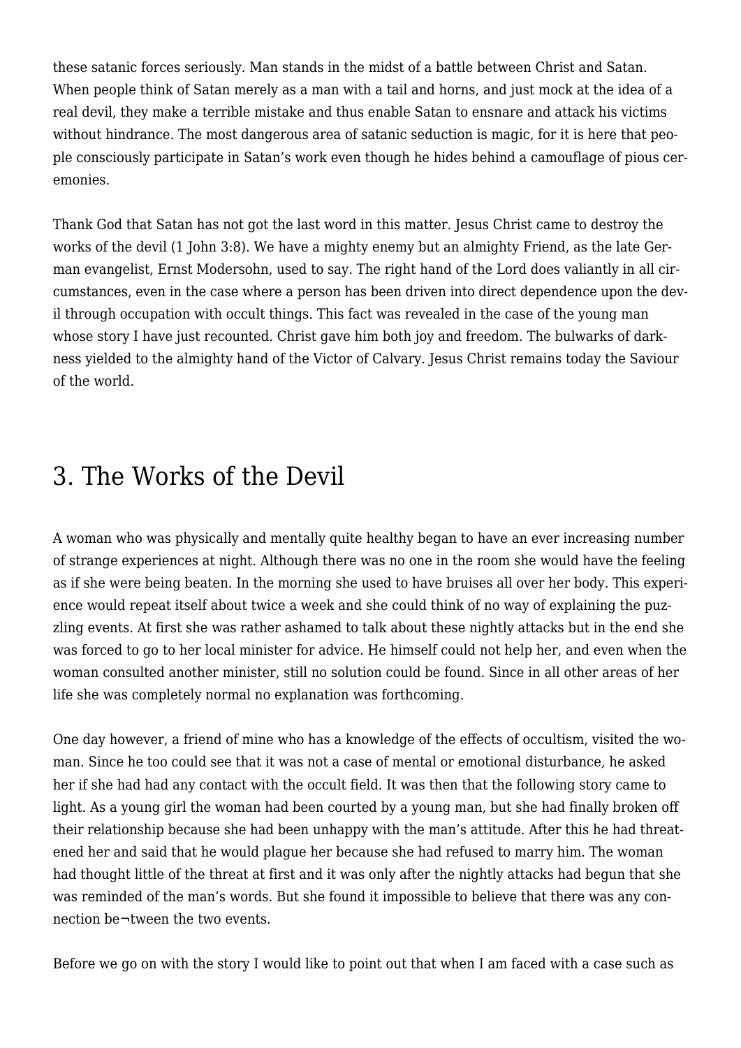these satanic forces seriously. Man stands in the midst of a battle between Christ and Satan. When people think of Satan merely as a man with a tail and horns, and just mock at the idea of a real devil, they make a terrible mistake and thus enable Satan to ensnare and attack his victims without hindrance. The most dangerous area of satanic seduction is magic, for it is here that people consciously participate in Satan's work even though he hides behind a camouflage of pious ceremonies.

Thank God that Satan has not got the last word in this matter. Jesus Christ came to destroy the works of the devil (1 John 3:8). We have a mighty enemy but an almighty Friend, as the late German evangelist, Ernst Modersohn, used to say. The right hand of the Lord does valiantly in all circumstances, even in the case where a person has been driven into direct dependence upon the devil through occupation with occult things. This fact was revealed in the case of the young man whose story I have just recounted. Christ gave him both joy and freedom. The bulwarks of darkness yielded to the almighty hand of the Victor of Calvary. Jesus Christ remains today the Saviour of the world.

# 3. The Works of the Devil

A woman who was physically and mentally quite healthy began to have an ever increasing number of strange experiences at night. Although there was no one in the room she would have the feeling as if she were being beaten. In the morning she used to have bruises all over her body. This experience would repeat itself about twice a week and she could think of no way of explaining the puzzling events. At first she was rather ashamed to talk about these nightly attacks but in the end she was forced to go to her local minister for advice. He himself could not help her, and even when the woman consulted another minister, still no solution could be found. Since in all other areas of her life she was completely normal no explanation was forthcoming.

One day however, a friend of mine who has a knowledge of the effects of occultism, visited the woman. Since he too could see that it was not a case of mental or emotional disturbance, he asked her if she had had any contact with the occult field. It was then that the following story came to light. As a young girl the woman had been courted by a young man, but she had finally broken off their relationship because she had been unhappy with the man's attitude. After this he had threatened her and said that he would plague her because she had refused to marry him. The woman had thought little of the threat at first and it was only after the nightly attacks had begun that she was reminded of the man's words. But she found it impossible to believe that there was any connection be¬tween the two events.

Before we go on with the story I would like to point out that when I am faced with a case such as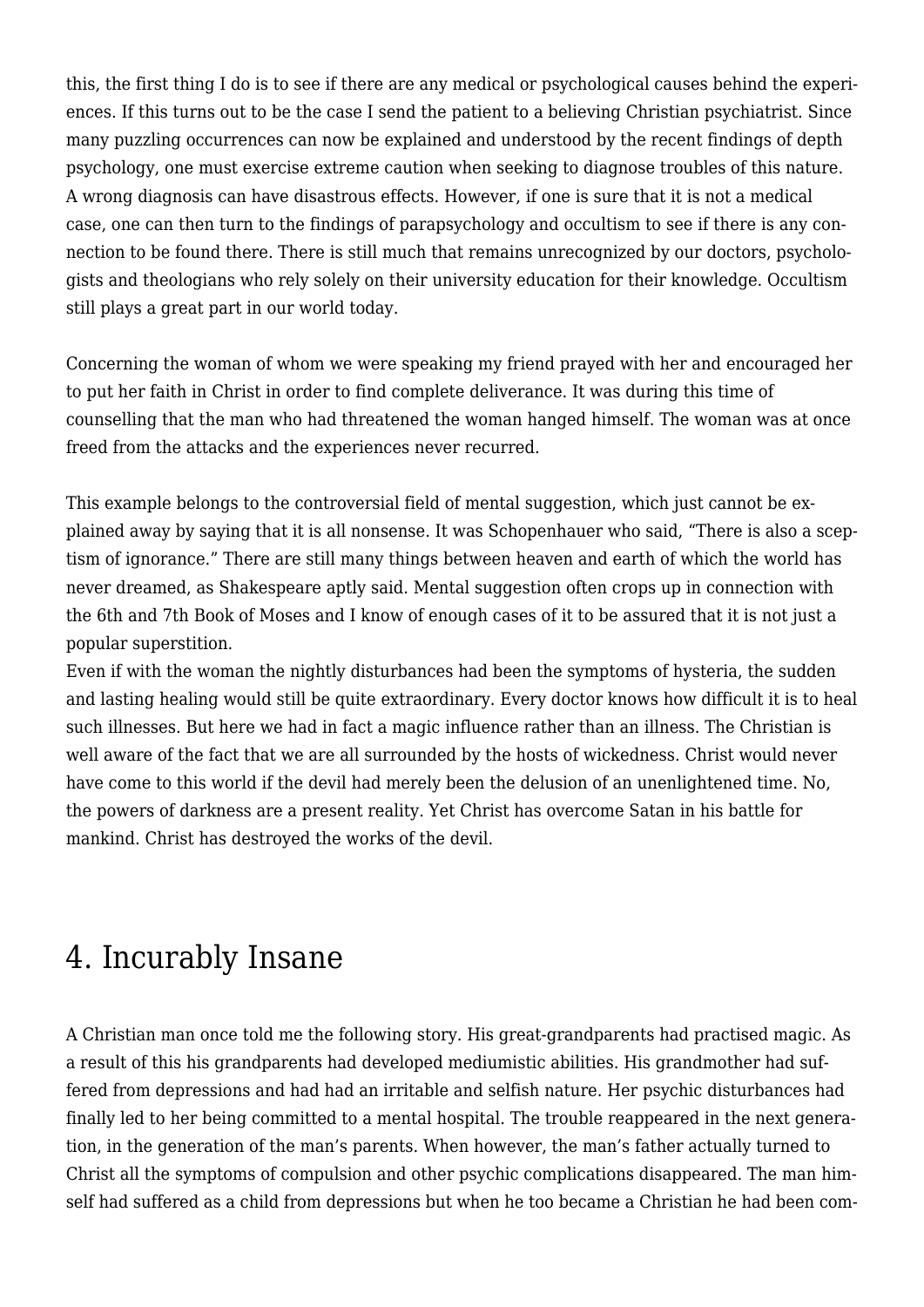this, the first thing I do is to see if there are any medical or psychological causes behind the experiences. If this turns out to be the case I send the patient to a believing Christian psychiatrist. Since many puzzling occurrences can now be explained and understood by the recent findings of depth psychology, one must exercise extreme caution when seeking to diagnose troubles of this nature. A wrong diagnosis can have disastrous effects. However, if one is sure that it is not a medical case, one can then turn to the findings of parapsychology and occultism to see if there is any connection to be found there. There is still much that remains unrecognized by our doctors, psychologists and theologians who rely solely on their university education for their knowledge. Occultism still plays a great part in our world today.

Concerning the woman of whom we were speaking my friend prayed with her and encouraged her to put her faith in Christ in order to find complete deliverance. It was during this time of counselling that the man who had threatened the woman hanged himself. The woman was at once freed from the attacks and the experiences never recurred.

This example belongs to the controversial field of mental suggestion, which just cannot be explained away by saying that it is all nonsense. It was Schopenhauer who said, "There is also a scepticism of ignorance." There are still many things between heaven and earth of which the world has never dreamed, as Shakespeare aptly said. Mental suggestion often crops up in connection with the 6th and 7th Book of Moses and I know of enough cases of it to be assured that it is not just a popular superstition.
Even if with the woman the nightly disturbances had been the symptoms of hysteria, the sudden and lasting healing would still be quite extraordinary. Every doctor knows how difficult it is to heal such illnesses. But here we had in fact a magic influence rather than an illness. The Christian is well aware of the fact that we are all surrounded by the hosts of wickedness. Christ would never have come to this world if the devil had merely been the delusion of an unenlightened time. No, the powers of darkness are a present reality. Yet Christ has overcome Satan in his battle for mankind. Christ has destroyed the works of the devil.

## 4. Incurably Insane

A Christian man once told me the following story. His great-grandparents had practised magic. As a result of this his grandparents had developed mediumistic abilities. His grandmother had suffered from depressions and had had an irritable and selfish nature. Her psychic disturbances had finally led to her being committed to a mental hospital. The trouble reappeared in the next generation, in the generation of the man's parents. When however, the man's father actually turned to Christ all the symptoms of compulsion and other psychic complications disappeared. The man himself had suffered as a child from depressions but when he too became a Christian he had been com-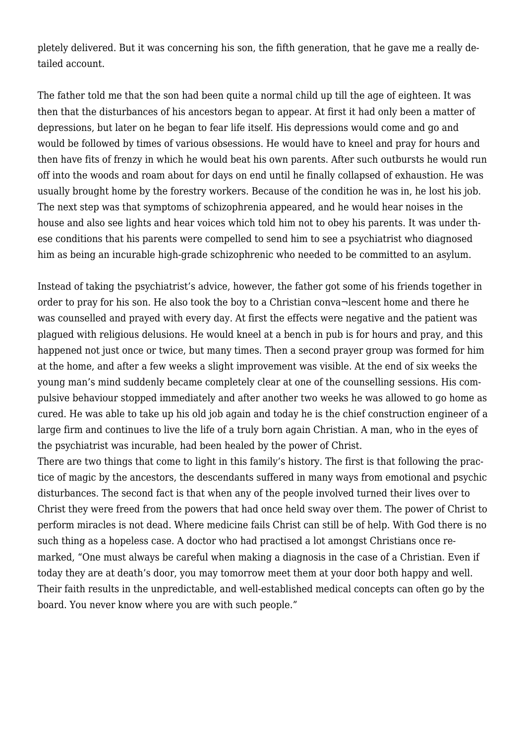pletely delivered. But it was concerning his son, the fifth generation, that he gave me a really detailed account.

The father told me that the son had been quite a normal child up till the age of eighteen. It was then that the disturbances of his ancestors began to appear. At first it had only been a matter of depressions, but later on he began to fear life itself. His depressions would come and go and would be followed by times of various obsessions. He would have to kneel and pray for hours and then have fits of frenzy in which he would beat his own parents. After such outbursts he would run off into the woods and roam about for days on end until he finally collapsed of exhaustion. He was usually brought home by the forestry workers. Because of the condition he was in, he lost his job. The next step was that symptoms of schizophrenia appeared, and he would hear noises in the house and also see lights and hear voices which told him not to obey his parents. It was under these conditions that his parents were compelled to send him to see a psychiatrist who diagnosed him as being an incurable high-grade schizophrenic who needed to be committed to an asylum.

Instead of taking the psychiatrist's advice, however, the father got some of his friends together in order to pray for his son. He also took the boy to a Christian conva¬lescent home and there he was counselled and prayed with every day. At first the effects were negative and the patient was plagued with religious delusions. He would kneel at a bench in pub is for hours and pray, and this happened not just once or twice, but many times. Then a second prayer group was formed for him at the home, and after a few weeks a slight improvement was visible. At the end of six weeks the young man's mind suddenly became completely clear at one of the counselling sessions. His compulsive behaviour stopped immediately and after another two weeks he was allowed to go home as cured. He was able to take up his old job again and today he is the chief construction engineer of a large firm and continues to live the life of a truly born again Christian. A man, who in the eyes of the psychiatrist was incurable, had been healed by the power of Christ.
There are two things that come to light in this family's history. The first is that following the practice of magic by the ancestors, the descendants suffered in many ways from emotional and psychic disturbances. The second fact is that when any of the people involved turned their lives over to Christ they were freed from the powers that had once held sway over them. The power of Christ to perform miracles is not dead. Where medicine fails Christ can still be of help. With God there is no such thing as a hopeless case. A doctor who had practised a lot amongst Christians once remarked, "One must always be careful when making a diagnosis in the case of a Christian. Even if today they are at death's door, you may tomorrow meet them at your door both happy and well. Their faith results in the unpredictable, and well-established medical concepts can often go by the board. You never know where you are with such people."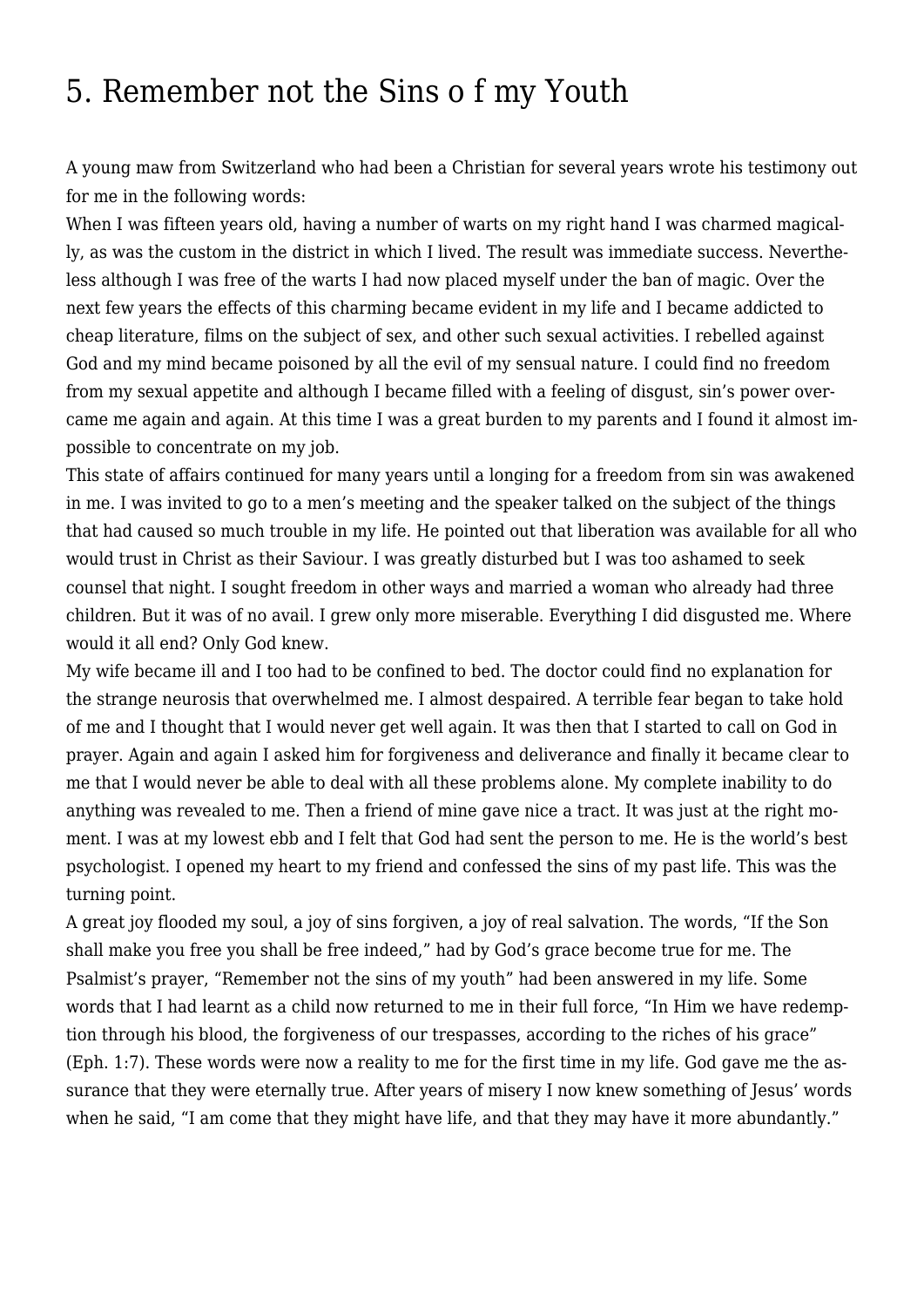# 5. Remember not the Sins o f my Youth

A young maw from Switzerland who had been a Christian for several years wrote his testimony out for me in the following words:

When I was fifteen years old, having a number of warts on my right hand I was charmed magically, as was the custom in the district in which I lived. The result was immediate success. Nevertheless although I was free of the warts I had now placed myself under the ban of magic. Over the next few years the effects of this charming became evident in my life and I became addicted to cheap literature, films on the subject of sex, and other such sexual activities. I rebelled against God and my mind became poisoned by all the evil of my sensual nature. I could find no freedom from my sexual appetite and although I became filled with a feeling of disgust, sin's power overcame me again and again. At this time I was a great burden to my parents and I found it almost impossible to concentrate on my job.

This state of affairs continued for many years until a longing for a freedom from sin was awakened in me. I was invited to go to a men's meeting and the speaker talked on the subject of the things that had caused so much trouble in my life. He pointed out that liberation was available for all who would trust in Christ as their Saviour. I was greatly disturbed but I was too ashamed to seek counsel that night. I sought freedom in other ways and married a woman who already had three children. But it was of no avail. I grew only more miserable. Everything I did disgusted me. Where would it all end? Only God knew.

My wife became ill and I too had to be confined to bed. The doctor could find no explanation for the strange neurosis that overwhelmed me. I almost despaired. A terrible fear began to take hold of me and I thought that I would never get well again. It was then that I started to call on God in prayer. Again and again I asked him for forgiveness and deliverance and finally it became clear to me that I would never be able to deal with all these problems alone. My complete inability to do anything was revealed to me. Then a friend of mine gave nice a tract. It was just at the right moment. I was at my lowest ebb and I felt that God had sent the person to me. He is the world's best psychologist. I opened my heart to my friend and confessed the sins of my past life. This was the turning point.

A great joy flooded my soul, a joy of sins forgiven, a joy of real salvation. The words, "If the Son shall make you free you shall be free indeed," had by God's grace become true for me. The Psalmist's prayer, "Remember not the sins of my youth" had been answered in my life. Some words that I had learnt as a child now returned to me in their full force, "In Him we have redemption through his blood, the forgiveness of our trespasses, according to the riches of his grace" (Eph. 1:7). These words were now a reality to me for the first time in my life. God gave me the assurance that they were eternally true. After years of misery I now knew something of Jesus' words when he said, "I am come that they might have life, and that they may have it more abundantly."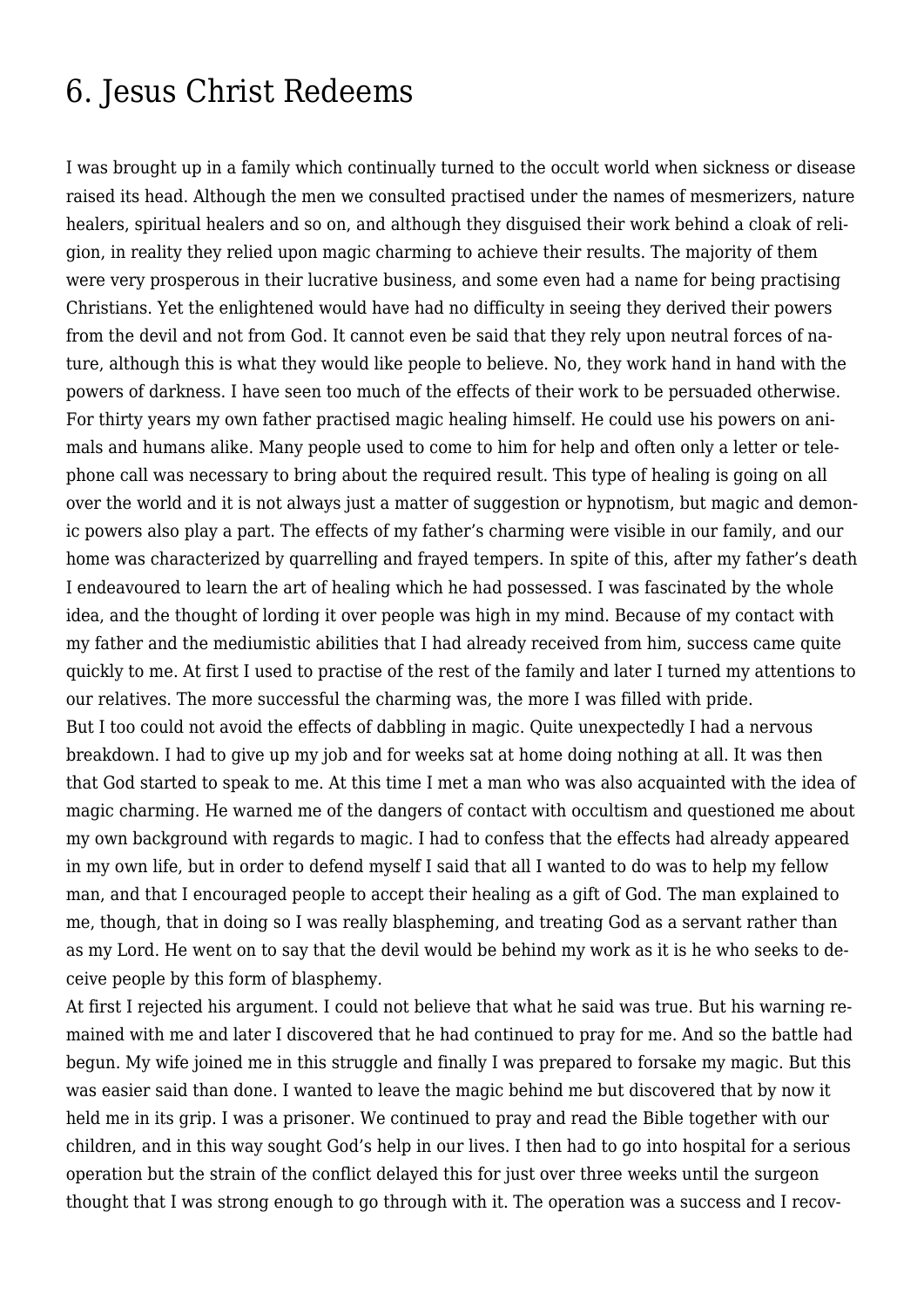# 6. Jesus Christ Redeems

I was brought up in a family which continually turned to the occult world when sickness or disease raised its head. Although the men we consulted practised under the names of mesmerizers, nature healers, spiritual healers and so on, and although they disguised their work behind a cloak of religion, in reality they relied upon magic charming to achieve their results. The majority of them were very prosperous in their lucrative business, and some even had a name for being practising Christians. Yet the enlightened would have had no difficulty in seeing they derived their powers from the devil and not from God. It cannot even be said that they rely upon neutral forces of nature, although this is what they would like people to believe. No, they work hand in hand with the powers of darkness. I have seen too much of the effects of their work to be persuaded otherwise. For thirty years my own father practised magic healing himself. He could use his powers on animals and humans alike. Many people used to come to him for help and often only a letter or telephone call was necessary to bring about the required result. This type of healing is going on all over the world and it is not always just a matter of suggestion or hypnotism, but magic and demonic powers also play a part. The effects of my father's charming were visible in our family, and our home was characterized by quarrelling and frayed tempers. In spite of this, after my father's death I endeavoured to learn the art of healing which he had possessed. I was fascinated by the whole idea, and the thought of lording it over people was high in my mind. Because of my contact with my father and the mediumistic abilities that I had already received from him, success came quite quickly to me. At first I used to practise of the rest of the family and later I turned my attentions to our relatives. The more successful the charming was, the more I was filled with pride.

But I too could not avoid the effects of dabbling in magic. Quite unexpectedly I had a nervous breakdown. I had to give up my job and for weeks sat at home doing nothing at all. It was then that God started to speak to me. At this time I met a man who was also acquainted with the idea of magic charming. He warned me of the dangers of contact with occultism and questioned me about my own background with regards to magic. I had to confess that the effects had already appeared in my own life, but in order to defend myself I said that all I wanted to do was to help my fellow man, and that I encouraged people to accept their healing as a gift of God. The man explained to me, though, that in doing so I was really blaspheming, and treating God as a servant rather than as my Lord. He went on to say that the devil would be behind my work as it is he who seeks to deceive people by this form of blasphemy.

At first I rejected his argument. I could not believe that what he said was true. But his warning remained with me and later I discovered that he had continued to pray for me. And so the battle had begun. My wife joined me in this struggle and finally I was prepared to forsake my magic. But this was easier said than done. I wanted to leave the magic behind me but discovered that by now it held me in its grip. I was a prisoner. We continued to pray and read the Bible together with our children, and in this way sought God's help in our lives. I then had to go into hospital for a serious operation but the strain of the conflict delayed this for just over three weeks until the surgeon thought that I was strong enough to go through with it. The operation was a success and I recov-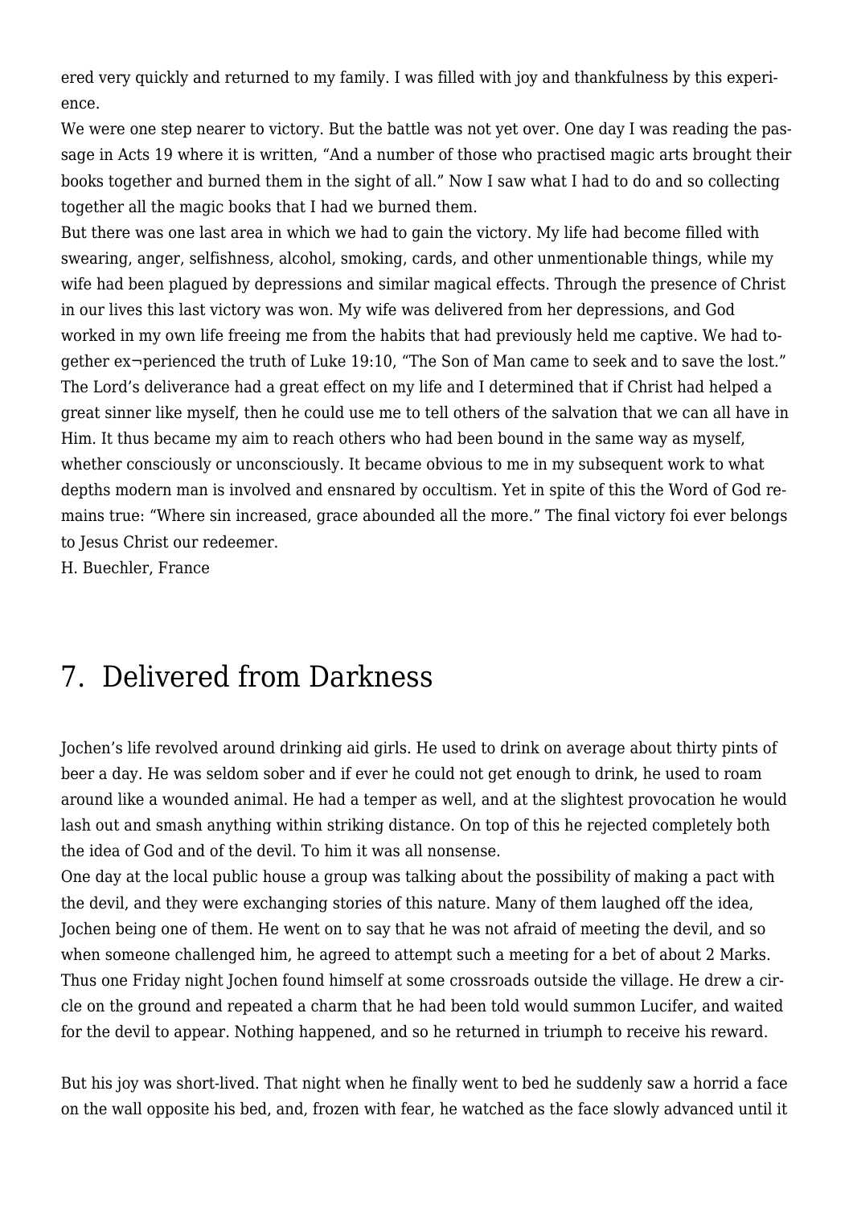ered very quickly and returned to my family. I was filled with joy and thankfulness by this experience.

We were one step nearer to victory. But the battle was not yet over. One day I was reading the passage in Acts 19 where it is written, “And a number of those who practised magic arts brought their books together and burned them in the sight of all.” Now I saw what I had to do and so collecting together all the magic books that I had we burned them.

But there was one last area in which we had to gain the victory. My life had become filled with swearing, anger, selfishness, alcohol, smoking, cards, and other unmentionable things, while my wife had been plagued by depressions and similar magical effects. Through the presence of Christ in our lives this last victory was won. My wife was delivered from her depressions, and God worked in my own life freeing me from the habits that had previously held me captive. We had together ex¬perienced the truth of Luke 19:10, “The Son of Man came to seek and to save the lost.” The Lord’s deliverance had a great effect on my life and I determined that if Christ had helped a great sinner like myself, then he could use me to tell others of the salvation that we can all have in Him. It thus became my aim to reach others who had been bound in the same way as myself, whether consciously or unconsciously. It became obvious to me in my subsequent work to what depths modern man is involved and ensnared by occultism. Yet in spite of this the Word of God remains true: “Where sin increased, grace abounded all the more.” The final victory foi ever belongs to Jesus Christ our redeemer.

H. Buechler, France

# 7. Delivered from Darkness

Jochen’s life revolved around drinking aid girls. He used to drink on average about thirty pints of beer a day. He was seldom sober and if ever he could not get enough to drink, he used to roam around like a wounded animal. He had a temper as well, and at the slightest provocation he would lash out and smash anything within striking distance. On top of this he rejected completely both the idea of God and of the devil. To him it was all nonsense.

One day at the local public house a group was talking about the possibility of making a pact with the devil, and they were exchanging stories of this nature. Many of them laughed off the idea, Jochen being one of them. He went on to say that he was not afraid of meeting the devil, and so when someone challenged him, he agreed to attempt such a meeting for a bet of about 2 Marks. Thus one Friday night Jochen found himself at some crossroads outside the village. He drew a circle on the ground and repeated a charm that he had been told would summon Lucifer, and waited for the devil to appear. Nothing happened, and so he returned in triumph to receive his reward.

But his joy was short-lived. That night when he finally went to bed he suddenly saw a horrid a face on the wall opposite his bed, and, frozen with fear, he watched as the face slowly advanced until it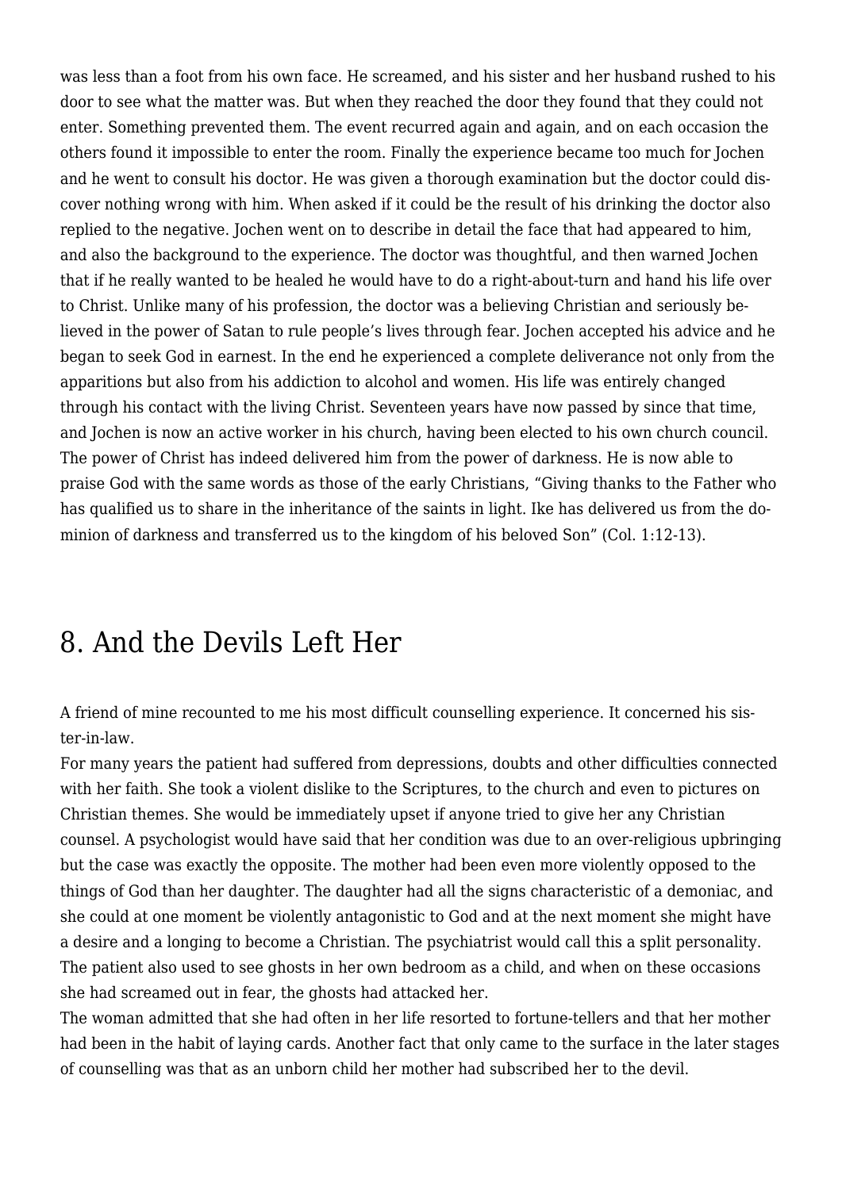was less than a foot from his own face. He screamed, and his sister and her husband rushed to his door to see what the matter was. But when they reached the door they found that they could not enter. Something prevented them. The event recurred again and again, and on each occasion the others found it impossible to enter the room. Finally the experience became too much for Jochen and he went to consult his doctor. He was given a thorough examination but the doctor could discover nothing wrong with him. When asked if it could be the result of his drinking the doctor also replied to the negative. Jochen went on to describe in detail the face that had appeared to him, and also the background to the experience. The doctor was thoughtful, and then warned Jochen that if he really wanted to be healed he would have to do a right-about-turn and hand his life over to Christ. Unlike many of his profession, the doctor was a believing Christian and seriously believed in the power of Satan to rule people's lives through fear. Jochen accepted his advice and he began to seek God in earnest. In the end he experienced a complete deliverance not only from the apparitions but also from his addiction to alcohol and women. His life was entirely changed through his contact with the living Christ. Seventeen years have now passed by since that time, and Jochen is now an active worker in his church, having been elected to his own church council. The power of Christ has indeed delivered him from the power of darkness. He is now able to praise God with the same words as those of the early Christians, "Giving thanks to the Father who has qualified us to share in the inheritance of the saints in light. Ike has delivered us from the dominion of darkness and transferred us to the kingdom of his beloved Son" (Col. 1:12-13).

## 8. And the Devils Left Her

A friend of mine recounted to me his most difficult counselling experience. It concerned his sister-in-law.

For many years the patient had suffered from depressions, doubts and other difficulties connected with her faith. She took a violent dislike to the Scriptures, to the church and even to pictures on Christian themes. She would be immediately upset if anyone tried to give her any Christian counsel. A psychologist would have said that her condition was due to an over-religious upbringing but the case was exactly the opposite. The mother had been even more violently opposed to the things of God than her daughter. The daughter had all the signs characteristic of a demoniac, and she could at one moment be violently antagonistic to God and at the next moment she might have a desire and a longing to become a Christian. The psychiatrist would call this a split personality. The patient also used to see ghosts in her own bedroom as a child, and when on these occasions she had screamed out in fear, the ghosts had attacked her.

The woman admitted that she had often in her life resorted to fortune-tellers and that her mother had been in the habit of laying cards. Another fact that only came to the surface in the later stages of counselling was that as an unborn child her mother had subscribed her to the devil.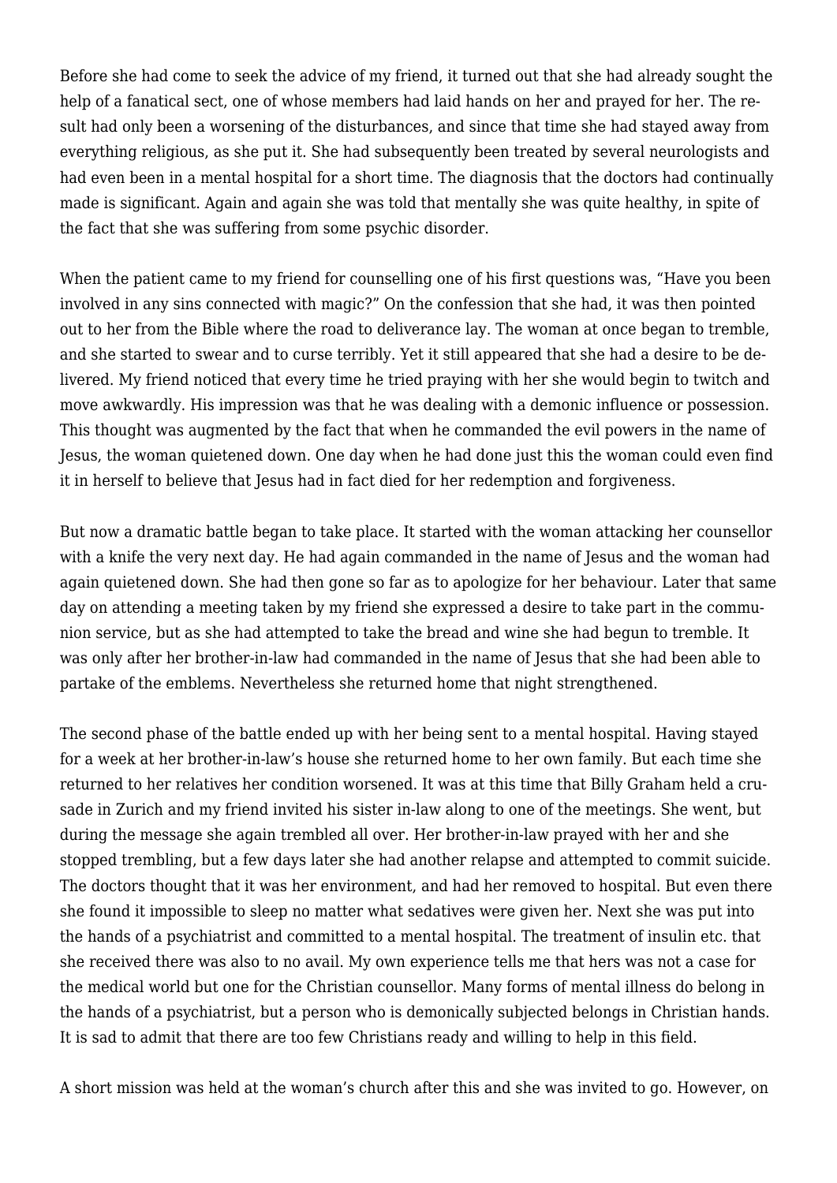Before she had come to seek the advice of my friend, it turned out that she had already sought the help of a fanatical sect, one of whose members had laid hands on her and prayed for her. The result had only been a worsening of the disturbances, and since that time she had stayed away from everything religious, as she put it. She had subsequently been treated by several neurologists and had even been in a mental hospital for a short time. The diagnosis that the doctors had continually made is significant. Again and again she was told that mentally she was quite healthy, in spite of the fact that she was suffering from some psychic disorder.

When the patient came to my friend for counselling one of his first questions was, "Have you been involved in any sins connected with magic?" On the confession that she had, it was then pointed out to her from the Bible where the road to deliverance lay. The woman at once began to tremble, and she started to swear and to curse terribly. Yet it still appeared that she had a desire to be delivered. My friend noticed that every time he tried praying with her she would begin to twitch and move awkwardly. His impression was that he was dealing with a demonic influence or possession. This thought was augmented by the fact that when he commanded the evil powers in the name of Jesus, the woman quietened down. One day when he had done just this the woman could even find it in herself to believe that Jesus had in fact died for her redemption and forgiveness.

But now a dramatic battle began to take place. It started with the woman attacking her counsellor with a knife the very next day. He had again commanded in the name of Jesus and the woman had again quietened down. She had then gone so far as to apologize for her behaviour. Later that same day on attending a meeting taken by my friend she expressed a desire to take part in the communion service, but as she had attempted to take the bread and wine she had begun to tremble. It was only after her brother-in-law had commanded in the name of Jesus that she had been able to partake of the emblems. Nevertheless she returned home that night strengthened.

The second phase of the battle ended up with her being sent to a mental hospital. Having stayed for a week at her brother-in-law's house she returned home to her own family. But each time she returned to her relatives her condition worsened. It was at this time that Billy Graham held a crusade in Zurich and my friend invited his sister in-law along to one of the meetings. She went, but during the message she again trembled all over. Her brother-in-law prayed with her and she stopped trembling, but a few days later she had another relapse and attempted to commit suicide. The doctors thought that it was her environment, and had her removed to hospital. But even there she found it impossible to sleep no matter what sedatives were given her. Next she was put into the hands of a psychiatrist and committed to a mental hospital. The treatment of insulin etc. that she received there was also to no avail. My own experience tells me that hers was not a case for the medical world but one for the Christian counsellor. Many forms of mental illness do belong in the hands of a psychiatrist, but a person who is demonically subjected belongs in Christian hands. It is sad to admit that there are too few Christians ready and willing to help in this field.

A short mission was held at the woman's church after this and she was invited to go. However, on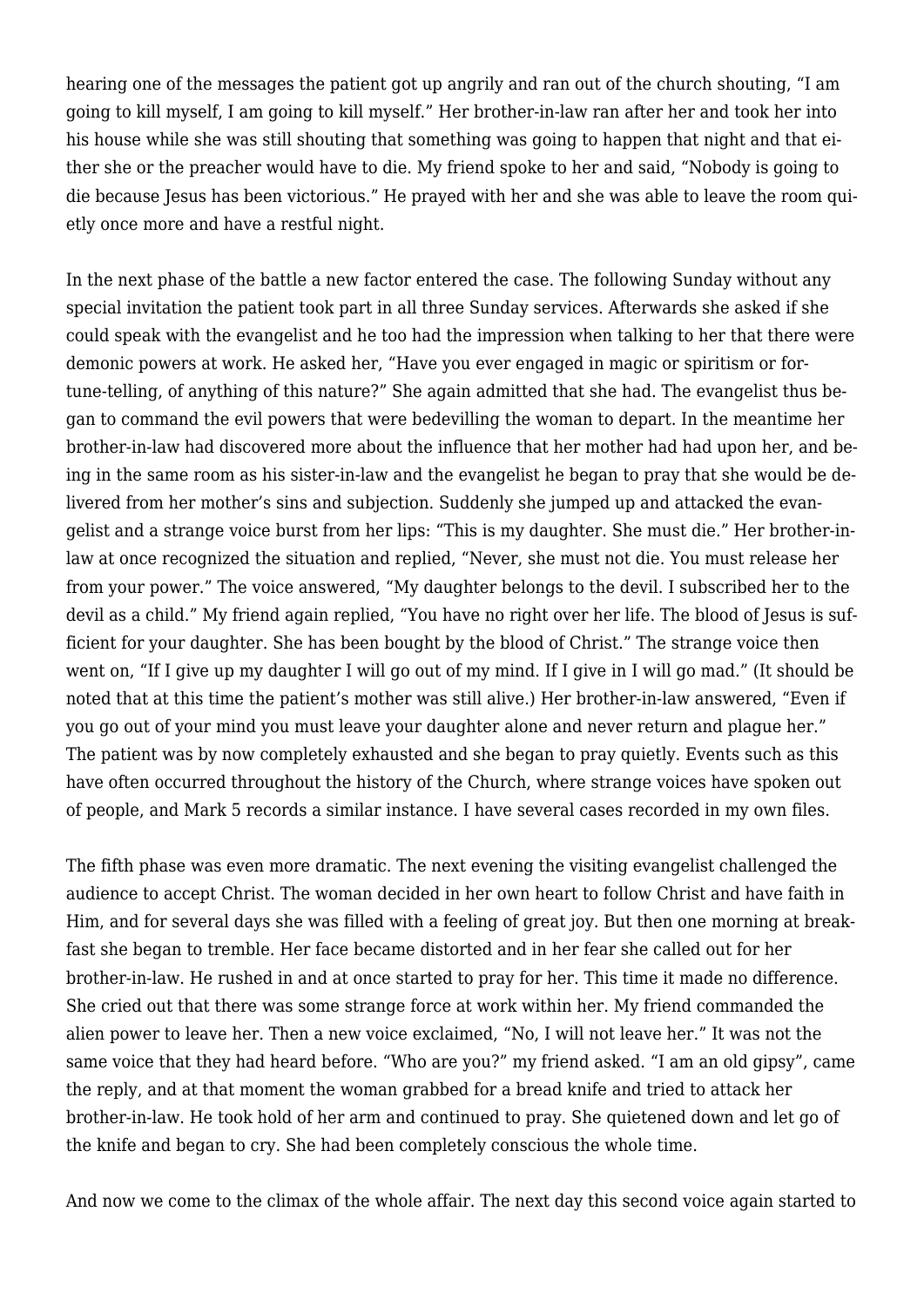hearing one of the messages the patient got up angrily and ran out of the church shouting, "I am going to kill myself, I am going to kill myself." Her brother-in-law ran after her and took her into his house while she was still shouting that something was going to happen that night and that either she or the preacher would have to die. My friend spoke to her and said, "Nobody is going to die because Jesus has been victorious." He prayed with her and she was able to leave the room quietly once more and have a restful night.

In the next phase of the battle a new factor entered the case. The following Sunday without any special invitation the patient took part in all three Sunday services. Afterwards she asked if she could speak with the evangelist and he too had the impression when talking to her that there were demonic powers at work. He asked her, "Have you ever engaged in magic or spiritism or fortune-telling, of anything of this nature?" She again admitted that she had. The evangelist thus began to command the evil powers that were bedevilling the woman to depart. In the meantime her brother-in-law had discovered more about the influence that her mother had had upon her, and being in the same room as his sister-in-law and the evangelist he began to pray that she would be delivered from her mother's sins and subjection. Suddenly she jumped up and attacked the evangelist and a strange voice burst from her lips: "This is my daughter. She must die." Her brother-in-law at once recognized the situation and replied, "Never, she must not die. You must release her from your power." The voice answered, "My daughter belongs to the devil. I subscribed her to the devil as a child." My friend again replied, "You have no right over her life. The blood of Jesus is sufficient for your daughter. She has been bought by the blood of Christ." The strange voice then went on, "If I give up my daughter I will go out of my mind. If I give in I will go mad." (It should be noted that at this time the patient's mother was still alive.) Her brother-in-law answered, "Even if you go out of your mind you must leave your daughter alone and never return and plague her." The patient was by now completely exhausted and she began to pray quietly. Events such as this have often occurred throughout the history of the Church, where strange voices have spoken out of people, and Mark 5 records a similar instance. I have several cases recorded in my own files.

The fifth phase was even more dramatic. The next evening the visiting evangelist challenged the audience to accept Christ. The woman decided in her own heart to follow Christ and have faith in Him, and for several days she was filled with a feeling of great joy. But then one morning at breakfast she began to tremble. Her face became distorted and in her fear she called out for her brother-in-law. He rushed in and at once started to pray for her. This time it made no difference. She cried out that there was some strange force at work within her. My friend commanded the alien power to leave her. Then a new voice exclaimed, "No, I will not leave her." It was not the same voice that they had heard before. "Who are you?" my friend asked. "I am an old gipsy", came the reply, and at that moment the woman grabbed for a bread knife and tried to attack her brother-in-law. He took hold of her arm and continued to pray. She quietened down and let go of the knife and began to cry. She had been completely conscious the whole time.

And now we come to the climax of the whole affair. The next day this second voice again started to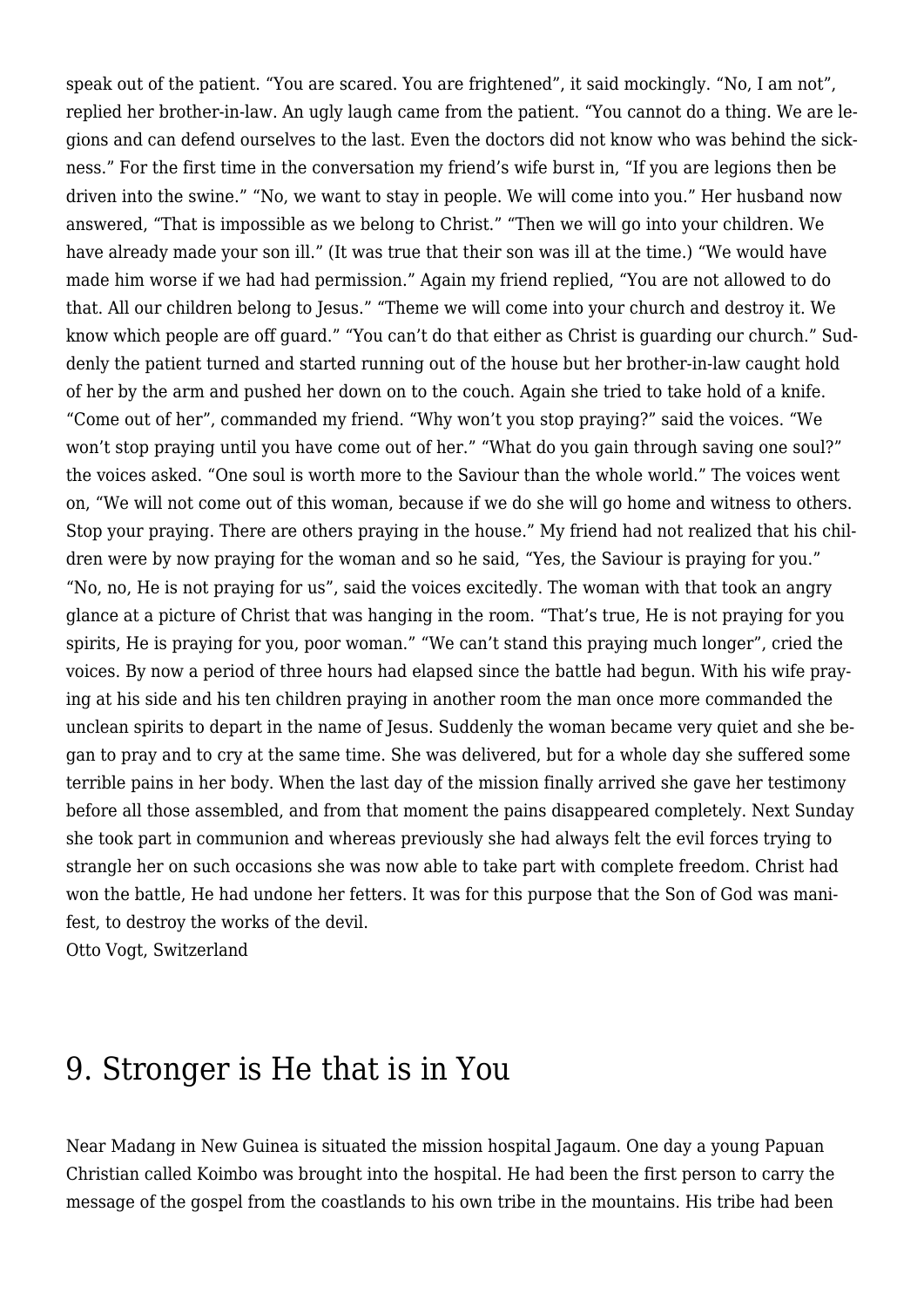speak out of the patient. "You are scared. You are frightened", it said mockingly. "No, I am not", replied her brother-in-law. An ugly laugh came from the patient. "You cannot do a thing. We are legions and can defend ourselves to the last. Even the doctors did not know who was behind the sickness." For the first time in the conversation my friend's wife burst in, "If you are legions then be driven into the swine." "No, we want to stay in people. We will come into you." Her husband now answered, "That is impossible as we belong to Christ." "Then we will go into your children. We have already made your son ill." (It was true that their son was ill at the time.) "We would have made him worse if we had had permission." Again my friend replied, "You are not allowed to do that. All our children belong to Jesus." "Theme we will come into your church and destroy it. We know which people are off guard." "You can't do that either as Christ is guarding our church." Suddenly the patient turned and started running out of the house but her brother-in-law caught hold of her by the arm and pushed her down on to the couch. Again she tried to take hold of a knife. "Come out of her", commanded my friend. "Why won't you stop praying?" said the voices. "We won't stop praying until you have come out of her." "What do you gain through saving one soul?" the voices asked. "One soul is worth more to the Saviour than the whole world." The voices went on, "We will not come out of this woman, because if we do she will go home and witness to others. Stop your praying. There are others praying in the house." My friend had not realized that his children were by now praying for the woman and so he said, "Yes, the Saviour is praying for you." "No, no, He is not praying for us", said the voices excitedly. The woman with that took an angry glance at a picture of Christ that was hanging in the room. "That's true, He is not praying for you spirits, He is praying for you, poor woman." "We can't stand this praying much longer", cried the voices. By now a period of three hours had elapsed since the battle had begun. With his wife praying at his side and his ten children praying in another room the man once more commanded the unclean spirits to depart in the name of Jesus. Suddenly the woman became very quiet and she began to pray and to cry at the same time. She was delivered, but for a whole day she suffered some terrible pains in her body. When the last day of the mission finally arrived she gave her testimony before all those assembled, and from that moment the pains disappeared completely. Next Sunday she took part in communion and whereas previously she had always felt the evil forces trying to strangle her on such occasions she was now able to take part with complete freedom. Christ had won the battle, He had undone her fetters. It was for this purpose that the Son of God was manifest, to destroy the works of the devil.
Otto Vogt, Switzerland

## 9. Stronger is He that is in You

Near Madang in New Guinea is situated the mission hospital Jagaum. One day a young Papuan Christian called Koimbo was brought into the hospital. He had been the first person to carry the message of the gospel from the coastlands to his own tribe in the mountains. His tribe had been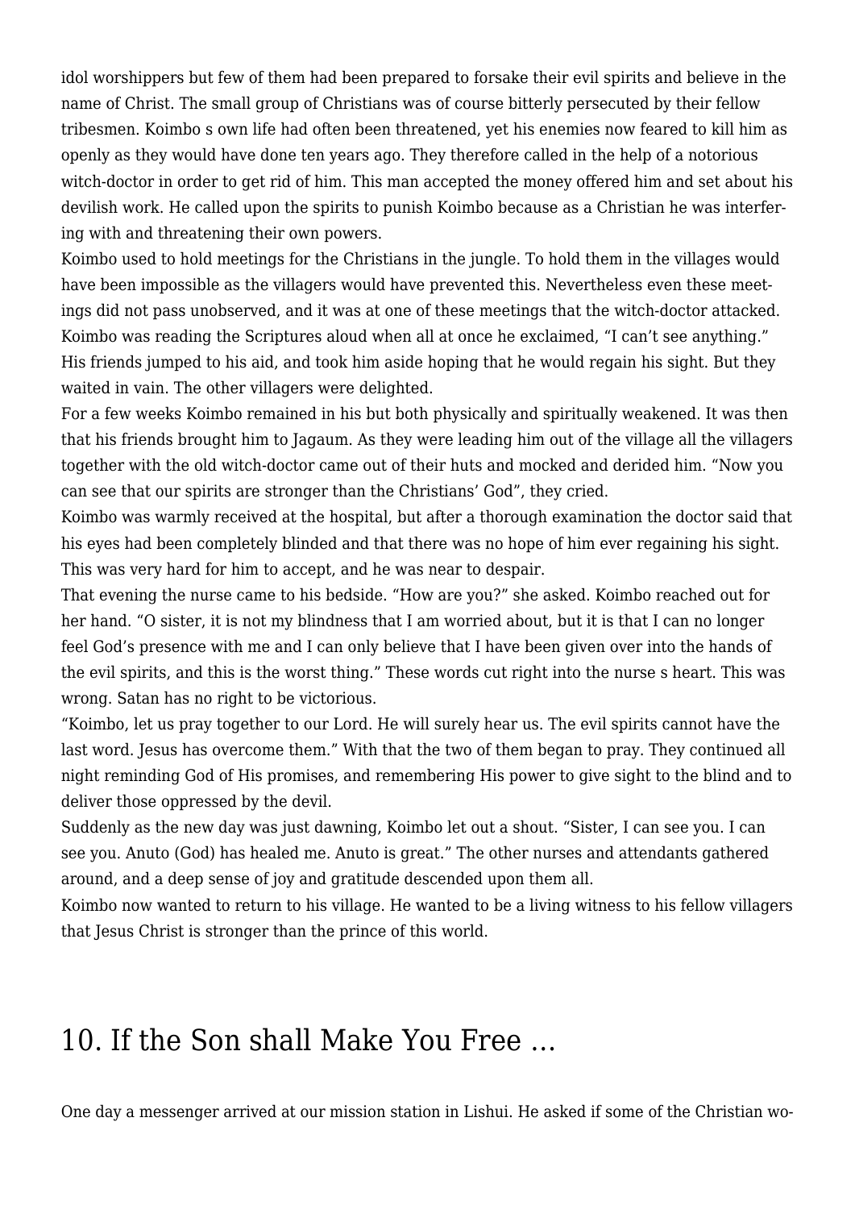idol worshippers but few of them had been prepared to forsake their evil spirits and believe in the name of Christ. The small group of Christians was of course bitterly persecuted by their fellow tribesmen. Koimbo s own life had often been threatened, yet his enemies now feared to kill him as openly as they would have done ten years ago. They therefore called in the help of a notorious witch-doctor in order to get rid of him. This man accepted the money offered him and set about his devilish work. He called upon the spirits to punish Koimbo because as a Christian he was interfering with and threatening their own powers.

Koimbo used to hold meetings for the Christians in the jungle. To hold them in the villages would have been impossible as the villagers would have prevented this. Nevertheless even these meetings did not pass unobserved, and it was at one of these meetings that the witch-doctor attacked. Koimbo was reading the Scriptures aloud when all at once he exclaimed, "I can't see anything." His friends jumped to his aid, and took him aside hoping that he would regain his sight. But they waited in vain. The other villagers were delighted.

For a few weeks Koimbo remained in his but both physically and spiritually weakened. It was then that his friends brought him to Jagaum. As they were leading him out of the village all the villagers together with the old witch-doctor came out of their huts and mocked and derided him. "Now you can see that our spirits are stronger than the Christians' God", they cried.

Koimbo was warmly received at the hospital, but after a thorough examination the doctor said that his eyes had been completely blinded and that there was no hope of him ever regaining his sight. This was very hard for him to accept, and he was near to despair.

That evening the nurse came to his bedside. "How are you?" she asked. Koimbo reached out for her hand. "O sister, it is not my blindness that I am worried about, but it is that I can no longer feel God's presence with me and I can only believe that I have been given over into the hands of the evil spirits, and this is the worst thing." These words cut right into the nurse s heart. This was wrong. Satan has no right to be victorious.

"Koimbo, let us pray together to our Lord. He will surely hear us. The evil spirits cannot have the last word. Jesus has overcome them." With that the two of them began to pray. They continued all night reminding God of His promises, and remembering His power to give sight to the blind and to deliver those oppressed by the devil.

Suddenly as the new day was just dawning, Koimbo let out a shout. "Sister, I can see you. I can see you. Anuto (God) has healed me. Anuto is great." The other nurses and attendants gathered around, and a deep sense of joy and gratitude descended upon them all.

Koimbo now wanted to return to his village. He wanted to be a living witness to his fellow villagers that Jesus Christ is stronger than the prince of this world.

## 10. If the Son shall Make You Free …

One day a messenger arrived at our mission station in Lishui. He asked if some of the Christian wo-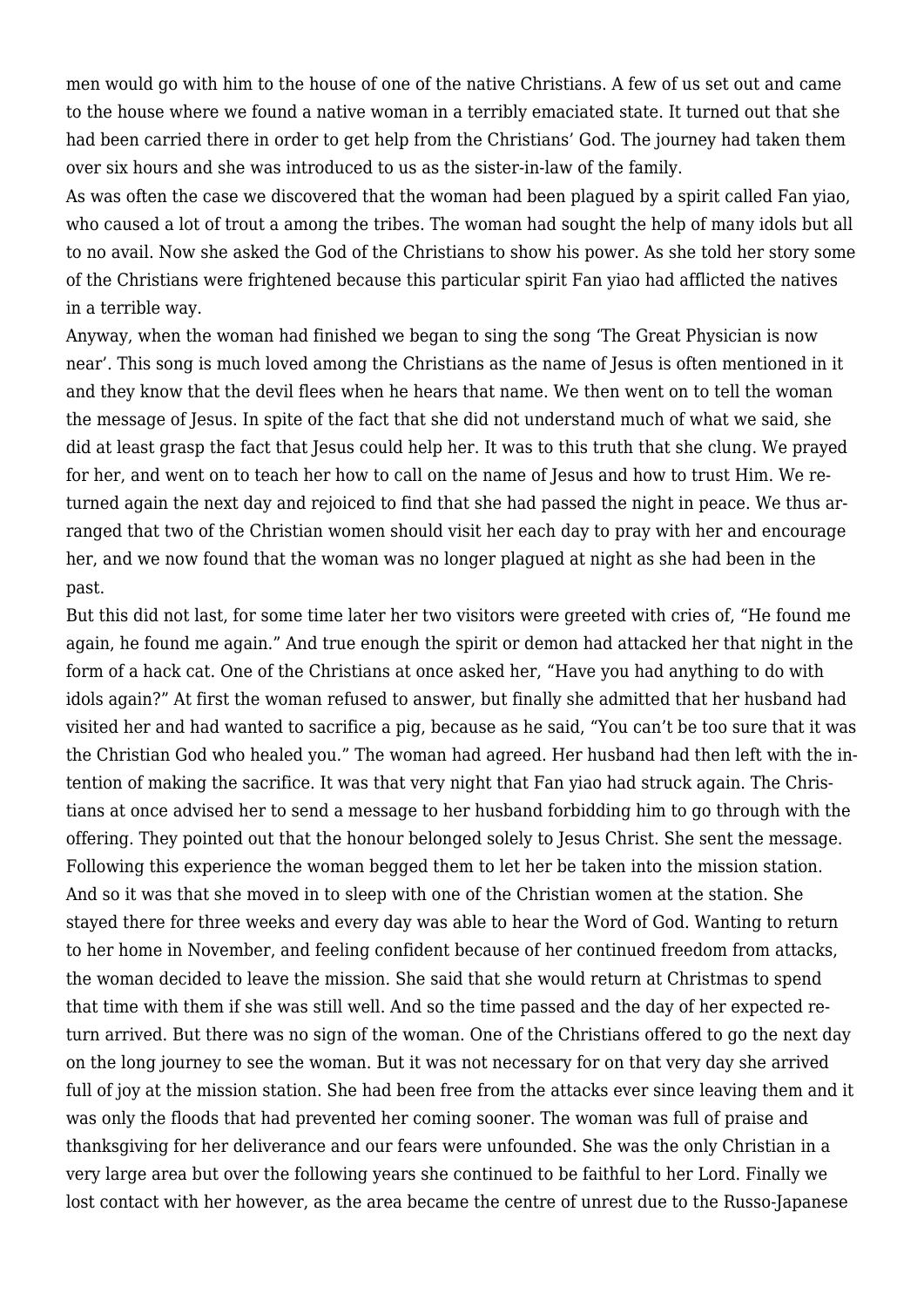men would go with him to the house of one of the native Christians. A few of us set out and came to the house where we found a native woman in a terribly emaciated state. It turned out that she had been carried there in order to get help from the Christians' God. The journey had taken them over six hours and she was introduced to us as the sister-in-law of the family.

As was often the case we discovered that the woman had been plagued by a spirit called Fan yiao, who caused a lot of trout a among the tribes. The woman had sought the help of many idols but all to no avail. Now she asked the God of the Christians to show his power. As she told her story some of the Christians were frightened because this particular spirit Fan yiao had afflicted the natives in a terrible way.

Anyway, when the woman had finished we began to sing the song 'The Great Physician is now near'. This song is much loved among the Christians as the name of Jesus is often mentioned in it and they know that the devil flees when he hears that name. We then went on to tell the woman the message of Jesus. In spite of the fact that she did not understand much of what we said, she did at least grasp the fact that Jesus could help her. It was to this truth that she clung. We prayed for her, and went on to teach her how to call on the name of Jesus and how to trust Him. We returned again the next day and rejoiced to find that she had passed the night in peace. We thus arranged that two of the Christian women should visit her each day to pray with her and encourage her, and we now found that the woman was no longer plagued at night as she had been in the past.

But this did not last, for some time later her two visitors were greeted with cries of, "He found me again, he found me again." And true enough the spirit or demon had attacked her that night in the form of a hack cat. One of the Christians at once asked her, "Have you had anything to do with idols again?" At first the woman refused to answer, but finally she admitted that her husband had visited her and had wanted to sacrifice a pig, because as he said, "You can't be too sure that it was the Christian God who healed you." The woman had agreed. Her husband had then left with the intention of making the sacrifice. It was that very night that Fan yiao had struck again. The Christians at once advised her to send a message to her husband forbidding him to go through with the offering. They pointed out that the honour belonged solely to Jesus Christ. She sent the message. Following this experience the woman begged them to let her be taken into the mission station. And so it was that she moved in to sleep with one of the Christian women at the station. She stayed there for three weeks and every day was able to hear the Word of God. Wanting to return to her home in November, and feeling confident because of her continued freedom from attacks, the woman decided to leave the mission. She said that she would return at Christmas to spend that time with them if she was still well. And so the time passed and the day of her expected return arrived. But there was no sign of the woman. One of the Christians offered to go the next day on the long journey to see the woman. But it was not necessary for on that very day she arrived full of joy at the mission station. She had been free from the attacks ever since leaving them and it was only the floods that had prevented her coming sooner. The woman was full of praise and thanksgiving for her deliverance and our fears were unfounded. She was the only Christian in a very large area but over the following years she continued to be faithful to her Lord. Finally we lost contact with her however, as the area became the centre of unrest due to the Russo-Japanese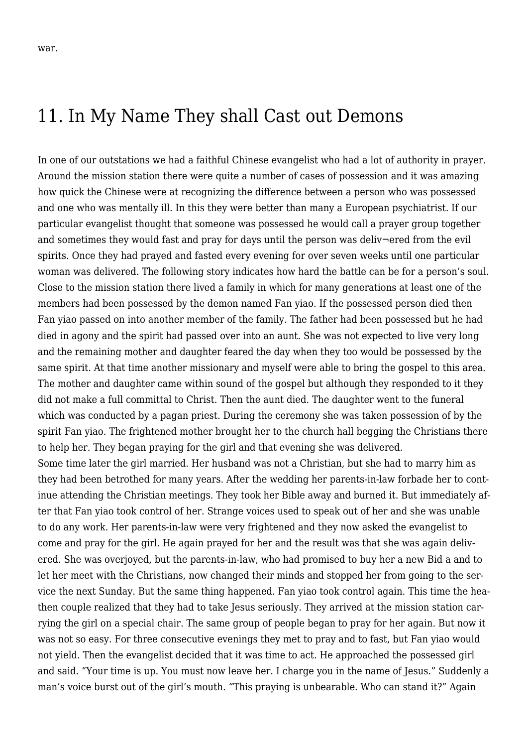war.

# 11. In My Name They shall Cast out Demons

In one of our outstations we had a faithful Chinese evangelist who had a lot of authority in prayer. Around the mission station there were quite a number of cases of possession and it was amazing how quick the Chinese were at recognizing the difference between a person who was possessed and one who was mentally ill. In this they were better than many a European psychiatrist. If our particular evangelist thought that someone was possessed he would call a prayer group together and sometimes they would fast and pray for days until the person was deliv¬ered from the evil spirits. Once they had prayed and fasted every evening for over seven weeks until one particular woman was delivered. The following story indicates how hard the battle can be for a person's soul. Close to the mission station there lived a family in which for many generations at least one of the members had been possessed by the demon named Fan yiao. If the possessed person died then Fan yiao passed on into another member of the family. The father had been possessed but he had died in agony and the spirit had passed over into an aunt. She was not expected to live very long and the remaining mother and daughter feared the day when they too would be possessed by the same spirit. At that time another missionary and myself were able to bring the gospel to this area. The mother and daughter came within sound of the gospel but although they responded to it they did not make a full committal to Christ. Then the aunt died. The daughter went to the funeral which was conducted by a pagan priest. During the ceremony she was taken possession of by the spirit Fan yiao. The frightened mother brought her to the church hall begging the Christians there to help her. They began praying for the girl and that evening she was delivered.

Some time later the girl married. Her husband was not a Christian, but she had to marry him as they had been betrothed for many years. After the wedding her parents-in-law forbade her to continue attending the Christian meetings. They took her Bible away and burned it. But immediately after that Fan yiao took control of her. Strange voices used to speak out of her and she was unable to do any work. Her parents-in-law were very frightened and they now asked the evangelist to come and pray for the girl. He again prayed for her and the result was that she was again delivered. She was overjoyed, but the parents-in-law, who had promised to buy her a new Bid a and to let her meet with the Christians, now changed their minds and stopped her from going to the service the next Sunday. But the same thing happened. Fan yiao took control again. This time the heathen couple realized that they had to take Jesus seriously. They arrived at the mission station carrying the girl on a special chair. The same group of people began to pray for her again. But now it was not so easy. For three consecutive evenings they met to pray and to fast, but Fan yiao would not yield. Then the evangelist decided that it was time to act. He approached the possessed girl and said. "Your time is up. You must now leave her. I charge you in the name of Jesus." Suddenly a man's voice burst out of the girl's mouth. "This praying is unbearable. Who can stand it?" Again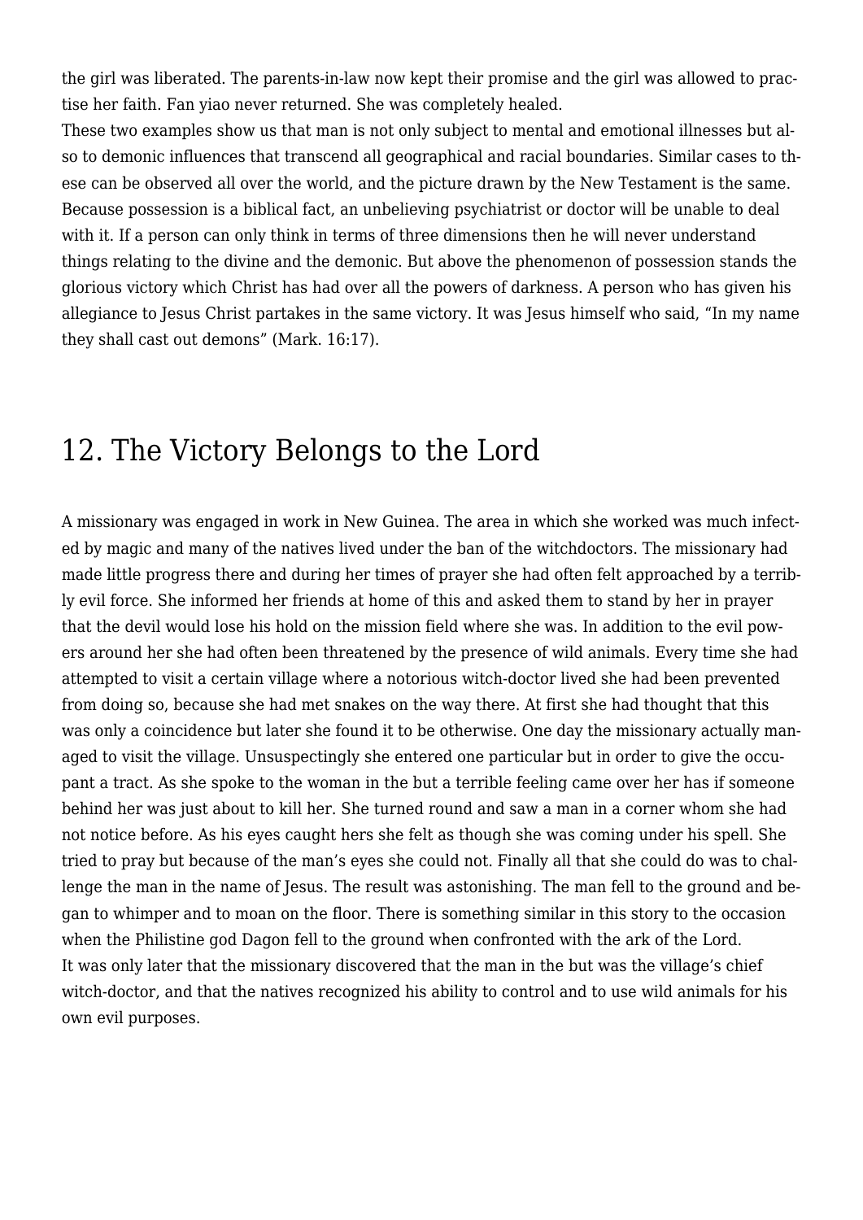the girl was liberated. The parents-in-law now kept their promise and the girl was allowed to practise her faith. Fan yiao never returned. She was completely healed.

These two examples show us that man is not only subject to mental and emotional illnesses but also to demonic influences that transcend all geographical and racial boundaries. Similar cases to these can be observed all over the world, and the picture drawn by the New Testament is the same. Because possession is a biblical fact, an unbelieving psychiatrist or doctor will be unable to deal with it. If a person can only think in terms of three dimensions then he will never understand things relating to the divine and the demonic. But above the phenomenon of possession stands the glorious victory which Christ has had over all the powers of darkness. A person who has given his allegiance to Jesus Christ partakes in the same victory. It was Jesus himself who said, "In my name they shall cast out demons" (Mark. 16:17).

## 12. The Victory Belongs to the Lord

A missionary was engaged in work in New Guinea. The area in which she worked was much infected by magic and many of the natives lived under the ban of the witchdoctors. The missionary had made little progress there and during her times of prayer she had often felt approached by a terribly evil force. She informed her friends at home of this and asked them to stand by her in prayer that the devil would lose his hold on the mission field where she was. In addition to the evil powers around her she had often been threatened by the presence of wild animals. Every time she had attempted to visit a certain village where a notorious witch-doctor lived she had been prevented from doing so, because she had met snakes on the way there. At first she had thought that this was only a coincidence but later she found it to be otherwise. One day the missionary actually managed to visit the village. Unsuspectingly she entered one particular but in order to give the occupant a tract. As she spoke to the woman in the but a terrible feeling came over her has if someone behind her was just about to kill her. She turned round and saw a man in a corner whom she had not notice before. As his eyes caught hers she felt as though she was coming under his spell. She tried to pray but because of the man's eyes she could not. Finally all that she could do was to challenge the man in the name of Jesus. The result was astonishing. The man fell to the ground and began to whimper and to moan on the floor. There is something similar in this story to the occasion when the Philistine god Dagon fell to the ground when confronted with the ark of the Lord.

It was only later that the missionary discovered that the man in the but was the village's chief witch-doctor, and that the natives recognized his ability to control and to use wild animals for his own evil purposes.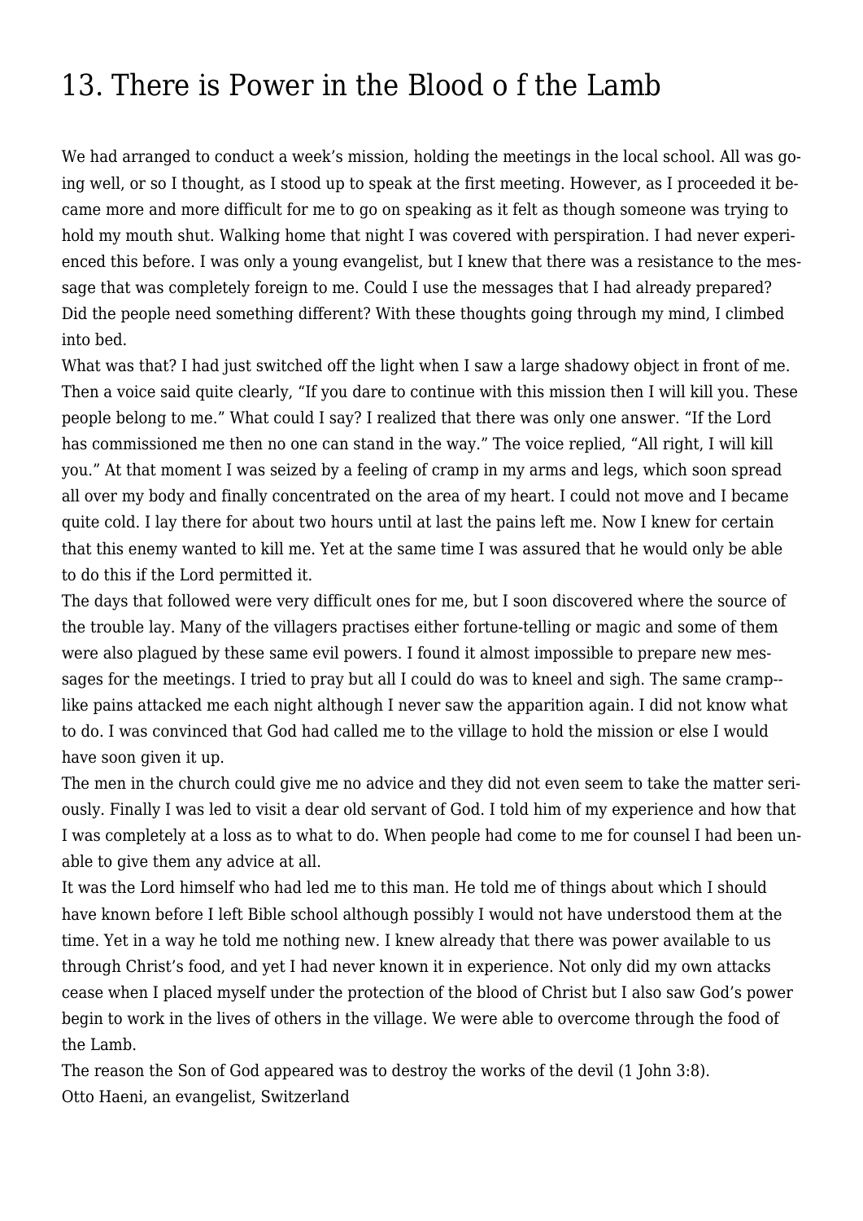# 13. There is Power in the Blood o f the Lamb

We had arranged to conduct a week's mission, holding the meetings in the local school. All was going well, or so I thought, as I stood up to speak at the first meeting. However, as I proceeded it became more and more difficult for me to go on speaking as it felt as though someone was trying to hold my mouth shut. Walking home that night I was covered with perspiration. I had never experienced this before. I was only a young evangelist, but I knew that there was a resistance to the message that was completely foreign to me. Could I use the messages that I had already prepared? Did the people need something different? With these thoughts going through my mind, I climbed into bed.

What was that? I had just switched off the light when I saw a large shadowy object in front of me. Then a voice said quite clearly, "If you dare to continue with this mission then I will kill you. These people belong to me." What could I say? I realized that there was only one answer. "If the Lord has commissioned me then no one can stand in the way." The voice replied, "All right, I will kill you." At that moment I was seized by a feeling of cramp in my arms and legs, which soon spread all over my body and finally concentrated on the area of my heart. I could not move and I became quite cold. I lay there for about two hours until at last the pains left me. Now I knew for certain that this enemy wanted to kill me. Yet at the same time I was assured that he would only be able to do this if the Lord permitted it.

The days that followed were very difficult ones for me, but I soon discovered where the source of the trouble lay. Many of the villagers practises either fortune-telling or magic and some of them were also plagued by these same evil powers. I found it almost impossible to prepare new messages for the meetings. I tried to pray but all I could do was to kneel and sigh. The same cramp--like pains attacked me each night although I never saw the apparition again. I did not know what to do. I was convinced that God had called me to the village to hold the mission or else I would have soon given it up.

The men in the church could give me no advice and they did not even seem to take the matter seriously. Finally I was led to visit a dear old servant of God. I told him of my experience and how that I was completely at a loss as to what to do. When people had come to me for counsel I had been unable to give them any advice at all.

It was the Lord himself who had led me to this man. He told me of things about which I should have known before I left Bible school although possibly I would not have understood them at the time. Yet in a way he told me nothing new. I knew already that there was power available to us through Christ's food, and yet I had never known it in experience. Not only did my own attacks cease when I placed myself under the protection of the blood of Christ but I also saw God's power begin to work in the lives of others in the village. We were able to overcome through the food of the Lamb.

The reason the Son of God appeared was to destroy the works of the devil (1 John 3:8).

Otto Haeni, an evangelist, Switzerland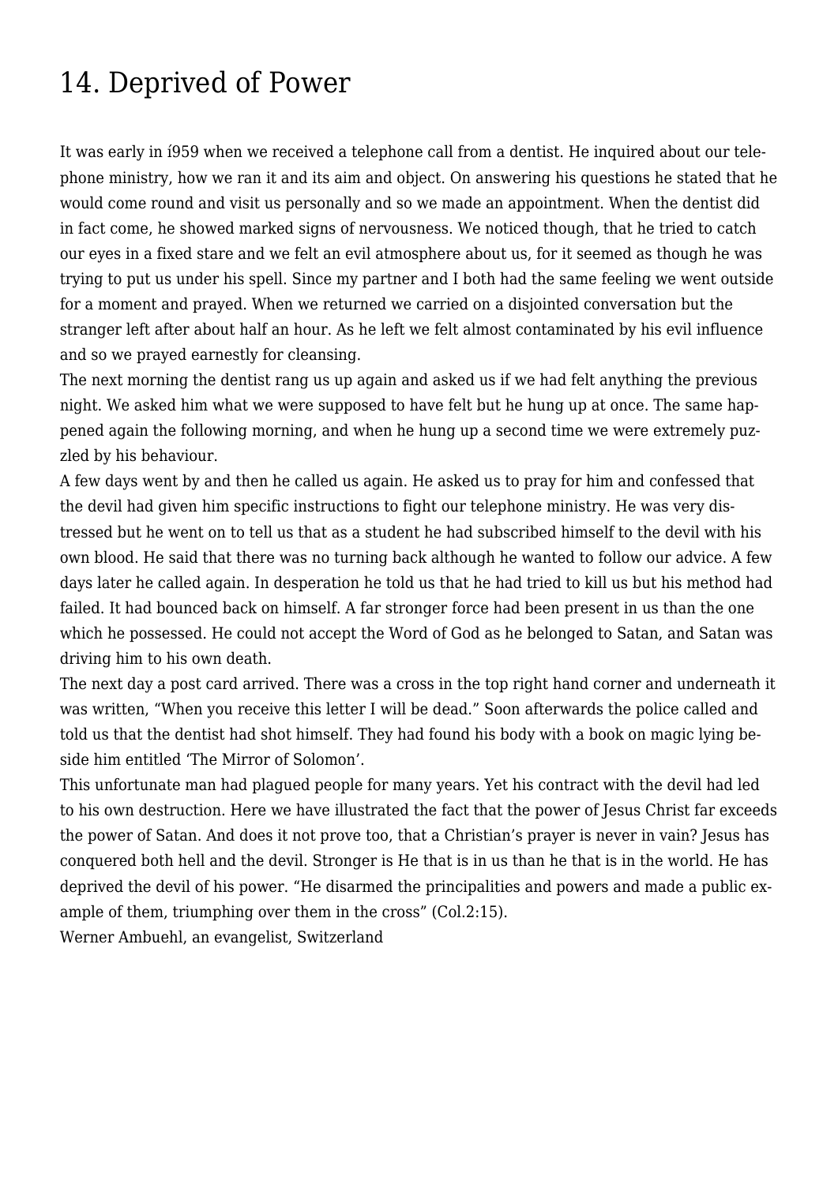# 14. Deprived of Power

It was early in í959 when we received a telephone call from a dentist. He inquired about our telephone ministry, how we ran it and its aim and object. On answering his questions he stated that he would come round and visit us personally and so we made an appointment. When the dentist did in fact come, he showed marked signs of nervousness. We noticed though, that he tried to catch our eyes in a fixed stare and we felt an evil atmosphere about us, for it seemed as though he was trying to put us under his spell. Since my partner and I both had the same feeling we went outside for a moment and prayed. When we returned we carried on a disjointed conversation but the stranger left after about half an hour. As he left we felt almost contaminated by his evil influence and so we prayed earnestly for cleansing.

The next morning the dentist rang us up again and asked us if we had felt anything the previous night. We asked him what we were supposed to have felt but he hung up at once. The same happened again the following morning, and when he hung up a second time we were extremely puzzled by his behaviour.

A few days went by and then he called us again. He asked us to pray for him and confessed that the devil had given him specific instructions to fight our telephone ministry. He was very distressed but he went on to tell us that as a student he had subscribed himself to the devil with his own blood. He said that there was no turning back although he wanted to follow our advice. A few days later he called again. In desperation he told us that he had tried to kill us but his method had failed. It had bounced back on himself. A far stronger force had been present in us than the one which he possessed. He could not accept the Word of God as he belonged to Satan, and Satan was driving him to his own death.

The next day a post card arrived. There was a cross in the top right hand corner and underneath it was written, "When you receive this letter I will be dead." Soon afterwards the police called and told us that the dentist had shot himself. They had found his body with a book on magic lying beside him entitled 'The Mirror of Solomon'.

This unfortunate man had plagued people for many years. Yet his contract with the devil had led to his own destruction. Here we have illustrated the fact that the power of Jesus Christ far exceeds the power of Satan. And does it not prove too, that a Christian's prayer is never in vain? Jesus has conquered both hell and the devil. Stronger is He that is in us than he that is in the world. He has deprived the devil of his power. "He disarmed the principalities and powers and made a public example of them, triumphing over them in the cross" (Col.2:15).

Werner Ambuehl, an evangelist, Switzerland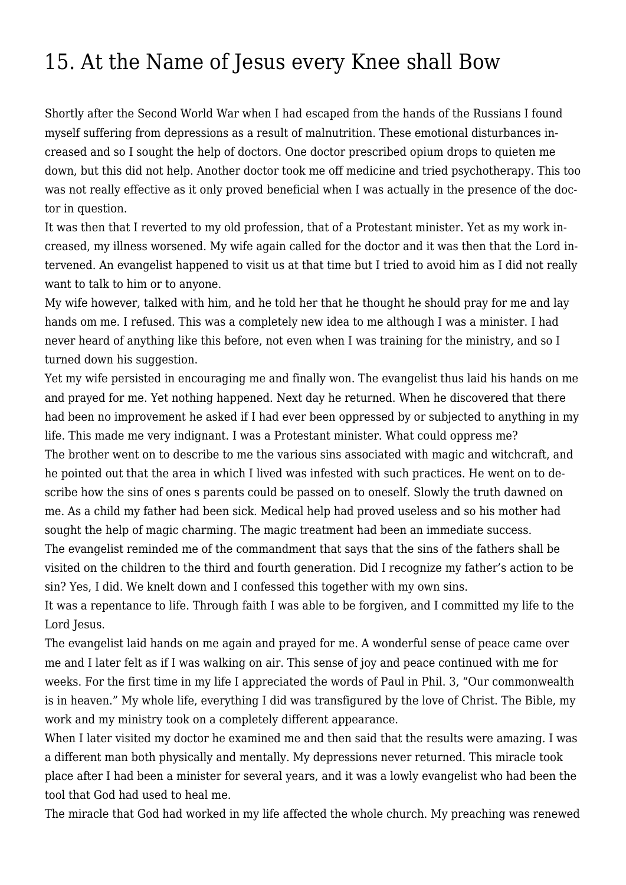# 15. At the Name of Jesus every Knee shall Bow

Shortly after the Second World War when I had escaped from the hands of the Russians I found myself suffering from depressions as a result of malnutrition. These emotional disturbances increased and so I sought the help of doctors. One doctor prescribed opium drops to quieten me down, but this did not help. Another doctor took me off medicine and tried psychotherapy. This too was not really effective as it only proved beneficial when I was actually in the presence of the doctor in question.

It was then that I reverted to my old profession, that of a Protestant minister. Yet as my work increased, my illness worsened. My wife again called for the doctor and it was then that the Lord intervened. An evangelist happened to visit us at that time but I tried to avoid him as I did not really want to talk to him or to anyone.

My wife however, talked with him, and he told her that he thought he should pray for me and lay hands om me. I refused. This was a completely new idea to me although I was a minister. I had never heard of anything like this before, not even when I was training for the ministry, and so I turned down his suggestion.

Yet my wife persisted in encouraging me and finally won. The evangelist thus laid his hands on me and prayed for me. Yet nothing happened. Next day he returned. When he discovered that there had been no improvement he asked if I had ever been oppressed by or subjected to anything in my life. This made me very indignant. I was a Protestant minister. What could oppress me?

The brother went on to describe to me the various sins associated with magic and witchcraft, and he pointed out that the area in which I lived was infested with such practices. He went on to describe how the sins of ones s parents could be passed on to oneself. Slowly the truth dawned on me. As a child my father had been sick. Medical help had proved useless and so his mother had sought the help of magic charming. The magic treatment had been an immediate success.

The evangelist reminded me of the commandment that says that the sins of the fathers shall be visited on the children to the third and fourth generation. Did I recognize my father's action to be sin? Yes, I did. We knelt down and I confessed this together with my own sins.

It was a repentance to life. Through faith I was able to be forgiven, and I committed my life to the Lord Jesus.

The evangelist laid hands on me again and prayed for me. A wonderful sense of peace came over me and I later felt as if I was walking on air. This sense of joy and peace continued with me for weeks. For the first time in my life I appreciated the words of Paul in Phil. 3, "Our commonwealth is in heaven." My whole life, everything I did was transfigured by the love of Christ. The Bible, my work and my ministry took on a completely different appearance.

When I later visited my doctor he examined me and then said that the results were amazing. I was a different man both physically and mentally. My depressions never returned. This miracle took place after I had been a minister for several years, and it was a lowly evangelist who had been the tool that God had used to heal me.

The miracle that God had worked in my life affected the whole church. My preaching was renewed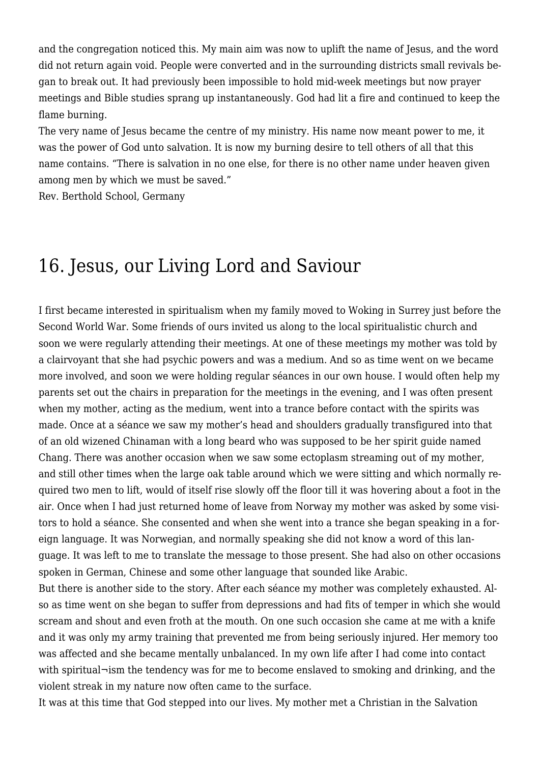and the congregation noticed this. My main aim was now to uplift the name of Jesus, and the word did not return again void. People were converted and in the surrounding districts small revivals began to break out. It had previously been impossible to hold mid-week meetings but now prayer meetings and Bible studies sprang up instantaneously. God had lit a fire and continued to keep the flame burning.

The very name of Jesus became the centre of my ministry. His name now meant power to me, it was the power of God unto salvation. It is now my burning desire to tell others of all that this name contains. "There is salvation in no one else, for there is no other name under heaven given among men by which we must be saved."

Rev. Berthold School, Germany

## 16. Jesus, our Living Lord and Saviour

I first became interested in spiritualism when my family moved to Woking in Surrey just before the Second World War. Some friends of ours invited us along to the local spiritualistic church and soon we were regularly attending their meetings. At one of these meetings my mother was told by a clairvoyant that she had psychic powers and was a medium. And so as time went on we became more involved, and soon we were holding regular séances in our own house. I would often help my parents set out the chairs in preparation for the meetings in the evening, and I was often present when my mother, acting as the medium, went into a trance before contact with the spirits was made. Once at a séance we saw my mother's head and shoulders gradually transfigured into that of an old wizened Chinaman with a long beard who was supposed to be her spirit guide named Chang. There was another occasion when we saw some ectoplasm streaming out of my mother, and still other times when the large oak table around which we were sitting and which normally required two men to lift, would of itself rise slowly off the floor till it was hovering about a foot in the air. Once when I had just returned home of leave from Norway my mother was asked by some visitors to hold a séance. She consented and when she went into a trance she began speaking in a foreign language. It was Norwegian, and normally speaking she did not know a word of this language. It was left to me to translate the message to those present. She had also on other occasions spoken in German, Chinese and some other language that sounded like Arabic.

But there is another side to the story. After each séance my mother was completely exhausted. Also as time went on she began to suffer from depressions and had fits of temper in which she would scream and shout and even froth at the mouth. On one such occasion she came at me with a knife and it was only my army training that prevented me from being seriously injured. Her memory too was affected and she became mentally unbalanced. In my own life after I had come into contact with spiritual¬ism the tendency was for me to become enslaved to smoking and drinking, and the violent streak in my nature now often came to the surface.

It was at this time that God stepped into our lives. My mother met a Christian in the Salvation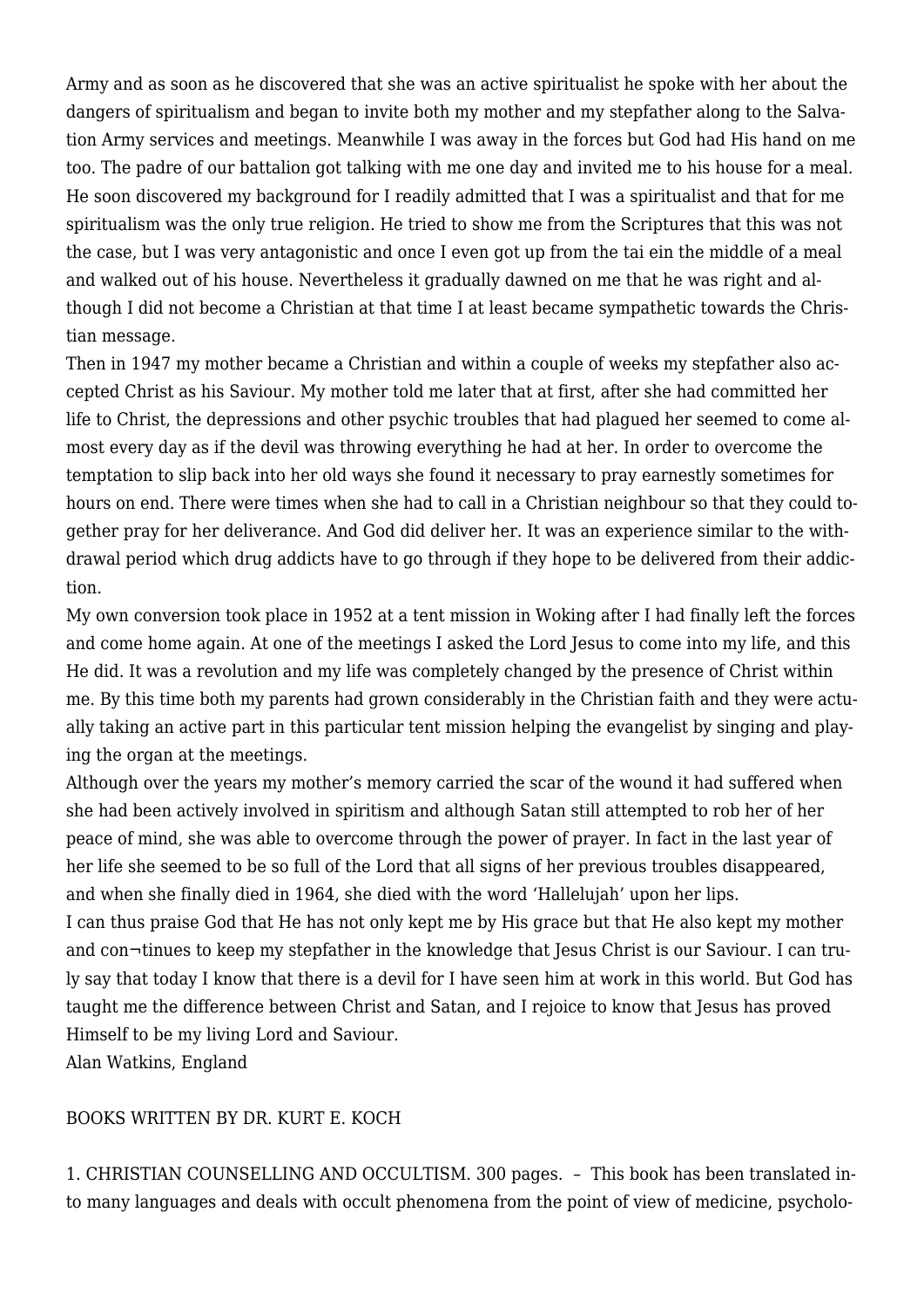Army and as soon as he discovered that she was an active spiritualist he spoke with her about the dangers of spiritualism and began to invite both my mother and my stepfather along to the Salvation Army services and meetings. Meanwhile I was away in the forces but God had His hand on me too. The padre of our battalion got talking with me one day and invited me to his house for a meal. He soon discovered my background for I readily admitted that I was a spiritualist and that for me spiritualism was the only true religion. He tried to show me from the Scriptures that this was not the case, but I was very antagonistic and once I even got up from the tai ein the middle of a meal and walked out of his house. Nevertheless it gradually dawned on me that he was right and although I did not become a Christian at that time I at least became sympathetic towards the Christian message.

Then in 1947 my mother became a Christian and within a couple of weeks my stepfather also accepted Christ as his Saviour. My mother told me later that at first, after she had committed her life to Christ, the depressions and other psychic troubles that had plagued her seemed to come almost every day as if the devil was throwing everything he had at her. In order to overcome the temptation to slip back into her old ways she found it necessary to pray earnestly sometimes for hours on end. There were times when she had to call in a Christian neighbour so that they could together pray for her deliverance. And God did deliver her. It was an experience similar to the withdrawal period which drug addicts have to go through if they hope to be delivered from their addiction.

My own conversion took place in 1952 at a tent mission in Woking after I had finally left the forces and come home again. At one of the meetings I asked the Lord Jesus to come into my life, and this He did. It was a revolution and my life was completely changed by the presence of Christ within me. By this time both my parents had grown considerably in the Christian faith and they were actually taking an active part in this particular tent mission helping the evangelist by singing and playing the organ at the meetings.

Although over the years my mother's memory carried the scar of the wound it had suffered when she had been actively involved in spiritism and although Satan still attempted to rob her of her peace of mind, she was able to overcome through the power of prayer. In fact in the last year of her life she seemed to be so full of the Lord that all signs of her previous troubles disappeared, and when she finally died in 1964, she died with the word 'Hallelujah' upon her lips.

I can thus praise God that He has not only kept me by His grace but that He also kept my mother and con¬tinues to keep my stepfather in the knowledge that Jesus Christ is our Saviour. I can truly say that today I know that there is a devil for I have seen him at work in this world. But God has taught me the difference between Christ and Satan, and I rejoice to know that Jesus has proved Himself to be my living Lord and Saviour.

Alan Watkins, England

BOOKS WRITTEN BY DR. KURT E. KOCH

1. CHRISTIAN COUNSELLING AND OCCULTISM. 300 pages. – This book has been translated into many languages and deals with occult phenomena from the point of view of medicine, psycholo-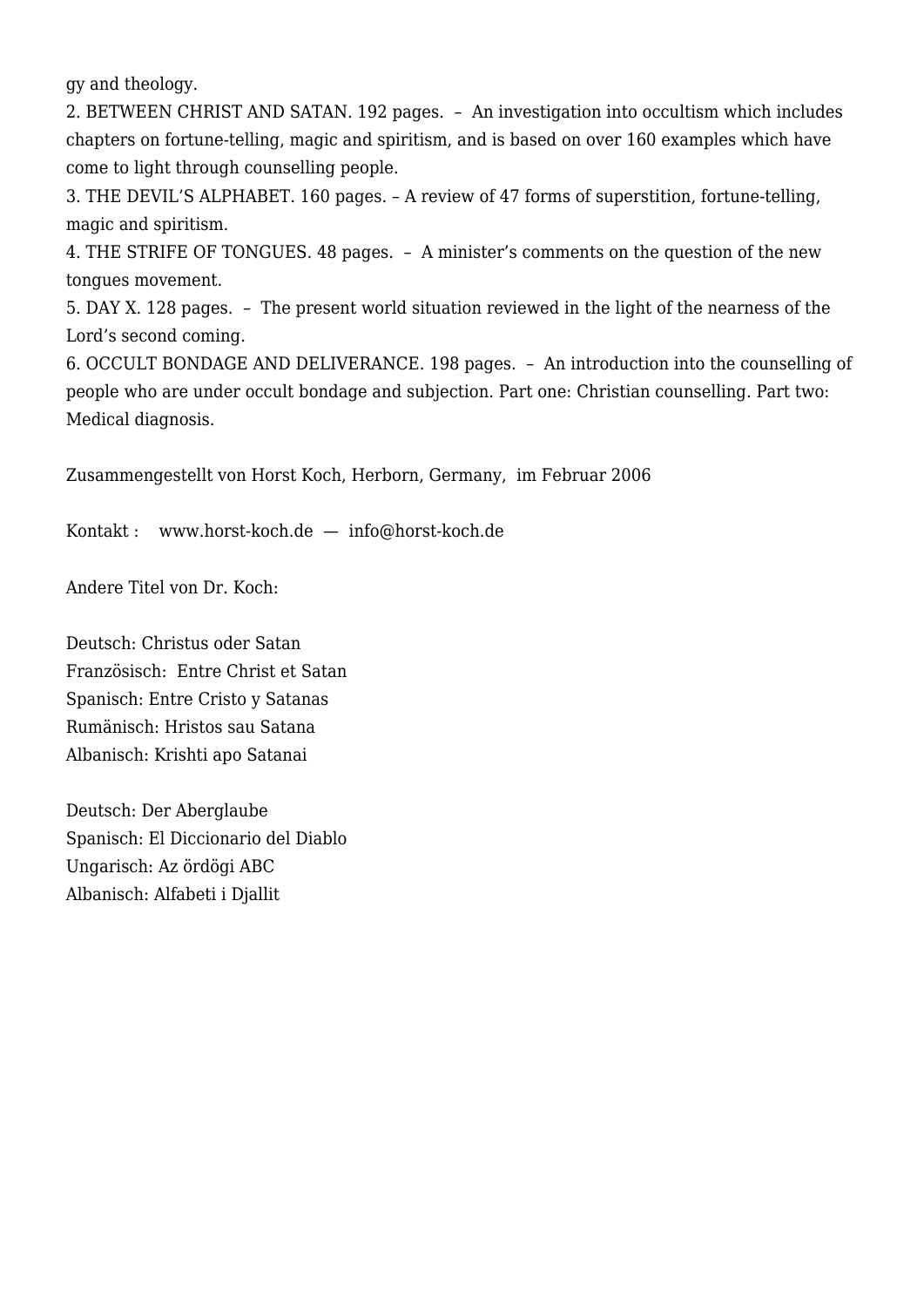gy and theology.

2. BETWEEN CHRIST AND SATAN. 192 pages. – An investigation into occultism which includes chapters on fortune-telling, magic and spiritism, and is based on over 160 examples which have come to light through counselling people.

3. THE DEVIL'S ALPHABET. 160 pages. – A review of 47 forms of superstition, fortune-telling, magic and spiritism.

4. THE STRIFE OF TONGUES. 48 pages. – A minister's comments on the question of the new tongues movement.

5. DAY X. 128 pages. – The present world situation reviewed in the light of the nearness of the Lord's second coming.

6. OCCULT BONDAGE AND DELIVERANCE. 198 pages. – An introduction into the counselling of people who are under occult bondage and subjection. Part one: Christian counselling. Part two: Medical diagnosis.

Zusammengestellt von Horst Koch, Herborn, Germany, im Februar 2006

Kontakt : www.horst-koch.de — info@horst-koch.de

Andere Titel von Dr. Koch:

Deutsch: Christus oder Satan
Französisch: Entre Christ et Satan
Spanisch: Entre Cristo y Satanas
Rumänisch: Hristos sau Satana
Albanisch: Krishti apo Satanai

Deutsch: Der Aberglaube
Spanisch: El Diccionario del Diablo
Ungarisch: Az ördögi ABC
Albanisch: Alfabeti i Djallit